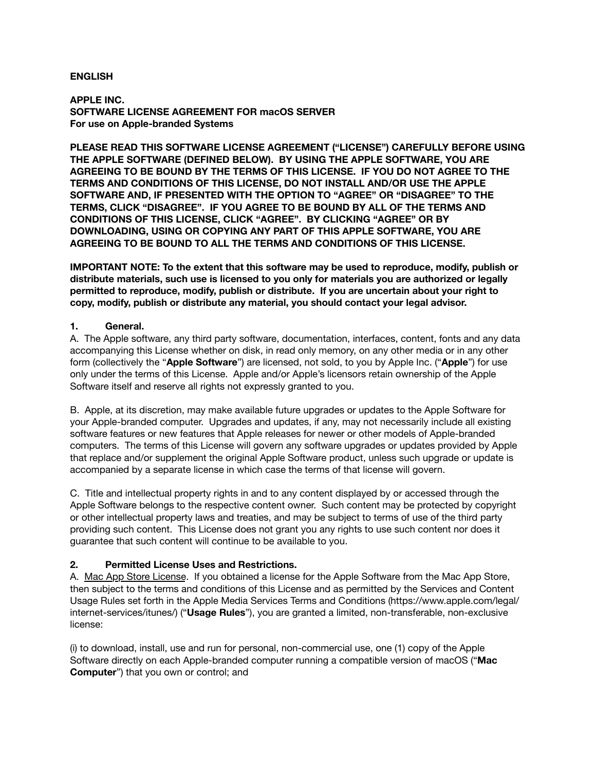**ENGLISH**

**APPLE INC.**
**SOFTWARE LICENSE AGREEMENT FOR macOS SERVER**
**For use on Apple-branded Systems**

**PLEASE READ THIS SOFTWARE LICENSE AGREEMENT ("LICENSE") CAREFULLY BEFORE USING THE APPLE SOFTWARE (DEFINED BELOW). BY USING THE APPLE SOFTWARE, YOU ARE AGREEING TO BE BOUND BY THE TERMS OF THIS LICENSE. IF YOU DO NOT AGREE TO THE TERMS AND CONDITIONS OF THIS LICENSE, DO NOT INSTALL AND/OR USE THE APPLE SOFTWARE AND, IF PRESENTED WITH THE OPTION TO "AGREE" OR "DISAGREE" TO THE TERMS, CLICK "DISAGREE". IF YOU AGREE TO BE BOUND BY ALL OF THE TERMS AND CONDITIONS OF THIS LICENSE, CLICK "AGREE". BY CLICKING "AGREE" OR BY DOWNLOADING, USING OR COPYING ANY PART OF THIS APPLE SOFTWARE, YOU ARE AGREEING TO BE BOUND TO ALL THE TERMS AND CONDITIONS OF THIS LICENSE.**

**IMPORTANT NOTE: To the extent that this software may be used to reproduce, modify, publish or distribute materials, such use is licensed to you only for materials you are authorized or legally permitted to reproduce, modify, publish or distribute. If you are uncertain about your right to copy, modify, publish or distribute any material, you should contact your legal advisor.**

**1. General.**

A. The Apple software, any third party software, documentation, interfaces, content, fonts and any data accompanying this License whether on disk, in read only memory, on any other media or in any other form (collectively the "**Apple Software**") are licensed, not sold, to you by Apple Inc. ("**Apple**") for use only under the terms of this License. Apple and/or Apple's licensors retain ownership of the Apple Software itself and reserve all rights not expressly granted to you.

B. Apple, at its discretion, may make available future upgrades or updates to the Apple Software for your Apple-branded computer. Upgrades and updates, if any, may not necessarily include all existing software features or new features that Apple releases for newer or other models of Apple-branded computers. The terms of this License will govern any software upgrades or updates provided by Apple that replace and/or supplement the original Apple Software product, unless such upgrade or update is accompanied by a separate license in which case the terms of that license will govern.

C. Title and intellectual property rights in and to any content displayed by or accessed through the Apple Software belongs to the respective content owner. Such content may be protected by copyright or other intellectual property laws and treaties, and may be subject to terms of use of the third party providing such content. This License does not grant you any rights to use such content nor does it guarantee that such content will continue to be available to you.

**2. Permitted License Uses and Restrictions.**

A. Mac App Store License. If you obtained a license for the Apple Software from the Mac App Store, then subject to the terms and conditions of this License and as permitted by the Services and Content Usage Rules set forth in the Apple Media Services Terms and Conditions (https://www.apple.com/legal/internet-services/itunes/) ("**Usage Rules**"), you are granted a limited, non-transferable, non-exclusive license:

(i) to download, install, use and run for personal, non-commercial use, one (1) copy of the Apple Software directly on each Apple-branded computer running a compatible version of macOS ("**Mac Computer**") that you own or control; and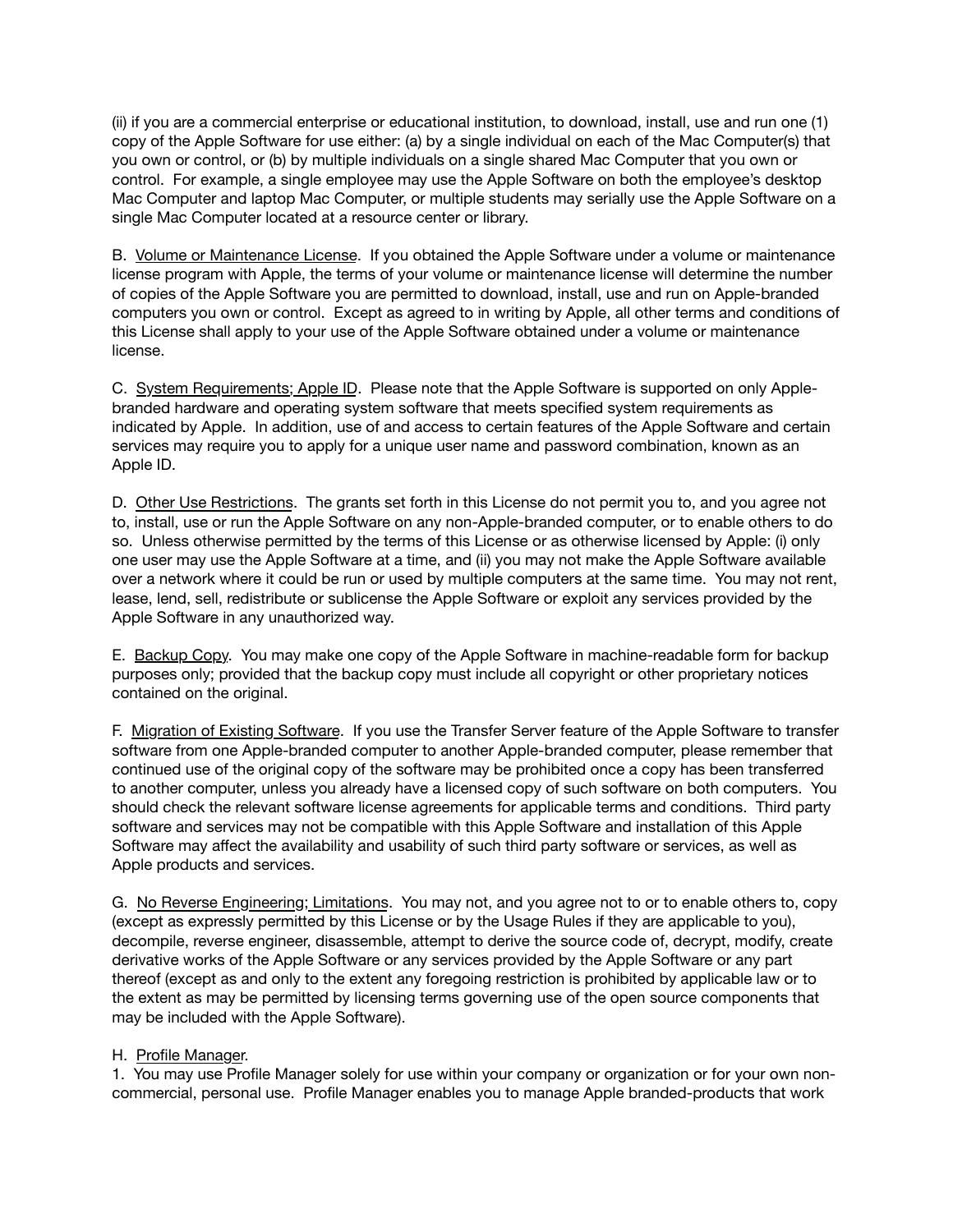(ii) if you are a commercial enterprise or educational institution, to download, install, use and run one (1) copy of the Apple Software for use either: (a) by a single individual on each of the Mac Computer(s) that you own or control, or (b) by multiple individuals on a single shared Mac Computer that you own or control. For example, a single employee may use the Apple Software on both the employee's desktop Mac Computer and laptop Mac Computer, or multiple students may serially use the Apple Software on a single Mac Computer located at a resource center or library.

B. Volume or Maintenance License. If you obtained the Apple Software under a volume or maintenance license program with Apple, the terms of your volume or maintenance license will determine the number of copies of the Apple Software you are permitted to download, install, use and run on Apple-branded computers you own or control. Except as agreed to in writing by Apple, all other terms and conditions of this License shall apply to your use of the Apple Software obtained under a volume or maintenance license.

C. System Requirements; Apple ID. Please note that the Apple Software is supported on only Apple-branded hardware and operating system software that meets specified system requirements as indicated by Apple. In addition, use of and access to certain features of the Apple Software and certain services may require you to apply for a unique user name and password combination, known as an Apple ID.

D. Other Use Restrictions. The grants set forth in this License do not permit you to, and you agree not to, install, use or run the Apple Software on any non-Apple-branded computer, or to enable others to do so. Unless otherwise permitted by the terms of this License or as otherwise licensed by Apple: (i) only one user may use the Apple Software at a time, and (ii) you may not make the Apple Software available over a network where it could be run or used by multiple computers at the same time. You may not rent, lease, lend, sell, redistribute or sublicense the Apple Software or exploit any services provided by the Apple Software in any unauthorized way.

E. Backup Copy. You may make one copy of the Apple Software in machine-readable form for backup purposes only; provided that the backup copy must include all copyright or other proprietary notices contained on the original.

F. Migration of Existing Software. If you use the Transfer Server feature of the Apple Software to transfer software from one Apple-branded computer to another Apple-branded computer, please remember that continued use of the original copy of the software may be prohibited once a copy has been transferred to another computer, unless you already have a licensed copy of such software on both computers. You should check the relevant software license agreements for applicable terms and conditions. Third party software and services may not be compatible with this Apple Software and installation of this Apple Software may affect the availability and usability of such third party software or services, as well as Apple products and services.

G. No Reverse Engineering; Limitations. You may not, and you agree not to or to enable others to, copy (except as expressly permitted by this License or by the Usage Rules if they are applicable to you), decompile, reverse engineer, disassemble, attempt to derive the source code of, decrypt, modify, create derivative works of the Apple Software or any services provided by the Apple Software or any part thereof (except as and only to the extent any foregoing restriction is prohibited by applicable law or to the extent as may be permitted by licensing terms governing use of the open source components that may be included with the Apple Software).

H. Profile Manager.
1. You may use Profile Manager solely for use within your company or organization or for your own non-commercial, personal use. Profile Manager enables you to manage Apple branded-products that work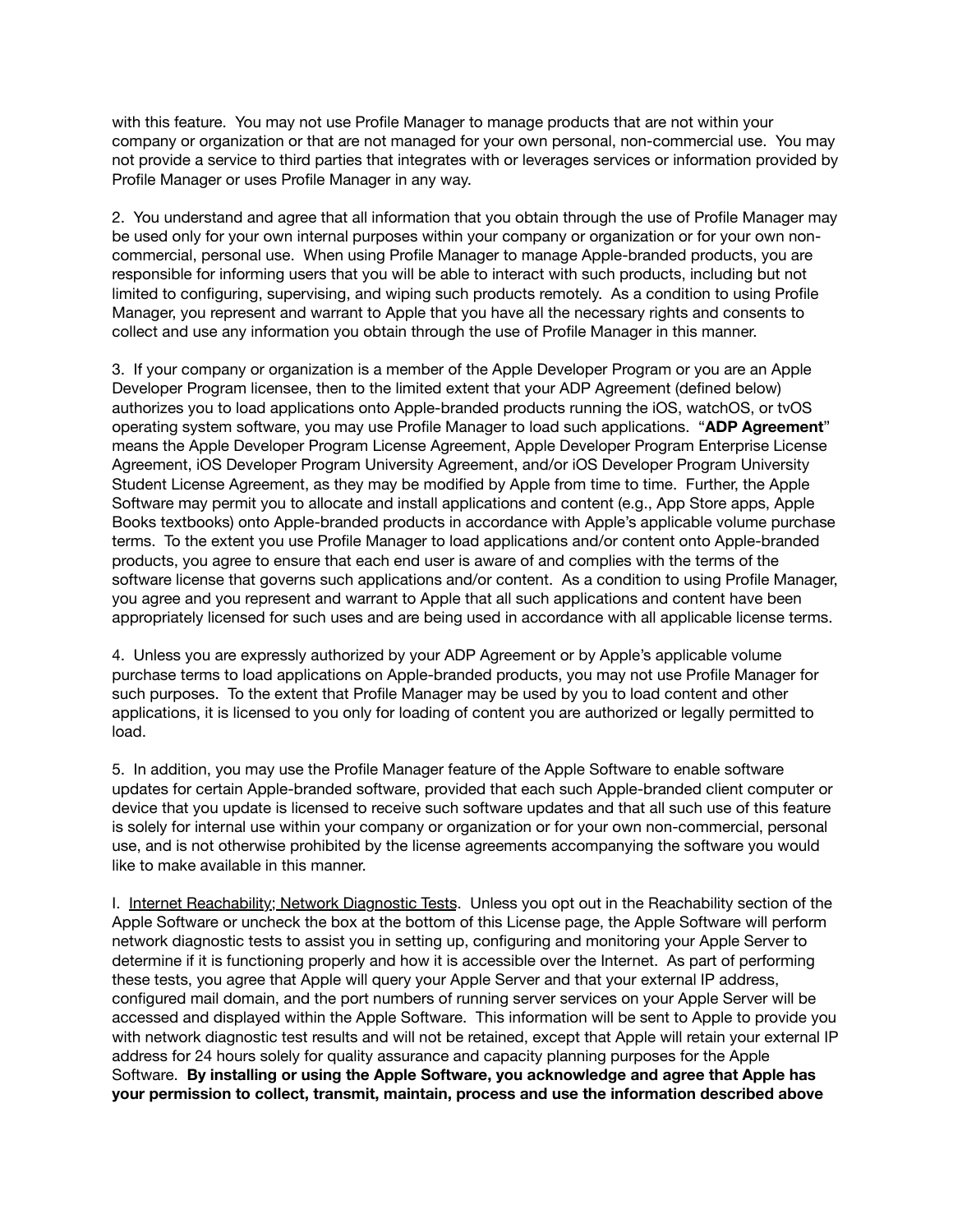with this feature. You may not use Profile Manager to manage products that are not within your company or organization or that are not managed for your own personal, non-commercial use. You may not provide a service to third parties that integrates with or leverages services or information provided by Profile Manager or uses Profile Manager in any way.

2. You understand and agree that all information that you obtain through the use of Profile Manager may be used only for your own internal purposes within your company or organization or for your own non-commercial, personal use. When using Profile Manager to manage Apple-branded products, you are responsible for informing users that you will be able to interact with such products, including but not limited to configuring, supervising, and wiping such products remotely. As a condition to using Profile Manager, you represent and warrant to Apple that you have all the necessary rights and consents to collect and use any information you obtain through the use of Profile Manager in this manner.

3. If your company or organization is a member of the Apple Developer Program or you are an Apple Developer Program licensee, then to the limited extent that your ADP Agreement (defined below) authorizes you to load applications onto Apple-branded products running the iOS, watchOS, or tvOS operating system software, you may use Profile Manager to load such applications. "**ADP Agreement**" means the Apple Developer Program License Agreement, Apple Developer Program Enterprise License Agreement, iOS Developer Program University Agreement, and/or iOS Developer Program University Student License Agreement, as they may be modified by Apple from time to time. Further, the Apple Software may permit you to allocate and install applications and content (e.g., App Store apps, Apple Books textbooks) onto Apple-branded products in accordance with Apple's applicable volume purchase terms. To the extent you use Profile Manager to load applications and/or content onto Apple-branded products, you agree to ensure that each end user is aware of and complies with the terms of the software license that governs such applications and/or content. As a condition to using Profile Manager, you agree and you represent and warrant to Apple that all such applications and content have been appropriately licensed for such uses and are being used in accordance with all applicable license terms.

4. Unless you are expressly authorized by your ADP Agreement or by Apple's applicable volume purchase terms to load applications on Apple-branded products, you may not use Profile Manager for such purposes. To the extent that Profile Manager may be used by you to load content and other applications, it is licensed to you only for loading of content you are authorized or legally permitted to load.

5. In addition, you may use the Profile Manager feature of the Apple Software to enable software updates for certain Apple-branded software, provided that each such Apple-branded client computer or device that you update is licensed to receive such software updates and that all such use of this feature is solely for internal use within your company or organization or for your own non-commercial, personal use, and is not otherwise prohibited by the license agreements accompanying the software you would like to make available in this manner.

I. Internet Reachability; Network Diagnostic Tests. Unless you opt out in the Reachability section of the Apple Software or uncheck the box at the bottom of this License page, the Apple Software will perform network diagnostic tests to assist you in setting up, configuring and monitoring your Apple Server to determine if it is functioning properly and how it is accessible over the Internet. As part of performing these tests, you agree that Apple will query your Apple Server and that your external IP address, configured mail domain, and the port numbers of running server services on your Apple Server will be accessed and displayed within the Apple Software. This information will be sent to Apple to provide you with network diagnostic test results and will not be retained, except that Apple will retain your external IP address for 24 hours solely for quality assurance and capacity planning purposes for the Apple Software. **By installing or using the Apple Software, you acknowledge and agree that Apple has your permission to collect, transmit, maintain, process and use the information described above**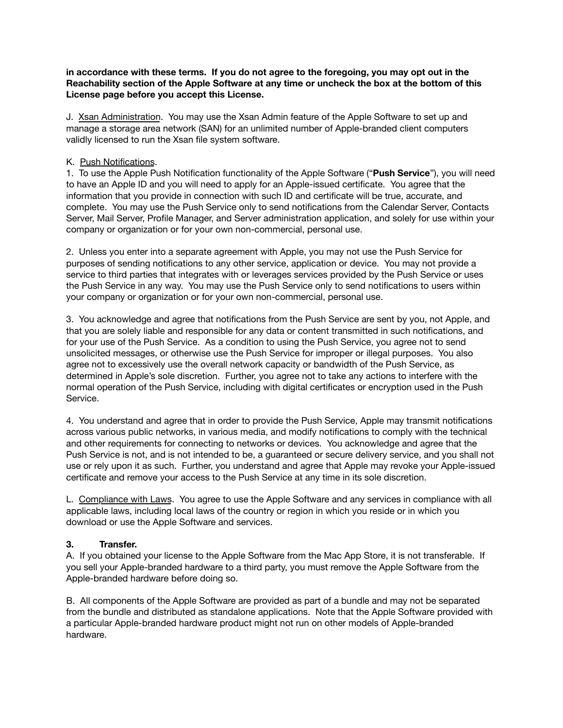**in accordance with these terms. If you do not agree to the foregoing, you may opt out in the Reachability section of the Apple Software at any time or uncheck the box at the bottom of this License page before you accept this License.**

J. Xsan Administration. You may use the Xsan Admin feature of the Apple Software to set up and manage a storage area network (SAN) for an unlimited number of Apple-branded client computers validly licensed to run the Xsan file system software.

K. Push Notifications.
1. To use the Apple Push Notification functionality of the Apple Software ("**Push Service**"), you will need to have an Apple ID and you will need to apply for an Apple-issued certificate. You agree that the information that you provide in connection with such ID and certificate will be true, accurate, and complete. You may use the Push Service only to send notifications from the Calendar Server, Contacts Server, Mail Server, Profile Manager, and Server administration application, and solely for use within your company or organization or for your own non-commercial, personal use.

2. Unless you enter into a separate agreement with Apple, you may not use the Push Service for purposes of sending notifications to any other service, application or device. You may not provide a service to third parties that integrates with or leverages services provided by the Push Service or uses the Push Service in any way. You may use the Push Service only to send notifications to users within your company or organization or for your own non-commercial, personal use.

3. You acknowledge and agree that notifications from the Push Service are sent by you, not Apple, and that you are solely liable and responsible for any data or content transmitted in such notifications, and for your use of the Push Service. As a condition to using the Push Service, you agree not to send unsolicited messages, or otherwise use the Push Service for improper or illegal purposes. You also agree not to excessively use the overall network capacity or bandwidth of the Push Service, as determined in Apple's sole discretion. Further, you agree not to take any actions to interfere with the normal operation of the Push Service, including with digital certificates or encryption used in the Push Service.

4. You understand and agree that in order to provide the Push Service, Apple may transmit notifications across various public networks, in various media, and modify notifications to comply with the technical and other requirements for connecting to networks or devices. You acknowledge and agree that the Push Service is not, and is not intended to be, a guaranteed or secure delivery service, and you shall not use or rely upon it as such. Further, you understand and agree that Apple may revoke your Apple-issued certificate and remove your access to the Push Service at any time in its sole discretion.

L. Compliance with Laws. You agree to use the Apple Software and any services in compliance with all applicable laws, including local laws of the country or region in which you reside or in which you download or use the Apple Software and services.

**3. Transfer.**
A. If you obtained your license to the Apple Software from the Mac App Store, it is not transferable. If you sell your Apple-branded hardware to a third party, you must remove the Apple Software from the Apple-branded hardware before doing so.

B. All components of the Apple Software are provided as part of a bundle and may not be separated from the bundle and distributed as standalone applications. Note that the Apple Software provided with a particular Apple-branded hardware product might not run on other models of Apple-branded hardware.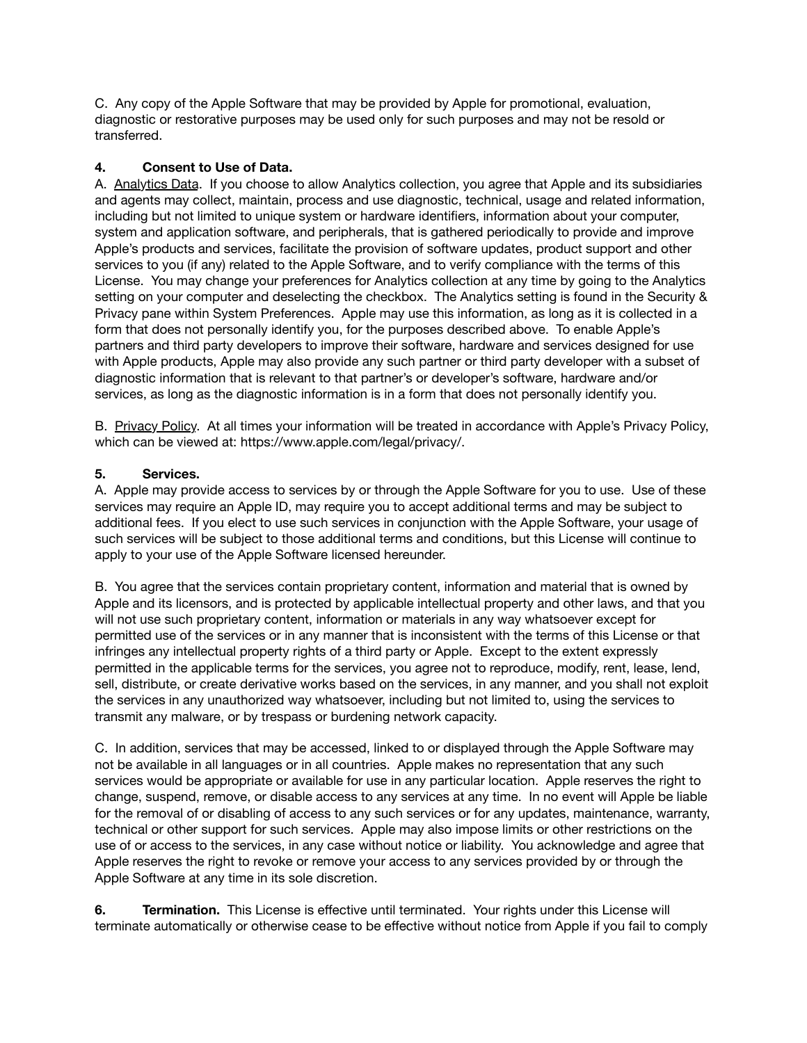C. Any copy of the Apple Software that may be provided by Apple for promotional, evaluation, diagnostic or restorative purposes may be used only for such purposes and may not be resold or transferred.

**4. Consent to Use of Data.**

A. Analytics Data. If you choose to allow Analytics collection, you agree that Apple and its subsidiaries and agents may collect, maintain, process and use diagnostic, technical, usage and related information, including but not limited to unique system or hardware identifiers, information about your computer, system and application software, and peripherals, that is gathered periodically to provide and improve Apple's products and services, facilitate the provision of software updates, product support and other services to you (if any) related to the Apple Software, and to verify compliance with the terms of this License. You may change your preferences for Analytics collection at any time by going to the Analytics setting on your computer and deselecting the checkbox. The Analytics setting is found in the Security & Privacy pane within System Preferences. Apple may use this information, as long as it is collected in a form that does not personally identify you, for the purposes described above. To enable Apple's partners and third party developers to improve their software, hardware and services designed for use with Apple products, Apple may also provide any such partner or third party developer with a subset of diagnostic information that is relevant to that partner's or developer's software, hardware and/or services, as long as the diagnostic information is in a form that does not personally identify you.

B. Privacy Policy. At all times your information will be treated in accordance with Apple's Privacy Policy, which can be viewed at: https://www.apple.com/legal/privacy/.

**5. Services.**

A. Apple may provide access to services by or through the Apple Software for you to use. Use of these services may require an Apple ID, may require you to accept additional terms and may be subject to additional fees. If you elect to use such services in conjunction with the Apple Software, your usage of such services will be subject to those additional terms and conditions, but this License will continue to apply to your use of the Apple Software licensed hereunder.

B. You agree that the services contain proprietary content, information and material that is owned by Apple and its licensors, and is protected by applicable intellectual property and other laws, and that you will not use such proprietary content, information or materials in any way whatsoever except for permitted use of the services or in any manner that is inconsistent with the terms of this License or that infringes any intellectual property rights of a third party or Apple. Except to the extent expressly permitted in the applicable terms for the services, you agree not to reproduce, modify, rent, lease, lend, sell, distribute, or create derivative works based on the services, in any manner, and you shall not exploit the services in any unauthorized way whatsoever, including but not limited to, using the services to transmit any malware, or by trespass or burdening network capacity.

C. In addition, services that may be accessed, linked to or displayed through the Apple Software may not be available in all languages or in all countries. Apple makes no representation that any such services would be appropriate or available for use in any particular location. Apple reserves the right to change, suspend, remove, or disable access to any services at any time. In no event will Apple be liable for the removal of or disabling of access to any such services or for any updates, maintenance, warranty, technical or other support for such services. Apple may also impose limits or other restrictions on the use of or access to the services, in any case without notice or liability. You acknowledge and agree that Apple reserves the right to revoke or remove your access to any services provided by or through the Apple Software at any time in its sole discretion.

**6. Termination.** This License is effective until terminated. Your rights under this License will terminate automatically or otherwise cease to be effective without notice from Apple if you fail to comply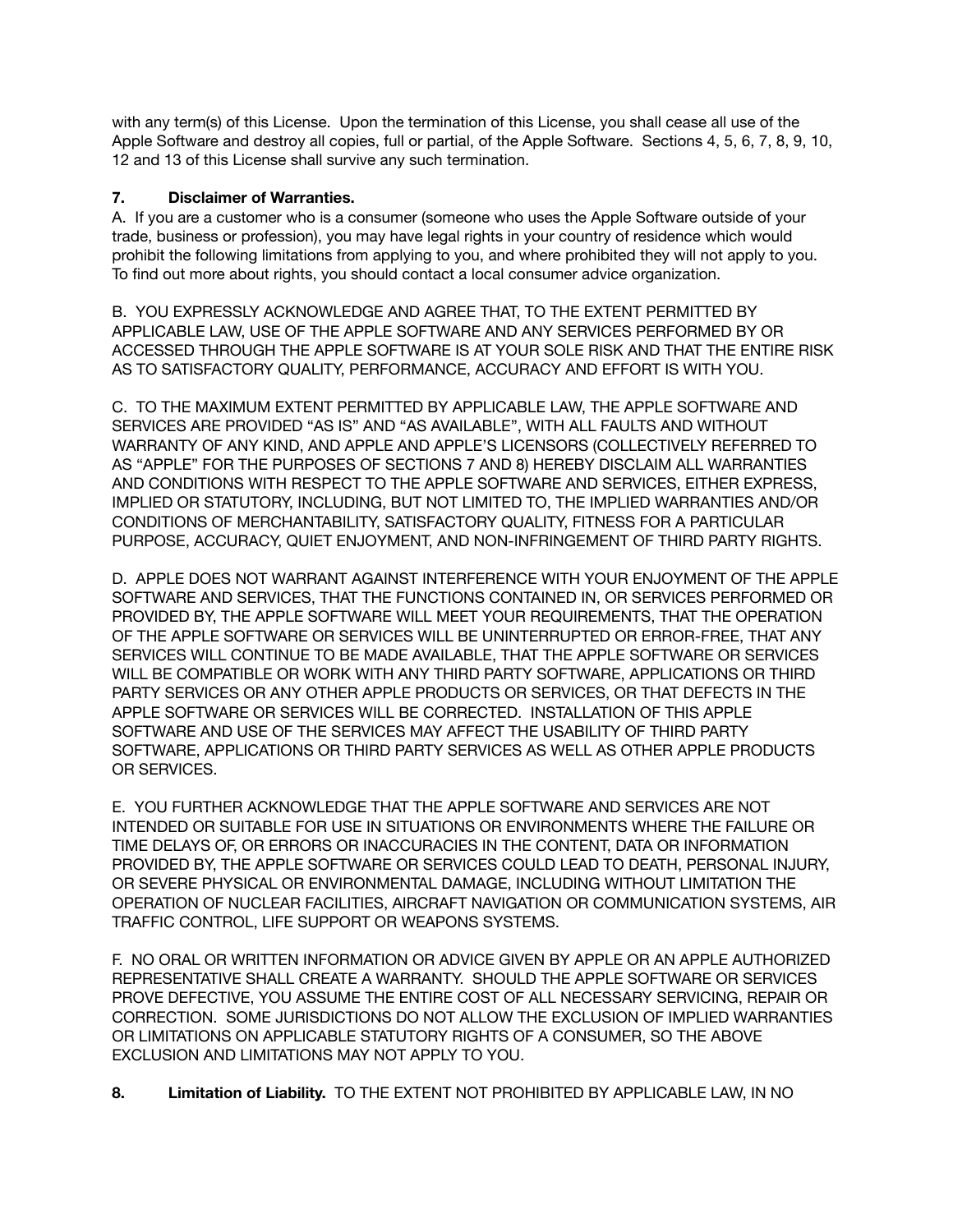with any term(s) of this License. Upon the termination of this License, you shall cease all use of the Apple Software and destroy all copies, full or partial, of the Apple Software. Sections 4, 5, 6, 7, 8, 9, 10, 12 and 13 of this License shall survive any such termination.

**7. Disclaimer of Warranties.**

A. If you are a customer who is a consumer (someone who uses the Apple Software outside of your trade, business or profession), you may have legal rights in your country of residence which would prohibit the following limitations from applying to you, and where prohibited they will not apply to you. To find out more about rights, you should contact a local consumer advice organization.

B. YOU EXPRESSLY ACKNOWLEDGE AND AGREE THAT, TO THE EXTENT PERMITTED BY APPLICABLE LAW, USE OF THE APPLE SOFTWARE AND ANY SERVICES PERFORMED BY OR ACCESSED THROUGH THE APPLE SOFTWARE IS AT YOUR SOLE RISK AND THAT THE ENTIRE RISK AS TO SATISFACTORY QUALITY, PERFORMANCE, ACCURACY AND EFFORT IS WITH YOU.

C. TO THE MAXIMUM EXTENT PERMITTED BY APPLICABLE LAW, THE APPLE SOFTWARE AND SERVICES ARE PROVIDED "AS IS" AND "AS AVAILABLE", WITH ALL FAULTS AND WITHOUT WARRANTY OF ANY KIND, AND APPLE AND APPLE'S LICENSORS (COLLECTIVELY REFERRED TO AS "APPLE" FOR THE PURPOSES OF SECTIONS 7 AND 8) HEREBY DISCLAIM ALL WARRANTIES AND CONDITIONS WITH RESPECT TO THE APPLE SOFTWARE AND SERVICES, EITHER EXPRESS, IMPLIED OR STATUTORY, INCLUDING, BUT NOT LIMITED TO, THE IMPLIED WARRANTIES AND/OR CONDITIONS OF MERCHANTABILITY, SATISFACTORY QUALITY, FITNESS FOR A PARTICULAR PURPOSE, ACCURACY, QUIET ENJOYMENT, AND NON-INFRINGEMENT OF THIRD PARTY RIGHTS.

D. APPLE DOES NOT WARRANT AGAINST INTERFERENCE WITH YOUR ENJOYMENT OF THE APPLE SOFTWARE AND SERVICES, THAT THE FUNCTIONS CONTAINED IN, OR SERVICES PERFORMED OR PROVIDED BY, THE APPLE SOFTWARE WILL MEET YOUR REQUIREMENTS, THAT THE OPERATION OF THE APPLE SOFTWARE OR SERVICES WILL BE UNINTERRUPTED OR ERROR-FREE, THAT ANY SERVICES WILL CONTINUE TO BE MADE AVAILABLE, THAT THE APPLE SOFTWARE OR SERVICES WILL BE COMPATIBLE OR WORK WITH ANY THIRD PARTY SOFTWARE, APPLICATIONS OR THIRD PARTY SERVICES OR ANY OTHER APPLE PRODUCTS OR SERVICES, OR THAT DEFECTS IN THE APPLE SOFTWARE OR SERVICES WILL BE CORRECTED. INSTALLATION OF THIS APPLE SOFTWARE AND USE OF THE SERVICES MAY AFFECT THE USABILITY OF THIRD PARTY SOFTWARE, APPLICATIONS OR THIRD PARTY SERVICES AS WELL AS OTHER APPLE PRODUCTS OR SERVICES.

E. YOU FURTHER ACKNOWLEDGE THAT THE APPLE SOFTWARE AND SERVICES ARE NOT INTENDED OR SUITABLE FOR USE IN SITUATIONS OR ENVIRONMENTS WHERE THE FAILURE OR TIME DELAYS OF, OR ERRORS OR INACCURACIES IN THE CONTENT, DATA OR INFORMATION PROVIDED BY, THE APPLE SOFTWARE OR SERVICES COULD LEAD TO DEATH, PERSONAL INJURY, OR SEVERE PHYSICAL OR ENVIRONMENTAL DAMAGE, INCLUDING WITHOUT LIMITATION THE OPERATION OF NUCLEAR FACILITIES, AIRCRAFT NAVIGATION OR COMMUNICATION SYSTEMS, AIR TRAFFIC CONTROL, LIFE SUPPORT OR WEAPONS SYSTEMS.

F. NO ORAL OR WRITTEN INFORMATION OR ADVICE GIVEN BY APPLE OR AN APPLE AUTHORIZED REPRESENTATIVE SHALL CREATE A WARRANTY. SHOULD THE APPLE SOFTWARE OR SERVICES PROVE DEFECTIVE, YOU ASSUME THE ENTIRE COST OF ALL NECESSARY SERVICING, REPAIR OR CORRECTION. SOME JURISDICTIONS DO NOT ALLOW THE EXCLUSION OF IMPLIED WARRANTIES OR LIMITATIONS ON APPLICABLE STATUTORY RIGHTS OF A CONSUMER, SO THE ABOVE EXCLUSION AND LIMITATIONS MAY NOT APPLY TO YOU.

**8. Limitation of Liability.** TO THE EXTENT NOT PROHIBITED BY APPLICABLE LAW, IN NO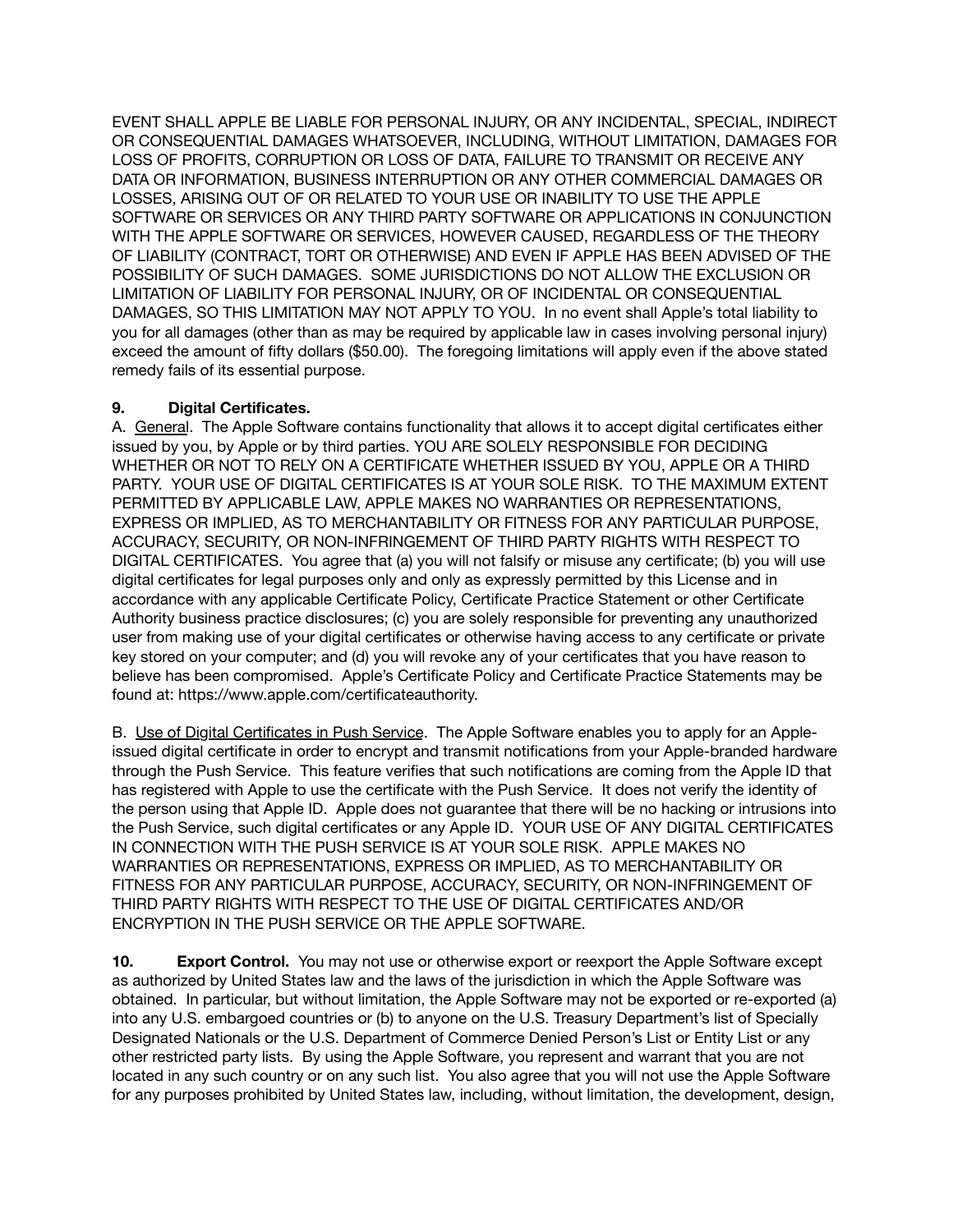EVENT SHALL APPLE BE LIABLE FOR PERSONAL INJURY, OR ANY INCIDENTAL, SPECIAL, INDIRECT OR CONSEQUENTIAL DAMAGES WHATSOEVER, INCLUDING, WITHOUT LIMITATION, DAMAGES FOR LOSS OF PROFITS, CORRUPTION OR LOSS OF DATA, FAILURE TO TRANSMIT OR RECEIVE ANY DATA OR INFORMATION, BUSINESS INTERRUPTION OR ANY OTHER COMMERCIAL DAMAGES OR LOSSES, ARISING OUT OF OR RELATED TO YOUR USE OR INABILITY TO USE THE APPLE SOFTWARE OR SERVICES OR ANY THIRD PARTY SOFTWARE OR APPLICATIONS IN CONJUNCTION WITH THE APPLE SOFTWARE OR SERVICES, HOWEVER CAUSED, REGARDLESS OF THE THEORY OF LIABILITY (CONTRACT, TORT OR OTHERWISE) AND EVEN IF APPLE HAS BEEN ADVISED OF THE POSSIBILITY OF SUCH DAMAGES. SOME JURISDICTIONS DO NOT ALLOW THE EXCLUSION OR LIMITATION OF LIABILITY FOR PERSONAL INJURY, OR OF INCIDENTAL OR CONSEQUENTIAL DAMAGES, SO THIS LIMITATION MAY NOT APPLY TO YOU. In no event shall Apple's total liability to you for all damages (other than as may be required by applicable law in cases involving personal injury) exceed the amount of fifty dollars ($50.00). The foregoing limitations will apply even if the above stated remedy fails of its essential purpose.

**9. Digital Certificates.**

A. General. The Apple Software contains functionality that allows it to accept digital certificates either issued by you, by Apple or by third parties. YOU ARE SOLELY RESPONSIBLE FOR DECIDING WHETHER OR NOT TO RELY ON A CERTIFICATE WHETHER ISSUED BY YOU, APPLE OR A THIRD PARTY. YOUR USE OF DIGITAL CERTIFICATES IS AT YOUR SOLE RISK. TO THE MAXIMUM EXTENT PERMITTED BY APPLICABLE LAW, APPLE MAKES NO WARRANTIES OR REPRESENTATIONS, EXPRESS OR IMPLIED, AS TO MERCHANTABILITY OR FITNESS FOR ANY PARTICULAR PURPOSE, ACCURACY, SECURITY, OR NON-INFRINGEMENT OF THIRD PARTY RIGHTS WITH RESPECT TO DIGITAL CERTIFICATES. You agree that (a) you will not falsify or misuse any certificate; (b) you will use digital certificates for legal purposes only and only as expressly permitted by this License and in accordance with any applicable Certificate Policy, Certificate Practice Statement or other Certificate Authority business practice disclosures; (c) you are solely responsible for preventing any unauthorized user from making use of your digital certificates or otherwise having access to any certificate or private key stored on your computer; and (d) you will revoke any of your certificates that you have reason to believe has been compromised. Apple's Certificate Policy and Certificate Practice Statements may be found at: https://www.apple.com/certificateauthority.

B. Use of Digital Certificates in Push Service. The Apple Software enables you to apply for an Apple-issued digital certificate in order to encrypt and transmit notifications from your Apple-branded hardware through the Push Service. This feature verifies that such notifications are coming from the Apple ID that has registered with Apple to use the certificate with the Push Service. It does not verify the identity of the person using that Apple ID. Apple does not guarantee that there will be no hacking or intrusions into the Push Service, such digital certificates or any Apple ID. YOUR USE OF ANY DIGITAL CERTIFICATES IN CONNECTION WITH THE PUSH SERVICE IS AT YOUR SOLE RISK. APPLE MAKES NO WARRANTIES OR REPRESENTATIONS, EXPRESS OR IMPLIED, AS TO MERCHANTABILITY OR FITNESS FOR ANY PARTICULAR PURPOSE, ACCURACY, SECURITY, OR NON-INFRINGEMENT OF THIRD PARTY RIGHTS WITH RESPECT TO THE USE OF DIGITAL CERTIFICATES AND/OR ENCRYPTION IN THE PUSH SERVICE OR THE APPLE SOFTWARE.

**10. Export Control.** You may not use or otherwise export or reexport the Apple Software except as authorized by United States law and the laws of the jurisdiction in which the Apple Software was obtained. In particular, but without limitation, the Apple Software may not be exported or re-exported (a) into any U.S. embargoed countries or (b) to anyone on the U.S. Treasury Department's list of Specially Designated Nationals or the U.S. Department of Commerce Denied Person's List or Entity List or any other restricted party lists. By using the Apple Software, you represent and warrant that you are not located in any such country or on any such list. You also agree that you will not use the Apple Software for any purposes prohibited by United States law, including, without limitation, the development, design,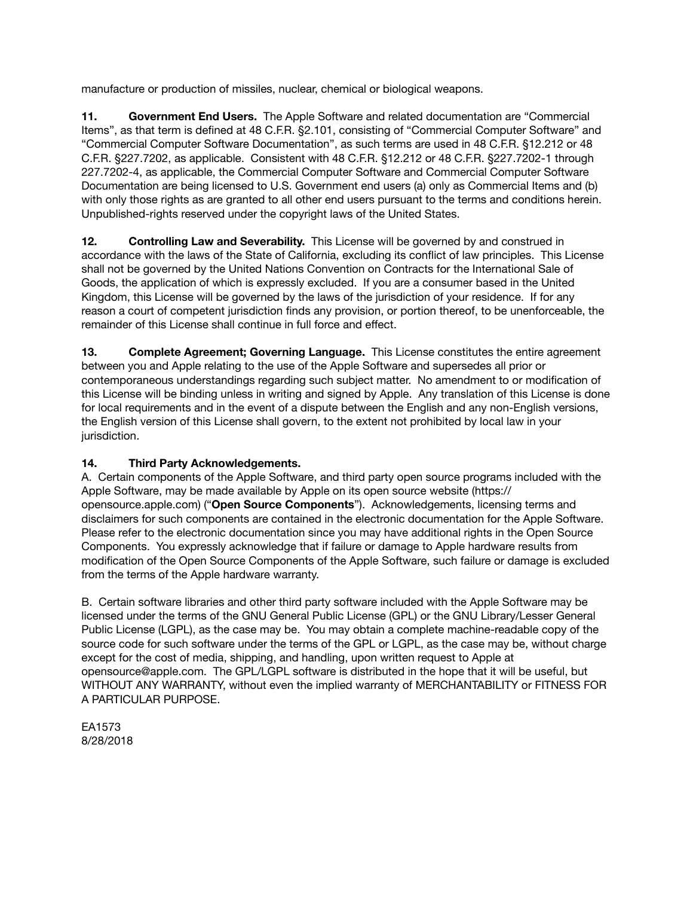manufacture or production of missiles, nuclear, chemical or biological weapons.

**11. Government End Users.** The Apple Software and related documentation are "Commercial Items", as that term is defined at 48 C.F.R. §2.101, consisting of "Commercial Computer Software" and "Commercial Computer Software Documentation", as such terms are used in 48 C.F.R. §12.212 or 48 C.F.R. §227.7202, as applicable. Consistent with 48 C.F.R. §12.212 or 48 C.F.R. §227.7202-1 through 227.7202-4, as applicable, the Commercial Computer Software and Commercial Computer Software Documentation are being licensed to U.S. Government end users (a) only as Commercial Items and (b) with only those rights as are granted to all other end users pursuant to the terms and conditions herein. Unpublished-rights reserved under the copyright laws of the United States.

**12. Controlling Law and Severability.** This License will be governed by and construed in accordance with the laws of the State of California, excluding its conflict of law principles. This License shall not be governed by the United Nations Convention on Contracts for the International Sale of Goods, the application of which is expressly excluded. If you are a consumer based in the United Kingdom, this License will be governed by the laws of the jurisdiction of your residence. If for any reason a court of competent jurisdiction finds any provision, or portion thereof, to be unenforceable, the remainder of this License shall continue in full force and effect.

**13. Complete Agreement; Governing Language.** This License constitutes the entire agreement between you and Apple relating to the use of the Apple Software and supersedes all prior or contemporaneous understandings regarding such subject matter. No amendment to or modification of this License will be binding unless in writing and signed by Apple. Any translation of this License is done for local requirements and in the event of a dispute between the English and any non-English versions, the English version of this License shall govern, to the extent not prohibited by local law in your jurisdiction.

**14. Third Party Acknowledgements.**

A. Certain components of the Apple Software, and third party open source programs included with the Apple Software, may be made available by Apple on its open source website (https://opensource.apple.com) ("**Open Source Components**"). Acknowledgements, licensing terms and disclaimers for such components are contained in the electronic documentation for the Apple Software. Please refer to the electronic documentation since you may have additional rights in the Open Source Components. You expressly acknowledge that if failure or damage to Apple hardware results from modification of the Open Source Components of the Apple Software, such failure or damage is excluded from the terms of the Apple hardware warranty.

B. Certain software libraries and other third party software included with the Apple Software may be licensed under the terms of the GNU General Public License (GPL) or the GNU Library/Lesser General Public License (LGPL), as the case may be. You may obtain a complete machine-readable copy of the source code for such software under the terms of the GPL or LGPL, as the case may be, without charge except for the cost of media, shipping, and handling, upon written request to Apple at opensource@apple.com. The GPL/LGPL software is distributed in the hope that it will be useful, but WITHOUT ANY WARRANTY, without even the implied warranty of MERCHANTABILITY or FITNESS FOR A PARTICULAR PURPOSE.

EA1573
8/28/2018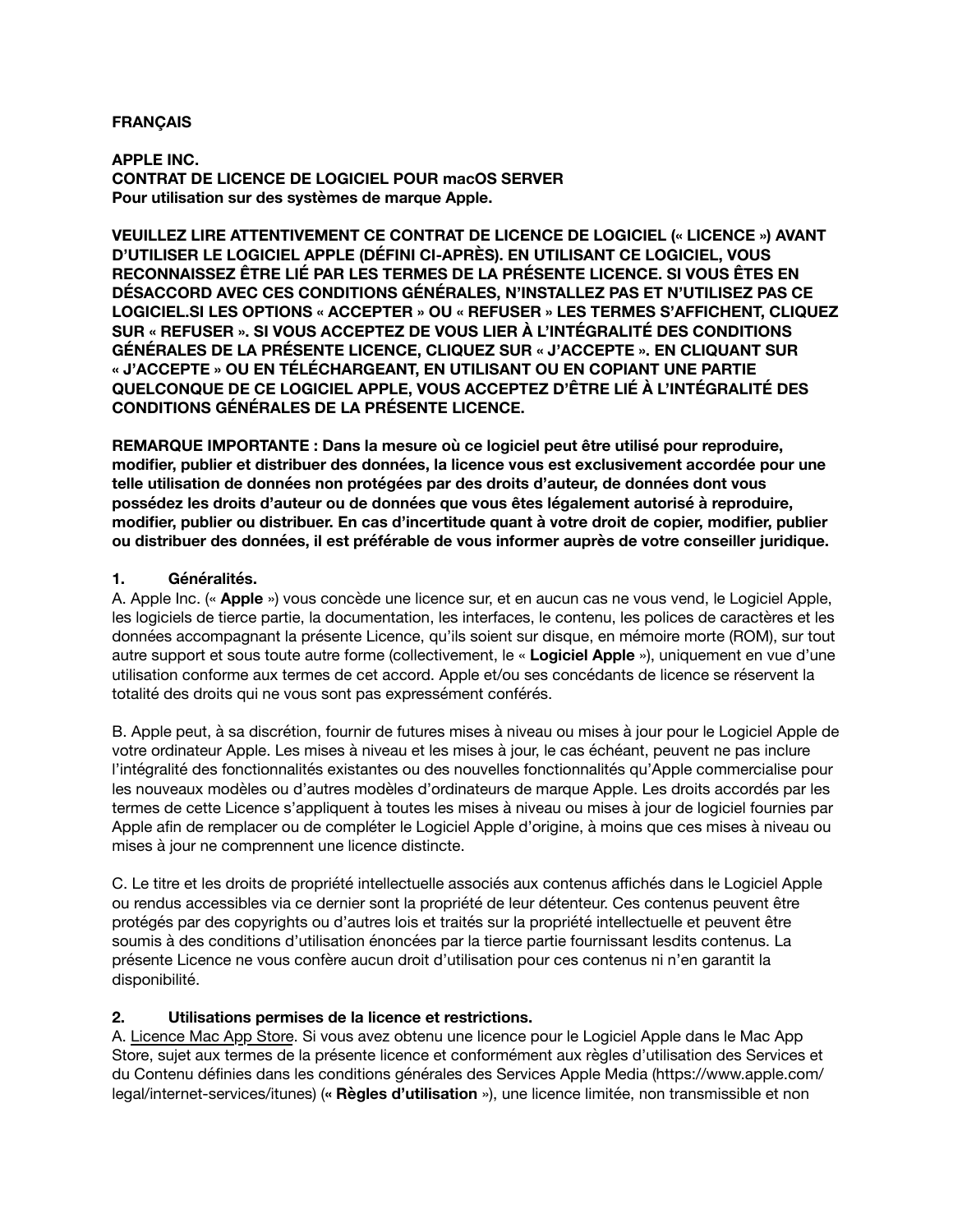**FRANÇAIS**

**APPLE INC.**
**CONTRAT DE LICENCE DE LOGICIEL POUR macOS SERVER**
**Pour utilisation sur des systèmes de marque Apple.**

**VEUILLEZ LIRE ATTENTIVEMENT CE CONTRAT DE LICENCE DE LOGICIEL (« LICENCE ») AVANT D'UTILISER LE LOGICIEL APPLE (DÉFINI CI-APRÈS). EN UTILISANT CE LOGICIEL, VOUS RECONNAISSEZ ÊTRE LIÉ PAR LES TERMES DE LA PRÉSENTE LICENCE. SI VOUS ÊTES EN DÉSACCORD AVEC CES CONDITIONS GÉNÉRALES, N'INSTALLEZ PAS ET N'UTILISEZ PAS CE LOGICIEL.SI LES OPTIONS « ACCEPTER » OU « REFUSER » LES TERMES S'AFFICHENT, CLIQUEZ SUR « REFUSER ». SI VOUS ACCEPTEZ DE VOUS LIER À L'INTÉGRALITÉ DES CONDITIONS GÉNÉRALES DE LA PRÉSENTE LICENCE, CLIQUEZ SUR « J'ACCEPTE ». EN CLIQUANT SUR « J'ACCEPTE » OU EN TÉLÉCHARGEANT, EN UTILISANT OU EN COPIANT UNE PARTIE QUELCONQUE DE CE LOGICIEL APPLE, VOUS ACCEPTEZ D'ÊTRE LIÉ À L'INTÉGRALITÉ DES CONDITIONS GÉNÉRALES DE LA PRÉSENTE LICENCE.**

**REMARQUE IMPORTANTE : Dans la mesure où ce logiciel peut être utilisé pour reproduire, modifier, publier et distribuer des données, la licence vous est exclusivement accordée pour une telle utilisation de données non protégées par des droits d'auteur, de données dont vous possédez les droits d'auteur ou de données que vous êtes légalement autorisé à reproduire, modifier, publier ou distribuer. En cas d'incertitude quant à votre droit de copier, modifier, publier ou distribuer des données, il est préférable de vous informer auprès de votre conseiller juridique.**

**1. Généralités.**

A. Apple Inc. (« **Apple** ») vous concède une licence sur, et en aucun cas ne vous vend, le Logiciel Apple, les logiciels de tierce partie, la documentation, les interfaces, le contenu, les polices de caractères et les données accompagnant la présente Licence, qu'ils soient sur disque, en mémoire morte (ROM), sur tout autre support et sous toute autre forme (collectivement, le « **Logiciel Apple** »), uniquement en vue d'une utilisation conforme aux termes de cet accord. Apple et/ou ses concédants de licence se réservent la totalité des droits qui ne vous sont pas expressément conférés.

B. Apple peut, à sa discrétion, fournir de futures mises à niveau ou mises à jour pour le Logiciel Apple de votre ordinateur Apple. Les mises à niveau et les mises à jour, le cas échéant, peuvent ne pas inclure l'intégralité des fonctionnalités existantes ou des nouvelles fonctionnalités qu'Apple commercialise pour les nouveaux modèles ou d'autres modèles d'ordinateurs de marque Apple. Les droits accordés par les termes de cette Licence s'appliquent à toutes les mises à niveau ou mises à jour de logiciel fournies par Apple afin de remplacer ou de compléter le Logiciel Apple d'origine, à moins que ces mises à niveau ou mises à jour ne comprennent une licence distincte.

C. Le titre et les droits de propriété intellectuelle associés aux contenus affichés dans le Logiciel Apple ou rendus accessibles via ce dernier sont la propriété de leur détenteur. Ces contenus peuvent être protégés par des copyrights ou d'autres lois et traités sur la propriété intellectuelle et peuvent être soumis à des conditions d'utilisation énoncées par la tierce partie fournissant lesdits contenus. La présente Licence ne vous confère aucun droit d'utilisation pour ces contenus ni n'en garantit la disponibilité.

**2. Utilisations permises de la licence et restrictions.**

A. Licence Mac App Store. Si vous avez obtenu une licence pour le Logiciel Apple dans le Mac App Store, sujet aux termes de la présente licence et conformément aux règles d'utilisation des Services et du Contenu définies dans les conditions générales des Services Apple Media (https://www.apple.com/legal/internet-services/itunes) (**« Règles d'utilisation** »), une licence limitée, non transmissible et non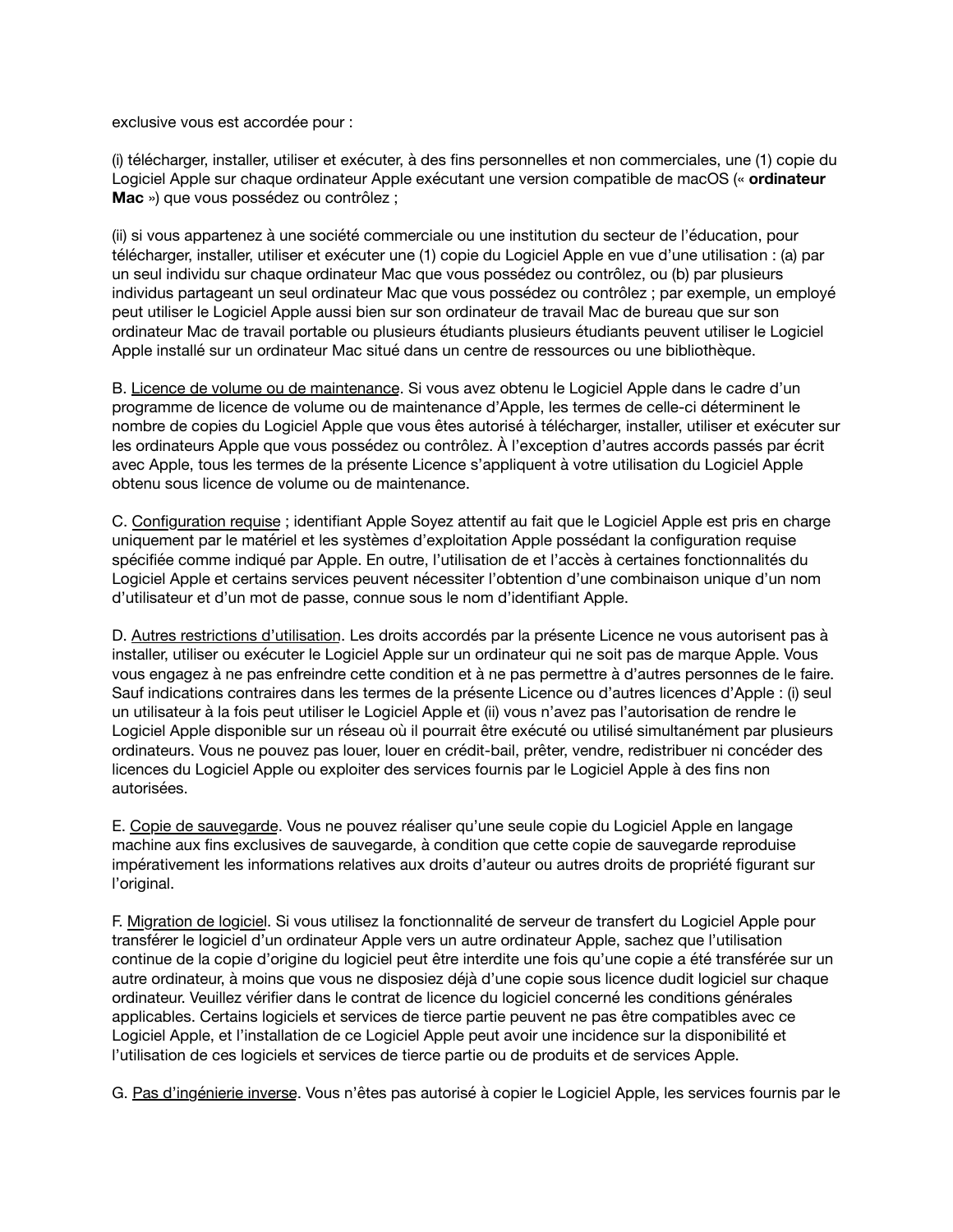exclusive vous est accordée pour :

(i) télécharger, installer, utiliser et exécuter, à des fins personnelles et non commerciales, une (1) copie du Logiciel Apple sur chaque ordinateur Apple exécutant une version compatible de macOS (« **ordinateur Mac** ») que vous possédez ou contrôlez ;

(ii) si vous appartenez à une société commerciale ou une institution du secteur de l'éducation, pour télécharger, installer, utiliser et exécuter une (1) copie du Logiciel Apple en vue d'une utilisation : (a) par un seul individu sur chaque ordinateur Mac que vous possédez ou contrôlez, ou (b) par plusieurs individus partageant un seul ordinateur Mac que vous possédez ou contrôlez ; par exemple, un employé peut utiliser le Logiciel Apple aussi bien sur son ordinateur de travail Mac de bureau que sur son ordinateur Mac de travail portable ou plusieurs étudiants plusieurs étudiants peuvent utiliser le Logiciel Apple installé sur un ordinateur Mac situé dans un centre de ressources ou une bibliothèque.

B. Licence de volume ou de maintenance. Si vous avez obtenu le Logiciel Apple dans le cadre d'un programme de licence de volume ou de maintenance d'Apple, les termes de celle-ci déterminent le nombre de copies du Logiciel Apple que vous êtes autorisé à télécharger, installer, utiliser et exécuter sur les ordinateurs Apple que vous possédez ou contrôlez. À l'exception d'autres accords passés par écrit avec Apple, tous les termes de la présente Licence s'appliquent à votre utilisation du Logiciel Apple obtenu sous licence de volume ou de maintenance.

C. Configuration requise ; identifiant Apple Soyez attentif au fait que le Logiciel Apple est pris en charge uniquement par le matériel et les systèmes d'exploitation Apple possédant la configuration requise spécifiée comme indiqué par Apple. En outre, l'utilisation de et l'accès à certaines fonctionnalités du Logiciel Apple et certains services peuvent nécessiter l'obtention d'une combinaison unique d'un nom d'utilisateur et d'un mot de passe, connue sous le nom d'identifiant Apple.

D. Autres restrictions d'utilisation. Les droits accordés par la présente Licence ne vous autorisent pas à installer, utiliser ou exécuter le Logiciel Apple sur un ordinateur qui ne soit pas de marque Apple. Vous vous engagez à ne pas enfreindre cette condition et à ne pas permettre à d'autres personnes de le faire. Sauf indications contraires dans les termes de la présente Licence ou d'autres licences d'Apple : (i) seul un utilisateur à la fois peut utiliser le Logiciel Apple et (ii) vous n'avez pas l'autorisation de rendre le Logiciel Apple disponible sur un réseau où il pourrait être exécuté ou utilisé simultanément par plusieurs ordinateurs. Vous ne pouvez pas louer, louer en crédit-bail, prêter, vendre, redistribuer ni concéder des licences du Logiciel Apple ou exploiter des services fournis par le Logiciel Apple à des fins non autorisées.

E. Copie de sauvegarde. Vous ne pouvez réaliser qu'une seule copie du Logiciel Apple en langage machine aux fins exclusives de sauvegarde, à condition que cette copie de sauvegarde reproduise impérativement les informations relatives aux droits d'auteur ou autres droits de propriété figurant sur l'original.

F. Migration de logiciel. Si vous utilisez la fonctionnalité de serveur de transfert du Logiciel Apple pour transférer le logiciel d'un ordinateur Apple vers un autre ordinateur Apple, sachez que l'utilisation continue de la copie d'origine du logiciel peut être interdite une fois qu'une copie a été transférée sur un autre ordinateur, à moins que vous ne disposiez déjà d'une copie sous licence dudit logiciel sur chaque ordinateur. Veuillez vérifier dans le contrat de licence du logiciel concerné les conditions générales applicables. Certains logiciels et services de tierce partie peuvent ne pas être compatibles avec ce Logiciel Apple, et l'installation de ce Logiciel Apple peut avoir une incidence sur la disponibilité et l'utilisation de ces logiciels et services de tierce partie ou de produits et de services Apple.

G. Pas d'ingénierie inverse. Vous n'êtes pas autorisé à copier le Logiciel Apple, les services fournis par le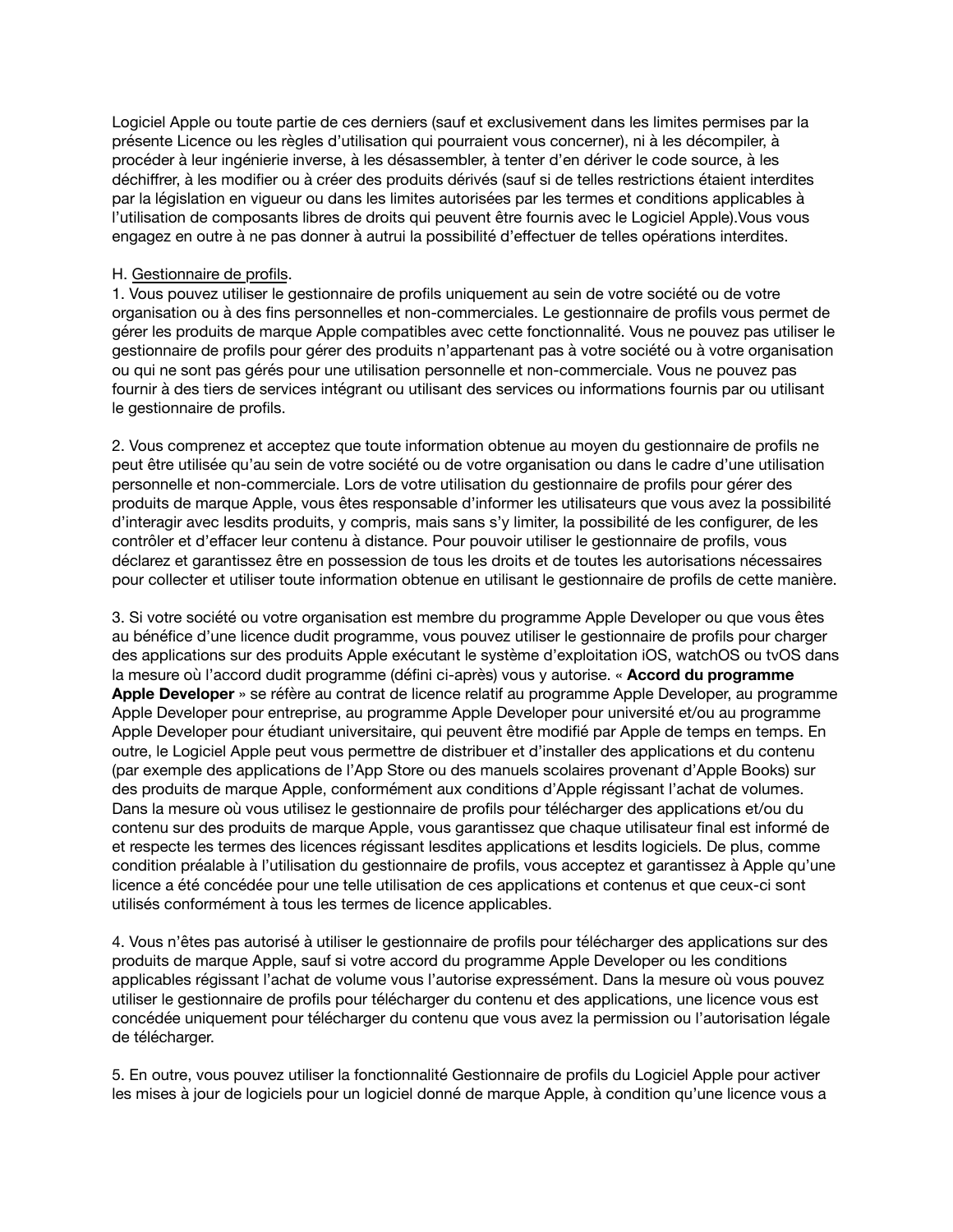Logiciel Apple ou toute partie de ces derniers (sauf et exclusivement dans les limites permises par la présente Licence ou les règles d'utilisation qui pourraient vous concerner), ni à les décompiler, à procéder à leur ingénierie inverse, à les désassembler, à tenter d'en dériver le code source, à les déchiffrer, à les modifier ou à créer des produits dérivés (sauf si de telles restrictions étaient interdites par la législation en vigueur ou dans les limites autorisées par les termes et conditions applicables à l'utilisation de composants libres de droits qui peuvent être fournis avec le Logiciel Apple).Vous vous engagez en outre à ne pas donner à autrui la possibilité d'effectuer de telles opérations interdites.

H. Gestionnaire de profils.

1. Vous pouvez utiliser le gestionnaire de profils uniquement au sein de votre société ou de votre organisation ou à des fins personnelles et non-commerciales. Le gestionnaire de profils vous permet de gérer les produits de marque Apple compatibles avec cette fonctionnalité. Vous ne pouvez pas utiliser le gestionnaire de profils pour gérer des produits n'appartenant pas à votre société ou à votre organisation ou qui ne sont pas gérés pour une utilisation personnelle et non-commerciale. Vous ne pouvez pas fournir à des tiers de services intégrant ou utilisant des services ou informations fournis par ou utilisant le gestionnaire de profils.

2. Vous comprenez et acceptez que toute information obtenue au moyen du gestionnaire de profils ne peut être utilisée qu'au sein de votre société ou de votre organisation ou dans le cadre d'une utilisation personnelle et non-commerciale. Lors de votre utilisation du gestionnaire de profils pour gérer des produits de marque Apple, vous êtes responsable d'informer les utilisateurs que vous avez la possibilité d'interagir avec lesdits produits, y compris, mais sans s'y limiter, la possibilité de les configurer, de les contrôler et d'effacer leur contenu à distance. Pour pouvoir utiliser le gestionnaire de profils, vous déclarez et garantissez être en possession de tous les droits et de toutes les autorisations nécessaires pour collecter et utiliser toute information obtenue en utilisant le gestionnaire de profils de cette manière.

3. Si votre société ou votre organisation est membre du programme Apple Developer ou que vous êtes au bénéfice d'une licence dudit programme, vous pouvez utiliser le gestionnaire de profils pour charger des applications sur des produits Apple exécutant le système d'exploitation iOS, watchOS ou tvOS dans la mesure où l'accord dudit programme (défini ci-après) vous y autorise. « **Accord du programme Apple Developer** » se réfère au contrat de licence relatif au programme Apple Developer, au programme Apple Developer pour entreprise, au programme Apple Developer pour université et/ou au programme Apple Developer pour étudiant universitaire, qui peuvent être modifié par Apple de temps en temps. En outre, le Logiciel Apple peut vous permettre de distribuer et d'installer des applications et du contenu (par exemple des applications de l'App Store ou des manuels scolaires provenant d'Apple Books) sur des produits de marque Apple, conformément aux conditions d'Apple régissant l'achat de volumes. Dans la mesure où vous utilisez le gestionnaire de profils pour télécharger des applications et/ou du contenu sur des produits de marque Apple, vous garantissez que chaque utilisateur final est informé de et respecte les termes des licences régissant lesdites applications et lesdits logiciels. De plus, comme condition préalable à l'utilisation du gestionnaire de profils, vous acceptez et garantissez à Apple qu'une licence a été concédée pour une telle utilisation de ces applications et contenus et que ceux-ci sont utilisés conformément à tous les termes de licence applicables.

4. Vous n'êtes pas autorisé à utiliser le gestionnaire de profils pour télécharger des applications sur des produits de marque Apple, sauf si votre accord du programme Apple Developer ou les conditions applicables régissant l'achat de volume vous l'autorise expressément. Dans la mesure où vous pouvez utiliser le gestionnaire de profils pour télécharger du contenu et des applications, une licence vous est concédée uniquement pour télécharger du contenu que vous avez la permission ou l'autorisation légale de télécharger.

5. En outre, vous pouvez utiliser la fonctionnalité Gestionnaire de profils du Logiciel Apple pour activer les mises à jour de logiciels pour un logiciel donné de marque Apple, à condition qu'une licence vous a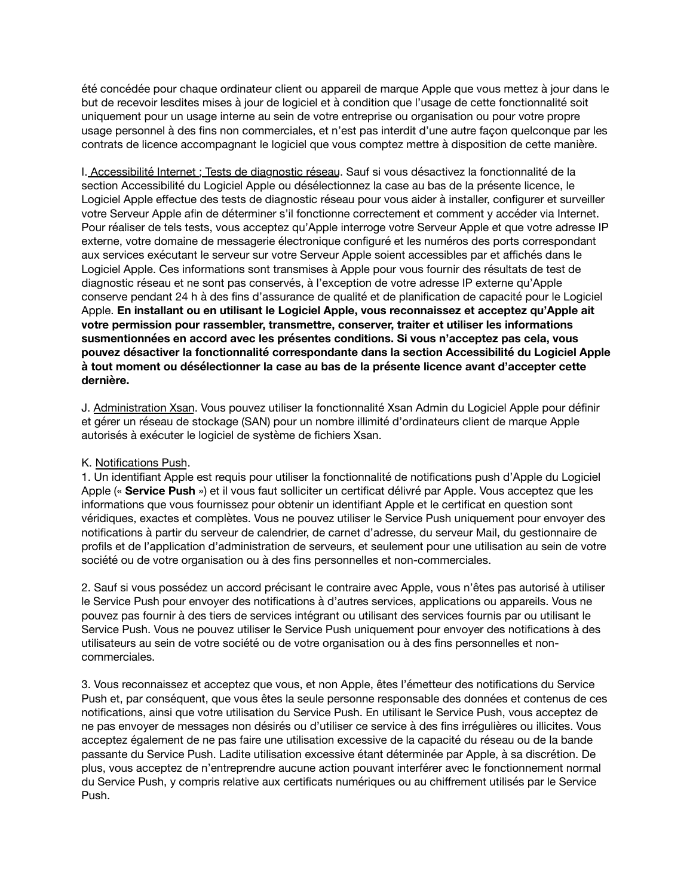été concédée pour chaque ordinateur client ou appareil de marque Apple que vous mettez à jour dans le but de recevoir lesdites mises à jour de logiciel et à condition que l'usage de cette fonctionnalité soit uniquement pour un usage interne au sein de votre entreprise ou organisation ou pour votre propre usage personnel à des fins non commerciales, et n'est pas interdit d'une autre façon quelconque par les contrats de licence accompagnant le logiciel que vous comptez mettre à disposition de cette manière.

I. Accessibilité Internet ; Tests de diagnostic réseau. Sauf si vous désactivez la fonctionnalité de la section Accessibilité du Logiciel Apple ou désélectionnez la case au bas de la présente licence, le Logiciel Apple effectue des tests de diagnostic réseau pour vous aider à installer, configurer et surveiller votre Serveur Apple afin de déterminer s'il fonctionne correctement et comment y accéder via Internet. Pour réaliser de tels tests, vous acceptez qu'Apple interroge votre Serveur Apple et que votre adresse IP externe, votre domaine de messagerie électronique configuré et les numéros des ports correspondant aux services exécutant le serveur sur votre Serveur Apple soient accessibles par et affichés dans le Logiciel Apple. Ces informations sont transmises à Apple pour vous fournir des résultats de test de diagnostic réseau et ne sont pas conservés, à l'exception de votre adresse IP externe qu'Apple conserve pendant 24 h à des fins d'assurance de qualité et de planification de capacité pour le Logiciel Apple. **En installant ou en utilisant le Logiciel Apple, vous reconnaissez et acceptez qu'Apple ait votre permission pour rassembler, transmettre, conserver, traiter et utiliser les informations susmentionnées en accord avec les présentes conditions. Si vous n'acceptez pas cela, vous pouvez désactiver la fonctionnalité correspondante dans la section Accessibilité du Logiciel Apple à tout moment ou désélectionner la case au bas de la présente licence avant d'accepter cette dernière.**

J. Administration Xsan. Vous pouvez utiliser la fonctionnalité Xsan Admin du Logiciel Apple pour définir et gérer un réseau de stockage (SAN) pour un nombre illimité d'ordinateurs client de marque Apple autorisés à exécuter le logiciel de système de fichiers Xsan.

K. Notifications Push.

1. Un identifiant Apple est requis pour utiliser la fonctionnalité de notifications push d'Apple du Logiciel Apple (« **Service Push** ») et il vous faut solliciter un certificat délivré par Apple. Vous acceptez que les informations que vous fournissez pour obtenir un identifiant Apple et le certificat en question sont véridiques, exactes et complètes. Vous ne pouvez utiliser le Service Push uniquement pour envoyer des notifications à partir du serveur de calendrier, de carnet d'adresse, du serveur Mail, du gestionnaire de profils et de l'application d'administration de serveurs, et seulement pour une utilisation au sein de votre société ou de votre organisation ou à des fins personnelles et non-commerciales.

2. Sauf si vous possédez un accord précisant le contraire avec Apple, vous n'êtes pas autorisé à utiliser le Service Push pour envoyer des notifications à d'autres services, applications ou appareils. Vous ne pouvez pas fournir à des tiers de services intégrant ou utilisant des services fournis par ou utilisant le Service Push. Vous ne pouvez utiliser le Service Push uniquement pour envoyer des notifications à des utilisateurs au sein de votre société ou de votre organisation ou à des fins personnelles et non-commerciales.

3. Vous reconnaissez et acceptez que vous, et non Apple, êtes l'émetteur des notifications du Service Push et, par conséquent, que vous êtes la seule personne responsable des données et contenus de ces notifications, ainsi que votre utilisation du Service Push. En utilisant le Service Push, vous acceptez de ne pas envoyer de messages non désirés ou d'utiliser ce service à des fins irrégulières ou illicites. Vous acceptez également de ne pas faire une utilisation excessive de la capacité du réseau ou de la bande passante du Service Push. Ladite utilisation excessive étant déterminée par Apple, à sa discrétion. De plus, vous acceptez de n'entreprendre aucune action pouvant interférer avec le fonctionnement normal du Service Push, y compris relative aux certificats numériques ou au chiffrement utilisés par le Service Push.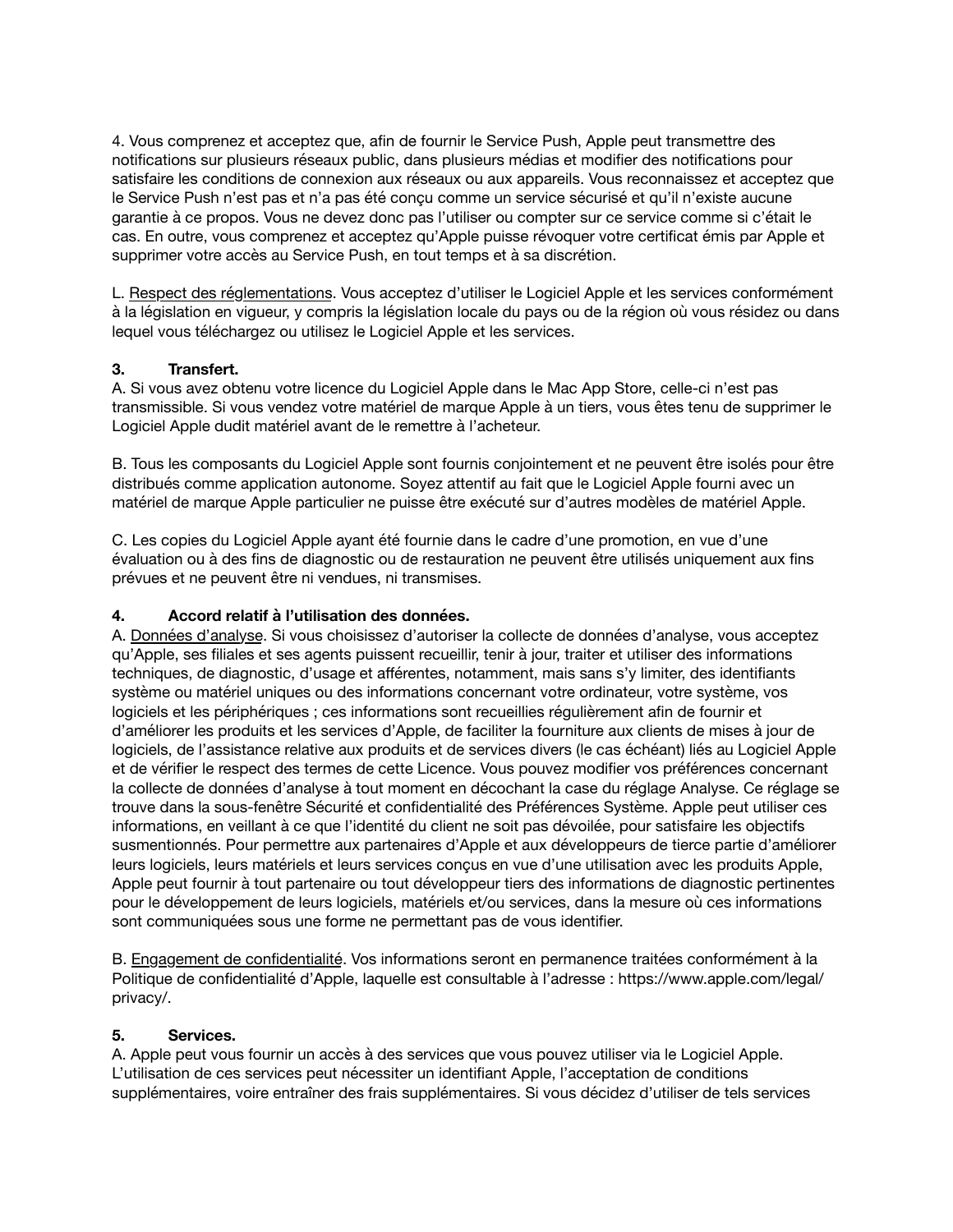4. Vous comprenez et acceptez que, afin de fournir le Service Push, Apple peut transmettre des notifications sur plusieurs réseaux public, dans plusieurs médias et modifier des notifications pour satisfaire les conditions de connexion aux réseaux ou aux appareils. Vous reconnaissez et acceptez que le Service Push n'est pas et n'a pas été conçu comme un service sécurisé et qu'il n'existe aucune garantie à ce propos. Vous ne devez donc pas l'utiliser ou compter sur ce service comme si c'était le cas. En outre, vous comprenez et acceptez qu'Apple puisse révoquer votre certificat émis par Apple et supprimer votre accès au Service Push, en tout temps et à sa discrétion.

L. Respect des réglementations. Vous acceptez d'utiliser le Logiciel Apple et les services conformément à la législation en vigueur, y compris la législation locale du pays ou de la région où vous résidez ou dans lequel vous téléchargez ou utilisez le Logiciel Apple et les services.

**3. Transfert.**
A. Si vous avez obtenu votre licence du Logiciel Apple dans le Mac App Store, celle-ci n'est pas transmissible. Si vous vendez votre matériel de marque Apple à un tiers, vous êtes tenu de supprimer le Logiciel Apple dudit matériel avant de le remettre à l'acheteur.

B. Tous les composants du Logiciel Apple sont fournis conjointement et ne peuvent être isolés pour être distribués comme application autonome. Soyez attentif au fait que le Logiciel Apple fourni avec un matériel de marque Apple particulier ne puisse être exécuté sur d'autres modèles de matériel Apple.

C. Les copies du Logiciel Apple ayant été fournie dans le cadre d'une promotion, en vue d'une évaluation ou à des fins de diagnostic ou de restauration ne peuvent être utilisés uniquement aux fins prévues et ne peuvent être ni vendues, ni transmises.

**4. Accord relatif à l'utilisation des données.**
A. Données d'analyse. Si vous choisissez d'autoriser la collecte de données d'analyse, vous acceptez qu'Apple, ses filiales et ses agents puissent recueillir, tenir à jour, traiter et utiliser des informations techniques, de diagnostic, d'usage et afférentes, notamment, mais sans s'y limiter, des identifiants système ou matériel uniques ou des informations concernant votre ordinateur, votre système, vos logiciels et les périphériques ; ces informations sont recueillies régulièrement afin de fournir et d'améliorer les produits et les services d'Apple, de faciliter la fourniture aux clients de mises à jour de logiciels, de l'assistance relative aux produits et de services divers (le cas échéant) liés au Logiciel Apple et de vérifier le respect des termes de cette Licence. Vous pouvez modifier vos préférences concernant la collecte de données d'analyse à tout moment en décochant la case du réglage Analyse. Ce réglage se trouve dans la sous-fenêtre Sécurité et confidentialité des Préférences Système. Apple peut utiliser ces informations, en veillant à ce que l'identité du client ne soit pas dévoilée, pour satisfaire les objectifs susmentionnés. Pour permettre aux partenaires d'Apple et aux développeurs de tierce partie d'améliorer leurs logiciels, leurs matériels et leurs services conçus en vue d'une utilisation avec les produits Apple, Apple peut fournir à tout partenaire ou tout développeur tiers des informations de diagnostic pertinentes pour le développement de leurs logiciels, matériels et/ou services, dans la mesure où ces informations sont communiquées sous une forme ne permettant pas de vous identifier.

B. Engagement de confidentialité. Vos informations seront en permanence traitées conformément à la Politique de confidentialité d'Apple, laquelle est consultable à l'adresse : https://www.apple.com/legal/privacy/.

**5. Services.**
A. Apple peut vous fournir un accès à des services que vous pouvez utiliser via le Logiciel Apple. L'utilisation de ces services peut nécessiter un identifiant Apple, l'acceptation de conditions supplémentaires, voire entraîner des frais supplémentaires. Si vous décidez d'utiliser de tels services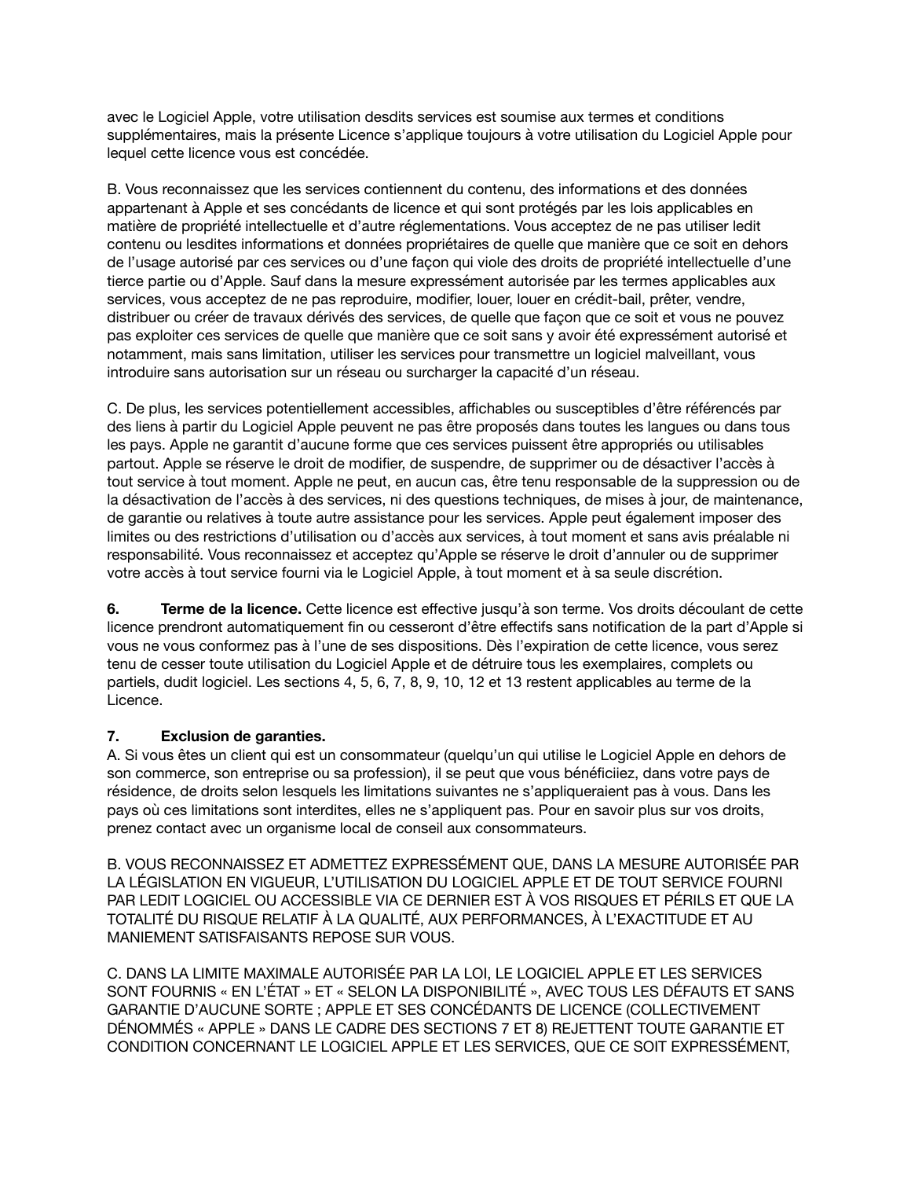avec le Logiciel Apple, votre utilisation desdits services est soumise aux termes et conditions supplémentaires, mais la présente Licence s'applique toujours à votre utilisation du Logiciel Apple pour lequel cette licence vous est concédée.

B. Vous reconnaissez que les services contiennent du contenu, des informations et des données appartenant à Apple et ses concédants de licence et qui sont protégés par les lois applicables en matière de propriété intellectuelle et d'autre réglementations. Vous acceptez de ne pas utiliser ledit contenu ou lesdites informations et données propriétaires de quelle que manière que ce soit en dehors de l'usage autorisé par ces services ou d'une façon qui viole des droits de propriété intellectuelle d'une tierce partie ou d'Apple. Sauf dans la mesure expressément autorisée par les termes applicables aux services, vous acceptez de ne pas reproduire, modifier, louer, louer en crédit-bail, prêter, vendre, distribuer ou créer de travaux dérivés des services, de quelle que façon que ce soit et vous ne pouvez pas exploiter ces services de quelle que manière que ce soit sans y avoir été expressément autorisé et notamment, mais sans limitation, utiliser les services pour transmettre un logiciel malveillant, vous introduire sans autorisation sur un réseau ou surcharger la capacité d'un réseau.

C. De plus, les services potentiellement accessibles, affichables ou susceptibles d'être référencés par des liens à partir du Logiciel Apple peuvent ne pas être proposés dans toutes les langues ou dans tous les pays. Apple ne garantit d'aucune forme que ces services puissent être appropriés ou utilisables partout. Apple se réserve le droit de modifier, de suspendre, de supprimer ou de désactiver l'accès à tout service à tout moment. Apple ne peut, en aucun cas, être tenu responsable de la suppression ou de la désactivation de l'accès à des services, ni des questions techniques, de mises à jour, de maintenance, de garantie ou relatives à toute autre assistance pour les services. Apple peut également imposer des limites ou des restrictions d'utilisation ou d'accès aux services, à tout moment et sans avis préalable ni responsabilité. Vous reconnaissez et acceptez qu'Apple se réserve le droit d'annuler ou de supprimer votre accès à tout service fourni via le Logiciel Apple, à tout moment et à sa seule discrétion.

**6. Terme de la licence.** Cette licence est effective jusqu'à son terme. Vos droits découlant de cette licence prendront automatiquement fin ou cesseront d'être effectifs sans notification de la part d'Apple si vous ne vous conformez pas à l'une de ses dispositions. Dès l'expiration de cette licence, vous serez tenu de cesser toute utilisation du Logiciel Apple et de détruire tous les exemplaires, complets ou partiels, dudit logiciel. Les sections 4, 5, 6, 7, 8, 9, 10, 12 et 13 restent applicables au terme de la Licence.

**7. Exclusion de garanties.**

A. Si vous êtes un client qui est un consommateur (quelqu'un qui utilise le Logiciel Apple en dehors de son commerce, son entreprise ou sa profession), il se peut que vous bénéficiiez, dans votre pays de résidence, de droits selon lesquels les limitations suivantes ne s'appliqueraient pas à vous. Dans les pays où ces limitations sont interdites, elles ne s'appliquent pas. Pour en savoir plus sur vos droits, prenez contact avec un organisme local de conseil aux consommateurs.

B. VOUS RECONNAISSEZ ET ADMETTEZ EXPRESSÉMENT QUE, DANS LA MESURE AUTORISÉE PAR LA LÉGISLATION EN VIGUEUR, L'UTILISATION DU LOGICIEL APPLE ET DE TOUT SERVICE FOURNI PAR LEDIT LOGICIEL OU ACCESSIBLE VIA CE DERNIER EST À VOS RISQUES ET PÉRILS ET QUE LA TOTALITÉ DU RISQUE RELATIF À LA QUALITÉ, AUX PERFORMANCES, À L'EXACTITUDE ET AU MANIEMENT SATISFAISANTS REPOSE SUR VOUS.

C. DANS LA LIMITE MAXIMALE AUTORISÉE PAR LA LOI, LE LOGICIEL APPLE ET LES SERVICES SONT FOURNIS « EN L'ÉTAT » ET « SELON LA DISPONIBILITÉ », AVEC TOUS LES DÉFAUTS ET SANS GARANTIE D'AUCUNE SORTE ; APPLE ET SES CONCÉDANTS DE LICENCE (COLLECTIVEMENT DÉNOMMÉS « APPLE » DANS LE CADRE DES SECTIONS 7 ET 8) REJETTENT TOUTE GARANTIE ET CONDITION CONCERNANT LE LOGICIEL APPLE ET LES SERVICES, QUE CE SOIT EXPRESSÉMENT,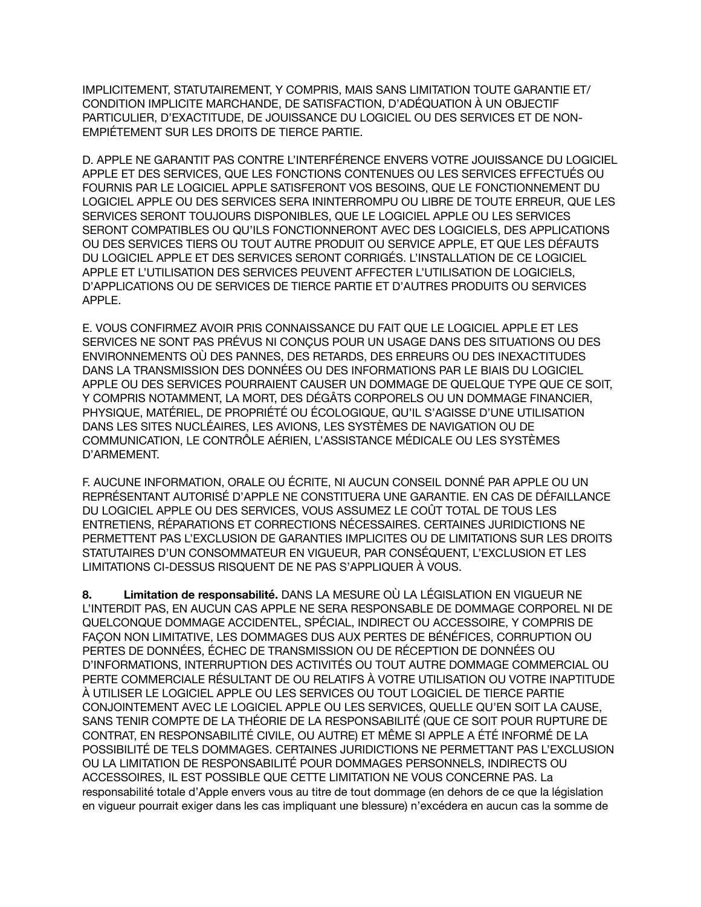IMPLICITEMENT, STATUTAIREMENT, Y COMPRIS, MAIS SANS LIMITATION TOUTE GARANTIE ET/CONDITION IMPLICITE MARCHANDE, DE SATISFACTION, D'ADÉQUATION À UN OBJECTIF PARTICULIER, D'EXACTITUDE, DE JOUISSANCE DU LOGICIEL OU DES SERVICES ET DE NON-EMPIÉTEMENT SUR LES DROITS DE TIERCE PARTIE.

D. APPLE NE GARANTIT PAS CONTRE L'INTERFÉRENCE ENVERS VOTRE JOUISSANCE DU LOGICIEL APPLE ET DES SERVICES, QUE LES FONCTIONS CONTENUES OU LES SERVICES EFFECTUÉS OU FOURNIS PAR LE LOGICIEL APPLE SATISFERONT VOS BESOINS, QUE LE FONCTIONNEMENT DU LOGICIEL APPLE OU DES SERVICES SERA ININTERROMPU OU LIBRE DE TOUTE ERREUR, QUE LES SERVICES SERONT TOUJOURS DISPONIBLES, QUE LE LOGICIEL APPLE OU LES SERVICES SERONT COMPATIBLES OU QU'ILS FONCTIONNERONT AVEC DES LOGICIELS, DES APPLICATIONS OU DES SERVICES TIERS OU TOUT AUTRE PRODUIT OU SERVICE APPLE, ET QUE LES DÉFAUTS DU LOGICIEL APPLE ET DES SERVICES SERONT CORRIGÉS. L'INSTALLATION DE CE LOGICIEL APPLE ET L'UTILISATION DES SERVICES PEUVENT AFFECTER L'UTILISATION DE LOGICIELS, D'APPLICATIONS OU DE SERVICES DE TIERCE PARTIE ET D'AUTRES PRODUITS OU SERVICES APPLE.

E. VOUS CONFIRMEZ AVOIR PRIS CONNAISSANCE DU FAIT QUE LE LOGICIEL APPLE ET LES SERVICES NE SONT PAS PRÉVUS NI CONÇUS POUR UN USAGE DANS DES SITUATIONS OU DES ENVIRONNEMENTS OÙ DES PANNES, DES RETARDS, DES ERREURS OU DES INEXACTITUDES DANS LA TRANSMISSION DES DONNÉES OU DES INFORMATIONS PAR LE BIAIS DU LOGICIEL APPLE OU DES SERVICES POURRAIENT CAUSER UN DOMMAGE DE QUELQUE TYPE QUE CE SOIT, Y COMPRIS NOTAMMENT, LA MORT, DES DÉGÂTS CORPORELS OU UN DOMMAGE FINANCIER, PHYSIQUE, MATÉRIEL, DE PROPRIÉTÉ OU ÉCOLOGIQUE, QU'IL S'AGISSE D'UNE UTILISATION DANS LES SITES NUCLÉAIRES, LES AVIONS, LES SYSTÈMES DE NAVIGATION OU DE COMMUNICATION, LE CONTRÔLE AÉRIEN, L'ASSISTANCE MÉDICALE OU LES SYSTÈMES D'ARMEMENT.

F. AUCUNE INFORMATION, ORALE OU ÉCRITE, NI AUCUN CONSEIL DONNÉ PAR APPLE OU UN REPRÉSENTANT AUTORISÉ D'APPLE NE CONSTITUERA UNE GARANTIE. EN CAS DE DÉFAILLANCE DU LOGICIEL APPLE OU DES SERVICES, VOUS ASSUMEZ LE COÛT TOTAL DE TOUS LES ENTRETIENS, RÉPARATIONS ET CORRECTIONS NÉCESSAIRES. CERTAINES JURIDICTIONS NE PERMETTENT PAS L'EXCLUSION DE GARANTIES IMPLICITES OU DE LIMITATIONS SUR LES DROITS STATUTAIRES D'UN CONSOMMATEUR EN VIGUEUR, PAR CONSÉQUENT, L'EXCLUSION ET LES LIMITATIONS CI-DESSUS RISQUENT DE NE PAS S'APPLIQUER À VOUS.

**8. Limitation de responsabilité.** DANS LA MESURE OÙ LA LÉGISLATION EN VIGUEUR NE L'INTERDIT PAS, EN AUCUN CAS APPLE NE SERA RESPONSABLE DE DOMMAGE CORPOREL NI DE QUELCONQUE DOMMAGE ACCIDENTEL, SPÉCIAL, INDIRECT OU ACCESSOIRE, Y COMPRIS DE FAÇON NON LIMITATIVE, LES DOMMAGES DUS AUX PERTES DE BÉNÉFICES, CORRUPTION OU PERTES DE DONNÉES, ÉCHEC DE TRANSMISSION OU DE RÉCEPTION DE DONNÉES OU D'INFORMATIONS, INTERRUPTION DES ACTIVITÉS OU TOUT AUTRE DOMMAGE COMMERCIAL OU PERTE COMMERCIALE RÉSULTANT DE OU RELATIFS À VOTRE UTILISATION OU VOTRE INAPTITUDE À UTILISER LE LOGICIEL APPLE OU LES SERVICES OU TOUT LOGICIEL DE TIERCE PARTIE CONJOINTEMENT AVEC LE LOGICIEL APPLE OU LES SERVICES, QUELLE QU'EN SOIT LA CAUSE, SANS TENIR COMPTE DE LA THÉORIE DE LA RESPONSABILITÉ (QUE CE SOIT POUR RUPTURE DE CONTRAT, EN RESPONSABILITÉ CIVILE, OU AUTRE) ET MÊME SI APPLE A ÉTÉ INFORMÉ DE LA POSSIBILITÉ DE TELS DOMMAGES. CERTAINES JURIDICTIONS NE PERMETTANT PAS L'EXCLUSION OU LA LIMITATION DE RESPONSABILITÉ POUR DOMMAGES PERSONNELS, INDIRECTS OU ACCESSOIRES, IL EST POSSIBLE QUE CETTE LIMITATION NE VOUS CONCERNE PAS. La responsabilité totale d'Apple envers vous au titre de tout dommage (en dehors de ce que la législation en vigueur pourrait exiger dans les cas impliquant une blessure) n'excédera en aucun cas la somme de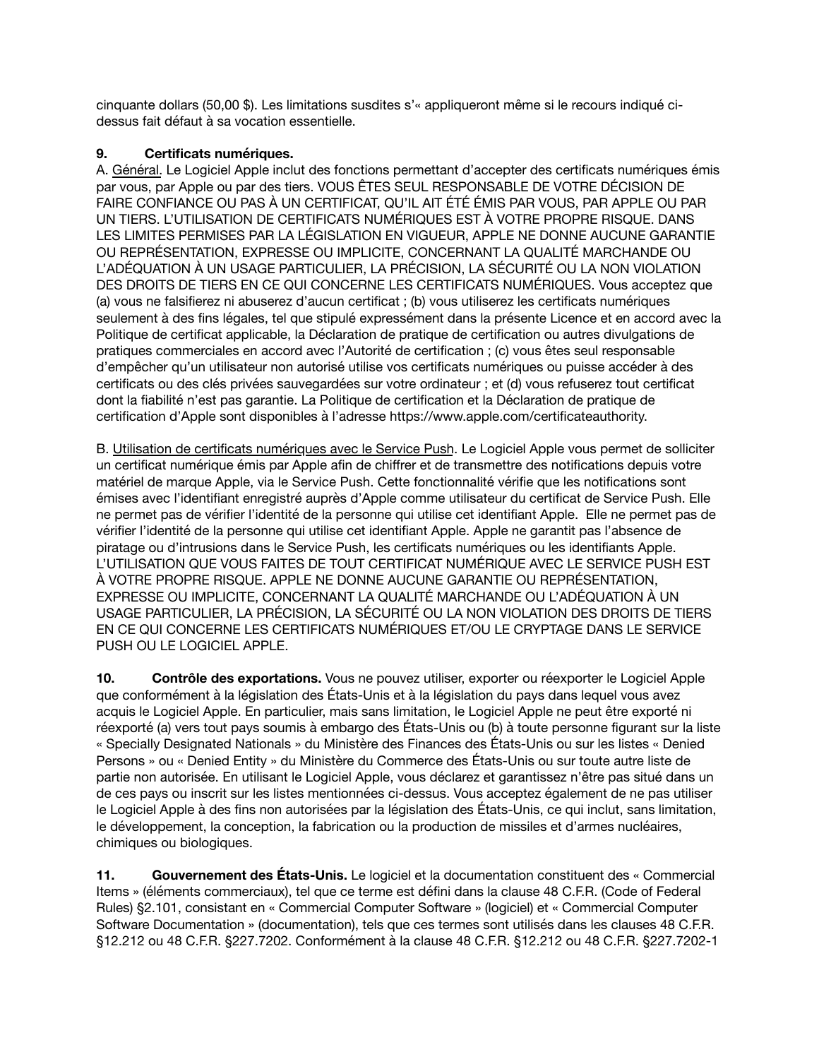cinquante dollars (50,00 $). Les limitations susdites s'« appliqueront même si le recours indiqué ci-dessus fait défaut à sa vocation essentielle.

**9. Certificats numériques.**

A. Général. Le Logiciel Apple inclut des fonctions permettant d'accepter des certificats numériques émis par vous, par Apple ou par des tiers. VOUS ÊTES SEUL RESPONSABLE DE VOTRE DÉCISION DE FAIRE CONFIANCE OU PAS À UN CERTIFICAT, QU'IL AIT ÉTÉ ÉMIS PAR VOUS, PAR APPLE OU PAR UN TIERS. L'UTILISATION DE CERTIFICATS NUMÉRIQUES EST À VOTRE PROPRE RISQUE. DANS LES LIMITES PERMISES PAR LA LÉGISLATION EN VIGUEUR, APPLE NE DONNE AUCUNE GARANTIE OU REPRÉSENTATION, EXPRESSE OU IMPLICITE, CONCERNANT LA QUALITÉ MARCHANDE OU L'ADÉQUATION À UN USAGE PARTICULIER, LA PRÉCISION, LA SÉCURITÉ OU LA NON VIOLATION DES DROITS DE TIERS EN CE QUI CONCERNE LES CERTIFICATS NUMÉRIQUES. Vous acceptez que (a) vous ne falsifierez ni abuserez d'aucun certificat ; (b) vous utiliserez les certificats numériques seulement à des fins légales, tel que stipulé expressément dans la présente Licence et en accord avec la Politique de certificat applicable, la Déclaration de pratique de certification ou autres divulgations de pratiques commerciales en accord avec l'Autorité de certification ; (c) vous êtes seul responsable d'empêcher qu'un utilisateur non autorisé utilise vos certificats numériques ou puisse accéder à des certificats ou des clés privées sauvegardées sur votre ordinateur ; et (d) vous refuserez tout certificat dont la fiabilité n'est pas garantie. La Politique de certification et la Déclaration de pratique de certification d'Apple sont disponibles à l'adresse https://www.apple.com/certificateauthority.

B. Utilisation de certificats numériques avec le Service Push. Le Logiciel Apple vous permet de solliciter un certificat numérique émis par Apple afin de chiffrer et de transmettre des notifications depuis votre matériel de marque Apple, via le Service Push. Cette fonctionnalité vérifie que les notifications sont émises avec l'identifiant enregistré auprès d'Apple comme utilisateur du certificat de Service Push. Elle ne permet pas de vérifier l'identité de la personne qui utilise cet identifiant Apple. Elle ne permet pas de vérifier l'identité de la personne qui utilise cet identifiant Apple. Apple ne garantit pas l'absence de piratage ou d'intrusions dans le Service Push, les certificats numériques ou les identifiants Apple. L'UTILISATION QUE VOUS FAITES DE TOUT CERTIFICAT NUMÉRIQUE AVEC LE SERVICE PUSH EST À VOTRE PROPRE RISQUE. APPLE NE DONNE AUCUNE GARANTIE OU REPRÉSENTATION, EXPRESSE OU IMPLICITE, CONCERNANT LA QUALITÉ MARCHANDE OU L'ADÉQUATION À UN USAGE PARTICULIER, LA PRÉCISION, LA SÉCURITÉ OU LA NON VIOLATION DES DROITS DE TIERS EN CE QUI CONCERNE LES CERTIFICATS NUMÉRIQUES ET/OU LE CRYPTAGE DANS LE SERVICE PUSH OU LE LOGICIEL APPLE.

**10. Contrôle des exportations.** Vous ne pouvez utiliser, exporter ou réexporter le Logiciel Apple que conformément à la législation des États-Unis et à la législation du pays dans lequel vous avez acquis le Logiciel Apple. En particulier, mais sans limitation, le Logiciel Apple ne peut être exporté ni réexporté (a) vers tout pays soumis à embargo des États-Unis ou (b) à toute personne figurant sur la liste « Specially Designated Nationals » du Ministère des Finances des États-Unis ou sur les listes « Denied Persons » ou « Denied Entity » du Ministère du Commerce des États-Unis ou sur toute autre liste de partie non autorisée. En utilisant le Logiciel Apple, vous déclarez et garantissez n'être pas situé dans un de ces pays ou inscrit sur les listes mentionnées ci-dessus. Vous acceptez également de ne pas utiliser le Logiciel Apple à des fins non autorisées par la législation des États-Unis, ce qui inclut, sans limitation, le développement, la conception, la fabrication ou la production de missiles et d'armes nucléaires, chimiques ou biologiques.

**11. Gouvernement des États-Unis.** Le logiciel et la documentation constituent des « Commercial Items » (éléments commerciaux), tel que ce terme est défini dans la clause 48 C.F.R. (Code of Federal Rules) §2.101, consistant en « Commercial Computer Software » (logiciel) et « Commercial Computer Software Documentation » (documentation), tels que ces termes sont utilisés dans les clauses 48 C.F.R. §12.212 ou 48 C.F.R. §227.7202. Conformément à la clause 48 C.F.R. §12.212 ou 48 C.F.R. §227.7202-1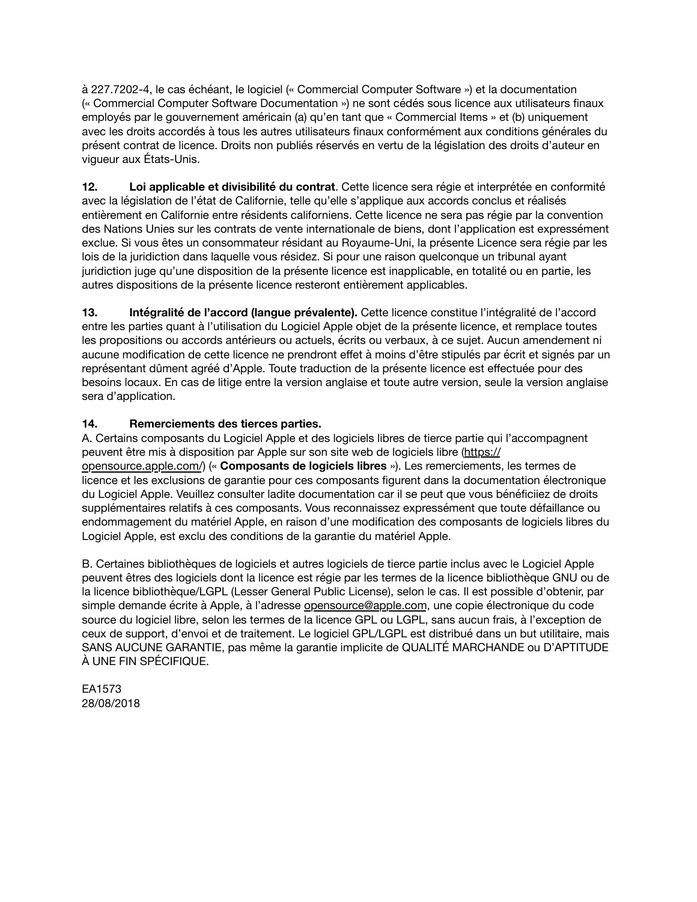à 227.7202-4, le cas échéant, le logiciel (« Commercial Computer Software ») et la documentation (« Commercial Computer Software Documentation ») ne sont cédés sous licence aux utilisateurs finaux employés par le gouvernement américain (a) qu'en tant que « Commercial Items » et (b) uniquement avec les droits accordés à tous les autres utilisateurs finaux conformément aux conditions générales du présent contrat de licence. Droits non publiés réservés en vertu de la législation des droits d'auteur en vigueur aux États-Unis.

**12. Loi applicable et divisibilité du contrat**. Cette licence sera régie et interprétée en conformité avec la législation de l'état de Californie, telle qu'elle s'applique aux accords conclus et réalisés entièrement en Californie entre résidents californiens. Cette licence ne sera pas régie par la convention des Nations Unies sur les contrats de vente internationale de biens, dont l'application est expressément exclue. Si vous êtes un consommateur résidant au Royaume-Uni, la présente Licence sera régie par les lois de la juridiction dans laquelle vous résidez. Si pour une raison quelconque un tribunal ayant juridiction juge qu'une disposition de la présente licence est inapplicable, en totalité ou en partie, les autres dispositions de la présente licence resteront entièrement applicables.

**13. Intégralité de l'accord (langue prévalente).** Cette licence constitue l'intégralité de l'accord entre les parties quant à l'utilisation du Logiciel Apple objet de la présente licence, et remplace toutes les propositions ou accords antérieurs ou actuels, écrits ou verbaux, à ce sujet. Aucun amendement ni aucune modification de cette licence ne prendront effet à moins d'être stipulés par écrit et signés par un représentant dûment agréé d'Apple. Toute traduction de la présente licence est effectuée pour des besoins locaux. En cas de litige entre la version anglaise et toute autre version, seule la version anglaise sera d'application.

**14. Remerciements des tierces parties.**

A. Certains composants du Logiciel Apple et des logiciels libres de tierce partie qui l'accompagnent peuvent être mis à disposition par Apple sur son site web de logiciels libre (https://opensource.apple.com/) (« **Composants de logiciels libres** »). Les remerciements, les termes de licence et les exclusions de garantie pour ces composants figurent dans la documentation électronique du Logiciel Apple. Veuillez consulter ladite documentation car il se peut que vous bénéficiez de droits supplémentaires relatifs à ces composants. Vous reconnaissez expressément que toute défaillance ou endommagement du matériel Apple, en raison d'une modification des composants de logiciels libres du Logiciel Apple, est exclu des conditions de la garantie du matériel Apple.

B. Certaines bibliothèques de logiciels et autres logiciels de tierce partie inclus avec le Logiciel Apple peuvent êtres des logiciels dont la licence est régie par les termes de la licence bibliothèque GNU ou de la licence bibliothèque/LGPL (Lesser General Public License), selon le cas. Il est possible d'obtenir, par simple demande écrite à Apple, à l'adresse opensource@apple.com, une copie électronique du code source du logiciel libre, selon les termes de la licence GPL ou LGPL, sans aucun frais, à l'exception de ceux de support, d'envoi et de traitement. Le logiciel GPL/LGPL est distribué dans un but utilitaire, mais SANS AUCUNE GARANTIE, pas même la garantie implicite de QUALITÉ MARCHANDE ou D'APTITUDE À UNE FIN SPÉCIFIQUE.

EA1573
28/08/2018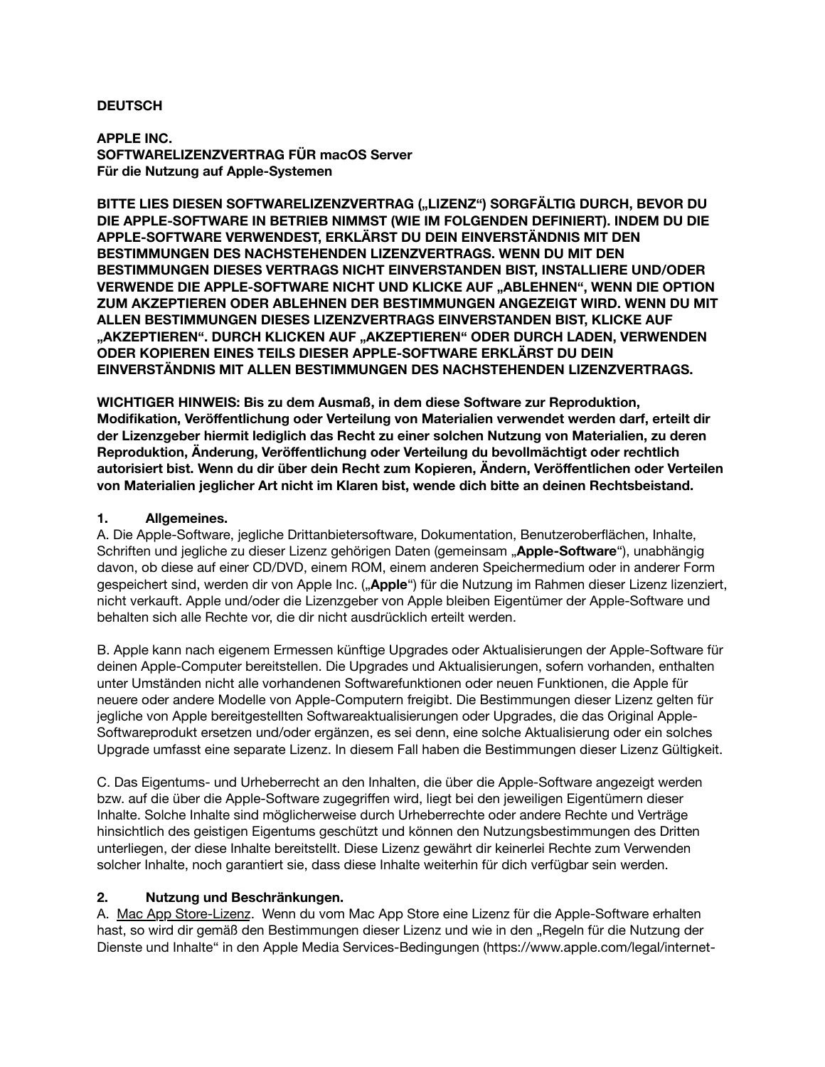**DEUTSCH**

**APPLE INC.**
**SOFTWARELIZENZVERTRAG FÜR macOS Server**
**Für die Nutzung auf Apple-Systemen**

**BITTE LIES DIESEN SOFTWARELIZENZVERTRAG („LIZENZ“) SORGFÄLTIG DURCH, BEVOR DU DIE APPLE-SOFTWARE IN BETRIEB NIMMST (WIE IM FOLGENDEN DEFINIERT). INDEM DU DIE APPLE-SOFTWARE VERWENDEST, ERKLÄRST DU DEIN EINVERSTÄNDNIS MIT DEN BESTIMMUNGEN DES NACHSTEHENDEN LIZENZVERTRAGS. WENN DU MIT DEN BESTIMMUNGEN DIESES VERTRAGS NICHT EINVERSTANDEN BIST, INSTALLIERE UND/ODER VERWENDE DIE APPLE-SOFTWARE NICHT UND KLICKE AUF „ABLEHNEN“, WENN DIE OPTION ZUM AKZEPTIEREN ODER ABLEHNEN DER BESTIMMUNGEN ANGEZEIGT WIRD. WENN DU MIT ALLEN BESTIMMUNGEN DIESES LIZENZVERTRAGS EINVERSTANDEN BIST, KLICKE AUF „AKZEPTIEREN“. DURCH KLICKEN AUF „AKZEPTIEREN“ ODER DURCH LADEN, VERWENDEN ODER KOPIEREN EINES TEILS DIESER APPLE-SOFTWARE ERKLÄRST DU DEIN EINVERSTÄNDNIS MIT ALLEN BESTIMMUNGEN DES NACHSTEHENDEN LIZENZVERTRAGS.**

**WICHTIGER HINWEIS: Bis zu dem Ausmaß, in dem diese Software zur Reproduktion, Modifikation, Veröffentlichung oder Verteilung von Materialien verwendet werden darf, erteilt dir der Lizenzgeber hiermit lediglich das Recht zu einer solchen Nutzung von Materialien, zu deren Reproduktion, Änderung, Veröffentlichung oder Verteilung du bevollmächtigt oder rechtlich autorisiert bist. Wenn du dir über dein Recht zum Kopieren, Ändern, Veröffentlichen oder Verteilen von Materialien jeglicher Art nicht im Klaren bist, wende dich bitte an deinen Rechtsbeistand.**

**1. Allgemeines.**

A. Die Apple-Software, jegliche Drittanbietersoftware, Dokumentation, Benutzeroberflächen, Inhalte, Schriften und jegliche zu dieser Lizenz gehörigen Daten (gemeinsam „**Apple-Software**“), unabhängig davon, ob diese auf einer CD/DVD, einem ROM, einem anderen Speichermedium oder in anderer Form gespeichert sind, werden dir von Apple Inc. („**Apple**“) für die Nutzung im Rahmen dieser Lizenz lizenziert, nicht verkauft. Apple und/oder die Lizenzgeber von Apple bleiben Eigentümer der Apple-Software und behalten sich alle Rechte vor, die dir nicht ausdrücklich erteilt werden.

B. Apple kann nach eigenem Ermessen künftige Upgrades oder Aktualisierungen der Apple-Software für deinen Apple-Computer bereitstellen. Die Upgrades und Aktualisierungen, sofern vorhanden, enthalten unter Umständen nicht alle vorhandenen Softwarefunktionen oder neuen Funktionen, die Apple für neuere oder andere Modelle von Apple-Computern freigibt. Die Bestimmungen dieser Lizenz gelten für jegliche von Apple bereitgestellten Softwareaktualisierungen oder Upgrades, die das Original Apple-Softwareprodukt ersetzen und/oder ergänzen, es sei denn, eine solche Aktualisierung oder ein solches Upgrade umfasst eine separate Lizenz. In diesem Fall haben die Bestimmungen dieser Lizenz Gültigkeit.

C. Das Eigentums- und Urheberrecht an den Inhalten, die über die Apple-Software angezeigt werden bzw. auf die über die Apple-Software zugegriffen wird, liegt bei den jeweiligen Eigentümern dieser Inhalte. Solche Inhalte sind möglicherweise durch Urheberrechte oder andere Rechte und Verträge hinsichtlich des geistigen Eigentums geschützt und können den Nutzungsbestimmungen des Dritten unterliegen, der diese Inhalte bereitstellt. Diese Lizenz gewährt dir keinerlei Rechte zum Verwenden solcher Inhalte, noch garantiert sie, dass diese Inhalte weiterhin für dich verfügbar sein werden.

**2. Nutzung und Beschränkungen.**

A. <u>Mac App Store-Lizenz</u>. Wenn du vom Mac App Store eine Lizenz für die Apple-Software erhalten hast, so wird dir gemäß den Bestimmungen dieser Lizenz und wie in den „Regeln für die Nutzung der Dienste und Inhalte“ in den Apple Media Services-Bedingungen (https://www.apple.com/legal/internet-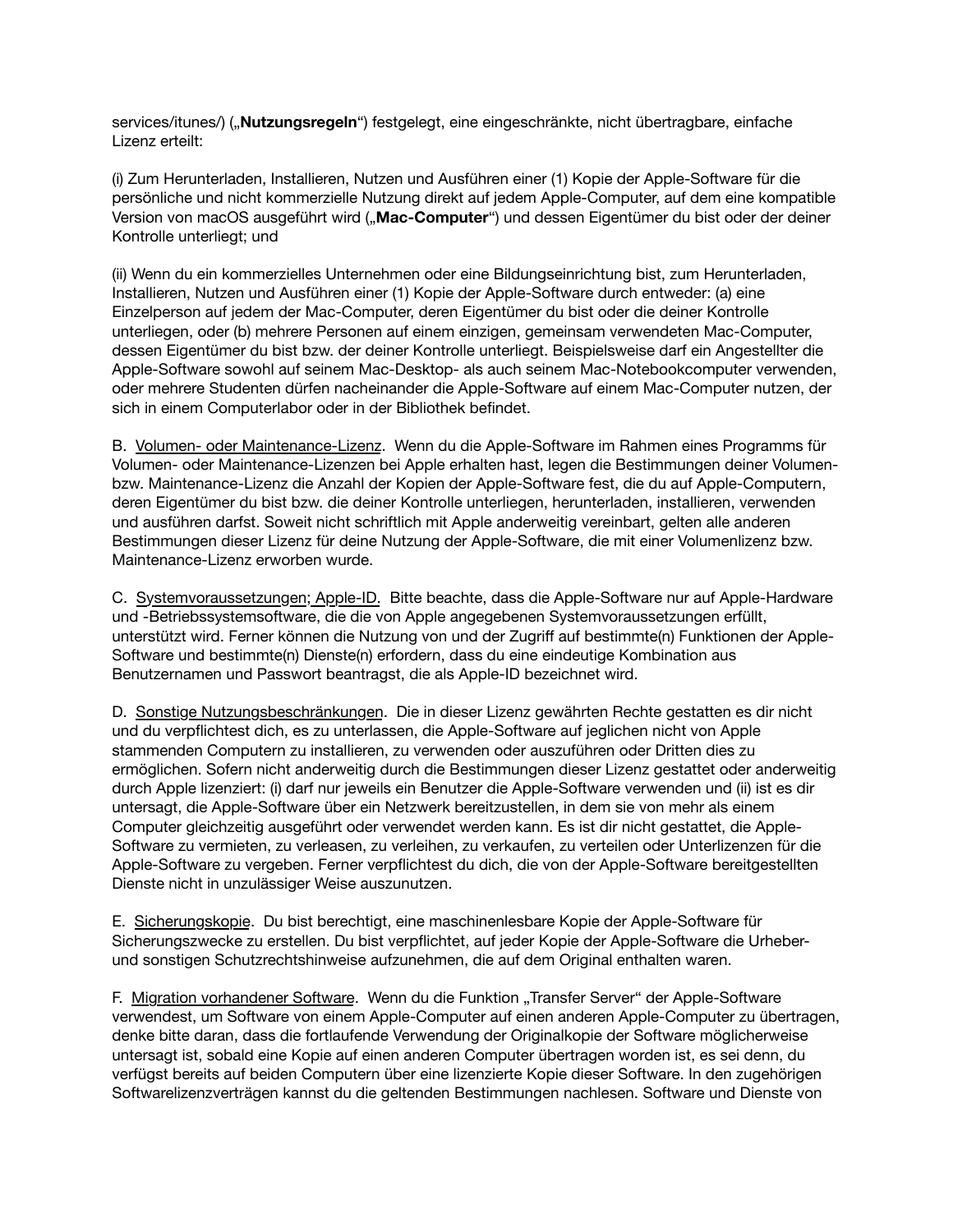services/itunes/) („**Nutzungsregeln**") festgelegt, eine eingeschränkte, nicht übertragbare, einfache Lizenz erteilt:

(i) Zum Herunterladen, Installieren, Nutzen und Ausführen einer (1) Kopie der Apple-Software für die persönliche und nicht kommerzielle Nutzung direkt auf jedem Apple-Computer, auf dem eine kompatible Version von macOS ausgeführt wird („**Mac-Computer**") und dessen Eigentümer du bist oder der deiner Kontrolle unterliegt; und

(ii) Wenn du ein kommerzielles Unternehmen oder eine Bildungseinrichtung bist, zum Herunterladen, Installieren, Nutzen und Ausführen einer (1) Kopie der Apple-Software durch entweder: (a) eine Einzelperson auf jedem der Mac-Computer, deren Eigentümer du bist oder die deiner Kontrolle unterliegen, oder (b) mehrere Personen auf einem einzigen, gemeinsam verwendeten Mac-Computer, dessen Eigentümer du bist bzw. der deiner Kontrolle unterliegt. Beispielsweise darf ein Angestellter die Apple-Software sowohl auf seinem Mac-Desktop- als auch seinem Mac-Notebookcomputer verwenden, oder mehrere Studenten dürfen nacheinander die Apple-Software auf einem Mac-Computer nutzen, der sich in einem Computerlabor oder in der Bibliothek befindet.

B. Volumen- oder Maintenance-Lizenz. Wenn du die Apple-Software im Rahmen eines Programms für Volumen- oder Maintenance-Lizenzen bei Apple erhalten hast, legen die Bestimmungen deiner Volumen- bzw. Maintenance-Lizenz die Anzahl der Kopien der Apple-Software fest, die du auf Apple-Computern, deren Eigentümer du bist bzw. die deiner Kontrolle unterliegen, herunterladen, installieren, verwenden und ausführen darfst. Soweit nicht schriftlich mit Apple anderweitig vereinbart, gelten alle anderen Bestimmungen dieser Lizenz für deine Nutzung der Apple-Software, die mit einer Volumenlizenz bzw. Maintenance-Lizenz erworben wurde.

C. Systemvoraussetzungen; Apple-ID. Bitte beachte, dass die Apple-Software nur auf Apple-Hardware und -Betriebssystemsoftware, die die von Apple angegebenen Systemvoraussetzungen erfüllt, unterstützt wird. Ferner können die Nutzung von und der Zugriff auf bestimmte(n) Funktionen der Apple-Software und bestimmte(n) Dienste(n) erfordern, dass du eine eindeutige Kombination aus Benutzernamen und Passwort beantragst, die als Apple-ID bezeichnet wird.

D. Sonstige Nutzungsbeschränkungen. Die in dieser Lizenz gewährten Rechte gestatten es dir nicht und du verpflichtest dich, es zu unterlassen, die Apple-Software auf jeglichen nicht von Apple stammenden Computern zu installieren, zu verwenden oder auszuführen oder Dritten dies zu ermöglichen. Sofern nicht anderweitig durch die Bestimmungen dieser Lizenz gestattet oder anderweitig durch Apple lizenziert: (i) darf nur jeweils ein Benutzer die Apple-Software verwenden und (ii) ist es dir untersagt, die Apple-Software über ein Netzwerk bereitzustellen, in dem sie von mehr als einem Computer gleichzeitig ausgeführt oder verwendet werden kann. Es ist dir nicht gestattet, die Apple-Software zu vermieten, zu verleasen, zu verleihen, zu verkaufen, zu verteilen oder Unterlizenzen für die Apple-Software zu vergeben. Ferner verpflichtest du dich, die von der Apple-Software bereitgestellten Dienste nicht in unzulässiger Weise auszunutzen.

E. Sicherungskopie. Du bist berechtigt, eine maschinenlesbare Kopie der Apple-Software für Sicherungszwecke zu erstellen. Du bist verpflichtet, auf jeder Kopie der Apple-Software die Urheber- und sonstigen Schutzrechtshinweise aufzunehmen, die auf dem Original enthalten waren.

F. Migration vorhandener Software. Wenn du die Funktion „Transfer Server" der Apple-Software verwendest, um Software von einem Apple-Computer auf einen anderen Apple-Computer zu übertragen, denke bitte daran, dass die fortlaufende Verwendung der Originalkopie der Software möglicherweise untersagt ist, sobald eine Kopie auf einen anderen Computer übertragen worden ist, es sei denn, du verfügst bereits auf beiden Computern über eine lizenzierte Kopie dieser Software. In den zugehörigen Softwarelizenzverträgen kannst du die geltenden Bestimmungen nachlesen. Software und Dienste von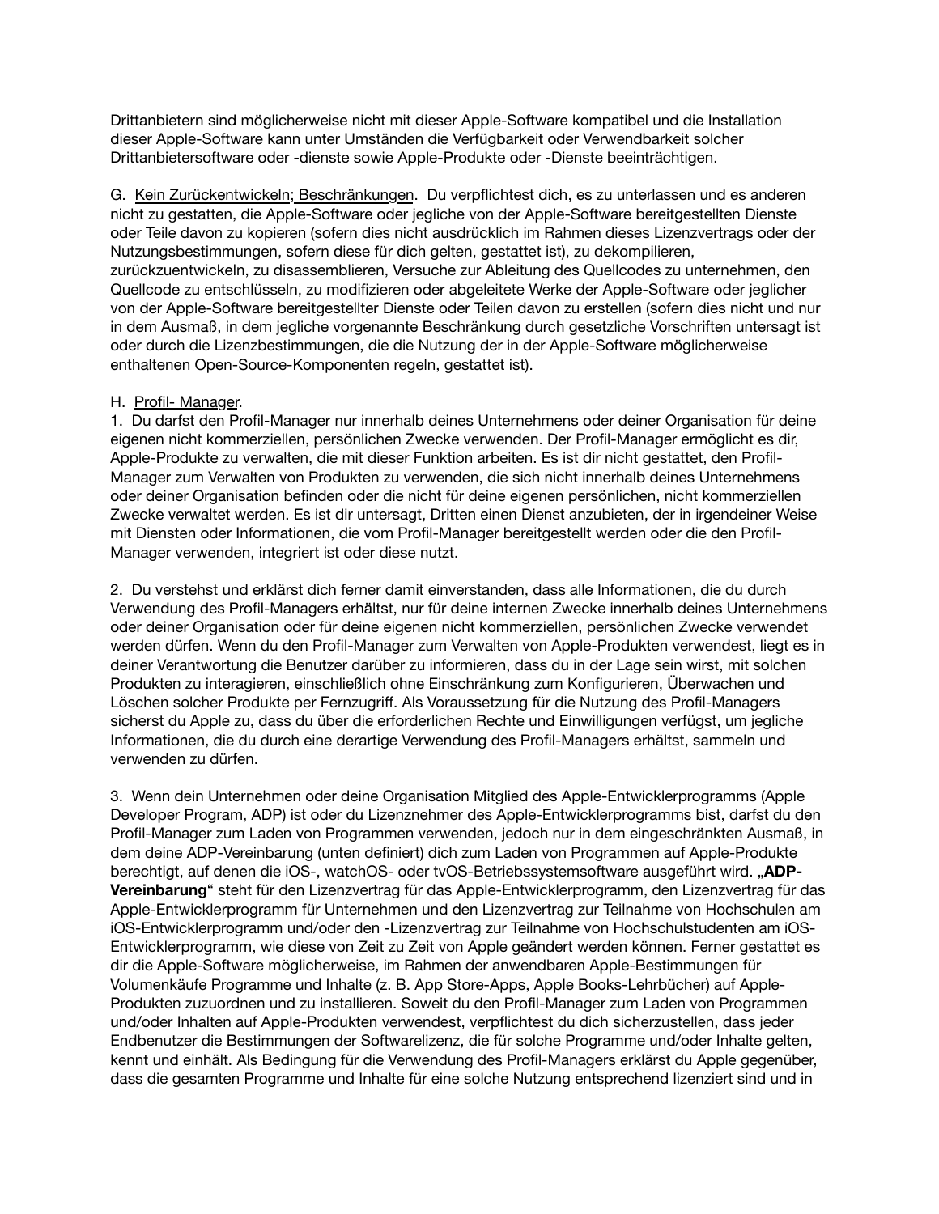Drittanbietern sind möglicherweise nicht mit dieser Apple-Software kompatibel und die Installation dieser Apple-Software kann unter Umständen die Verfügbarkeit oder Verwendbarkeit solcher Drittanbietersoftware oder -dienste sowie Apple-Produkte oder -Dienste beeinträchtigen.

G. Kein Zurückentwickeln; Beschränkungen. Du verpflichtest dich, es zu unterlassen und es anderen nicht zu gestatten, die Apple-Software oder jegliche von der Apple-Software bereitgestellten Dienste oder Teile davon zu kopieren (sofern dies nicht ausdrücklich im Rahmen dieses Lizenzvertrags oder der Nutzungsbestimmungen, sofern diese für dich gelten, gestattet ist), zu dekompilieren, zurückzuentwickeln, zu disassemblieren, Versuche zur Ableitung des Quellcodes zu unternehmen, den Quellcode zu entschlüsseln, zu modifizieren oder abgeleitete Werke der Apple-Software oder jeglicher von der Apple-Software bereitgestellter Dienste oder Teilen davon zu erstellen (sofern dies nicht und nur in dem Ausmaß, in dem jegliche vorgenannte Beschränkung durch gesetzliche Vorschriften untersagt ist oder durch die Lizenzbestimmungen, die die Nutzung der in der Apple-Software möglicherweise enthaltenen Open-Source-Komponenten regeln, gestattet ist).

H. Profil- Manager.

1. Du darfst den Profil-Manager nur innerhalb deines Unternehmens oder deiner Organisation für deine eigenen nicht kommerziellen, persönlichen Zwecke verwenden. Der Profil-Manager ermöglicht es dir, Apple-Produkte zu verwalten, die mit dieser Funktion arbeiten. Es ist dir nicht gestattet, den Profil-Manager zum Verwalten von Produkten zu verwenden, die sich nicht innerhalb deines Unternehmens oder deiner Organisation befinden oder die nicht für deine eigenen persönlichen, nicht kommerziellen Zwecke verwaltet werden. Es ist dir untersagt, Dritten einen Dienst anzubieten, der in irgendeiner Weise mit Diensten oder Informationen, die vom Profil-Manager bereitgestellt werden oder die den Profil-Manager verwenden, integriert ist oder diese nutzt.

2. Du verstehst und erklärst dich ferner damit einverstanden, dass alle Informationen, die du durch Verwendung des Profil-Managers erhältst, nur für deine internen Zwecke innerhalb deines Unternehmens oder deiner Organisation oder für deine eigenen nicht kommerziellen, persönlichen Zwecke verwendet werden dürfen. Wenn du den Profil-Manager zum Verwalten von Apple-Produkten verwendest, liegt es in deiner Verantwortung die Benutzer darüber zu informieren, dass du in der Lage sein wirst, mit solchen Produkten zu interagieren, einschließlich ohne Einschränkung zum Konfigurieren, Überwachen und Löschen solcher Produkte per Fernzugriff. Als Voraussetzung für die Nutzung des Profil-Managers sicherst du Apple zu, dass du über die erforderlichen Rechte und Einwilligungen verfügst, um jegliche Informationen, die du durch eine derartige Verwendung des Profil-Managers erhältst, sammeln und verwenden zu dürfen.

3. Wenn dein Unternehmen oder deine Organisation Mitglied des Apple-Entwicklerprogramms (Apple Developer Program, ADP) ist oder du Lizenznehmer des Apple-Entwicklerprogramms bist, darfst du den Profil-Manager zum Laden von Programmen verwenden, jedoch nur in dem eingeschränkten Ausmaß, in dem deine ADP-Vereinbarung (unten definiert) dich zum Laden von Programmen auf Apple-Produkte berechtigt, auf denen die iOS-, watchOS- oder tvOS-Betriebssystemsoftware ausgeführt wird. „**ADP-Vereinbarung**“ steht für den Lizenzvertrag für das Apple-Entwicklerprogramm, den Lizenzvertrag für das Apple-Entwicklerprogramm für Unternehmen und den Lizenzvertrag zur Teilnahme von Hochschulen am iOS-Entwicklerprogramm und/oder den -Lizenzvertrag zur Teilnahme von Hochschulstudenten am iOS-Entwicklerprogramm, wie diese von Zeit zu Zeit von Apple geändert werden können. Ferner gestattet es dir die Apple-Software möglicherweise, im Rahmen der anwendbaren Apple-Bestimmungen für Volumenkäufe Programme und Inhalte (z. B. App Store-Apps, Apple Books-Lehrbücher) auf Apple-Produkten zuzuordnen und zu installieren. Soweit du den Profil-Manager zum Laden von Programmen und/oder Inhalten auf Apple-Produkten verwendest, verpflichtest du dich sicherzustellen, dass jeder Endbenutzer die Bestimmungen der Softwarelizenz, die für solche Programme und/oder Inhalte gelten, kennt und einhält. Als Bedingung für die Verwendung des Profil-Managers erklärst du Apple gegenüber, dass die gesamten Programme und Inhalte für eine solche Nutzung entsprechend lizenziert sind und in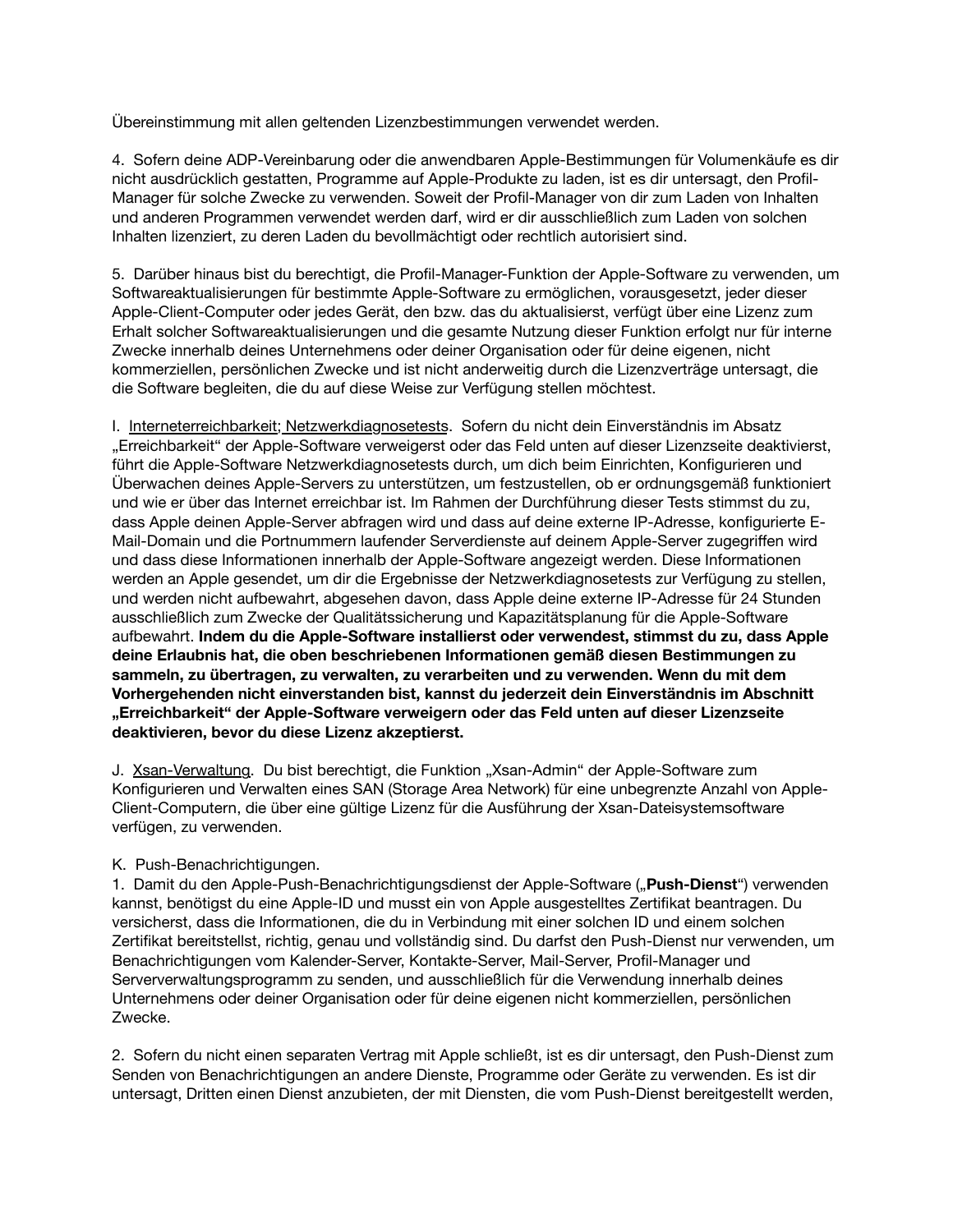Übereinstimmung mit allen geltenden Lizenzbestimmungen verwendet werden.

4. Sofern deine ADP-Vereinbarung oder die anwendbaren Apple-Bestimmungen für Volumenkäufe es dir nicht ausdrücklich gestatten, Programme auf Apple-Produkte zu laden, ist es dir untersagt, den Profil-Manager für solche Zwecke zu verwenden. Soweit der Profil-Manager von dir zum Laden von Inhalten und anderen Programmen verwendet werden darf, wird er dir ausschließlich zum Laden von solchen Inhalten lizenziert, zu deren Laden du bevollmächtigt oder rechtlich autorisiert sind.

5. Darüber hinaus bist du berechtigt, die Profil-Manager-Funktion der Apple-Software zu verwenden, um Softwareaktualisierungen für bestimmte Apple-Software zu ermöglichen, vorausgesetzt, jeder dieser Apple-Client-Computer oder jedes Gerät, den bzw. das du aktualisierst, verfügt über eine Lizenz zum Erhalt solcher Softwareaktualisierungen und die gesamte Nutzung dieser Funktion erfolgt nur für interne Zwecke innerhalb deines Unternehmens oder deiner Organisation oder für deine eigenen, nicht kommerziellen, persönlichen Zwecke und ist nicht anderweitig durch die Lizenzverträge untersagt, die die Software begleiten, die du auf diese Weise zur Verfügung stellen möchtest.

I. Interneterreichbarkeit; Netzwerkdiagnosetests. Sofern du nicht dein Einverständnis im Absatz „Erreichbarkeit" der Apple-Software verweigerst oder das Feld unten auf dieser Lizenzseite deaktivierst, führt die Apple-Software Netzwerkdiagnosetests durch, um dich beim Einrichten, Konfigurieren und Überwachen deines Apple-Servers zu unterstützen, um festzustellen, ob er ordnungsgemäß funktioniert und wie er über das Internet erreichbar ist. Im Rahmen der Durchführung dieser Tests stimmst du zu, dass Apple deinen Apple-Server abfragen wird und dass auf deine externe IP-Adresse, konfigurierte E-Mail-Domain und die Portnummern laufender Serverdienste auf deinem Apple-Server zugegriffen wird und dass diese Informationen innerhalb der Apple-Software angezeigt werden. Diese Informationen werden an Apple gesendet, um dir die Ergebnisse der Netzwerkdiagnosetests zur Verfügung zu stellen, und werden nicht aufbewahrt, abgesehen davon, dass Apple deine externe IP-Adresse für 24 Stunden ausschließlich zum Zwecke der Qualitätssicherung und Kapazitätsplanung für die Apple-Software aufbewahrt. **Indem du die Apple-Software installierst oder verwendest, stimmst du zu, dass Apple deine Erlaubnis hat, die oben beschriebenen Informationen gemäß diesen Bestimmungen zu sammeln, zu übertragen, zu verwalten, zu verarbeiten und zu verwenden. Wenn du mit dem Vorhergehenden nicht einverstanden bist, kannst du jederzeit dein Einverständnis im Abschnitt „Erreichbarkeit" der Apple-Software verweigern oder das Feld unten auf dieser Lizenzseite deaktivieren, bevor du diese Lizenz akzeptierst.**

J. Xsan-Verwaltung. Du bist berechtigt, die Funktion „Xsan-Admin" der Apple-Software zum Konfigurieren und Verwalten eines SAN (Storage Area Network) für eine unbegrenzte Anzahl von Apple-Client-Computern, die über eine gültige Lizenz für die Ausführung der Xsan-Dateisystemsoftware verfügen, zu verwenden.

K. Push-Benachrichtigungen.
1. Damit du den Apple-Push-Benachrichtigungsdienst der Apple-Software („**Push-Dienst**") verwenden kannst, benötigst du eine Apple-ID und musst ein von Apple ausgestelltes Zertifikat beantragen. Du versicherst, dass die Informationen, die du in Verbindung mit einer solchen ID und einem solchen Zertifikat bereitstellst, richtig, genau und vollständig sind. Du darfst den Push-Dienst nur verwenden, um Benachrichtigungen vom Kalender-Server, Kontakte-Server, Mail-Server, Profil-Manager und Serververwaltungsprogramm zu senden, und ausschließlich für die Verwendung innerhalb deines Unternehmens oder deiner Organisation oder für deine eigenen nicht kommerziellen, persönlichen Zwecke.

2. Sofern du nicht einen separaten Vertrag mit Apple schließt, ist es dir untersagt, den Push-Dienst zum Senden von Benachrichtigungen an andere Dienste, Programme oder Geräte zu verwenden. Es ist dir untersagt, Dritten einen Dienst anzubieten, der mit Diensten, die vom Push-Dienst bereitgestellt werden,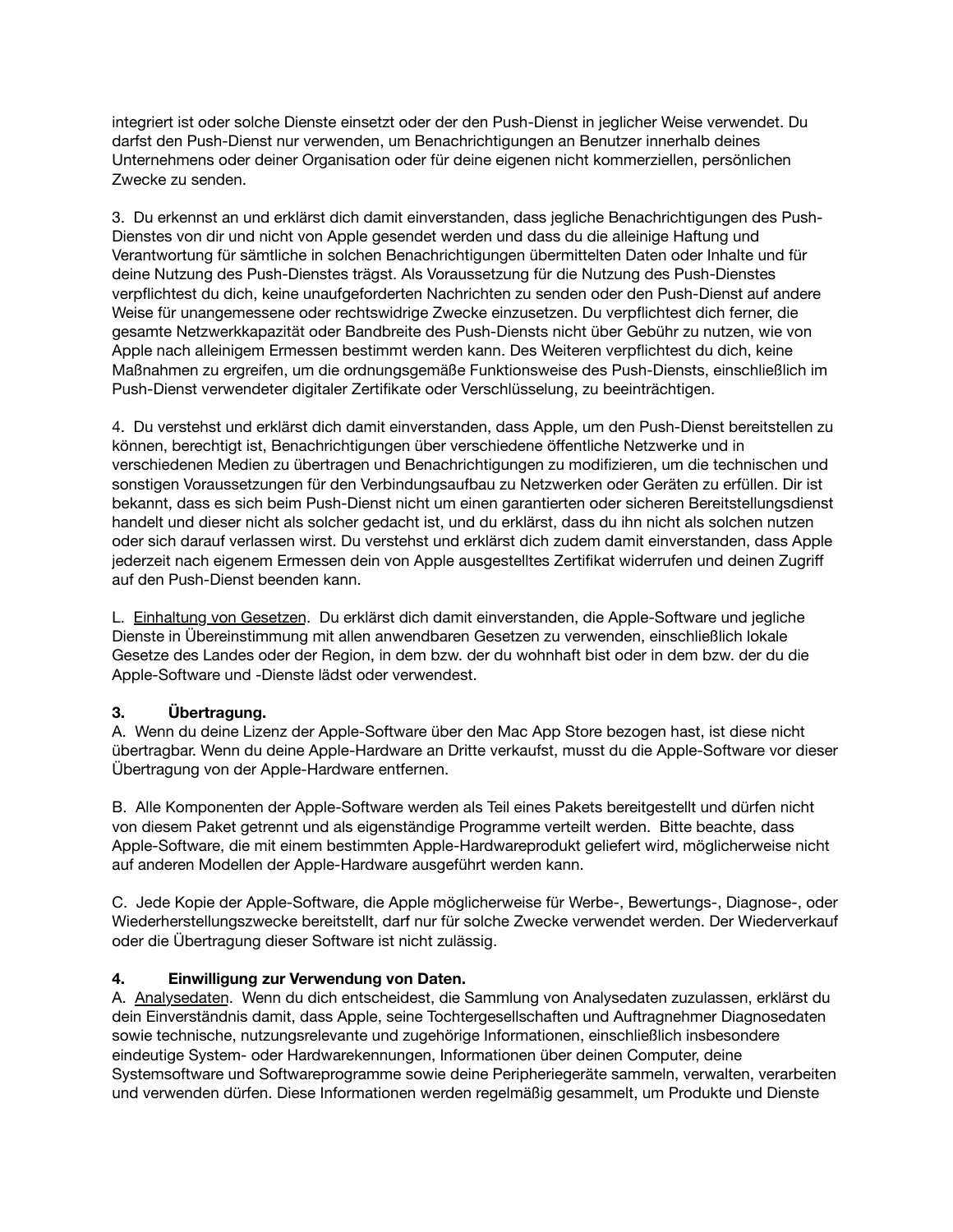integriert ist oder solche Dienste einsetzt oder der den Push-Dienst in jeglicher Weise verwendet. Du darfst den Push-Dienst nur verwenden, um Benachrichtigungen an Benutzer innerhalb deines Unternehmens oder deiner Organisation oder für deine eigenen nicht kommerziellen, persönlichen Zwecke zu senden.

3. Du erkennst an und erklärst dich damit einverstanden, dass jegliche Benachrichtigungen des Push-Dienstes von dir und nicht von Apple gesendet werden und dass du die alleinige Haftung und Verantwortung für sämtliche in solchen Benachrichtigungen übermittelten Daten oder Inhalte und für deine Nutzung des Push-Dienstes trägst. Als Voraussetzung für die Nutzung des Push-Dienstes verpflichtest du dich, keine unaufgeforderten Nachrichten zu senden oder den Push-Dienst auf andere Weise für unangemessene oder rechtswidrige Zwecke einzusetzen. Du verpflichtest dich ferner, die gesamte Netzwerkkapazität oder Bandbreite des Push-Diensts nicht über Gebühr zu nutzen, wie von Apple nach alleinigem Ermessen bestimmt werden kann. Des Weiteren verpflichtest du dich, keine Maßnahmen zu ergreifen, um die ordnungsgemäße Funktionsweise des Push-Diensts, einschließlich im Push-Dienst verwendeter digitaler Zertifikate oder Verschlüsselung, zu beeinträchtigen.

4. Du verstehst und erklärst dich damit einverstanden, dass Apple, um den Push-Dienst bereitstellen zu können, berechtigt ist, Benachrichtigungen über verschiedene öffentliche Netzwerke und in verschiedenen Medien zu übertragen und Benachrichtigungen zu modifizieren, um die technischen und sonstigen Voraussetzungen für den Verbindungsaufbau zu Netzwerken oder Geräten zu erfüllen. Dir ist bekannt, dass es sich beim Push-Dienst nicht um einen garantierten oder sicheren Bereitstellungsdienst handelt und dieser nicht als solcher gedacht ist, und du erklärst, dass du ihn nicht als solchen nutzen oder sich darauf verlassen wirst. Du verstehst und erklärst dich zudem damit einverstanden, dass Apple jederzeit nach eigenem Ermessen dein von Apple ausgestelltes Zertifikat widerrufen und deinen Zugriff auf den Push-Dienst beenden kann.

L. Einhaltung von Gesetzen. Du erklärst dich damit einverstanden, die Apple-Software und jegliche Dienste in Übereinstimmung mit allen anwendbaren Gesetzen zu verwenden, einschließlich lokale Gesetze des Landes oder der Region, in dem bzw. der du wohnhaft bist oder in dem bzw. der du die Apple-Software und -Dienste lädst oder verwendest.

**3. Übertragung.**

A. Wenn du deine Lizenz der Apple-Software über den Mac App Store bezogen hast, ist diese nicht übertragbar. Wenn du deine Apple-Hardware an Dritte verkaufst, musst du die Apple-Software vor dieser Übertragung von der Apple-Hardware entfernen.

B. Alle Komponenten der Apple-Software werden als Teil eines Pakets bereitgestellt und dürfen nicht von diesem Paket getrennt und als eigenständige Programme verteilt werden. Bitte beachte, dass Apple-Software, die mit einem bestimmten Apple-Hardwareprodukt geliefert wird, möglicherweise nicht auf anderen Modellen der Apple-Hardware ausgeführt werden kann.

C. Jede Kopie der Apple-Software, die Apple möglicherweise für Werbe-, Bewertungs-, Diagnose-, oder Wiederherstellungszwecke bereitstellt, darf nur für solche Zwecke verwendet werden. Der Wiederverkauf oder die Übertragung dieser Software ist nicht zulässig.

**4. Einwilligung zur Verwendung von Daten.**

A. Analysedaten. Wenn du dich entscheidest, die Sammlung von Analysedaten zuzulassen, erklärst du dein Einverständnis damit, dass Apple, seine Tochtergesellschaften und Auftragnehmer Diagnosedaten sowie technische, nutzungsrelevante und zugehörige Informationen, einschließlich insbesondere eindeutige System- oder Hardwarekennungen, Informationen über deinen Computer, deine Systemsoftware und Softwareprogramme sowie deine Peripheriegeräte sammeln, verwalten, verarbeiten und verwenden dürfen. Diese Informationen werden regelmäßig gesammelt, um Produkte und Dienste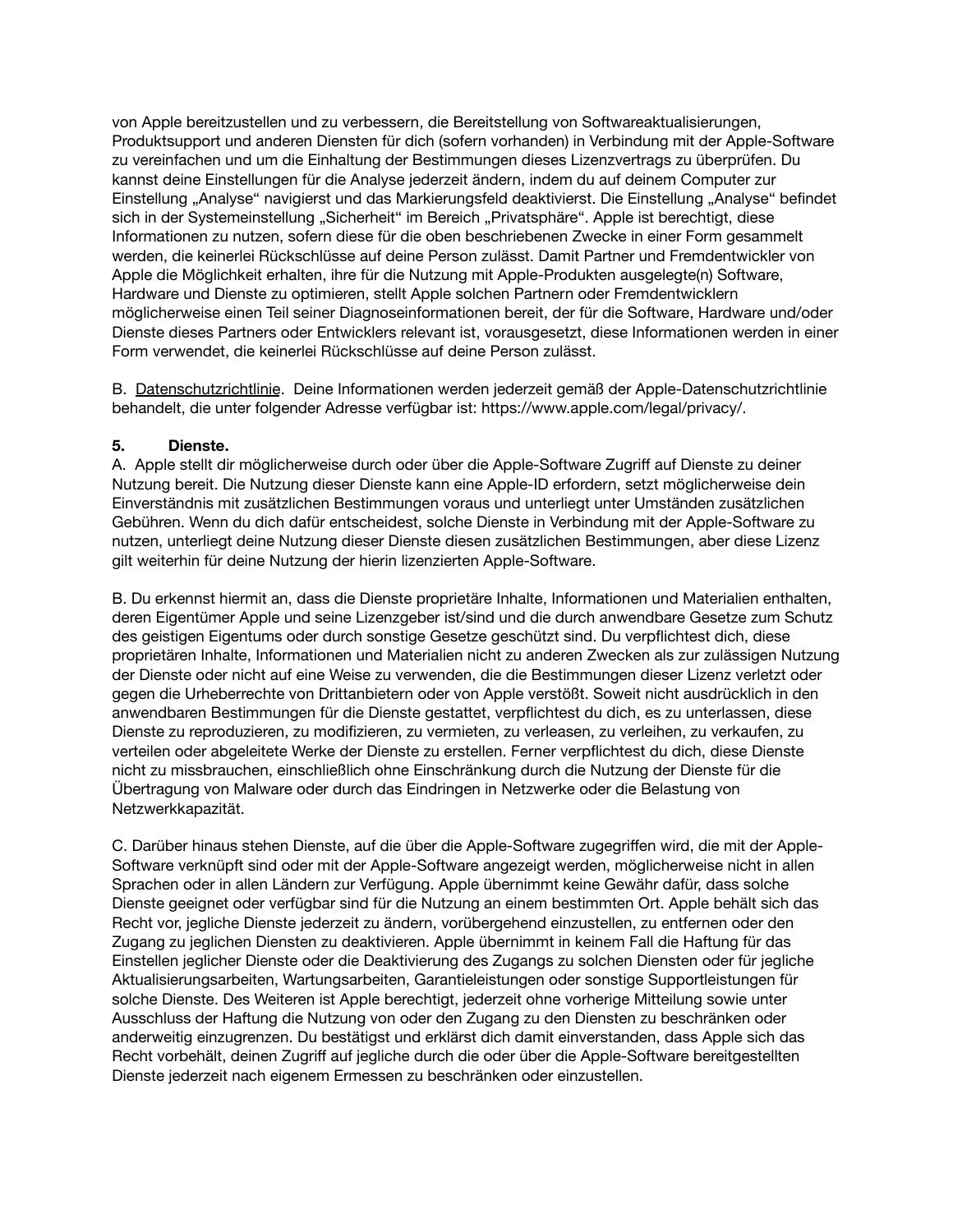von Apple bereitzustellen und zu verbessern, die Bereitstellung von Softwareaktualisierungen, Produktsupport und anderen Diensten für dich (sofern vorhanden) in Verbindung mit der Apple-Software zu vereinfachen und um die Einhaltung der Bestimmungen dieses Lizenzvertrags zu überprüfen. Du kannst deine Einstellungen für die Analyse jederzeit ändern, indem du auf deinem Computer zur Einstellung „Analyse" navigierst und das Markierungsfeld deaktivierst. Die Einstellung „Analyse" befindet sich in der Systemeinstellung „Sicherheit" im Bereich „Privatsphäre". Apple ist berechtigt, diese Informationen zu nutzen, sofern diese für die oben beschriebenen Zwecke in einer Form gesammelt werden, die keinerlei Rückschlüsse auf deine Person zulässt. Damit Partner und Fremdentwickler von Apple die Möglichkeit erhalten, ihre für die Nutzung mit Apple-Produkten ausgelegte(n) Software, Hardware und Dienste zu optimieren, stellt Apple solchen Partnern oder Fremdentwicklern möglicherweise einen Teil seiner Diagnoseinformationen bereit, der für die Software, Hardware und/oder Dienste dieses Partners oder Entwicklers relevant ist, vorausgesetzt, diese Informationen werden in einer Form verwendet, die keinerlei Rückschlüsse auf deine Person zulässt.

B. Datenschutzrichtlinie. Deine Informationen werden jederzeit gemäß der Apple-Datenschutzrichtlinie behandelt, die unter folgender Adresse verfügbar ist: https://www.apple.com/legal/privacy/.

**5. Dienste.**

A. Apple stellt dir möglicherweise durch oder über die Apple-Software Zugriff auf Dienste zu deiner Nutzung bereit. Die Nutzung dieser Dienste kann eine Apple-ID erfordern, setzt möglicherweise dein Einverständnis mit zusätzlichen Bestimmungen voraus und unterliegt unter Umständen zusätzlichen Gebühren. Wenn du dich dafür entscheidest, solche Dienste in Verbindung mit der Apple-Software zu nutzen, unterliegt deine Nutzung dieser Dienste diesen zusätzlichen Bestimmungen, aber diese Lizenz gilt weiterhin für deine Nutzung der hierin lizenzierten Apple-Software.

B. Du erkennst hiermit an, dass die Dienste proprietäre Inhalte, Informationen und Materialien enthalten, deren Eigentümer Apple und seine Lizenzgeber ist/sind und die durch anwendbare Gesetze zum Schutz des geistigen Eigentums oder durch sonstige Gesetze geschützt sind. Du verpflichtest dich, diese proprietären Inhalte, Informationen und Materialien nicht zu anderen Zwecken als zur zulässigen Nutzung der Dienste oder nicht auf eine Weise zu verwenden, die die Bestimmungen dieser Lizenz verletzt oder gegen die Urheberrechte von Drittanbietern oder von Apple verstößt. Soweit nicht ausdrücklich in den anwendbaren Bestimmungen für die Dienste gestattet, verpflichtest du dich, es zu unterlassen, diese Dienste zu reproduzieren, zu modifizieren, zu vermieten, zu verleasen, zu verleihen, zu verkaufen, zu verteilen oder abgeleitete Werke der Dienste zu erstellen. Ferner verpflichtest du dich, diese Dienste nicht zu missbrauchen, einschließlich ohne Einschränkung durch die Nutzung der Dienste für die Übertragung von Malware oder durch das Eindringen in Netzwerke oder die Belastung von Netzwerkkapazität.

C. Darüber hinaus stehen Dienste, auf die über die Apple-Software zugegriffen wird, die mit der Apple-Software verknüpft sind oder mit der Apple-Software angezeigt werden, möglicherweise nicht in allen Sprachen oder in allen Ländern zur Verfügung. Apple übernimmt keine Gewähr dafür, dass solche Dienste geeignet oder verfügbar sind für die Nutzung an einem bestimmten Ort. Apple behält sich das Recht vor, jegliche Dienste jederzeit zu ändern, vorübergehend einzustellen, zu entfernen oder den Zugang zu jeglichen Diensten zu deaktivieren. Apple übernimmt in keinem Fall die Haftung für das Einstellen jeglicher Dienste oder die Deaktivierung des Zugangs zu solchen Diensten oder für jegliche Aktualisierungsarbeiten, Wartungsarbeiten, Garantieleistungen oder sonstige Supportleistungen für solche Dienste. Des Weiteren ist Apple berechtigt, jederzeit ohne vorherige Mitteilung sowie unter Ausschluss der Haftung die Nutzung von oder den Zugang zu den Diensten zu beschränken oder anderweitig einzugrenzen. Du bestätigst und erklärst dich damit einverstanden, dass Apple sich das Recht vorbehält, deinen Zugriff auf jegliche durch die oder über die Apple-Software bereitgestellten Dienste jederzeit nach eigenem Ermessen zu beschränken oder einzustellen.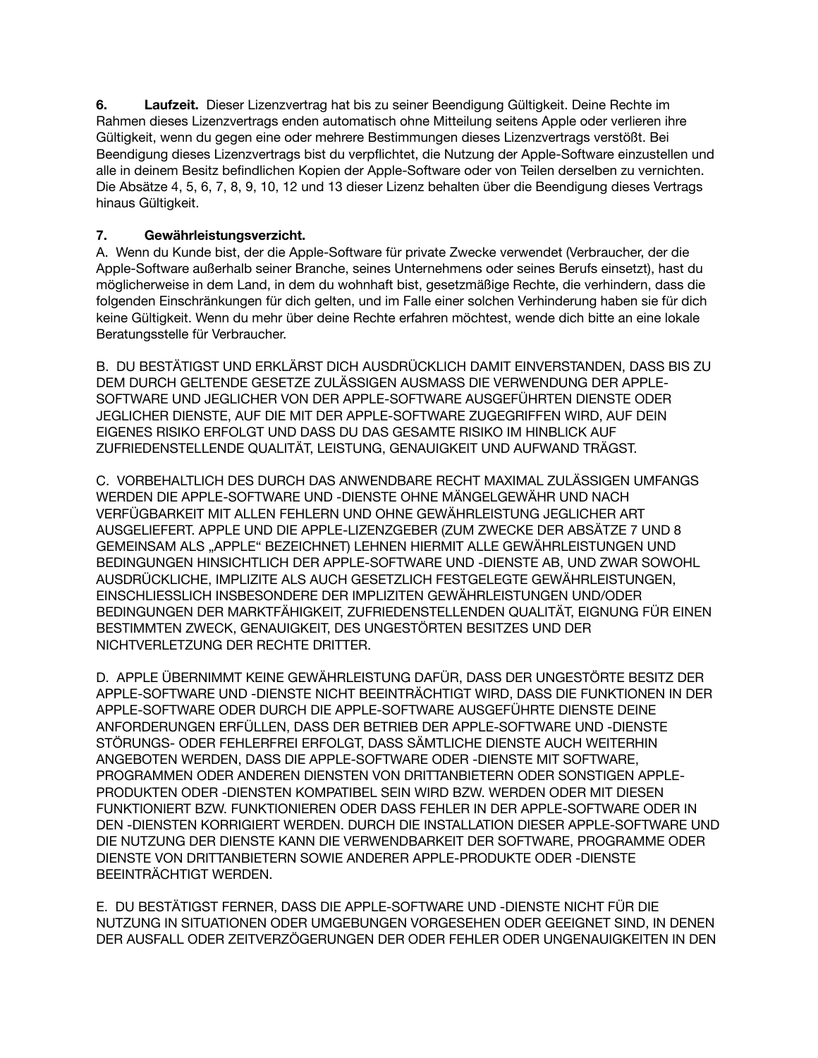**6. Laufzeit.** Dieser Lizenzvertrag hat bis zu seiner Beendigung Gültigkeit. Deine Rechte im Rahmen dieses Lizenzvertrags enden automatisch ohne Mitteilung seitens Apple oder verlieren ihre Gültigkeit, wenn du gegen eine oder mehrere Bestimmungen dieses Lizenzvertrags verstößt. Bei Beendigung dieses Lizenzvertrags bist du verpflichtet, die Nutzung der Apple-Software einzustellen und alle in deinem Besitz befindlichen Kopien der Apple-Software oder von Teilen derselben zu vernichten. Die Absätze 4, 5, 6, 7, 8, 9, 10, 12 und 13 dieser Lizenz behalten über die Beendigung dieses Vertrags hinaus Gültigkeit.

**7. Gewährleistungsverzicht.**

A. Wenn du Kunde bist, der die Apple-Software für private Zwecke verwendet (Verbraucher, der die Apple-Software außerhalb seiner Branche, seines Unternehmens oder seines Berufs einsetzt), hast du möglicherweise in dem Land, in dem du wohnhaft bist, gesetzmäßige Rechte, die verhindern, dass die folgenden Einschränkungen für dich gelten, und im Falle einer solchen Verhinderung haben sie für dich keine Gültigkeit. Wenn du mehr über deine Rechte erfahren möchtest, wende dich bitte an eine lokale Beratungsstelle für Verbraucher.

B. DU BESTÄTIGST UND ERKLÄRST DICH AUSDRÜCKLICH DAMIT EINVERSTANDEN, DASS BIS ZU DEM DURCH GELTENDE GESETZE ZULÄSSIGEN AUSMASS DIE VERWENDUNG DER APPLE-SOFTWARE UND JEGLICHER VON DER APPLE-SOFTWARE AUSGEFÜHRTEN DIENSTE ODER JEGLICHER DIENSTE, AUF DIE MIT DER APPLE-SOFTWARE ZUGEGRIFFEN WIRD, AUF DEIN EIGENES RISIKO ERFOLGT UND DASS DU DAS GESAMTE RISIKO IM HINBLICK AUF ZUFRIEDENSTELLENDE QUALITÄT, LEISTUNG, GENAUIGKEIT UND AUFWAND TRÄGST.

C. VORBEHALTLICH DES DURCH DAS ANWENDBARE RECHT MAXIMAL ZULÄSSIGEN UMFANGS WERDEN DIE APPLE-SOFTWARE UND -DIENSTE OHNE MÄNGELGEWÄHR UND NACH VERFÜGBARKEIT MIT ALLEN FEHLERN UND OHNE GEWÄHRLEISTUNG JEGLICHER ART AUSGELIEFERT. APPLE UND DIE APPLE-LIZENZGEBER (ZUM ZWECKE DER ABSÄTZE 7 UND 8 GEMEINSAM ALS „APPLE" BEZEICHNET) LEHNEN HIERMIT ALLE GEWÄHRLEISTUNGEN UND BEDINGUNGEN HINSICHTLICH DER APPLE-SOFTWARE UND -DIENSTE AB, UND ZWAR SOWOHL AUSDRÜCKLICHE, IMPLIZITE ALS AUCH GESETZLICH FESTGELEGTE GEWÄHRLEISTUNGEN, EINSCHLIESSLICH INSBESONDERE DER IMPLIZITEN GEWÄHRLEISTUNGEN UND/ODER BEDINGUNGEN DER MARKTFÄHIGKEIT, ZUFRIEDENSTELLENDEN QUALITÄT, EIGNUNG FÜR EINEN BESTIMMTEN ZWECK, GENAUIGKEIT, DES UNGESTÖRTEN BESITZES UND DER NICHTVERLETZUNG DER RECHTE DRITTER.

D. APPLE ÜBERNIMMT KEINE GEWÄHRLEISTUNG DAFÜR, DASS DER UNGESTÖRTE BESITZ DER APPLE-SOFTWARE UND -DIENSTE NICHT BEEINTRÄCHTIGT WIRD, DASS DIE FUNKTIONEN IN DER APPLE-SOFTWARE ODER DURCH DIE APPLE-SOFTWARE AUSGEFÜHRTE DIENSTE DEINE ANFORDERUNGEN ERFÜLLEN, DASS DER BETRIEB DER APPLE-SOFTWARE UND -DIENSTE STÖRUNGS- ODER FEHLERFREI ERFOLGT, DASS SÄMTLICHE DIENSTE AUCH WEITERHIN ANGEBOTEN WERDEN, DASS DIE APPLE-SOFTWARE ODER -DIENSTE MIT SOFTWARE, PROGRAMMEN ODER ANDEREN DIENSTEN VON DRITTANBIETERN ODER SONSTIGEN APPLE-PRODUKTEN ODER -DIENSTEN KOMPATIBEL SEIN WIRD BZW. WERDEN ODER MIT DIESEN FUNKTIONIERT BZW. FUNKTIONIEREN ODER DASS FEHLER IN DER APPLE-SOFTWARE ODER IN DEN -DIENSTEN KORRIGIERT WERDEN. DURCH DIE INSTALLATION DIESER APPLE-SOFTWARE UND DIE NUTZUNG DER DIENSTE KANN DIE VERWENDBARKEIT DER SOFTWARE, PROGRAMME ODER DIENSTE VON DRITTANBIETERN SOWIE ANDERER APPLE-PRODUKTE ODER -DIENSTE BEEINTRÄCHTIGT WERDEN.

E. DU BESTÄTIGST FERNER, DASS DIE APPLE-SOFTWARE UND -DIENSTE NICHT FÜR DIE NUTZUNG IN SITUATIONEN ODER UMGEBUNGEN VORGESEHEN ODER GEEIGNET SIND, IN DENEN DER AUSFALL ODER ZEITVERZÖGERUNGEN DER ODER FEHLER ODER UNGENAUIGKEITEN IN DEN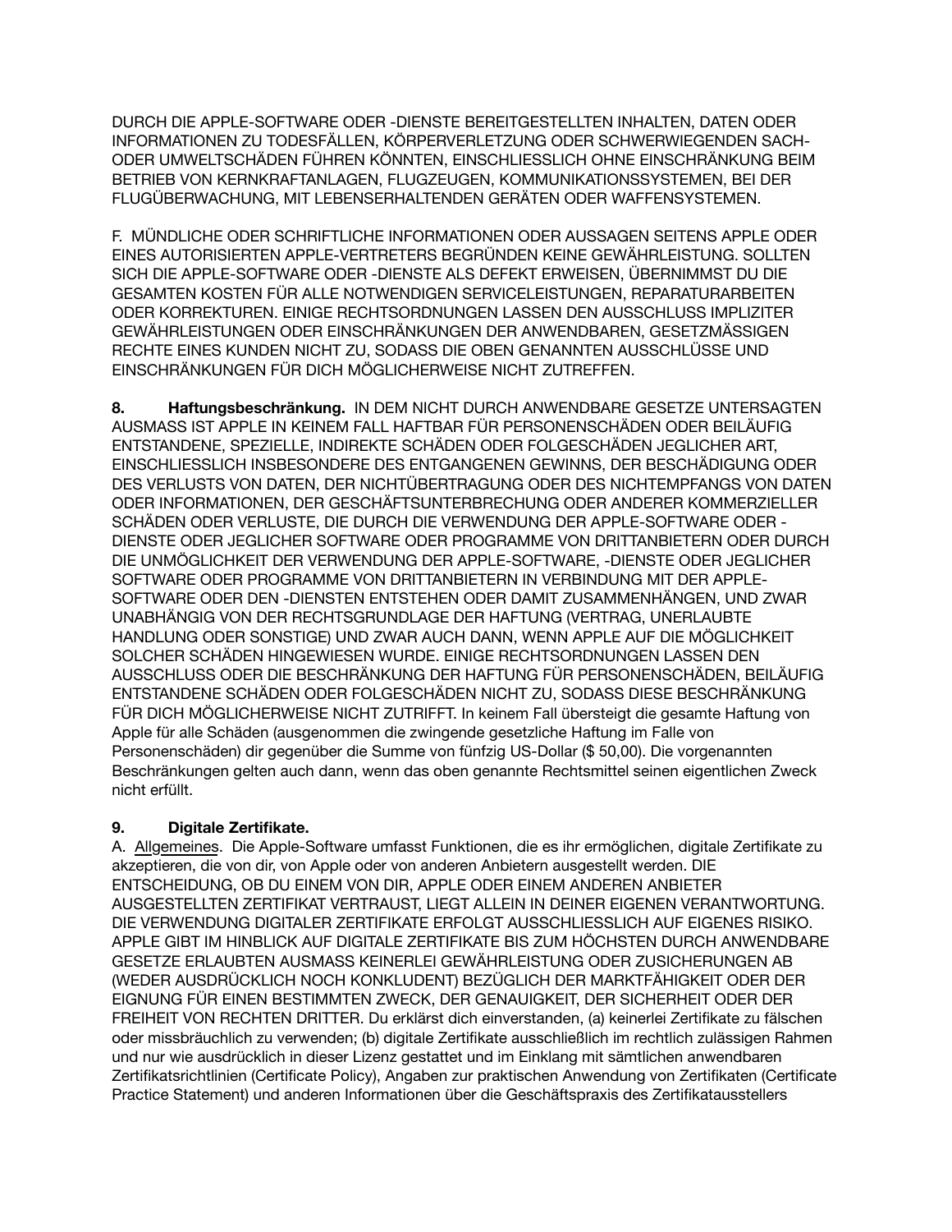DURCH DIE APPLE-SOFTWARE ODER -DIENSTE BEREITGESTELLTEN INHALTEN, DATEN ODER INFORMATIONEN ZU TODESFÄLLEN, KÖRPERVERLETZUNG ODER SCHWERWIEGENDEN SACH- ODER UMWELTSCHÄDEN FÜHREN KÖNNTEN, EINSCHLIESSLICH OHNE EINSCHRÄNKUNG BEIM BETRIEB VON KERNKRAFTANLAGEN, FLUGZEUGEN, KOMMUNIKATIONSSYSTEMEN, BEI DER FLUGÜBERWACHUNG, MIT LEBENSERHALTENDEN GERÄTEN ODER WAFFENSYSTEMEN.

F. MÜNDLICHE ODER SCHRIFTLICHE INFORMATIONEN ODER AUSSAGEN SEITENS APPLE ODER EINES AUTORISIERTEN APPLE-VERTRETERS BEGRÜNDEN KEINE GEWÄHRLEISTUNG. SOLLTEN SICH DIE APPLE-SOFTWARE ODER -DIENSTE ALS DEFEKT ERWEISEN, ÜBERNIMMST DU DIE GESAMTEN KOSTEN FÜR ALLE NOTWENDIGEN SERVICELEISTUNGEN, REPARATURARBEITEN ODER KORREKTUREN. EINIGE RECHTSORDNUNGEN LASSEN DEN AUSSCHLUSS IMPLIZITER GEWÄHRLEISTUNGEN ODER EINSCHRÄNKUNGEN DER ANWENDBAREN, GESETZMÄSSIGEN RECHTE EINES KUNDEN NICHT ZU, SODASS DIE OBEN GENANNTEN AUSSCHLÜSSE UND EINSCHRÄNKUNGEN FÜR DICH MÖGLICHERWEISE NICHT ZUTREFFEN.

**8. Haftungsbeschränkung.** IN DEM NICHT DURCH ANWENDBARE GESETZE UNTERSAGTEN AUSMASS IST APPLE IN KEINEM FALL HAFTBAR FÜR PERSONENSCHÄDEN ODER BEILÄUFIG ENTSTANDENE, SPEZIELLE, INDIREKTE SCHÄDEN ODER FOLGESCHÄDEN JEGLICHER ART, EINSCHLIESSLICH INSBESONDERE DES ENTGANGENEN GEWINNS, DER BESCHÄDIGUNG ODER DES VERLUSTS VON DATEN, DER NICHTÜBERTRAGUNG ODER DES NICHTEMPFANGS VON DATEN ODER INFORMATIONEN, DER GESCHÄFTSUNTERBRECHUNG ODER ANDERER KOMMERZIELLER SCHÄDEN ODER VERLUSTE, DIE DURCH DIE VERWENDUNG DER APPLE-SOFTWARE ODER -DIENSTE ODER JEGLICHER SOFTWARE ODER PROGRAMME VON DRITTANBIETERN ODER DURCH DIE UNMÖGLICHKEIT DER VERWENDUNG DER APPLE-SOFTWARE, -DIENSTE ODER JEGLICHER SOFTWARE ODER PROGRAMME VON DRITTANBIETERN IN VERBINDUNG MIT DER APPLE-SOFTWARE ODER DEN -DIENSTEN ENTSTEHEN ODER DAMIT ZUSAMMENHÄNGEN, UND ZWAR UNABHÄNGIG VON DER RECHTSGRUNDLAGE DER HAFTUNG (VERTRAG, UNERLAUBTE HANDLUNG ODER SONSTIGE) UND ZWAR AUCH DANN, WENN APPLE AUF DIE MÖGLICHKEIT SOLCHER SCHÄDEN HINGEWIESEN WURDE. EINIGE RECHTSORDNUNGEN LASSEN DEN AUSSCHLUSS ODER DIE BESCHRÄNKUNG DER HAFTUNG FÜR PERSONENSCHÄDEN, BEILÄUFIG ENTSTANDENE SCHÄDEN ODER FOLGESCHÄDEN NICHT ZU, SODASS DIESE BESCHRÄNKUNG FÜR DICH MÖGLICHERWEISE NICHT ZUTRIFFT. In keinem Fall übersteigt die gesamte Haftung von Apple für alle Schäden (ausgenommen die zwingende gesetzliche Haftung im Falle von Personenschäden) dir gegenüber die Summe von fünfzig US-Dollar ($ 50,00). Die vorgenannten Beschränkungen gelten auch dann, wenn das oben genannte Rechtsmittel seinen eigentlichen Zweck nicht erfüllt.

**9. Digitale Zertifikate.**

A. Allgemeines. Die Apple-Software umfasst Funktionen, die es ihr ermöglichen, digitale Zertifikate zu akzeptieren, die von dir, von Apple oder von anderen Anbietern ausgestellt werden. DIE ENTSCHEIDUNG, OB DU EINEM VON DIR, APPLE ODER EINEM ANDEREN ANBIETER AUSGESTELLTEN ZERTIFIKAT VERTRAUST, LIEGT ALLEIN IN DEINER EIGENEN VERANTWORTUNG. DIE VERWENDUNG DIGITALER ZERTIFIKATE ERFOLGT AUSSCHLIESSLICH AUF EIGENES RISIKO. APPLE GIBT IM HINBLICK AUF DIGITALE ZERTIFIKATE BIS ZUM HÖCHSTEN DURCH ANWENDBARE GESETZE ERLAUBTEN AUSMASS KEINERLEI GEWÄHRLEISTUNG ODER ZUSICHERUNGEN AB (WEDER AUSDRÜCKLICH NOCH KONKLUDENT) BEZÜGLICH DER MARKTFÄHIGKEIT ODER DER EIGNUNG FÜR EINEN BESTIMMTEN ZWECK, DER GENAUIGKEIT, DER SICHERHEIT ODER DER FREIHEIT VON RECHTEN DRITTER. Du erklärst dich einverstanden, (a) keinerlei Zertifikate zu fälschen oder missbräuchlich zu verwenden; (b) digitale Zertifikate ausschließlich im rechtlich zulässigen Rahmen und nur wie ausdrücklich in dieser Lizenz gestattet und im Einklang mit sämtlichen anwendbaren Zertifikatsrichtlinien (Certificate Policy), Angaben zur praktischen Anwendung von Zertifikaten (Certificate Practice Statement) und anderen Informationen über die Geschäftspraxis des Zertifikatausstellers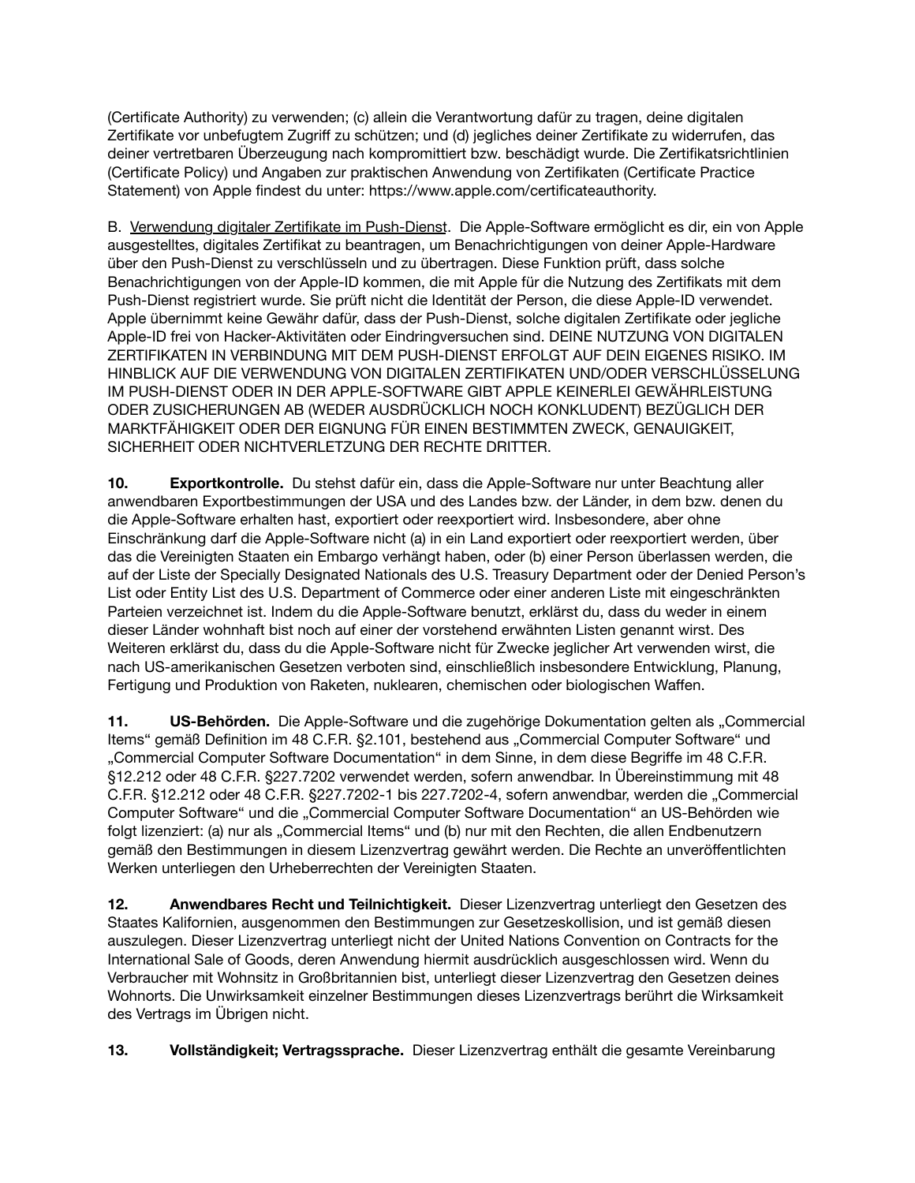(Certificate Authority) zu verwenden; (c) allein die Verantwortung dafür zu tragen, deine digitalen Zertifikate vor unbefugtem Zugriff zu schützen; und (d) jegliches deiner Zertifikate zu widerrufen, das deiner vertretbaren Überzeugung nach kompromittiert bzw. beschädigt wurde. Die Zertifikatsrichtlinien (Certificate Policy) und Angaben zur praktischen Anwendung von Zertifikaten (Certificate Practice Statement) von Apple findest du unter: https://www.apple.com/certificateauthority.

B. Verwendung digitaler Zertifikate im Push-Dienst. Die Apple-Software ermöglicht es dir, ein von Apple ausgestelltes, digitales Zertifikat zu beantragen, um Benachrichtigungen von deiner Apple-Hardware über den Push-Dienst zu verschlüsseln und zu übertragen. Diese Funktion prüft, dass solche Benachrichtigungen von der Apple-ID kommen, die mit Apple für die Nutzung des Zertifikats mit dem Push-Dienst registriert wurde. Sie prüft nicht die Identität der Person, die diese Apple-ID verwendet. Apple übernimmt keine Gewähr dafür, dass der Push-Dienst, solche digitalen Zertifikate oder jegliche Apple-ID frei von Hacker-Aktivitäten oder Eindringversuchen sind. DEINE NUTZUNG VON DIGITALEN ZERTIFIKATEN IN VERBINDUNG MIT DEM PUSH-DIENST ERFOLGT AUF DEIN EIGENES RISIKO. IM HINBLICK AUF DIE VERWENDUNG VON DIGITALEN ZERTIFIKATEN UND/ODER VERSCHLÜSSELUNG IM PUSH-DIENST ODER IN DER APPLE-SOFTWARE GIBT APPLE KEINERLEI GEWÄHRLEISTUNG ODER ZUSICHERUNGEN AB (WEDER AUSDRÜCKLICH NOCH KONKLUDENT) BEZÜGLICH DER MARKTFÄHIGKEIT ODER DER EIGNUNG FÜR EINEN BESTIMMTEN ZWECK, GENAUIGKEIT, SICHERHEIT ODER NICHTVERLETZUNG DER RECHTE DRITTER.

**10. Exportkontrolle.** Du stehst dafür ein, dass die Apple-Software nur unter Beachtung aller anwendbaren Exportbestimmungen der USA und des Landes bzw. der Länder, in dem bzw. denen du die Apple-Software erhalten hast, exportiert oder reexportiert wird. Insbesondere, aber ohne Einschränkung darf die Apple-Software nicht (a) in ein Land exportiert oder reexportiert werden, über das die Vereinigten Staaten ein Embargo verhängt haben, oder (b) einer Person überlassen werden, die auf der Liste der Specially Designated Nationals des U.S. Treasury Department oder der Denied Person's List oder Entity List des U.S. Department of Commerce oder einer anderen Liste mit eingeschränkten Parteien verzeichnet ist. Indem du die Apple-Software benutzt, erklärst du, dass du weder in einem dieser Länder wohnhaft bist noch auf einer der vorstehend erwähnten Listen genannt wirst. Des Weiteren erklärst du, dass du die Apple-Software nicht für Zwecke jeglicher Art verwenden wirst, die nach US-amerikanischen Gesetzen verboten sind, einschließlich insbesondere Entwicklung, Planung, Fertigung und Produktion von Raketen, nuklearen, chemischen oder biologischen Waffen.

**11. US-Behörden.** Die Apple-Software und die zugehörige Dokumentation gelten als „Commercial Items" gemäß Definition im 48 C.F.R. §2.101, bestehend aus „Commercial Computer Software" und „Commercial Computer Software Documentation" in dem Sinne, in dem diese Begriffe im 48 C.F.R. §12.212 oder 48 C.F.R. §227.7202 verwendet werden, sofern anwendbar. In Übereinstimmung mit 48 C.F.R. §12.212 oder 48 C.F.R. §227.7202-1 bis 227.7202-4, sofern anwendbar, werden die „Commercial Computer Software" und die „Commercial Computer Software Documentation" an US-Behörden wie folgt lizenziert: (a) nur als „Commercial Items" und (b) nur mit den Rechten, die allen Endbenutzern gemäß den Bestimmungen in diesem Lizenzvertrag gewährt werden. Die Rechte an unveröffentlichten Werken unterliegen den Urheberrechten der Vereinigten Staaten.

**12. Anwendbares Recht und Teilnichtigkeit.** Dieser Lizenzvertrag unterliegt den Gesetzen des Staates Kalifornien, ausgenommen den Bestimmungen zur Gesetzeskollision, und ist gemäß diesen auszulegen. Dieser Lizenzvertrag unterliegt nicht der United Nations Convention on Contracts for the International Sale of Goods, deren Anwendung hiermit ausdrücklich ausgeschlossen wird. Wenn du Verbraucher mit Wohnsitz in Großbritannien bist, unterliegt dieser Lizenzvertrag den Gesetzen deines Wohnorts. Die Unwirksamkeit einzelner Bestimmungen dieses Lizenzvertrags berührt die Wirksamkeit des Vertrags im Übrigen nicht.

**13. Vollständigkeit; Vertragssprache.** Dieser Lizenzvertrag enthält die gesamte Vereinbarung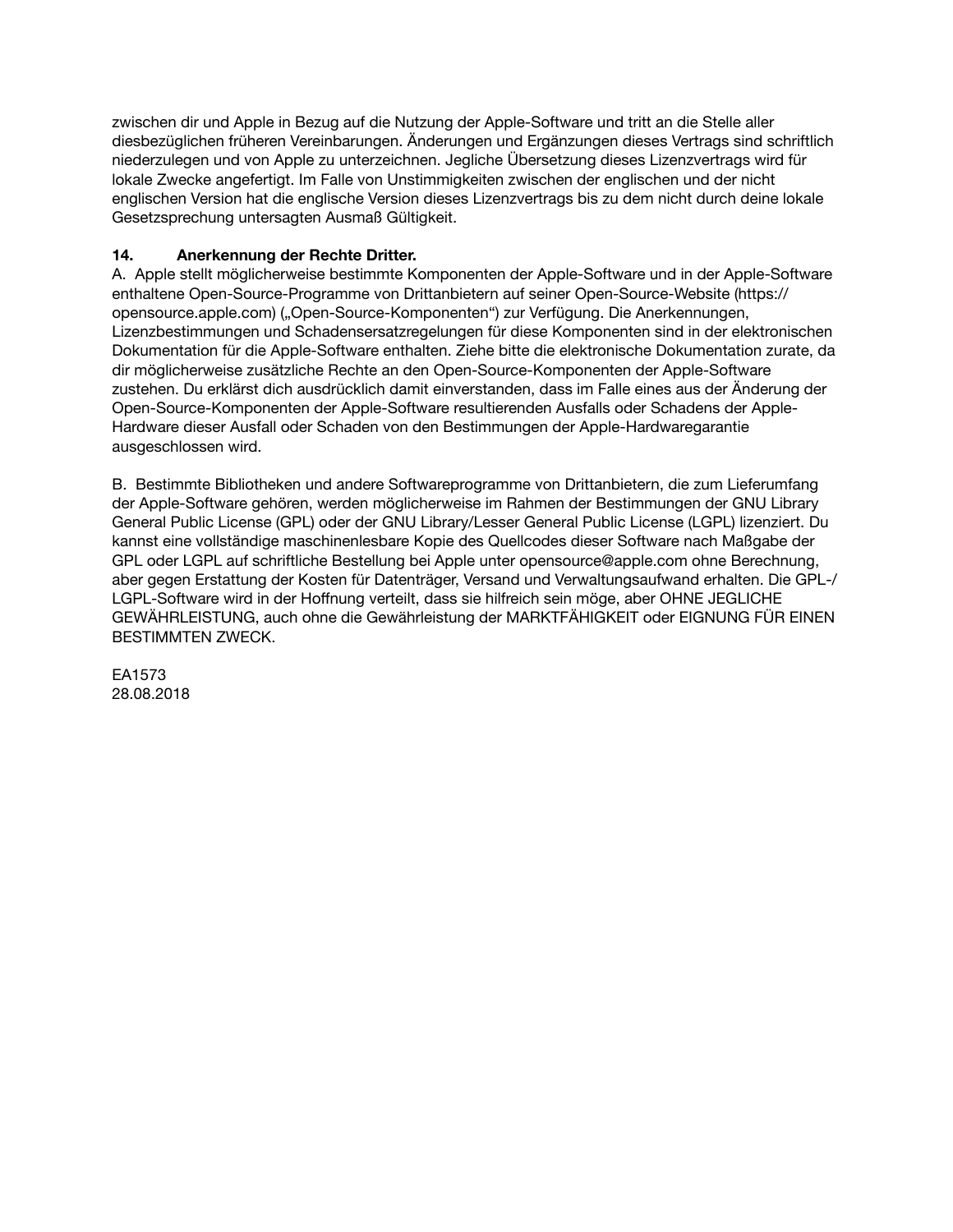zwischen dir und Apple in Bezug auf die Nutzung der Apple-Software und tritt an die Stelle aller diesbezüglichen früheren Vereinbarungen. Änderungen und Ergänzungen dieses Vertrags sind schriftlich niederzulegen und von Apple zu unterzeichnen. Jegliche Übersetzung dieses Lizenzvertrags wird für lokale Zwecke angefertigt. Im Falle von Unstimmigkeiten zwischen der englischen und der nicht englischen Version hat die englische Version dieses Lizenzvertrags bis zu dem nicht durch deine lokale Gesetzsprechung untersagten Ausmaß Gültigkeit.

**14. Anerkennung der Rechte Dritter.**

A. Apple stellt möglicherweise bestimmte Komponenten der Apple-Software und in der Apple-Software enthaltene Open-Source-Programme von Drittanbietern auf seiner Open-Source-Website (https://opensource.apple.com) („Open-Source-Komponenten") zur Verfügung. Die Anerkennungen, Lizenzbestimmungen und Schadensersatzregelungen für diese Komponenten sind in der elektronischen Dokumentation für die Apple-Software enthalten. Ziehe bitte die elektronische Dokumentation zurate, da dir möglicherweise zusätzliche Rechte an den Open-Source-Komponenten der Apple-Software zustehen. Du erklärst dich ausdrücklich damit einverstanden, dass im Falle eines aus der Änderung der Open-Source-Komponenten der Apple-Software resultierenden Ausfalls oder Schadens der Apple-Hardware dieser Ausfall oder Schaden von den Bestimmungen der Apple-Hardwaregarantie ausgeschlossen wird.

B. Bestimmte Bibliotheken und andere Softwareprogramme von Drittanbietern, die zum Lieferumfang der Apple-Software gehören, werden möglicherweise im Rahmen der Bestimmungen der GNU Library General Public License (GPL) oder der GNU Library/Lesser General Public License (LGPL) lizenziert. Du kannst eine vollständige maschinenlesbare Kopie des Quellcodes dieser Software nach Maßgabe der GPL oder LGPL auf schriftliche Bestellung bei Apple unter opensource@apple.com ohne Berechnung, aber gegen Erstattung der Kosten für Datenträger, Versand und Verwaltungsaufwand erhalten. Die GPL-/LGPL-Software wird in der Hoffnung verteilt, dass sie hilfreich sein möge, aber OHNE JEGLICHE GEWÄHRLEISTUNG, auch ohne die Gewährleistung der MARKTFÄHIGKEIT oder EIGNUNG FÜR EINEN BESTIMMTEN ZWECK.

EA1573
28.08.2018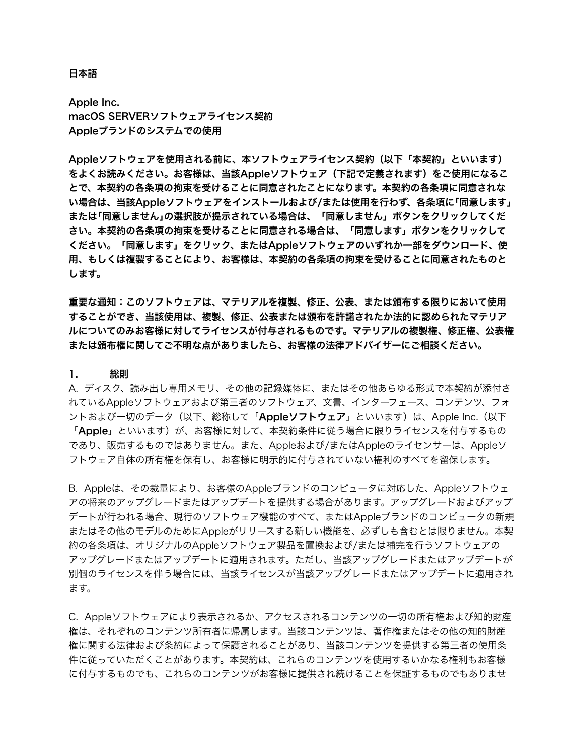日本語

**Apple Inc.**
**macOS SERVERソフトウェアライセンス契約**
**Appleブランドのシステムでの使用**

**Appleソフトウェアを使用される前に、本ソフトウェアライセンス契約（以下「本契約」といいます）をよくお読みください。お客様は、当該Appleソフトウェア（下記で定義されます）をご使用になることで、本契約の各条項の拘束を受けることに同意されたことになります。本契約の各条項に同意されない場合は、当該Appleソフトウェアをインストールおよび/または使用を行わず、各条項に｢同意します｣または｢同意しません｣の選択肢が提示されている場合は、「同意しません」ボタンをクリックしてください。本契約の各条項の拘束を受けることに同意される場合は、「同意します」ボタンをクリックしてください。「同意します」をクリック、またはAppleソフトウェアのいずれか一部をダウンロード、使用、もしくは複製することにより、お客様は、本契約の各条項の拘束を受けることに同意されたものとします。**

**重要な通知：このソフトウェアは、マテリアルを複製、修正、公表、または頒布する限りにおいて使用することができ、当該使用は、複製、修正、公表または頒布を許諾されたか法的に認められたマテリアルについてのみお客様に対してライセンスが付与されるものです。マテリアルの複製権、修正権、公表権または頒布権に関してご不明な点がありましたら、お客様の法律アドバイザーにご相談ください。**

**1.　総則**

A. ディスク、読み出し専用メモリ、その他の記録媒体に、またはその他あらゆる形式で本契約が添付されているAppleソフトウェアおよび第三者のソフトウェア、文書、インターフェース、コンテンツ、フォントおよび一切のデータ（以下、総称して「**Appleソフトウェア**」といいます）は、Apple Inc.（以下「**Apple**」といいます）が、お客様に対して、本契約条件に従う場合に限りライセンスを付与するものであり、販売するものではありません。また、Appleおよび/またはAppleのライセンサーは、Appleソフトウェア自体の所有権を保有し、お客様に明示的に付与されていない権利のすべてを留保します。

B. Appleは、その裁量により、お客様のAppleブランドのコンピュータに対応した、Appleソフトウェアの将来のアップグレードまたはアップデートを提供する場合があります。アップグレードおよびアップデートが行われる場合、現行のソフトウェア機能のすべて、またはAppleブランドのコンピュータの新規またはその他のモデルのためにAppleがリリースする新しい機能を、必ずしも含むとは限りません。本契約の各条項は、オリジナルのAppleソフトウェア製品を置換および/または補完を行うソフトウェアのアップグレードまたはアップデートに適用されます。ただし、当該アップグレードまたはアップデートが別個のライセンスを伴う場合には、当該ライセンスが当該アップグレードまたはアップデートに適用されます。

C. Appleソフトウェアにより表示されるか、アクセスされるコンテンツの一切の所有権および知的財産権は、それぞれのコンテンツ所有者に帰属します。当該コンテンツは、著作権またはその他の知的財産権に関する法律および条約によって保護されることがあり、当該コンテンツを提供する第三者の使用条件に従っていただくことがあります。本契約は、これらのコンテンツを使用するいかなる権利もお客様に付与するものでも、これらのコンテンツがお客様に提供され続けることを保証するものでもありませ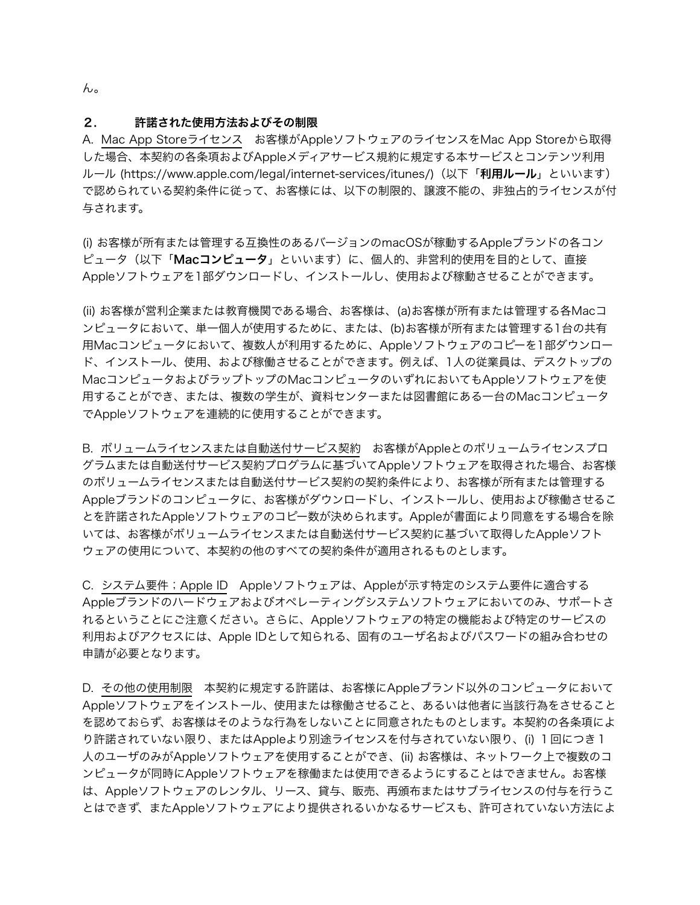ん。

## ２．　許諾された使用方法およびその制限

A. Mac App Storeライセンス　お客様がAppleソフトウェアのライセンスをMac App Storeから取得した場合、本契約の各条項およびAppleメディアサービス規約に規定する本サービスとコンテンツ利用ルール (https://www.apple.com/legal/internet-services/itunes/)（以下**「利用ルール」**といいます）で認められている契約条件に従って、お客様には、以下の制限的、譲渡不能の、非独占的ライセンスが付与されます。

(i) お客様が所有または管理する互換性のあるバージョンのmacOSが稼動するAppleブランドの各コンピュータ（以下**「Macコンピュータ」**といいます）に、個人的、非営利的使用を目的として、直接Appleソフトウェアを1部ダウンロードし、インストールし、使用および稼動させることができます。

(ii) お客様が営利企業または教育機関である場合、お客様は、(a)お客様が所有または管理する各Macコンピュータにおいて、単一個人が使用するために、または、(b)お客様が所有または管理する1台の共有用Macコンピュータにおいて、複数人が利用するために、Appleソフトウェアのコピーを1部ダウンロード、インストール、使用、および稼働させることができます。例えば、1人の従業員は、デスクトップのMacコンピュータおよびラップトップのMacコンピュータのいずれにおいてもAppleソフトウェアを使用することができ、または、複数の学生が、資料センターまたは図書館にある一台のMacコンピュータでAppleソフトウェアを連続的に使用することができます。

B. ボリュームライセンスまたは自動送付サービス契約　お客様がAppleとのボリュームライセンスプログラムまたは自動送付サービス契約プログラムに基づいてAppleソフトウェアを取得された場合、お客様のボリュームライセンスまたは自動送付サービス契約の契約条件により、お客様が所有または管理するAppleブランドのコンピュータに、お客様がダウンロードし、インストールし、使用および稼働させることを許諾されたAppleソフトウェアのコピー数が決められます。Appleが書面により同意をする場合を除いては、お客様がボリュームライセンスまたは自動送付サービス契約に基づいて取得したAppleソフトウェアの使用について、本契約の他のすべての契約条件が適用されるものとします。

C. システム要件；Apple ID　Appleソフトウェアは、Appleが示す特定のシステム要件に適合するAppleブランドのハードウェアおよびオペレーティングシステムソフトウェアにおいてのみ、サポートされるということにご注意ください。さらに、Appleソフトウェアの特定の機能および特定のサービスの利用およびアクセスには、Apple IDとして知られる、固有のユーザ名およびパスワードの組み合わせの申請が必要となります。

D. その他の使用制限　本契約に規定する許諾は、お客様にAppleブランド以外のコンピュータにおいてAppleソフトウェアをインストール、使用または稼働させること、あるいは他者に当該行為をさせることを認めておらず、お客様はそのような行為をしないことに同意されたものとします。本契約の各条項により許諾されていない限り、またはAppleより別途ライセンスを付与されていない限り、(i) １回につき１人のユーザのみがAppleソフトウェアを使用することができ、(ii) お客様は、ネットワーク上で複数のコンピュータが同時にAppleソフトウェアを稼働または使用できるようにすることはできません。お客様は、Appleソフトウェアのレンタル、リース、貸与、販売、再頒布またはサブライセンスの付与を行うことはできず、またAppleソフトウェアにより提供されるいかなるサービスも、許可されていない方法によ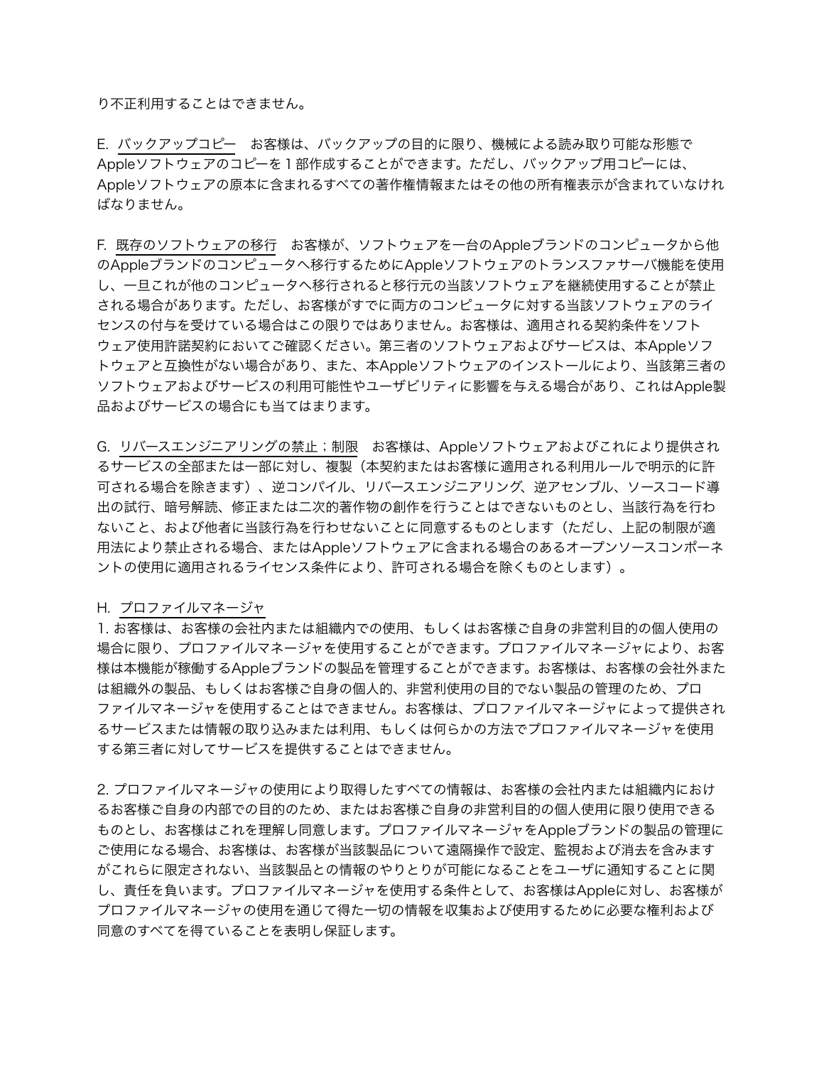り不正利用することはできません。

E. <u>バックアップコピー</u>　お客様は、バックアップの目的に限り、機械による読み取り可能な形態でAppleソフトウェアのコピーを１部作成することができます。ただし、バックアップ用コピーには、Appleソフトウェアの原本に含まれるすべての著作権情報またはその他の所有権表示が含まれていなければなりません。

F. <u>既存のソフトウェアの移行</u>　お客様が、ソフトウェアを一台のAppleブランドのコンピュータから他のAppleブランドのコンピュータへ移行するためにAppleソフトウェアのトランスファサーバ機能を使用し、一旦これが他のコンピュータへ移行されると移行元の当該ソフトウェアを継続使用することが禁止される場合があります。ただし、お客様がすでに両方のコンピュータに対する当該ソフトウェアのライセンスの付与を受けている場合はこの限りではありません。お客様は、適用される契約条件をソフトウェア使用許諾契約においてご確認ください。第三者のソフトウェアおよびサービスは、本Appleソフトウェアと互換性がない場合があり、また、本Appleソフトウェアのインストールにより、当該第三者のソフトウェアおよびサービスの利用可能性やユーザビリティに影響を与える場合があり、これはApple製品およびサービスの場合にも当てはまります。

G. <u>リバースエンジニアリングの禁止；制限</u>　お客様は、Appleソフトウェアおよびこれにより提供されるサービスの全部または一部に対し、複製（本契約またはお客様に適用される利用ルールで明示的に許可される場合を除きます）、逆コンパイル、リバースエンジニアリング、逆アセンブル、ソースコード導出の試行、暗号解読、修正または二次的著作物の創作を行うことはできないものとし、当該行為を行わないこと、および他者に当該行為を行わせないことに同意するものとします（ただし、上記の制限が適用法により禁止される場合、またはAppleソフトウェアに含まれる場合のあるオープンソースコンポーネントの使用に適用されるライセンス条件により、許可される場合を除くものとします）。

H. <u>プロファイルマネージャ</u>

1. お客様は、お客様の会社内または組織内での使用、もしくはお客様ご自身の非営利目的の個人使用の場合に限り、プロファイルマネージャを使用することができます。プロファイルマネージャにより、お客様は本機能が稼働するAppleブランドの製品を管理することができます。お客様は、お客様の会社外または組織外の製品、もしくはお客様ご自身の個人的、非営利使用の目的でない製品の管理のため、プロファイルマネージャを使用することはできません。お客様は、プロファイルマネージャによって提供されるサービスまたは情報の取り込みまたは利用、もしくは何らかの方法でプロファイルマネージャを使用する第三者に対してサービスを提供することはできません。

2. プロファイルマネージャの使用により取得したすべての情報は、お客様の会社内または組織内におけるお客様ご自身の内部での目的のため、またはお客様ご自身の非営利目的の個人使用に限り使用できるものとし、お客様はこれを理解し同意します。プロファイルマネージャをAppleブランドの製品の管理にご使用になる場合、お客様は、お客様が当該製品について遠隔操作で設定、監視および消去を含みますがこれらに限定されない、当該製品との情報のやりとりが可能になることをユーザに通知することに関し、責任を負います。プロファイルマネージャを使用する条件として、お客様はAppleに対し、お客様がプロファイルマネージャの使用を通じて得た一切の情報を収集および使用するために必要な権利および同意のすべてを得ていることを表明し保証します。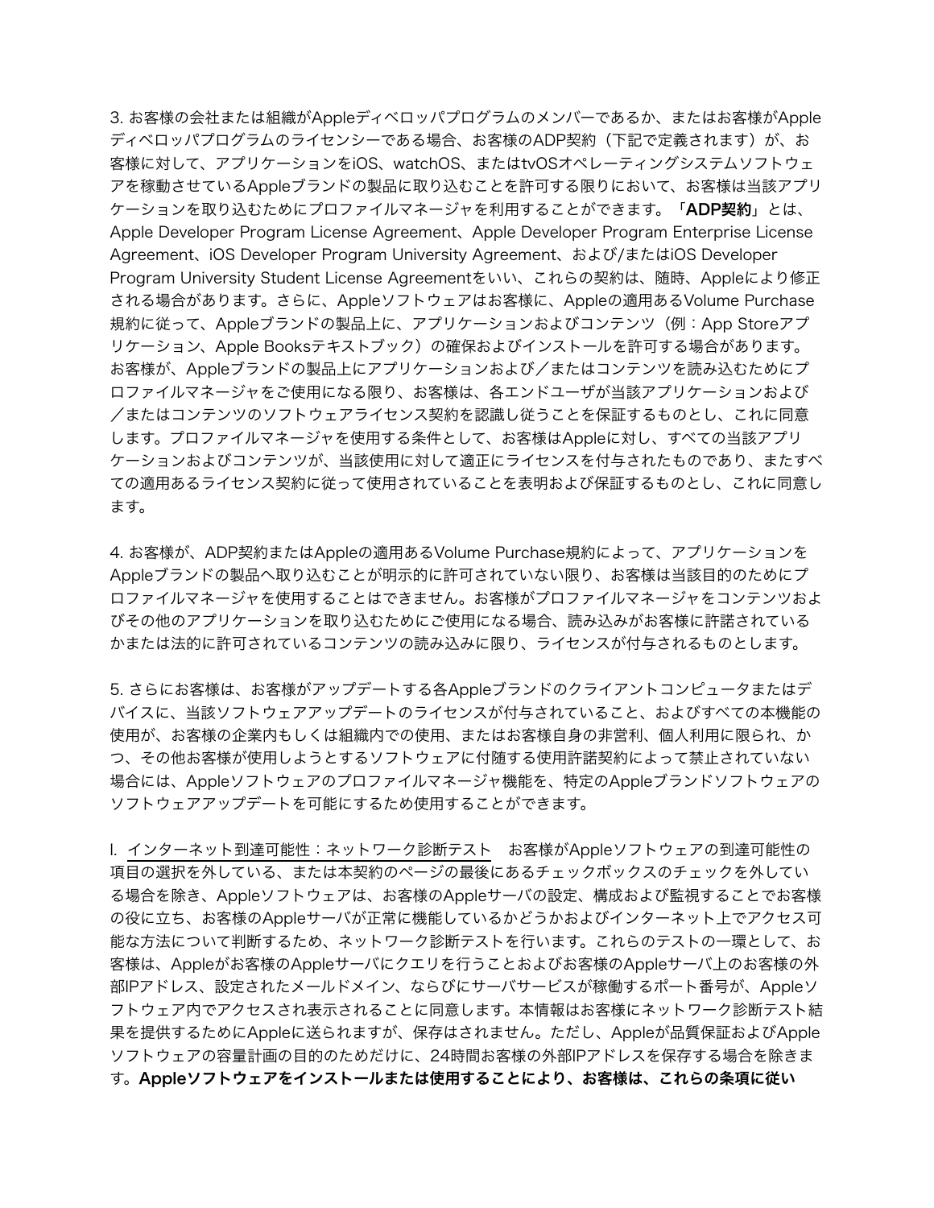3. お客様の会社または組織がAppleディベロッパプログラムのメンバーであるか、またはお客様がAppleディベロッパプログラムのライセンシーである場合、お客様のADP契約（下記で定義されます）が、お客様に対して、アプリケーションをiOS、watchOS、またはtvOSオペレーティングシステムソフトウェアを稼動させているAppleブランドの製品に取り込むことを許可する限りにおいて、お客様は当該アプリケーションを取り込むためにプロファイルマネージャを利用することができます。**「ADP契約」**とは、Apple Developer Program License Agreement、Apple Developer Program Enterprise License Agreement、iOS Developer Program University Agreement、および/またはiOS Developer Program University Student License Agreementをいい、これらの契約は、随時、Appleにより修正される場合があります。さらに、Appleソフトウェアはお客様に、Appleの適用あるVolume Purchase規約に従って、Appleブランドの製品上に、アプリケーションおよびコンテンツ（例：App Storeアプリケーション、Apple Booksテキストブック）の確保およびインストールを許可する場合があります。お客様が、Appleブランドの製品上にアプリケーションおよび／またはコンテンツを読み込むためにプロファイルマネージャをご使用になる限り、お客様は、各エンドユーザが当該アプリケーションおよび／またはコンテンツのソフトウェアライセンス契約を認識し従うことを保証するものとし、これに同意します。プロファイルマネージャを使用する条件として、お客様はAppleに対し、すべての当該アプリケーションおよびコンテンツが、当該使用に対して適正にライセンスを付与されたものであり、またすべての適用あるライセンス契約に従って使用されていることを表明および保証するものとし、これに同意します。

4. お客様が、ADP契約またはAppleの適用あるVolume Purchase規約によって、アプリケーションをAppleブランドの製品へ取り込むことが明示的に許可されていない限り、お客様は当該目的のためにプロファイルマネージャを使用することはできません。お客様がプロファイルマネージャをコンテンツおよびその他のアプリケーションを取り込むためにご使用になる場合、読み込みがお客様に許諾されているかまたは法的に許可されているコンテンツの読み込みに限り、ライセンスが付与されるものとします。

5. さらにお客様は、お客様がアップデートする各Appleブランドのクライアントコンピュータまたはデバイスに、当該ソフトウェアアップデートのライセンスが付与されていること、およびすべての本機能の使用が、お客様の企業内もしくは組織内での使用、またはお客様自身の非営利、個人利用に限られ、かつ、その他お客様が使用しようとするソフトウェアに付随する使用許諾契約によって禁止されていない場合には、Appleソフトウェアのプロファイルマネージャ機能を、特定のAppleブランドソフトウェアのソフトウェアアップデートを可能にするため使用することができます。

I. インターネット到達可能性：ネットワーク診断テスト　お客様がAppleソフトウェアの到達可能性の項目の選択を外している、または本契約のページの最後にあるチェックボックスのチェックを外している場合を除き、Appleソフトウェアは、お客様のAppleサーバの設定、構成および監視することでお客様の役に立ち、お客様のAppleサーバが正常に機能しているかどうかおよびインターネット上でアクセス可能な方法について判断するため、ネットワーク診断テストを行います。これらのテストの一環として、お客様は、Appleがお客様のAppleサーバにクエリを行うことおよびお客様のAppleサーバ上のお客様の外部IPアドレス、設定されたメールドメイン、ならびにサーバサービスが稼働するポート番号が、Appleソフトウェア内でアクセスされ表示されることに同意します。本情報はお客様にネットワーク診断テスト結果を提供するためにAppleに送られますが、保存はされません。ただし、Appleが品質保証およびAppleソフトウェアの容量計画の目的のためだけに、24時間お客様の外部IPアドレスを保存する場合を除きます。**Appleソフトウェアをインストールまたは使用することにより、お客様は、これらの条項に従い**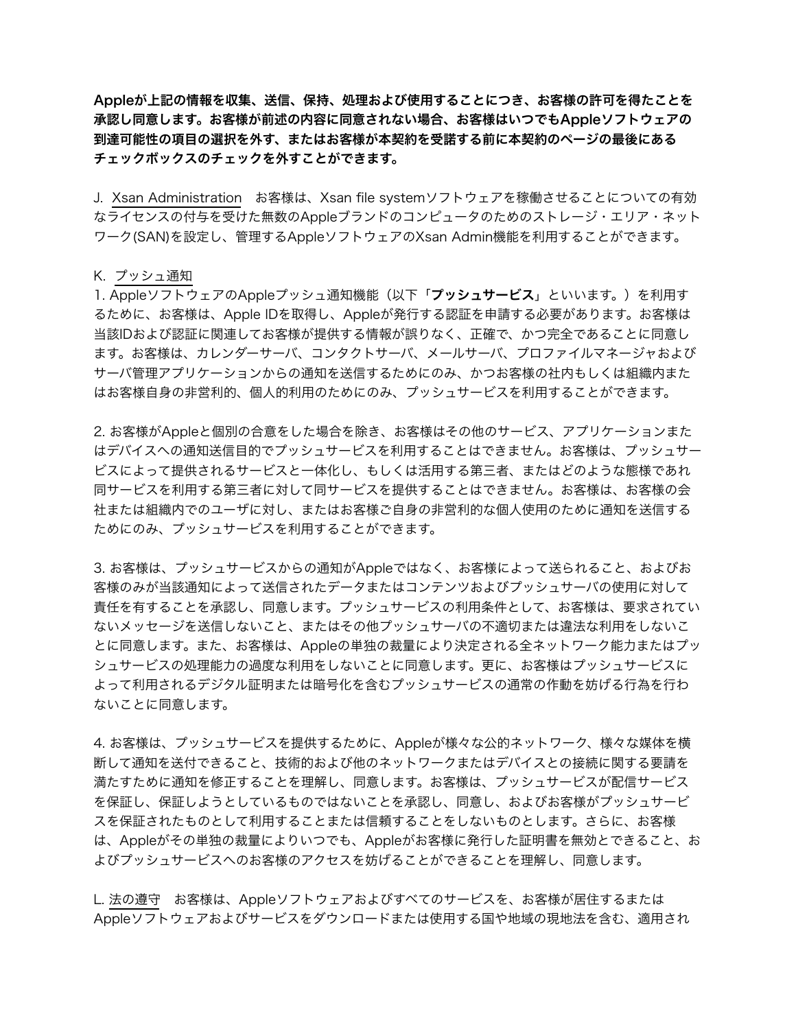**Appleが上記の情報を収集、送信、保持、処理および使用することにつき、お客様の許可を得たことを承認し同意します。お客様が前述の内容に同意されない場合、お客様はいつでもAppleソフトウェアの到達可能性の項目の選択を外す、またはお客様が本契約を受諾する前に本契約のページの最後にあるチェックボックスのチェックを外すことができます。**

J. Xsan Administration　お客様は、Xsan file systemソフトウェアを稼働させることについての有効なライセンスの付与を受けた無数のAppleブランドのコンピュータのためのストレージ・エリア・ネットワーク(SAN)を設定し、管理するAppleソフトウェアのXsan Admin機能を利用することができます。

K. プッシュ通知

1. AppleソフトウェアのAppleプッシュ通知機能（以下「**プッシュサービス**」といいます。）を利用するために、お客様は、Apple IDを取得し、Appleが発行する認証を申請する必要があります。お客様は当該IDおよび認証に関連してお客様が提供する情報が誤りなく、正確で、かつ完全であることに同意します。お客様は、カレンダーサーバ、コンタクトサーバ、メールサーバ、プロファイルマネージャおよびサーバ管理アプリケーションからの通知を送信するためにのみ、かつお客様の社内もしくは組織内またはお客様自身の非営利的、個人的利用のためにのみ、プッシュサービスを利用することができます。

2. お客様がAppleと個別の合意をした場合を除き、お客様はその他のサービス、アプリケーションまたはデバイスへの通知送信目的でプッシュサービスを利用することはできません。お客様は、プッシュサービスによって提供されるサービスと一体化し、もしくは活用する第三者、またはどのような態様であれ同サービスを利用する第三者に対して同サービスを提供することはできません。お客様は、お客様の会社または組織内でのユーザに対し、またはお客様ご自身の非営利的な個人使用のために通知を送信するためにのみ、プッシュサービスを利用することができます。

3. お客様は、プッシュサービスからの通知がAppleではなく、お客様によって送られること、およびお客様のみが当該通知によって送信されたデータまたはコンテンツおよびプッシュサーバの使用に対して責任を有することを承認し、同意します。プッシュサービスの利用条件として、お客様は、要求されていないメッセージを送信しないこと、またはその他プッシュサーバの不適切または違法な利用をしないことに同意します。また、お客様は、Appleの単独の裁量により決定される全ネットワーク能力またはプッシュサービスの処理能力の過度な利用をしないことに同意します。更に、お客様はプッシュサービスによって利用されるデジタル証明または暗号化を含むプッシュサービスの通常の作動を妨げる行為を行わないことに同意します。

4. お客様は、プッシュサービスを提供するために、Appleが様々な公的ネットワーク、様々な媒体を横断して通知を送付できること、技術的および他のネットワークまたはデバイスとの接続に関する要請を満たすために通知を修正することを理解し、同意します。お客様は、プッシュサービスが配信サービスを保証し、保証しようとしているものではないことを承認し、同意し、およびお客様がプッシュサービスを保証されたものとして利用することまたは信頼することをしないものとします。さらに、お客様は、Appleがその単独の裁量によりいつでも、Appleがお客様に発行した証明書を無効とできること、およびプッシュサービスへのお客様のアクセスを妨げることができることを理解し、同意します。

L. 法の遵守　お客様は、Appleソフトウェアおよびすべてのサービスを、お客様が居住するまたはAppleソフトウェアおよびサービスをダウンロードまたは使用する国や地域の現地法を含む、適用され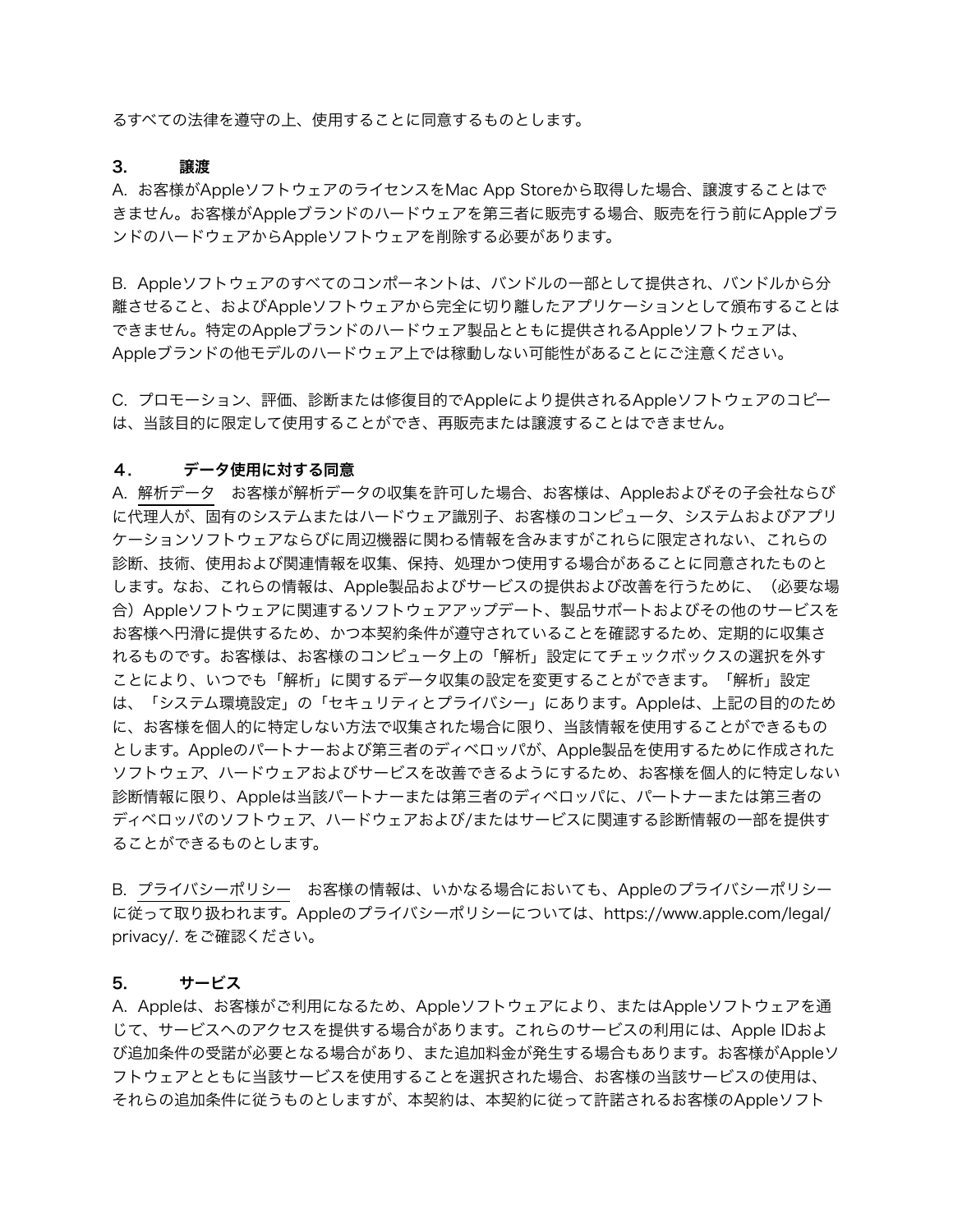るすべての法律を遵守の上、使用することに同意するものとします。

### 3. 譲渡

A. お客様がAppleソフトウェアのライセンスをMac App Storeから取得した場合、譲渡することはできません。お客様がAppleブランドのハードウェアを第三者に販売する場合、販売を行う前にAppleブランドのハードウェアからAppleソフトウェアを削除する必要があります。

B. Appleソフトウェアのすべてのコンポーネントは、バンドルの一部として提供され、バンドルから分離させること、およびAppleソフトウェアから完全に切り離したアプリケーションとして頒布することはできません。特定のAppleブランドのハードウェア製品とともに提供されるAppleソフトウェアは、Appleブランドの他モデルのハードウェア上では稼動しない可能性があることにご注意ください。

C. プロモーション、評価、診断または修復目的でAppleにより提供されるAppleソフトウェアのコピーは、当該目的に限定して使用することができ、再販売または譲渡することはできません。

### 4. データ使用に対する同意

A. 解析データ　お客様が解析データの収集を許可した場合、お客様は、Appleおよびその子会社ならびに代理人が、固有のシステムまたはハードウェア識別子、お客様のコンピュータ、システムおよびアプリケーションソフトウェアならびに周辺機器に関わる情報を含みますがこれらに限定されない、これらの診断、技術、使用および関連情報を収集、保持、処理かつ使用する場合があることに同意されたものとします。なお、これらの情報は、Apple製品およびサービスの提供および改善を行うために、（必要な場合）Appleソフトウェアに関連するソフトウェアアップデート、製品サポートおよびその他のサービスをお客様へ円滑に提供するため、かつ本契約条件が遵守されていることを確認するため、定期的に収集されるものです。お客様は、お客様のコンピュータ上の「解析」設定にてチェックボックスの選択を外すことにより、いつでも「解析」に関するデータ収集の設定を変更することができます。「解析」設定は、「システム環境設定」の「セキュリティとプライバシー」にあります。Appleは、上記の目的のために、お客様を個人的に特定しない方法で収集された場合に限り、当該情報を使用することができるものとします。Appleのパートナーおよび第三者のディベロッパが、Apple製品を使用するために作成されたソフトウェア、ハードウェアおよびサービスを改善できるようにするため、お客様を個人的に特定しない診断情報に限り、Appleは当該パートナーまたは第三者のディベロッパに、パートナーまたは第三者のディベロッパのソフトウェア、ハードウェアおよび/またはサービスに関連する診断情報の一部を提供することができるものとします。

B. プライバシーポリシー　お客様の情報は、いかなる場合においても、Appleのプライバシーポリシーに従って取り扱われます。Appleのプライバシーポリシーについては、https://www.apple.com/legal/privacy/. をご確認ください。

### 5. サービス

A. Appleは、お客様がご利用になるため、Appleソフトウェアにより、またはAppleソフトウェアを通じて、サービスへのアクセスを提供する場合があります。これらのサービスの利用には、Apple IDおよび追加条件の受諾が必要となる場合があり、また追加料金が発生する場合もあります。お客様がAppleソフトウェアとともに当該サービスを使用することを選択された場合、お客様の当該サービスの使用は、それらの追加条件に従うものとしますが、本契約は、本契約に従って許諾されるお客様のAppleソフト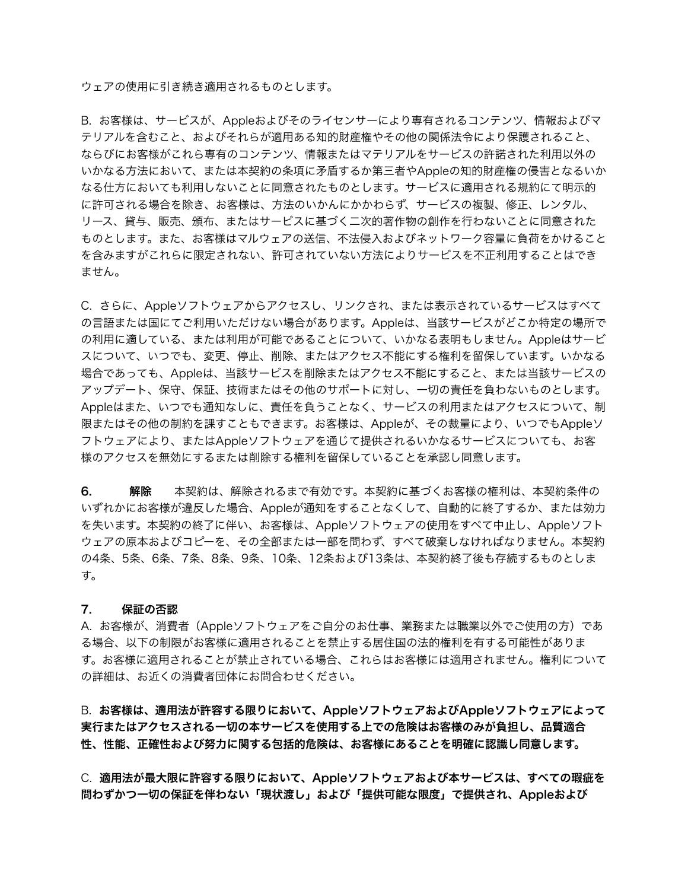ウェアの使用に引き続き適用されるものとします。

B. お客様は、サービスが、Appleおよびそのライセンサーにより専有されるコンテンツ、情報およびマテリアルを含むこと、およびそれらが適用ある知的財産権やその他の関係法令により保護されること、ならびにお客様がこれら専有のコンテンツ、情報またはマテリアルをサービスの許諾された利用以外のいかなる方法において、または本契約の条項に矛盾するか第三者やAppleの知的財産権の侵害となるいかなる仕方においても利用しないことに同意されたものとします。サービスに適用される規約にて明示的に許可される場合を除き、お客様は、方法のいかんにかかわらず、サービスの複製、修正、レンタル、リース、貸与、販売、頒布、またはサービスに基づく二次的著作物の創作を行わないことに同意されたものとします。また、お客様はマルウェアの送信、不法侵入およびネットワーク容量に負荷をかけることを含みますがこれらに限定されない、許可されていない方法によりサービスを不正利用することはできません。

C. さらに、Appleソフトウェアからアクセスし、リンクされ、または表示されているサービスはすべての言語または国にてご利用いただけない場合があります。Appleは、当該サービスがどこか特定の場所での利用に適している、または利用が可能であることについて、いかなる表明もしません。Appleはサービスについて、いつでも、変更、停止、削除、またはアクセス不能にする権利を留保しています。いかなる場合であっても、Appleは、当該サービスを削除またはアクセス不能にすること、または当該サービスのアップデート、保守、保証、技術またはその他のサポートに対し、一切の責任を負わないものとします。Appleはまた、いつでも通知なしに、責任を負うことなく、サービスの利用またはアクセスについて、制限またはその他の制約を課すこともできます。お客様は、Appleが、その裁量により、いつでもAppleソフトウェアにより、またはAppleソフトウェアを通じて提供されるいかなるサービスについても、お客様のアクセスを無効にするまたは削除する権利を留保していることを承認し同意します。

**6. 解除** 本契約は、解除されるまで有効です。本契約に基づくお客様の権利は、本契約条件のいずれかにお客様が違反した場合、Appleが通知をすることなくして、自動的に終了するか、または効力を失います。本契約の終了に伴い、お客様は、Appleソフトウェアの使用をすべて中止し、Appleソフトウェアの原本およびコピーを、その全部または一部を問わず、すべて破棄しなければなりません。本契約の4条、5条、6条、7条、8条、9条、10条、12条および13条は、本契約終了後も存続するものとします。

**7. 保証の否認**

A. お客様が、消費者（Appleソフトウェアをご自分のお仕事、業務または職業以外でご使用の方）である場合、以下の制限がお客様に適用されることを禁止する居住国の法的権利を有する可能性があります。お客様に適用されることが禁止されている場合、これらはお客様には適用されません。権利についての詳細は、お近くの消費者団体にお問合わせください。

B. **お客様は、適用法が許容する限りにおいて、AppleソフトウェアおよびAppleソフトウェアによって実行またはアクセスされる一切の本サービスを使用する上での危険はお客様のみが負担し、品質適合性、性能、正確性および努力に関する包括的危険は、お客様にあることを明確に認識し同意します。**

C. **適用法が最大限に許容する限りにおいて、Appleソフトウェアおよび本サービスは、すべての瑕疵を問わずかつ一切の保証を伴わない「現状渡し」および「提供可能な限度」で提供され、Appleおよび**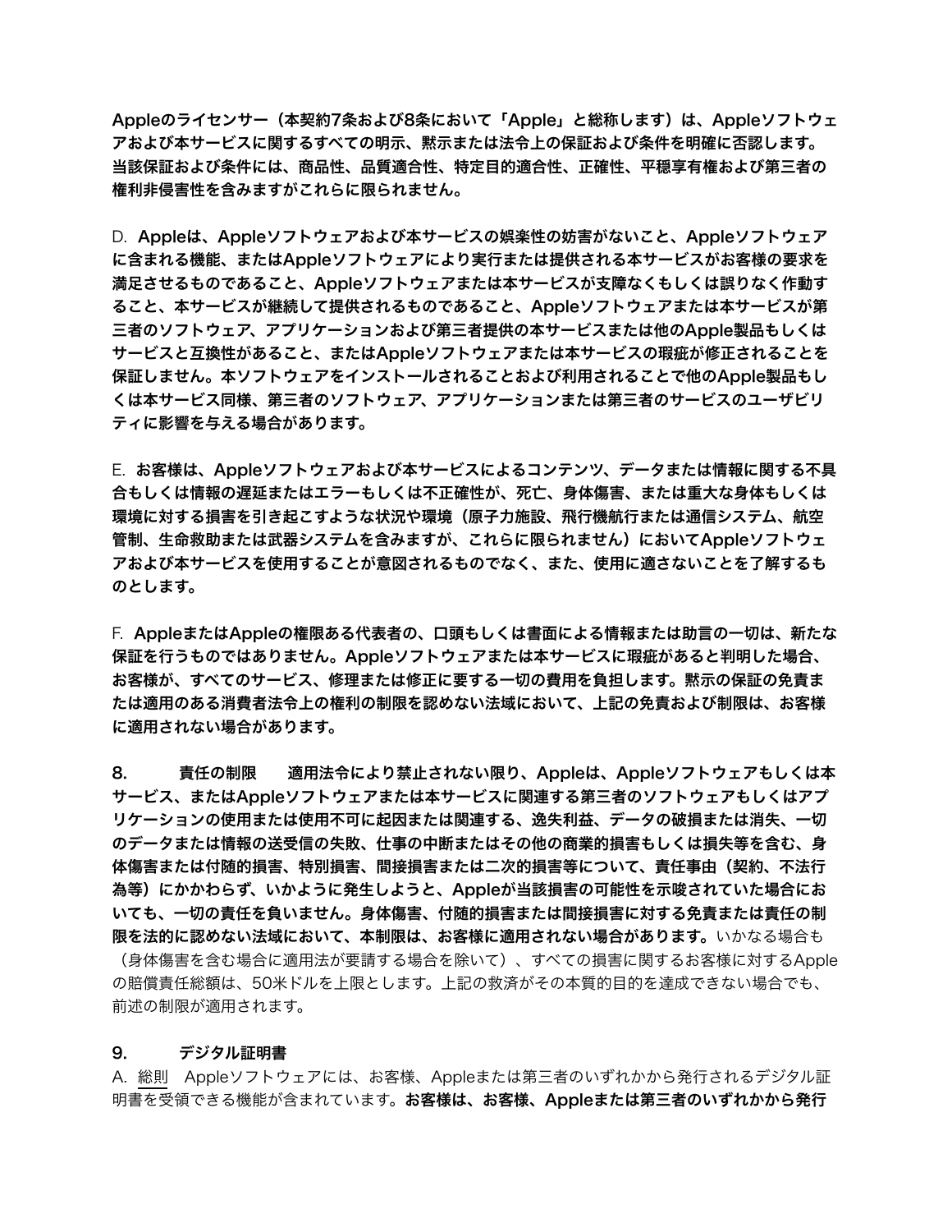**Appleのライセンサー（本契約7条および8条において「Apple」と総称します）は、Appleソフトウェアおよび本サービスに関するすべての明示、黙示または法令上の保証および条件を明確に否認します。当該保証および条件には、商品性、品質適合性、特定目的適合性、正確性、平穏享有権および第三者の権利非侵害性を含みますがこれらに限られません。**

D. **Appleは、Appleソフトウェアおよび本サービスの娯楽性の妨害がないこと、Appleソフトウェアに含まれる機能、またはAppleソフトウェアにより実行または提供される本サービスがお客様の要求を満足させるものであること、Appleソフトウェアまたは本サービスが支障なくもしくは誤りなく作動すること、本サービスが継続して提供されるものであること、Appleソフトウェアまたは本サービスが第三者のソフトウェア、アプリケーションおよび第三者提供の本サービスまたは他のApple製品もしくはサービスと互換性があること、またはAppleソフトウェアまたは本サービスの瑕疵が修正されることを保証しません。本ソフトウェアをインストールされることおよび利用されることで他のApple製品もしくは本サービス同様、第三者のソフトウェア、アプリケーションまたは第三者のサービスのユーザビリティに影響を与える場合があります。**

E. **お客様は、Appleソフトウェアおよび本サービスによるコンテンツ、データまたは情報に関する不具合もしくは情報の遅延またはエラーもしくは不正確性が、死亡、身体傷害、または重大な身体もしくは環境に対する損害を引き起こすような状況や環境（原子力施設、飛行機航行または通信システム、航空管制、生命救助または武器システムを含みますが、これらに限られません）においてAppleソフトウェアおよび本サービスを使用することが意図されるものでなく、また、使用に適さないことを了解するものとします。**

F. **AppleまたはAppleの権限ある代表者の、口頭もしくは書面による情報または助言の一切は、新たな保証を行うものではありません。Appleソフトウェアまたは本サービスに瑕疵があると判明した場合、お客様が、すべてのサービス、修理または修正に要する一切の費用を負担します。黙示の保証の免責または適用のある消費者法令上の権利の制限を認めない法域において、上記の免責および制限は、お客様に適用されない場合があります。**

**8.　　責任の制限　　適用法令により禁止されない限り、Appleは、Appleソフトウェアもしくは本サービス、またはAppleソフトウェアまたは本サービスに関連する第三者のソフトウェアもしくはアプリケーションの使用または使用不可に起因または関連する、逸失利益、データの破損または消失、一切のデータまたは情報の送受信の失敗、仕事の中断またはその他の商業的損害もしくは損失等を含む、身体傷害または付随的損害、特別損害、間接損害または二次的損害等について、責任事由（契約、不法行為等）にかかわらず、いかように発生しようと、Appleが当該損害の可能性を示唆されていた場合においても、一切の責任を負いません。身体傷害、付随的損害または間接損害に対する免責または責任の制限を法的に認めない法域において、本制限は、お客様に適用されない場合があります。**いかなる場合も（身体傷害を含む場合に適用法が要請する場合を除いて）、すべての損害に関するお客様に対するAppleの賠償責任総額は、50米ドルを上限とします。上記の救済がその本質的目的を達成できない場合でも、前述の制限が適用されます。

**9.　　デジタル証明書**

A. 総則　Appleソフトウェアには、お客様、Appleまたは第三者のいずれかから発行されるデジタル証明書を受領できる機能が含まれています。**お客様は、お客様、Appleまたは第三者のいずれかから発行**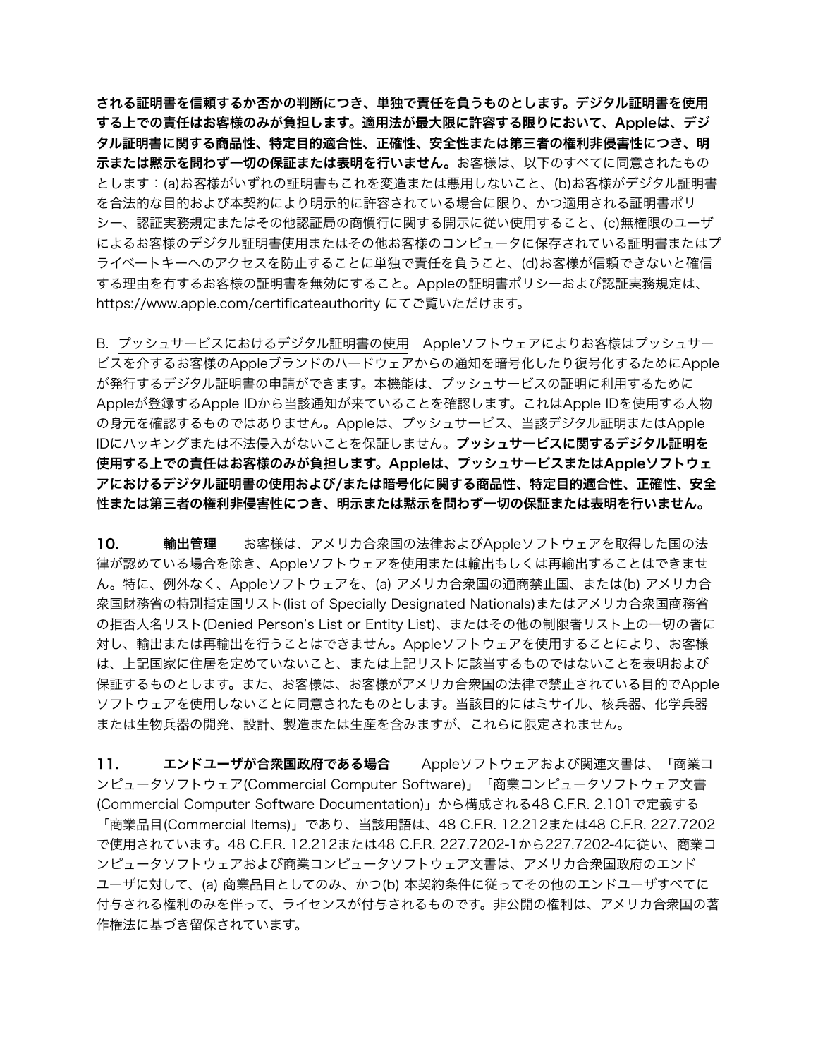**される証明書を信頼するか否かの判断につき、単独で責任を負うものとします。デジタル証明書を使用する上での責任はお客様のみが負担します。適用法が最大限に許容する限りにおいて、Appleは、デジタル証明書に関する商品性、特定目的適合性、正確性、安全性または第三者の権利非侵害性につき、明示または黙示を問わず一切の保証または表明を行いません。**お客様は、以下のすべてに同意されたものとします：(a)お客様がいずれの証明書もこれを変造または悪用しないこと、(b)お客様がデジタル証明書を合法的な目的および本契約により明示的に許容されている場合に限り、かつ適用される証明書ポリシー、認証実務規定またはその他認証局の商慣行に関する開示に従い使用すること、(c)無権限のユーザによるお客様のデジタル証明書使用またはその他お客様のコンピュータに保存されている証明書またはプライベートキーへのアクセスを防止することに単独で責任を負うこと、(d)お客様が信頼できないと確信する理由を有するお客様の証明書を無効にすること。Appleの証明書ポリシーおよび認証実務規定は、https://www.apple.com/certificateauthority にてご覧いただけます。

B. <u>プッシュサービスにおけるデジタル証明書の使用</u>　Appleソフトウェアによりお客様はプッシュサービスを介するお客様のAppleブランドのハードウェアからの通知を暗号化したり復号化するためにAppleが発行するデジタル証明書の申請ができます。本機能は、プッシュサービスの証明に利用するためにAppleが登録するApple IDから当該通知が来ていることを確認します。これはApple IDを使用する人物の身元を確認するものではありません。Appleは、プッシュサービス、当該デジタル証明またはApple IDにハッキングまたは不法侵入がないことを保証しません。**プッシュサービスに関するデジタル証明を使用する上での責任はお客様のみが負担します。Appleは、プッシュサービスまたはAppleソフトウェアにおけるデジタル証明書の使用および/または暗号化に関する商品性、特定目的適合性、正確性、安全性または第三者の権利非侵害性につき、明示または黙示を問わず一切の保証または表明を行いません。**

**10.　　輸出管理**　お客様は、アメリカ合衆国の法律およびAppleソフトウェアを取得した国の法律が認めている場合を除き、Appleソフトウェアを使用または輸出もしくは再輸出することはできません。特に、例外なく、Appleソフトウェアを、(a) アメリカ合衆国の通商禁止国、または(b) アメリカ合衆国財務省の特別指定国リスト(list of Specially Designated Nationals)またはアメリカ合衆国商務省の拒否人名リスト(Denied Person's List or Entity List)、またはその他の制限者リスト上の一切の者に対し、輸出または再輸出を行うことはできません。Appleソフトウェアを使用することにより、お客様は、上記国家に住居を定めていないこと、または上記リストに該当するものではないことを表明および保証するものとします。また、お客様は、お客様がアメリカ合衆国の法律で禁止されている目的でAppleソフトウェアを使用しないことに同意されたものとします。当該目的にはミサイル、核兵器、化学兵器または生物兵器の開発、設計、製造または生産を含みますが、これらに限定されません。

**11.　　エンドユーザが合衆国政府である場合**　Appleソフトウェアおよび関連文書は、「商業コンピュータソフトウェア(Commercial Computer Software)」「商業コンピュータソフトウェア文書(Commercial Computer Software Documentation)」から構成される48 C.F.R. 2.101で定義する「商業品目(Commercial Items)」であり、当該用語は、48 C.F.R. 12.212または48 C.F.R. 227.7202で使用されています。48 C.F.R. 12.212または48 C.F.R. 227.7202-1から227.7202-4に従い、商業コンピュータソフトウェアおよび商業コンピュータソフトウェア文書は、アメリカ合衆国政府のエンドユーザに対して、(a) 商業品目としてのみ、かつ(b) 本契約条件に従ってその他のエンドユーザすべてに付与される権利のみを伴って、ライセンスが付与されるものです。非公開の権利は、アメリカ合衆国の著作権法に基づき留保されています。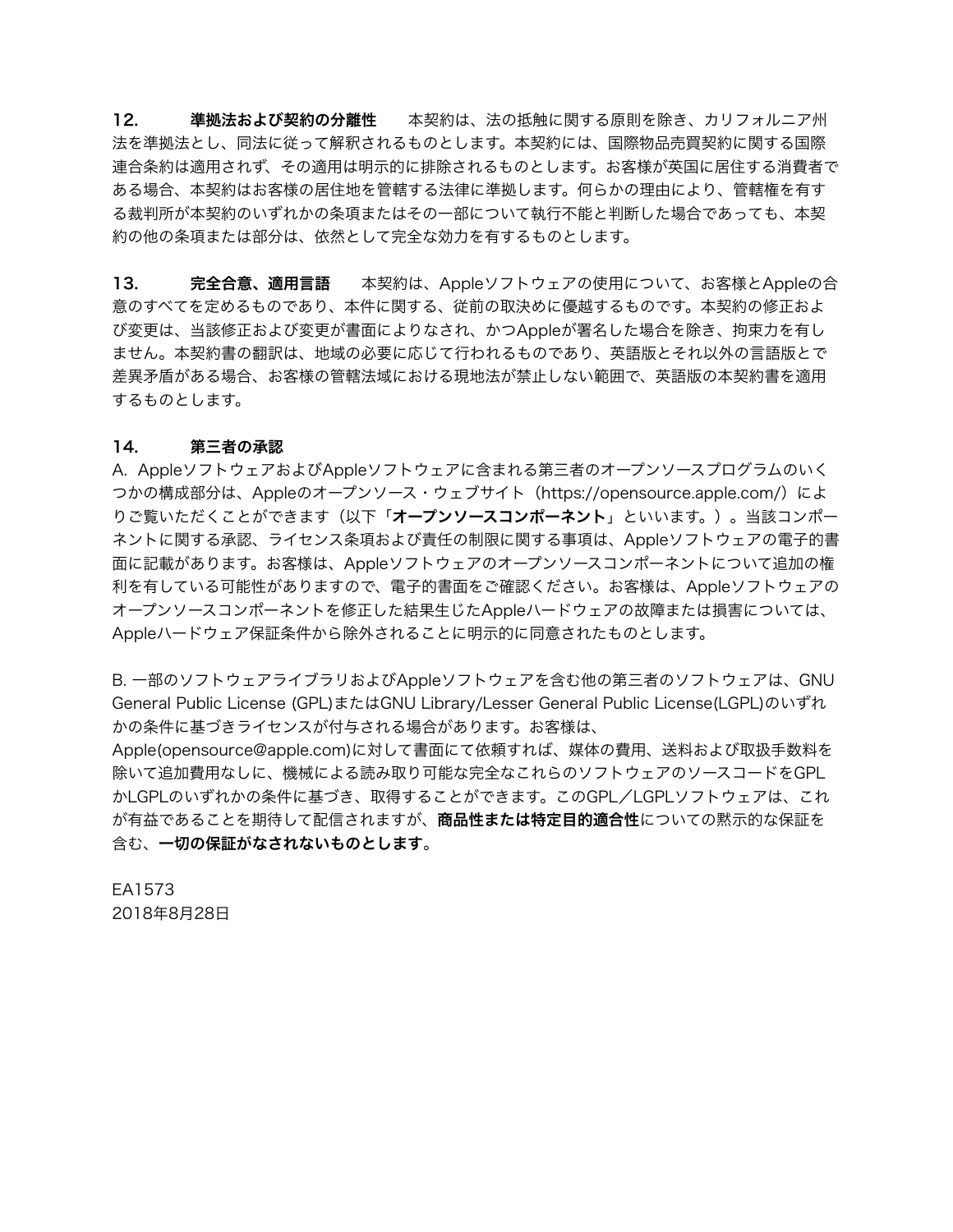**12.　　準拠法および契約の分離性**　　本契約は、法の抵触に関する原則を除き、カリフォルニア州法を準拠法とし、同法に従って解釈されるものとします。本契約には、国際物品売買契約に関する国際連合条約は適用されず、その適用は明示的に排除されるものとします。お客様が英国に居住する消費者である場合、本契約はお客様の居住地を管轄する法律に準拠します。何らかの理由により、管轄権を有する裁判所が本契約のいずれかの条項またはその一部について執行不能と判断した場合であっても、本契約の他の条項または部分は、依然として完全な効力を有するものとします。

**13.　　完全合意、適用言語**　　本契約は、Appleソフトウェアの使用について、お客様とAppleの合意のすべてを定めるものであり、本件に関する、従前の取決めに優越するものです。本契約の修正および変更は、当該修正および変更が書面によりなされ、かつAppleが署名した場合を除き、拘束力を有しません。本契約書の翻訳は、地域の必要に応じて行われるものであり、英語版とそれ以外の言語版とで差異矛盾がある場合、お客様の管轄法域における現地法が禁止しない範囲で、英語版の本契約書を適用するものとします。

**14.　　第三者の承認**

A. AppleソフトウェアおよびAppleソフトウェアに含まれる第三者のオープンソースプログラムのいくつかの構成部分は、Appleのオープンソース・ウェブサイト（https://opensource.apple.com/）によりご覧いただくことができます（以下「**オープンソースコンポーネント**」といいます。）。当該コンポーネントに関する承認、ライセンス条項および責任の制限に関する事項は、Appleソフトウェアの電子的書面に記載があります。お客様は、Appleソフトウェアのオープンソースコンポーネントについて追加の権利を有している可能性がありますので、電子的書面をご確認ください。お客様は、Appleソフトウェアのオープンソースコンポーネントを修正した結果生じたAppleハードウェアの故障または損害については、Appleハードウェア保証条件から除外されることに明示的に同意されたものとします。

B. 一部のソフトウェアライブラリおよびAppleソフトウェアを含む他の第三者のソフトウェアは、GNU General Public License (GPL)またはGNU Library/Lesser General Public License(LGPL)のいずれかの条件に基づきライセンスが付与される場合があります。お客様は、Apple(opensource@apple.com)に対して書面にて依頼すれば、媒体の費用、送料および取扱手数料を除いて追加費用なしに、機械による読み取り可能な完全なこれらのソフトウェアのソースコードをGPLかLGPLのいずれかの条件に基づき、取得することができます。このGPL／LGPLソフトウェアは、これが有益であることを期待して配信されますが、**商品性または特定目的適合性**についての黙示的な保証を含む、**一切の保証がなされないものとします。**

EA1573
2018年8月28日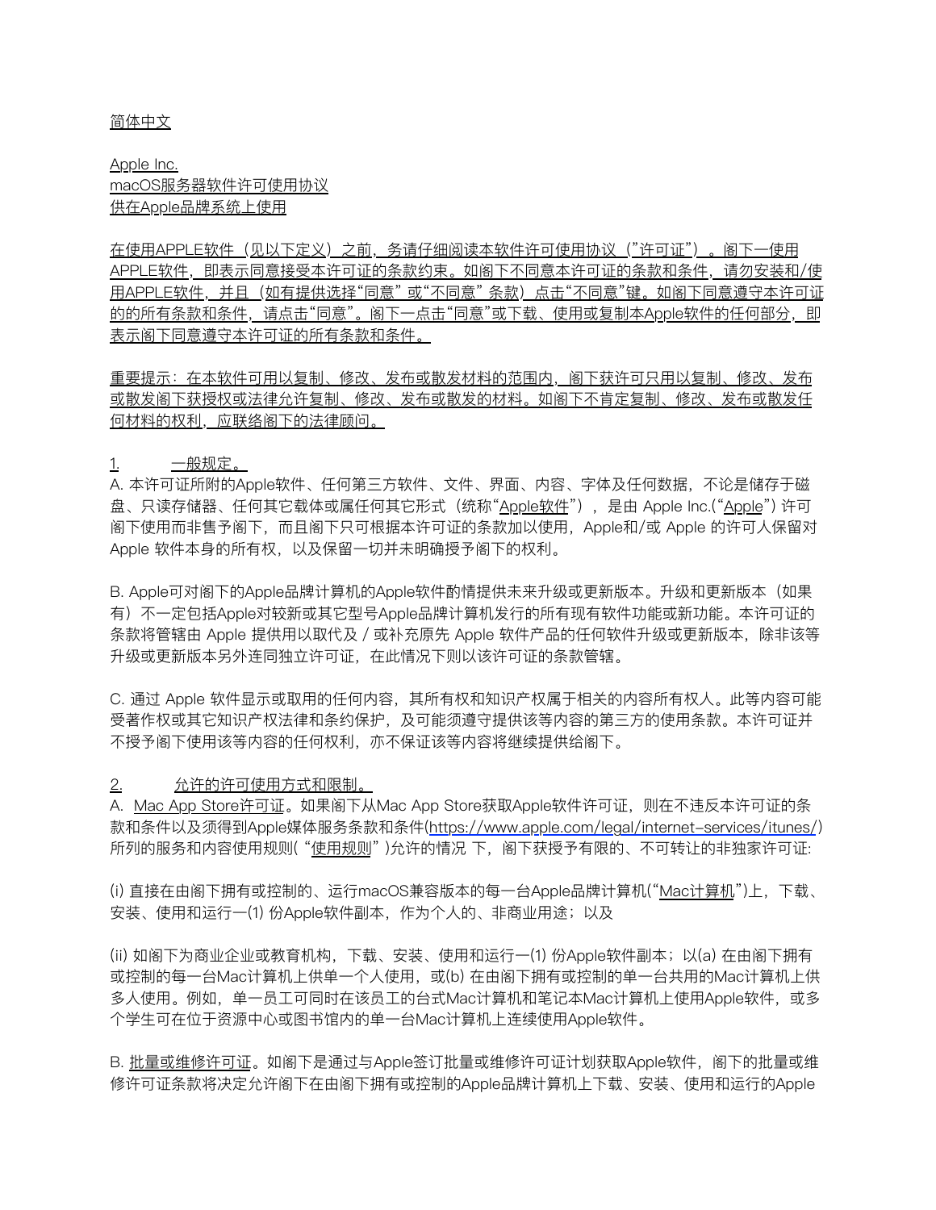简体中文

Apple Inc.
macOS服务器软件许可使用协议
供在Apple品牌系统上使用

在使用APPLE软件（见以下定义）之前，务请仔细阅读本软件许可使用协议（"许可证"）。阁下一使用APPLE软件，即表示同意接受本许可证的条款约束。如阁下不同意本许可证的条款和条件，请勿安装和/使用APPLE软件，并且（如有提供选择"同意"或"不同意"条款）点击"不同意"键。如阁下同意遵守本许可证的的所有条款和条件，请点击"同意"。阁下一点击"同意"或下载、使用或复制本Apple软件的任何部分，即表示阁下同意遵守本许可证的所有条款和条件。

重要提示：在本软件可用以复制、修改、发布或散发材料的范围内，阁下获许可只用以复制、修改、发布或散发阁下获授权或法律允许复制、修改、发布或散发的材料。如阁下不肯定复制、修改、发布或散发任何材料的权利，应联络阁下的法律顾问。

1. 一般规定。

A. 本许可证所附的Apple软件、任何第三方软件、文件、界面、内容、字体及任何数据，不论是储存于磁盘、只读存储器、任何其它载体或属任何其它形式（统称"Apple软件"），是由 Apple Inc.("Apple")许可阁下使用而非售予阁下，而且阁下只可根据本许可证的条款加以使用，Apple和/或 Apple 的许可人保留对 Apple 软件本身的所有权，以及保留一切并未明确授予阁下的权利。

B. Apple可对阁下的Apple品牌计算机的Apple软件酌情提供未来升级或更新版本。升级和更新版本（如果有）不一定包括Apple对较新或其它型号Apple品牌计算机发行的所有现有软件功能或新功能。本许可证的条款将管辖由 Apple 提供用以取代及 / 或补充原先 Apple 软件产品的任何软件升级或更新版本，除非该等升级或更新版本另外连同独立许可证，在此情况下则以该许可证的条款管辖。

C. 通过 Apple 软件显示或取用的任何内容，其所有权和知识产权属于相关的内容所有权人。此等内容可能受著作权或其它知识产权法律和条约保护，及可能须遵守提供该等内容的第三方的使用条款。本许可证并不授予阁下使用该等内容的任何权利，亦不保证该等内容将继续提供给阁下。

2. 允许的许可使用方式和限制。

A. Mac App Store许可证。如果阁下从Mac App Store获取Apple软件许可证，则在不违反本许可证的条款和条件以及须得到Apple媒体服务条款和条件(https://www.apple.com/legal/internet-services/itunes/)所列的服务和内容使用规则("使用规则")允许的情况 下，阁下获授予有限的、不可转让的非独家许可证:

(i) 直接在由阁下拥有或控制的、运行macOS兼容版本的每一台Apple品牌计算机("Mac计算机")上，下载、安装、使用和运行一(1) 份Apple软件副本，作为个人的、非商业用途；以及

(ii) 如阁下为商业企业或教育机构，下载、安装、使用和运行一(1) 份Apple软件副本；以(a) 在由阁下拥有或控制的每一台Mac计算机上供单一个人使用，或(b) 在由阁下拥有或控制的单一台共用的Mac计算机上供多人使用。例如，单一员工可同时在该员工的台式Mac计算机和笔记本Mac计算机上使用Apple软件，或多个学生可在位于资源中心或图书馆内的单一台Mac计算机上连续使用Apple软件。

B. 批量或维修许可证。如阁下是通过与Apple签订批量或维修许可证计划获取Apple软件，阁下的批量或维修许可证条款将决定允许阁下在由阁下拥有或控制的Apple品牌计算机上下载、安装、使用和运行的Apple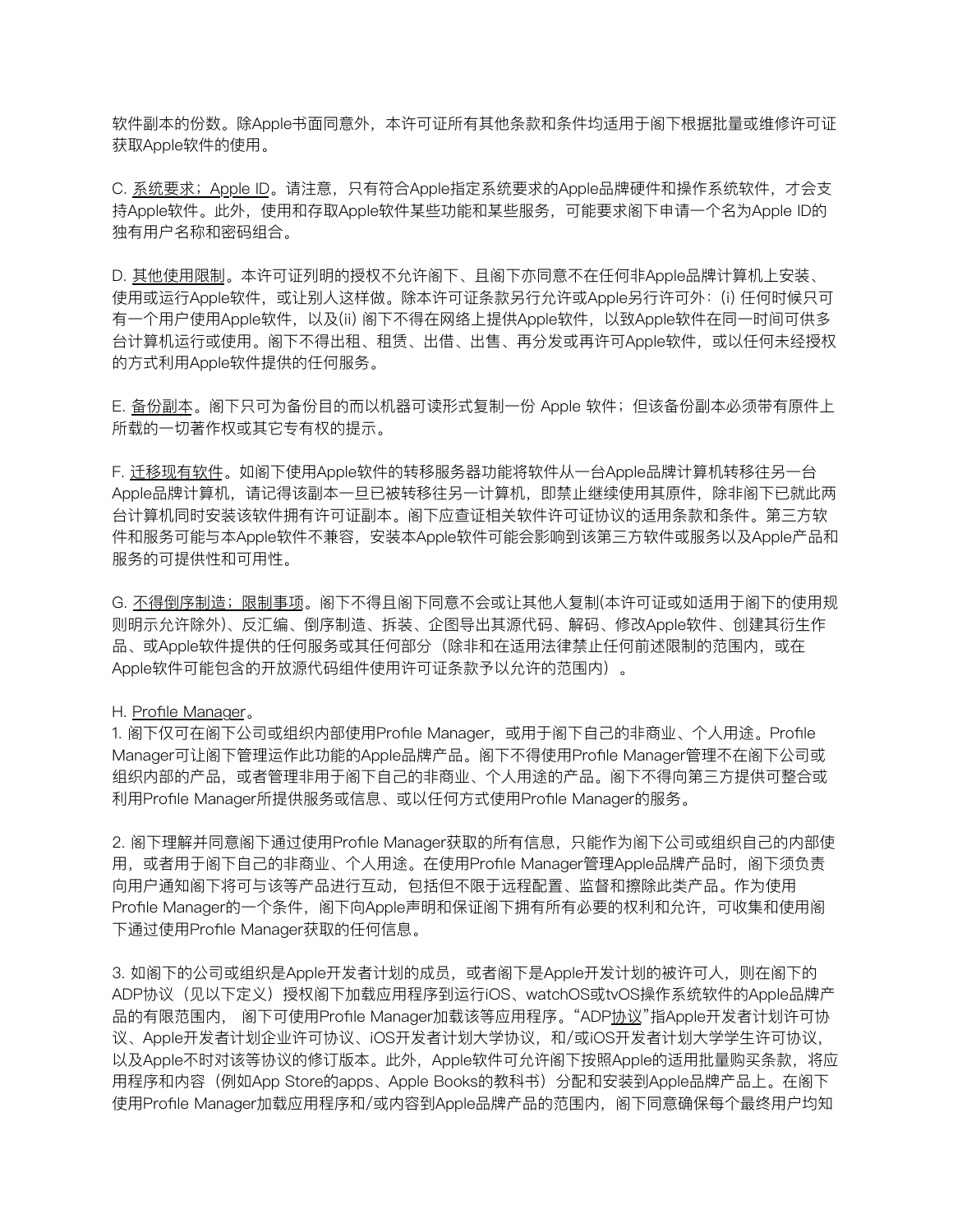软件副本的份数。除Apple书面同意外，本许可证所有其他条款和条件均适用于阁下根据批量或维修许可证获取Apple软件的使用。

C. 系统要求；Apple ID。请注意，只有符合Apple指定系统要求的Apple品牌硬件和操作系统软件，才会支持Apple软件。此外，使用和存取Apple软件某些功能和某些服务，可能要求阁下申请一个名为Apple ID的独有用户名称和密码组合。

D. 其他使用限制。本许可证列明的授权不允许阁下、且阁下亦同意不在任何非Apple品牌计算机上安装、使用或运行Apple软件，或让别人这样做。除本许可证条款另行允许或Apple另行许可外：(i) 任何时候只可有一个用户使用Apple软件，以及(ii) 阁下不得在网络上提供Apple软件，以致Apple软件在同一时间可供多台计算机运行或使用。阁下不得出租、租赁、出借、出售、再分发或再许可Apple软件，或以任何未经授权的方式利用Apple软件提供的任何服务。

E. 备份副本。阁下只可为备份目的而以机器可读形式复制一份 Apple 软件；但该备份副本必须带有原件上所载的一切著作权或其它专有权的提示。

F. 迁移现有软件。如阁下使用Apple软件的转移服务器功能将软件从一台Apple品牌计算机转移往另一台Apple品牌计算机，请记得该副本一旦已被转移往另一计算机，即禁止继续使用其原件，除非阁下已就此两台计算机同时安装该软件拥有许可证副本。阁下应查证相关软件许可证协议的适用条款和条件。第三方软件和服务可能与本Apple软件不兼容，安装本Apple软件可能会影响到该第三方软件或服务以及Apple产品和服务的可提供性和可用性。

G. 不得倒序制造；限制事项。阁下不得且阁下同意不会或让其他人复制(本许可证或如适用于阁下的使用规则明示允许除外)、反汇编、倒序制造、拆装、企图导出其源代码、解码、修改Apple软件、创建其衍生作品、或Apple软件提供的任何服务或其任何部分（除非和在适用法律禁止任何前述限制的范围内，或在Apple软件可能包含的开放源代码组件使用许可证条款予以允许的范围内）。

H. Profile Manager。

1. 阁下仅可在阁下公司或组织内部使用Profile Manager，或用于阁下自己的非商业、个人用途。Profile Manager可让阁下管理运作此功能的Apple品牌产品。阁下不得使用Profile Manager管理不在阁下公司或组织内部的产品，或者管理非用于阁下自己的非商业、个人用途的产品。阁下不得向第三方提供可整合或利用Profile Manager所提供服务或信息、或以任何方式使用Profile Manager的服务。

2. 阁下理解并同意阁下通过使用Profile Manager获取的所有信息，只能作为阁下公司或组织自己的内部使用，或者用于阁下自己的非商业、个人用途。在使用Profile Manager管理Apple品牌产品时，阁下须负责向用户通知阁下将可与该等产品进行互动，包括但不限于远程配置、监督和擦除此类产品。作为使用Profile Manager的一个条件，阁下向Apple声明和保证阁下拥有所有必要的权利和允许，可收集和使用阁下通过使用Profile Manager获取的任何信息。

3. 如阁下的公司或组织是Apple开发者计划的成员，或者阁下是Apple开发计划的被许可人，则在阁下的ADP协议（见以下定义）授权阁下加载应用程序到运行iOS、watchOS或tvOS操作系统软件的Apple品牌产品的有限范围内， 阁下可使用Profile Manager加载该等应用程序。“ADP协议”指Apple开发者计划许可协议、Apple开发者计划企业许可协议、iOS开发者计划大学协议，和/或iOS开发者计划大学学生许可协议，以及Apple不时对该等协议的修订版本。此外，Apple软件可允许阁下按照Apple的适用批量购买条款，将应用程序和内容（例如App Store的apps、Apple Books的教科书）分配和安装到Apple品牌产品上。在阁下使用Profile Manager加载应用程序和/或内容到Apple品牌产品的范围内，阁下同意确保每个最终用户均知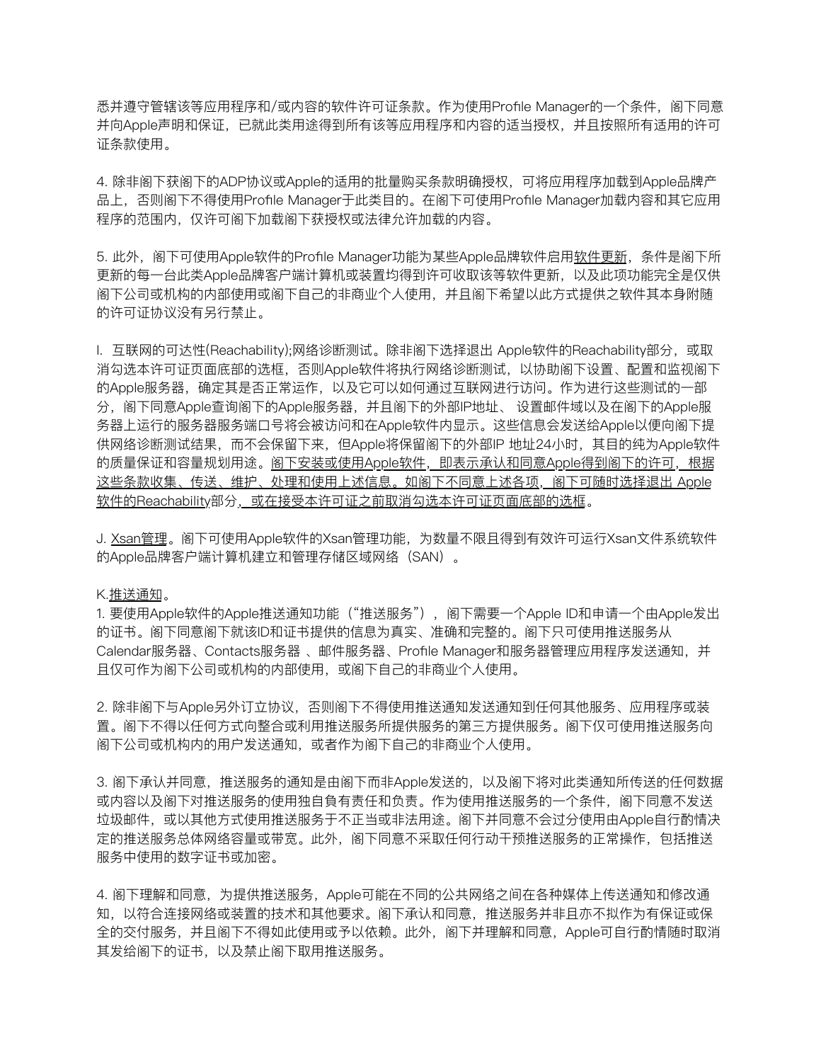悉并遵守管辖该等应用程序和/或内容的软件许可证条款。作为使用Profile Manager的一个条件，阁下同意并向Apple声明和保证，已就此类用途得到所有该等应用程序和内容的适当授权，并且按照所有适用的许可证条款使用。

4. 除非阁下获阁下的ADP协议或Apple的适用的批量购买条款明确授权，可将应用程序加载到Apple品牌产品上，否则阁下不得使用Profile Manager于此类目的。在阁下可使用Profile Manager加载内容和其它应用程序的范围内，仅许可阁下加载阁下获授权或法律允许加载的内容。

5. 此外，阁下可使用Apple软件的Profile Manager功能为某些Apple品牌软件启用软件更新，条件是阁下所更新的每一台此类Apple品牌客户端计算机或装置均得到许可收取该等软件更新，以及此项功能完全是仅供阁下公司或机构的内部使用或阁下自己的非商业个人使用，并且阁下希望以此方式提供之软件其本身附随的许可证协议没有另行禁止。

I. 互联网的可达性(Reachability);网络诊断测试。除非阁下选择退出 Apple软件的Reachability部分，或取消勾选本许可证页面底部的选框，否则Apple软件将执行网络诊断测试，以协助阁下设置、配置和监视阁下的Apple服务器，确定其是否正常运作，以及它可以如何通过互联网进行访问。作为进行这些测试的一部分，阁下同意Apple查询阁下的Apple服务器，并且阁下的外部IP地址、 设置邮件域以及在阁下的Apple服务器上运行的服务器服务端口号将会被访问和在Apple软件内显示。这些信息会发送给Apple以便向阁下提供网络诊断测试结果，而不会保留下来，但Apple将保留阁下的外部IP 地址24小时，其目的纯为Apple软件的质量保证和容量规划用途。阁下安装或使用Apple软件，即表示承认和同意Apple得到阁下的许可，根据这些条款收集、传送、维护、处理和使用上述信息。如阁下不同意上述各项，阁下可随时选择退出 Apple软件的Reachability部分，或在接受本许可证之前取消勾选本许可证页面底部的选框。

J. Xsan管理。阁下可使用Apple软件的Xsan管理功能，为数量不限且得到有效许可运行Xsan文件系统软件的Apple品牌客户端计算机建立和管理存储区域网络（SAN）。

K.推送通知。

1. 要使用Apple软件的Apple推送通知功能（“推送服务”），阁下需要一个Apple ID和申请一个由Apple发出的证书。阁下同意阁下就该ID和证书提供的信息为真实、准确和完整的。阁下只可使用推送服务从Calendar服务器、Contacts服务器 、邮件服务器、Profile Manager和服务器管理应用程序发送通知，并且仅可作为阁下公司或机构的内部使用，或阁下自己的非商业个人使用。

2. 除非阁下与Apple另外订立协议，否则阁下不得使用推送通知发送通知到任何其他服务、应用程序或装置。阁下不得以任何方式向整合或利用推送服务所提供服务的第三方提供服务。阁下仅可使用推送服务向阁下公司或机构内的用户发送通知，或者作为阁下自己的非商业个人使用。

3. 阁下承认并同意，推送服务的通知是由阁下而非Apple发送的，以及阁下将对此类通知所传送的任何数据或内容以及阁下对推送服务的使用独自负有责任和负责。作为使用推送服务的一个条件，阁下同意不发送垃圾邮件，或以其他方式使用推送服务于不正当或非法用途。阁下并同意不会过分使用由Apple自行酌情决定的推送服务总体网络容量或带宽。此外，阁下同意不采取任何行动干预推送服务的正常操作，包括推送服务中使用的数字证书或加密。

4. 阁下理解和同意，为提供推送服务，Apple可能在不同的公共网络之间在各种媒体上传送通知和修改通知，以符合连接网络或装置的技术和其他要求。阁下承认和同意，推送服务并非且亦不拟作为有保证或保全的交付服务，并且阁下不得如此使用或予以依赖。此外，阁下并理解和同意，Apple可自行酌情随时取消其发给阁下的证书，以及禁止阁下取用推送服务。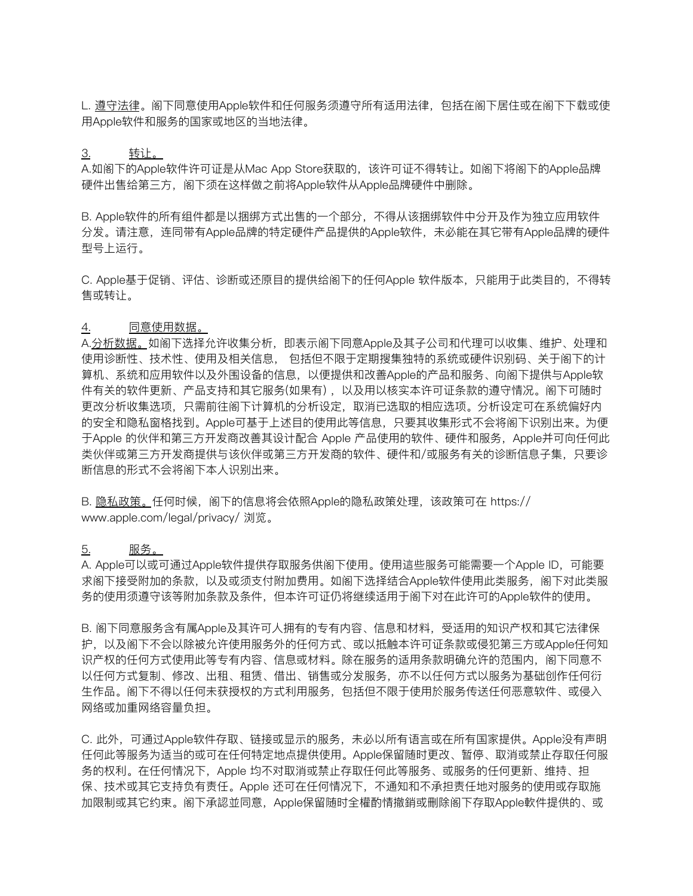L. 遵守法律。阁下同意使用Apple软件和任何服务须遵守所有适用法律，包括在阁下居住或在阁下下载或使用Apple软件和服务的国家或地区的当地法律。

3. 转让。

A.如阁下的Apple软件许可证是从Mac App Store获取的，该许可证不得转让。如阁下将阁下的Apple品牌硬件出售给第三方，阁下须在这样做之前将Apple软件从Apple品牌硬件中删除。

B. Apple软件的所有组件都是以捆绑方式出售的一个部分，不得从该捆绑软件中分开及作为独立应用软件分发。请注意，连同带有Apple品牌的特定硬件产品提供的Apple软件，未必能在其它带有Apple品牌的硬件型号上运行。

C. Apple基于促销、评估、诊断或还原目的提供给阁下的任何Apple 软件版本，只能用于此类目的，不得转售或转让。

4. 同意使用数据。

A.分析数据。如阁下选择允许收集分析，即表示阁下同意Apple及其子公司和代理可以收集、维护、处理和使用诊断性、技术性、使用及相关信息， 包括但不限于定期搜集独特的系统或硬件识别码、关于阁下的计算机、系统和应用软件以及外围设备的信息，以便提供和改善Apple的产品和服务、向阁下提供与Apple软件有关的软件更新、产品支持和其它服务(如果有) ，以及用以核实本许可证条款的遵守情况。阁下可随时更改分析收集选项，只需前往阁下计算机的分析设定，取消已选取的相应选项。分析设定可在系统偏好内的安全和隐私窗格找到。Apple可基于上述目的使用此等信息，只要其收集形式不会将阁下识别出来。为便于Apple 的伙伴和第三方开发商改善其设计配合 Apple 产品使用的软件、硬件和服务，Apple并可向任何此类伙伴或第三方开发商提供与该伙伴或第三方开发商的软件、硬件和/或服务有关的诊断信息子集，只要诊断信息的形式不会将阁下本人识别出来。

B. 隐私政策。任何时候，阁下的信息将会依照Apple的隐私政策处理，该政策可在 https://www.apple.com/legal/privacy/ 浏览。

5. 服务。

A. Apple可以或可通过Apple软件提供存取服务供阁下使用。使用這些服务可能需要一个Apple ID，可能要求阁下接受附加的条款，以及或须支付附加费用。如阁下选择结合Apple软件使用此类服务，阁下对此类服务的使用须遵守该等附加条款及条件，但本许可证仍将继续适用于阁下对在此许可的Apple软件的使用。

B. 阁下同意服务含有属Apple及其许可人拥有的专有内容、信息和材料，受适用的知识产权和其它法律保护，以及阁下不会以除被允许使用服务外的任何方式、或以抵触本许可证条款或侵犯第三方或Apple任何知识产权的任何方式使用此等专有内容、信息或材料。除在服务的适用条款明确允许的范围内，阁下同意不以任何方式复制、修改、出租、租赁、借出、销售或分发服务，亦不以任何方式以服务为基础创作任何衍生作品。阁下不得以任何未获授权的方式利用服务，包括但不限于使用於服务传送任何恶意软件、或侵入网络或加重网络容量负担。

C. 此外，可通过Apple软件存取、链接或显示的服务，未必以所有语言或在所有国家提供。Apple没有声明任何此等服务为适当的或可在任何特定地点提供使用。Apple保留随时更改、暂停、取消或禁止存取任何服务的权利。在任何情况下，Apple 均不对取消或禁止存取任何此等服务、或服务的任何更新、维持、担保、技术或其它支持负有责任。Apple 还可在任何情况下，不通知和不承担责任地对服务的使用或存取施加限制或其它约束。阁下承認並同意，Apple保留随时全權酌情撤銷或刪除阁下存取Apple軟件提供的、或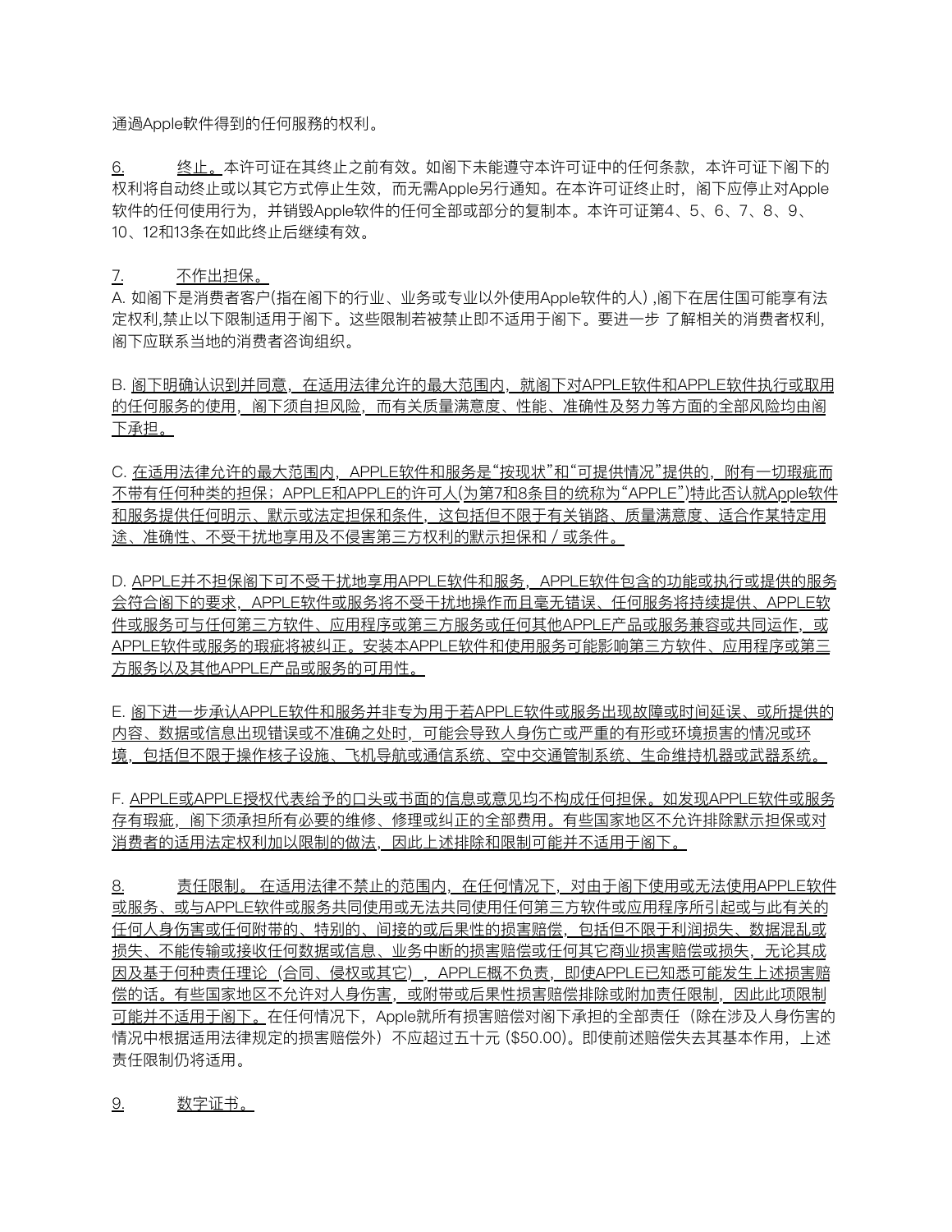通過Apple軟件得到的任何服務的权利。

6. 终止。本许可证在其终止之前有效。如阁下未能遵守本许可证中的任何条款，本许可证下阁下的权利将自动终止或以其它方式停止生效，而无需Apple另行通知。在本许可证终止时，阁下应停止对Apple软件的任何使用行为，并销毁Apple软件的任何全部或部分的复制本。本许可证第4、5、6、7、8、9、10、12和13条在如此终止后继续有效。

7. 不作出担保。

A. 如阁下是消费者客户(指在阁下的行业、业务或专业以外使用Apple软件的人) ,阁下在居住国可能享有法定权利,禁止以下限制适用于阁下。这些限制若被禁止即不适用于阁下。要进一步 了解相关的消费者权利,阁下应联系当地的消费者咨询组织。

B. 阁下明确认识到并同意，在适用法律允许的最大范围内，就阁下对APPLE软件和APPLE软件执行或取用的任何服务的使用，阁下须自担风险，而有关质量满意度、性能、准确性及努力等方面的全部风险均由阁下承担。

C. 在适用法律允许的最大范围内，APPLE软件和服务是“按现状”和“可提供情况”提供的，附有一切瑕疵而不带有任何种类的担保；APPLE和APPLE的许可人(为第7和8条目的统称为“APPLE”)特此否认就Apple软件和服务提供任何明示、默示或法定担保和条件，这包括但不限于有关销路、质量满意度、适合作某特定用途、准确性、不受干扰地享用及不侵害第三方权利的默示担保和／或条件。

D. APPLE并不担保阁下可不受干扰地享用APPLE软件和服务，APPLE软件包含的功能或执行或提供的服务会符合阁下的要求，APPLE软件或服务将不受干扰地操作而且毫无错误、任何服务将持续提供、APPLE软件或服务可与任何第三方软件、应用程序或第三方服务或任何其他APPLE产品或服务兼容或共同运作，或APPLE软件或服务的瑕疵将被纠正。安装本APPLE软件和使用服务可能影响第三方软件、应用程序或第三方服务以及其他APPLE产品或服务的可用性。

E. 阁下进一步承认APPLE软件和服务并非专为用于若APPLE软件或服务出现故障或时间延误、或所提供的内容、数据或信息出现错误或不准确之处时，可能会导致人身伤亡或严重的有形或环境损害的情况或环境，包括但不限于操作核子设施、飞机导航或通信系统、空中交通管制系统、生命维持机器或武器系统。

F. APPLE或APPLE授权代表给予的口头或书面的信息或意见均不构成任何担保。如发现APPLE软件或服务存有瑕疵，阁下须承担所有必要的维修、修理或纠正的全部费用。有些国家地区不允许排除默示担保或对消费者的适用法定权利加以限制的做法，因此上述排除和限制可能并不适用于阁下。

8. 责任限制。 在适用法律不禁止的范围内，在任何情况下，对由于阁下使用或无法使用APPLE软件或服务、或与APPLE软件或服务共同使用或无法共同使用任何第三方软件或应用程序所引起或与此有关的任何人身伤害或任何附带的、特别的、间接的或后果性的损害赔偿，包括但不限于利润损失、数据混乱或损失、不能传输或接收任何数据或信息、业务中断的损害赔偿或任何其它商业损害赔偿或损失，无论其成因及基于何种责任理论（合同、侵权或其它），APPLE概不负责，即使APPLE已知悉可能发生上述损害赔偿的话。有些国家地区不允许对人身伤害，或附带或后果性损害赔偿排除或附加责任限制，因此此项限制可能并不适用于阁下。在任何情况下，Apple就所有损害赔偿对阁下承担的全部责任（除在涉及人身伤害的情况中根据适用法律规定的损害赔偿外）不应超过五十元 ($50.00)。即使前述赔偿失去其基本作用，上述责任限制仍将适用。

9. 数字证书。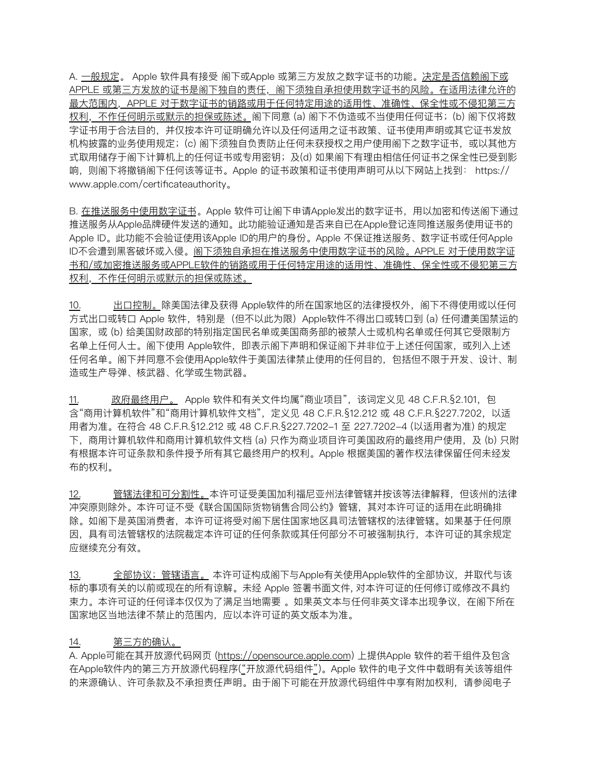A. 一般规定。 Apple 软件具有接受 阁下或Apple 或第三方发放之数字证书的功能。决定是否信赖阁下或APPLE 或第三方发放的证书是阁下独自的责任，阁下须独自承担使用数字证书的风险。在适用法律允许的最大范围内，APPLE 对于数字证书的销路或用于任何特定用途的适用性、准确性、保全性或不侵犯第三方权利，不作任何明示或默示的担保或陈述。阁下同意 (a) 阁下不伪造或不当使用任何证书；(b) 阁下仅将数字证书用于合法目的，并仅按本许可证明确允许以及任何适用之证书政策、证书使用声明或其它证书发放机构披露的业务使用规定；(c) 阁下须独自负责防止任何未获授权之用户使用阁下之数字证书，或以其他方式取用储存于阁下计算机上的任何证书或专用密钥；及(d) 如果阁下有理由相信任何证书之保全性已受到影响，则阁下将撤销阁下任何该等证书。Apple 的证书政策和证书使用声明可从以下网站上找到： https://www.apple.com/certificateauthority。

B. 在推送服务中使用数字证书。Apple 软件可让阁下申请Apple发出的数字证书，用以加密和传送阁下通过推送服务从Apple品牌硬件发送的通知。此功能验证通知是否来自已在Apple登记连同推送服务使用证书的Apple ID。此功能不会验证使用该Apple ID的用户的身份。Apple 不保证推送服务、数字证书或任何Apple ID不会遭到黑客破坏或入侵。阁下须独自承担在推送服务中使用数字证书的风险。APPLE 对于使用数字证书和/或加密推送服务或APPLE软件的销路或用于任何特定用途的适用性、准确性、保全性或不侵犯第三方权利，不作任何明示或默示的担保或陈述。

10. 出口控制。除美国法律及获得 Apple软件的所在国家地区的法律授权外，阁下不得使用或以任何方式出口或转口 Apple 软件，特别是（但不以此为限）Apple软件不得出口或转口到 (a) 任何遭美国禁运的国家，或 (b) 给美国财政部的特别指定国民名单或美国商务部的被禁人士或机构名单或任何其它受限制方名单上任何人士。阁下使用 Apple软件，即表示阁下声明和保证阁下并非位于上述任何国家，或列入上述任何名单。阁下并同意不会使用Apple软件于美国法律禁止使用的任何目的，包括但不限于开发、设计、制造或生产导弹、核武器、化学或生物武器。

11. 政府最终用户。 Apple 软件和有关文件均属“商业项目”，该词定义见 48 C.F.R.§2.101，包含“商用计算机软件”和“商用计算机软件文档”，定义见 48 C.F.R.§12.212 或 48 C.F.R.§227.7202，以适用者为准。在符合 48 C.F.R.§12.212 或 48 C.F.R.§227.7202-1 至 227.7202-4 (以适用者为准) 的规定下，商用计算机软件和商用计算机软件文档 (a) 只作为商业项目许可美国政府的最终用户使用，及 (b) 只附有根据本许可证条款和条件授予所有其它最终用户的权利。Apple 根据美国的著作权法律保留任何未经发布的权利。

12. 管辖法律和可分割性。本许可证受美国加利福尼亚州法律管辖并按该等法律解释，但该州的法律冲突原则除外。本许可证不受《联合国国际货物销售合同公约》管辖，其对本许可证的适用在此明确排除。如阁下是英国消费者，本许可证将受对阁下居住国家地区具司法管辖权的法律管辖。如果基于任何原因，具有司法管辖权的法院裁定本许可证的任何条款或其任何部分不可被强制执行，本许可证的其余规定应继续充分有效。

13. 全部协议；管辖语言。 本许可证构成阁下与Apple有关使用Apple软件的全部协议，并取代与该标的事项有关的以前或现在的所有谅解。未经 Apple 签署书面文件, 对本许可证的任何修订或修改不具约束力。本许可证的任何译本仅仅为了满足当地需要 。如果英文本与任何非英文译本出现争议，在阁下所在国家地区当地法律不禁止的范围内，应以本许可证的英文版本为准。

14. 第三方的确认。
A. Apple可能在其开放源代码网页 (https://opensource.apple.com) 上提供Apple 软件的若干组件及包含在Apple软件内的第三方开放源代码程序(“开放源代码组件”)。Apple 软件的电子文件中载明有关该等组件的来源确认、许可条款及不承担责任声明。由于阁下可能在开放源代码组件中享有附加权利，请参阅电子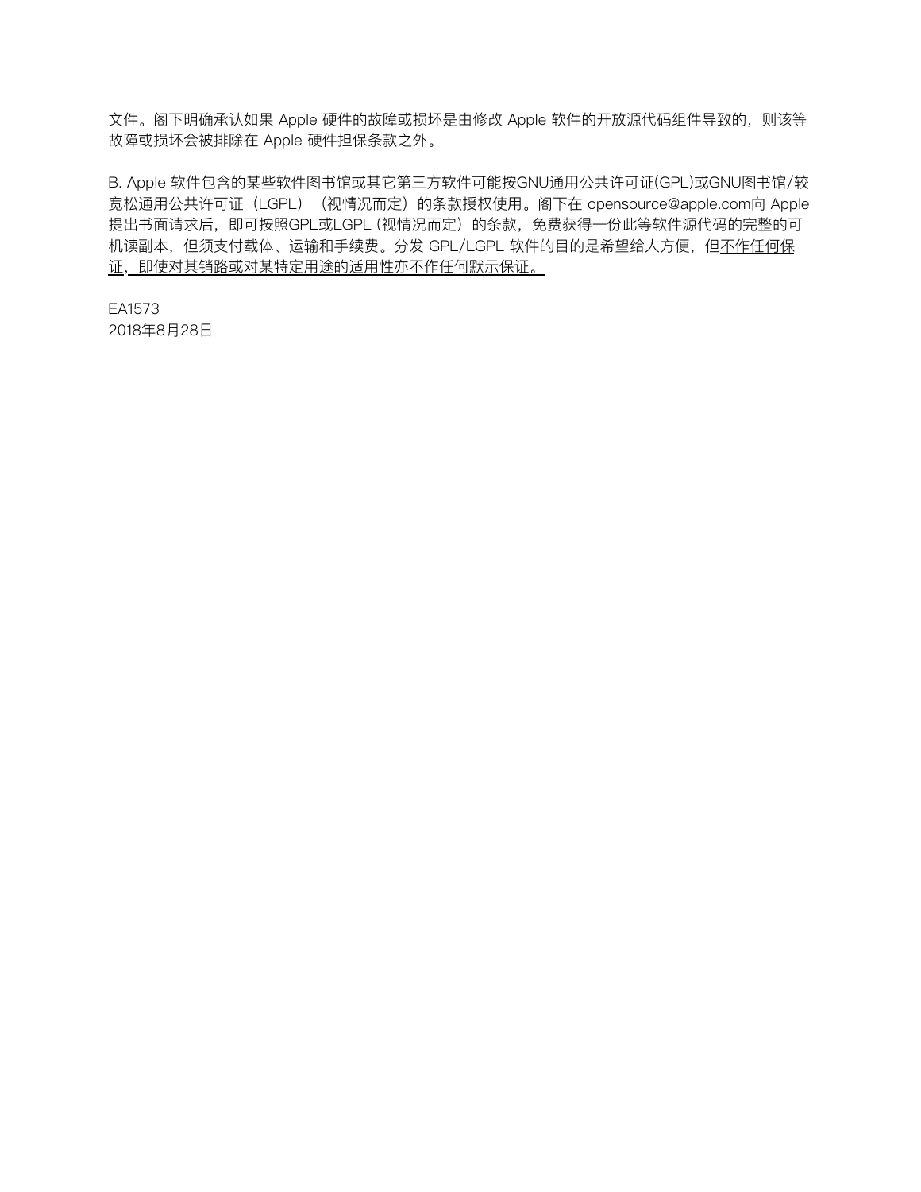文件。阁下明确承认如果 Apple 硬件的故障或损坏是由修改 Apple 软件的开放源代码组件导致的，则该等故障或损坏会被排除在 Apple 硬件担保条款之外。

B. Apple 软件包含的某些软件图书馆或其它第三方软件可能按GNU通用公共许可证(GPL)或GNU图书馆/较宽松通用公共许可证（LGPL）（视情况而定）的条款授权使用。阁下在 opensource@apple.com向 Apple 提出书面请求后，即可按照GPL或LGPL (视情况而定）的条款，免费获得一份此等软件源代码的完整的可机读副本，但须支付载体、运输和手续费。分发 GPL/LGPL 软件的目的是希望给人方便，但<u>不作任何保证，即使对其销路或对某特定用途的适用性亦不作任何默示保证。</u>

EA1573
2018年8月28日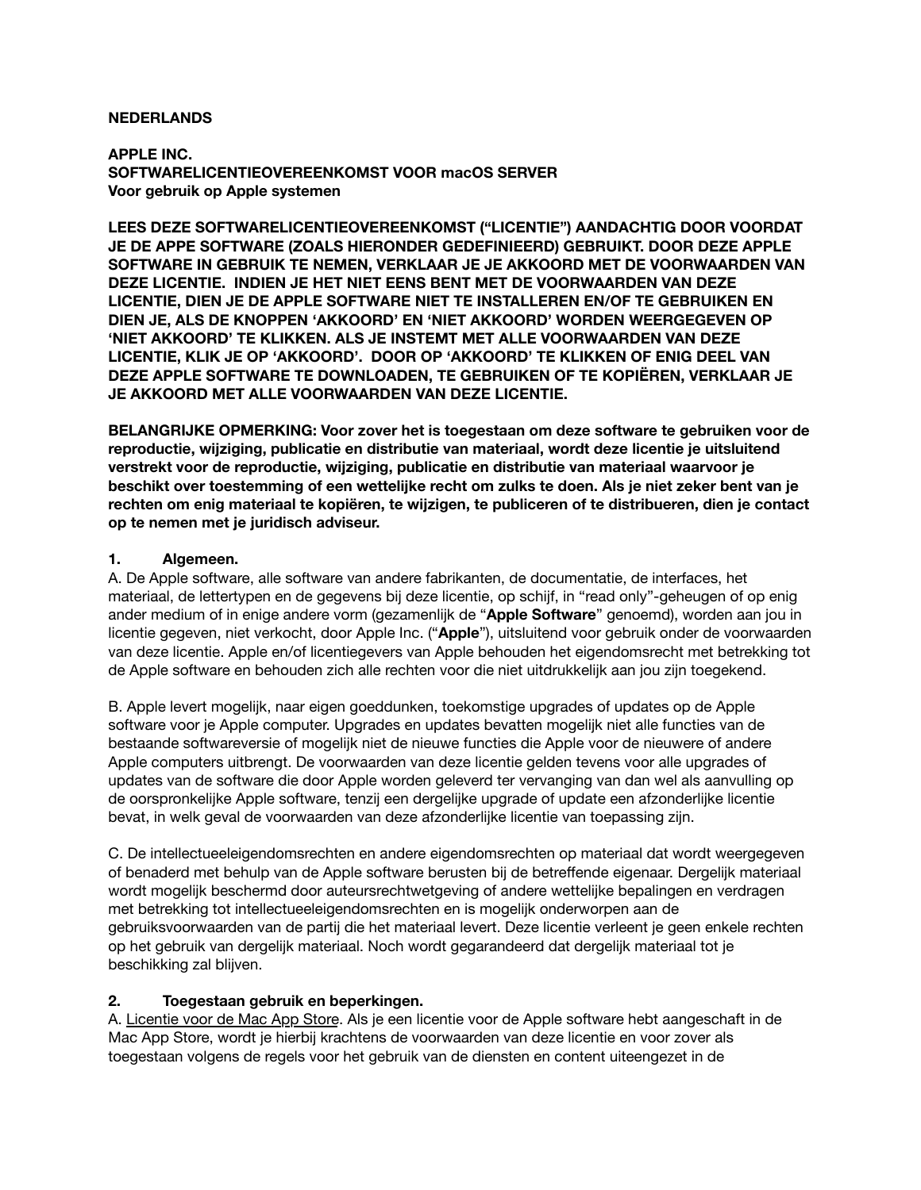**NEDERLANDS**

**APPLE INC.**
**SOFTWARELICENTIEOVEREENKOMST VOOR macOS SERVER**
**Voor gebruik op Apple systemen**

**LEES DEZE SOFTWARELICENTIEOVEREENKOMST ("LICENTIE") AANDACHTIG DOOR VOORDAT JE DE APPE SOFTWARE (ZOALS HIERONDER GEDEFINIEERD) GEBRUIKT. DOOR DEZE APPLE SOFTWARE IN GEBRUIK TE NEMEN, VERKLAAR JE JE AKKOORD MET DE VOORWAARDEN VAN DEZE LICENTIE. INDIEN JE HET NIET EENS BENT MET DE VOORWAARDEN VAN DEZE LICENTIE, DIEN JE DE APPLE SOFTWARE NIET TE INSTALLEREN EN/OF TE GEBRUIKEN EN DIEN JE, ALS DE KNOPPEN 'AKKOORD' EN 'NIET AKKOORD' WORDEN WEERGEGEVEN OP 'NIET AKKOORD' TE KLIKKEN. ALS JE INSTEMT MET ALLE VOORWAARDEN VAN DEZE LICENTIE, KLIK JE OP 'AKKOORD'. DOOR OP 'AKKOORD' TE KLIKKEN OF ENIG DEEL VAN DEZE APPLE SOFTWARE TE DOWNLOADEN, TE GEBRUIKEN OF TE KOPIËREN, VERKLAAR JE JE AKKOORD MET ALLE VOORWAARDEN VAN DEZE LICENTIE.**

**BELANGRIJKE OPMERKING: Voor zover het is toegestaan om deze software te gebruiken voor de reproductie, wijziging, publicatie en distributie van materiaal, wordt deze licentie je uitsluitend verstrekt voor de reproductie, wijziging, publicatie en distributie van materiaal waarvoor je beschikt over toestemming of een wettelijke recht om zulks te doen. Als je niet zeker bent van je rechten om enig materiaal te kopiëren, te wijzigen, te publiceren of te distribueren, dien je contact op te nemen met je juridisch adviseur.**

**1. Algemeen.**

A. De Apple software, alle software van andere fabrikanten, de documentatie, de interfaces, het materiaal, de lettertypen en de gegevens bij deze licentie, op schijf, in "read only"-geheugen of op enig ander medium of in enige andere vorm (gezamenlijk de "**Apple Software**" genoemd), worden aan jou in licentie gegeven, niet verkocht, door Apple Inc. ("**Apple**"), uitsluitend voor gebruik onder de voorwaarden van deze licentie. Apple en/of licentiegevers van Apple behouden het eigendomsrecht met betrekking tot de Apple software en behouden zich alle rechten voor die niet uitdrukkelijk aan jou zijn toegekend.

B. Apple levert mogelijk, naar eigen goeddunken, toekomstige upgrades of updates op de Apple software voor je Apple computer. Upgrades en updates bevatten mogelijk niet alle functies van de bestaande softwareversie of mogelijk niet de nieuwe functies die Apple voor de nieuwere of andere Apple computers uitbrengt. De voorwaarden van deze licentie gelden tevens voor alle upgrades of updates van de software die door Apple worden geleverd ter vervanging van dan wel als aanvulling op de oorspronkelijke Apple software, tenzij een dergelijke upgrade of update een afzonderlijke licentie bevat, in welk geval de voorwaarden van deze afzonderlijke licentie van toepassing zijn.

C. De intellectueeleigendomsrechten en andere eigendomsrechten op materiaal dat wordt weergegeven of benaderd met behulp van de Apple software berusten bij de betreffende eigenaar. Dergelijk materiaal wordt mogelijk beschermd door auteursrechtwetgeving of andere wettelijke bepalingen en verdragen met betrekking tot intellectueeleigendomsrechten en is mogelijk onderworpen aan de gebruiksvoorwaarden van de partij die het materiaal levert. Deze licentie verleent je geen enkele rechten op het gebruik van dergelijk materiaal. Noch wordt gegarandeerd dat dergelijk materiaal tot je beschikking zal blijven.

**2. Toegestaan gebruik en beperkingen.**

A. Licentie voor de Mac App Store. Als je een licentie voor de Apple software hebt aangeschaft in de Mac App Store, wordt je hierbij krachtens de voorwaarden van deze licentie en voor zover als toegestaan volgens de regels voor het gebruik van de diensten en content uiteengezet in de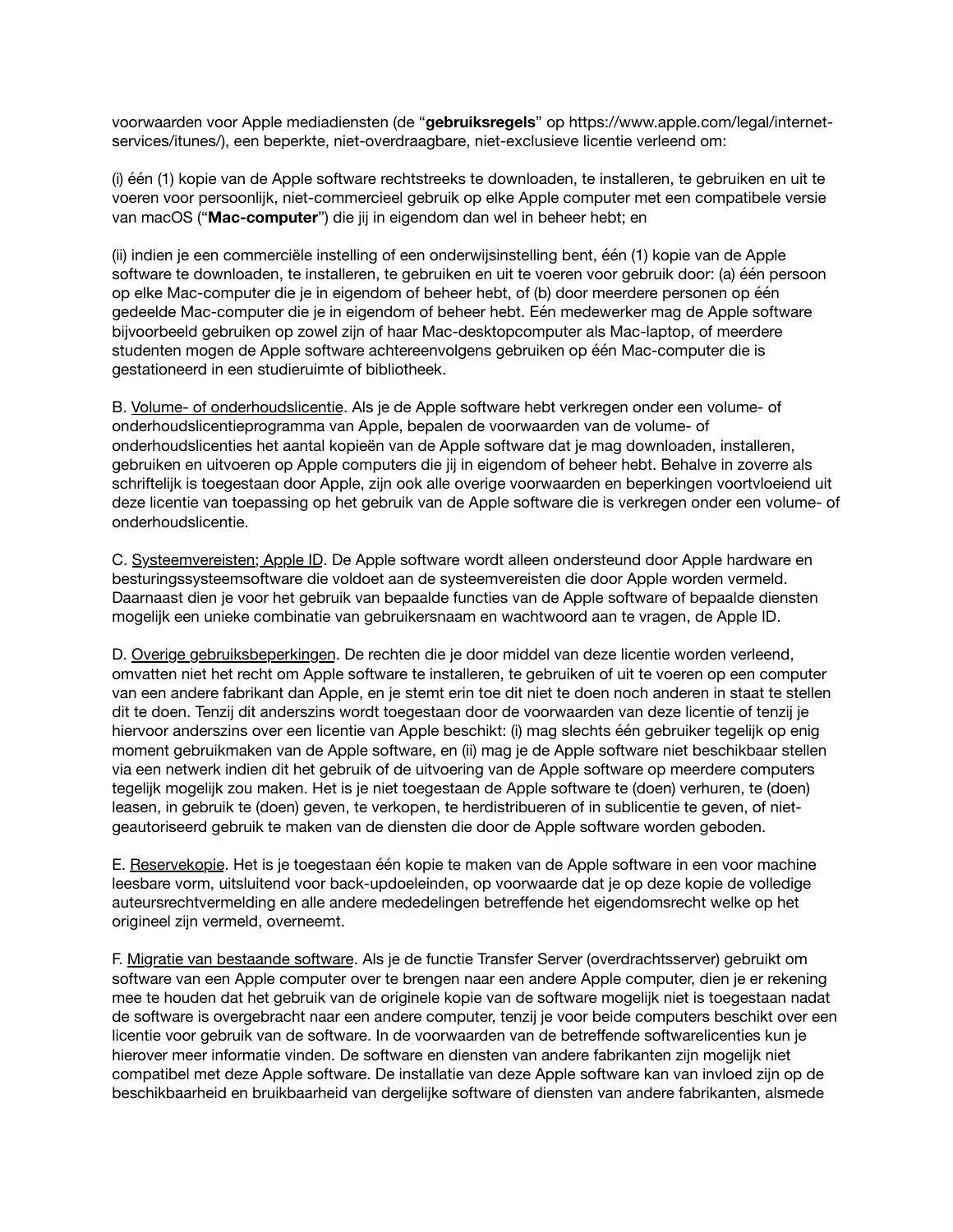voorwaarden voor Apple mediadiensten (de "**gebruiksregels**" op https://www.apple.com/legal/internet-services/itunes/), een beperkte, niet-overdraagbare, niet-exclusieve licentie verleend om:

(i) één (1) kopie van de Apple software rechtstreeks te downloaden, te installeren, te gebruiken en uit te voeren voor persoonlijk, niet-commercieel gebruik op elke Apple computer met een compatibele versie van macOS ("**Mac-computer**") die jij in eigendom dan wel in beheer hebt; en

(ii) indien je een commerciële instelling of een onderwijsinstelling bent, één (1) kopie van de Apple software te downloaden, te installeren, te gebruiken en uit te voeren voor gebruik door: (a) één persoon op elke Mac-computer die je in eigendom of beheer hebt, of (b) door meerdere personen op één gedeelde Mac-computer die je in eigendom of beheer hebt. Eén medewerker mag de Apple software bijvoorbeeld gebruiken op zowel zijn of haar Mac-desktopcomputer als Mac-laptop, of meerdere studenten mogen de Apple software achtereenvolgens gebruiken op één Mac-computer die is gestationeerd in een studieruimte of bibliotheek.

B. <u>Volume- of onderhoudslicentie</u>. Als je de Apple software hebt verkregen onder een volume- of onderhoudslicentieprogramma van Apple, bepalen de voorwaarden van de volume- of onderhoudslicenties het aantal kopieën van de Apple software dat je mag downloaden, installeren, gebruiken en uitvoeren op Apple computers die jij in eigendom of beheer hebt. Behalve in zoverre als schriftelijk is toegestaan door Apple, zijn ook alle overige voorwaarden en beperkingen voortvloeiend uit deze licentie van toepassing op het gebruik van de Apple software die is verkregen onder een volume- of onderhoudslicentie.

C. <u>Systeemvereisten; Apple ID</u>. De Apple software wordt alleen ondersteund door Apple hardware en besturingssysteemsoftware die voldoet aan de systeemvereisten die door Apple worden vermeld. Daarnaast dien je voor het gebruik van bepaalde functies van de Apple software of bepaalde diensten mogelijk een unieke combinatie van gebruikersnaam en wachtwoord aan te vragen, de Apple ID.

D. <u>Overige gebruiksbeperkingen</u>. De rechten die je door middel van deze licentie worden verleend, omvatten niet het recht om Apple software te installeren, te gebruiken of uit te voeren op een computer van een andere fabrikant dan Apple, en je stemt erin toe dit niet te doen noch anderen in staat te stellen dit te doen. Tenzij dit anderszins wordt toegestaan door de voorwaarden van deze licentie of tenzij je hiervoor anderszins over een licentie van Apple beschikt: (i) mag slechts één gebruiker tegelijk op enig moment gebruikmaken van de Apple software, en (ii) mag je de Apple software niet beschikbaar stellen via een netwerk indien dit het gebruik of de uitvoering van de Apple software op meerdere computers tegelijk mogelijk zou maken. Het is je niet toegestaan de Apple software te (doen) verhuren, te (doen) leasen, in gebruik te (doen) geven, te verkopen, te herdistribueren of in sublicentie te geven, of niet-geautoriseerd gebruik te maken van de diensten die door de Apple software worden geboden.

E. <u>Reservekopie</u>. Het is je toegestaan één kopie te maken van de Apple software in een voor machine leesbare vorm, uitsluitend voor back-updoeleinden, op voorwaarde dat je op deze kopie de volledige auteursrechtvermelding en alle andere mededelingen betreffende het eigendomsrecht welke op het origineel zijn vermeld, overneemt.

F. <u>Migratie van bestaande software</u>. Als je de functie Transfer Server (overdrachtsserver) gebruikt om software van een Apple computer over te brengen naar een andere Apple computer, dien je er rekening mee te houden dat het gebruik van de originele kopie van de software mogelijk niet is toegestaan nadat de software is overgebracht naar een andere computer, tenzij je voor beide computers beschikt over een licentie voor gebruik van de software. In de voorwaarden van de betreffende softwarelicenties kun je hierover meer informatie vinden. De software en diensten van andere fabrikanten zijn mogelijk niet compatibel met deze Apple software. De installatie van deze Apple software kan van invloed zijn op de beschikbaarheid en bruikbaarheid van dergelijke software of diensten van andere fabrikanten, alsmede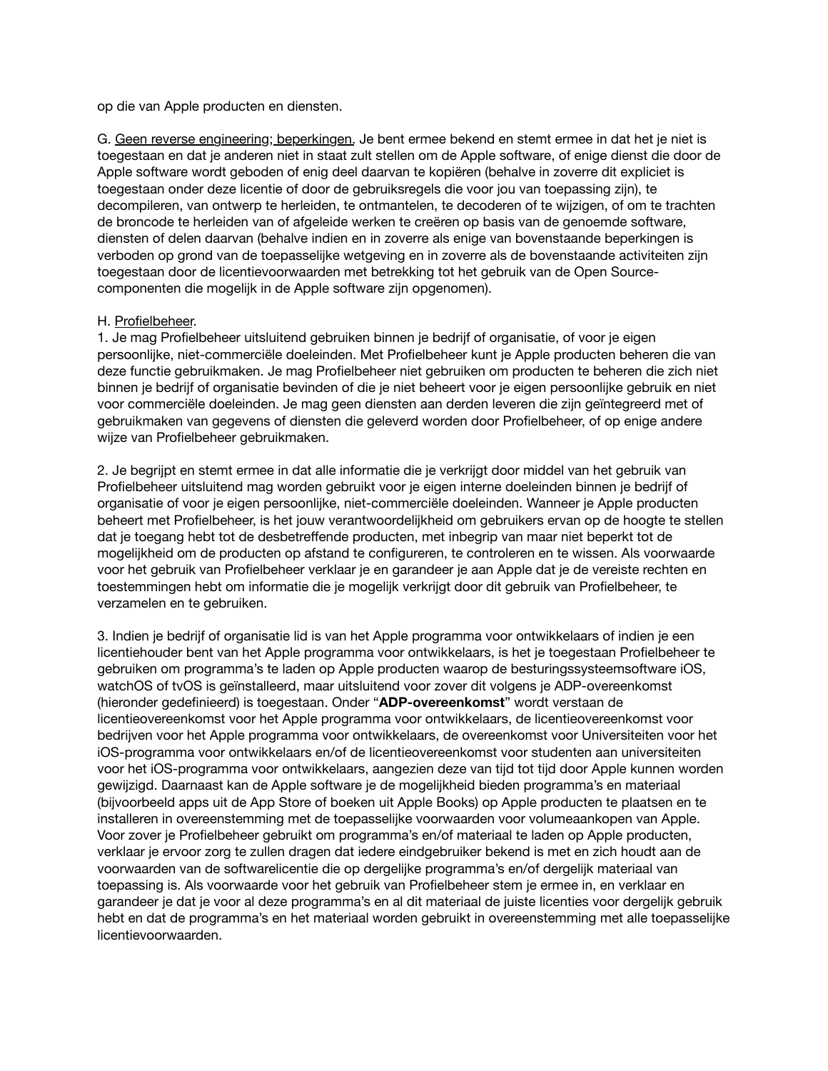op die van Apple producten en diensten.

G. <u>Geen reverse engineering; beperkingen.</u> Je bent ermee bekend en stemt ermee in dat het je niet is toegestaan en dat je anderen niet in staat zult stellen om de Apple software, of enige dienst die door de Apple software wordt geboden of enig deel daarvan te kopiëren (behalve in zoverre dit expliciet is toegestaan onder deze licentie of door de gebruiksregels die voor jou van toepassing zijn), te decompileren, van ontwerp te herleiden, te ontmantelen, te decoderen of te wijzigen, of om te trachten de broncode te herleiden van of afgeleide werken te creëren op basis van de genoemde software, diensten of delen daarvan (behalve indien en in zoverre als enige van bovenstaande beperkingen is verboden op grond van de toepasselijke wetgeving en in zoverre als de bovenstaande activiteiten zijn toegestaan door de licentievoorwaarden met betrekking tot het gebruik van de Open Source-componenten die mogelijk in de Apple software zijn opgenomen).

H. <u>Profielbeheer</u>.

1. Je mag Profielbeheer uitsluitend gebruiken binnen je bedrijf of organisatie, of voor je eigen persoonlijke, niet-commerciële doeleinden. Met Profielbeheer kunt je Apple producten beheren die van deze functie gebruikmaken. Je mag Profielbeheer niet gebruiken om producten te beheren die zich niet binnen je bedrijf of organisatie bevinden of die je niet beheert voor je eigen persoonlijke gebruik en niet voor commerciële doeleinden. Je mag geen diensten aan derden leveren die zijn geïntegreerd met of gebruikmaken van gegevens of diensten die geleverd worden door Profielbeheer, of op enige andere wijze van Profielbeheer gebruikmaken.

2. Je begrijpt en stemt ermee in dat alle informatie die je verkrijgt door middel van het gebruik van Profielbeheer uitsluitend mag worden gebruikt voor je eigen interne doeleinden binnen je bedrijf of organisatie of voor je eigen persoonlijke, niet-commerciële doeleinden. Wanneer je Apple producten beheert met Profielbeheer, is het jouw verantwoordelijkheid om gebruikers ervan op de hoogte te stellen dat je toegang hebt tot de desbetreffende producten, met inbegrip van maar niet beperkt tot de mogelijkheid om de producten op afstand te configureren, te controleren en te wissen. Als voorwaarde voor het gebruik van Profielbeheer verklaar je en garandeer je aan Apple dat je de vereiste rechten en toestemmingen hebt om informatie die je mogelijk verkrijgt door dit gebruik van Profielbeheer, te verzamelen en te gebruiken.

3. Indien je bedrijf of organisatie lid is van het Apple programma voor ontwikkelaars of indien je een licentiehouder bent van het Apple programma voor ontwikkelaars, is het je toegestaan Profielbeheer te gebruiken om programma's te laden op Apple producten waarop de besturingssysteemsoftware iOS, watchOS of tvOS is geïnstalleerd, maar uitsluitend voor zover dit volgens je ADP-overeenkomst (hieronder gedefinieerd) is toegestaan. Onder "**ADP-overeenkomst**" wordt verstaan de licentieovereenkomst voor het Apple programma voor ontwikkelaars, de licentieovereenkomst voor bedrijven voor het Apple programma voor ontwikkelaars, de overeenkomst voor Universiteiten voor het iOS-programma voor ontwikkelaars en/of de licentieovereenkomst voor studenten aan universiteiten voor het iOS-programma voor ontwikkelaars, aangezien deze van tijd tot tijd door Apple kunnen worden gewijzigd. Daarnaast kan de Apple software je de mogelijkheid bieden programma's en materiaal (bijvoorbeeld apps uit de App Store of boeken uit Apple Books) op Apple producten te plaatsen en te installeren in overeenstemming met de toepasselijke voorwaarden voor volumeaankopen van Apple. Voor zover je Profielbeheer gebruikt om programma's en/of materiaal te laden op Apple producten, verklaar je ervoor zorg te zullen dragen dat iedere eindgebruiker bekend is met en zich houdt aan de voorwaarden van de softwarelicentie die op dergelijke programma's en/of dergelijk materiaal van toepassing is. Als voorwaarde voor het gebruik van Profielbeheer stem je ermee in, en verklaar en garandeer je dat je voor al deze programma's en al dit materiaal de juiste licenties voor dergelijk gebruik hebt en dat de programma's en het materiaal worden gebruikt in overeenstemming met alle toepasselijke licentievoorwaarden.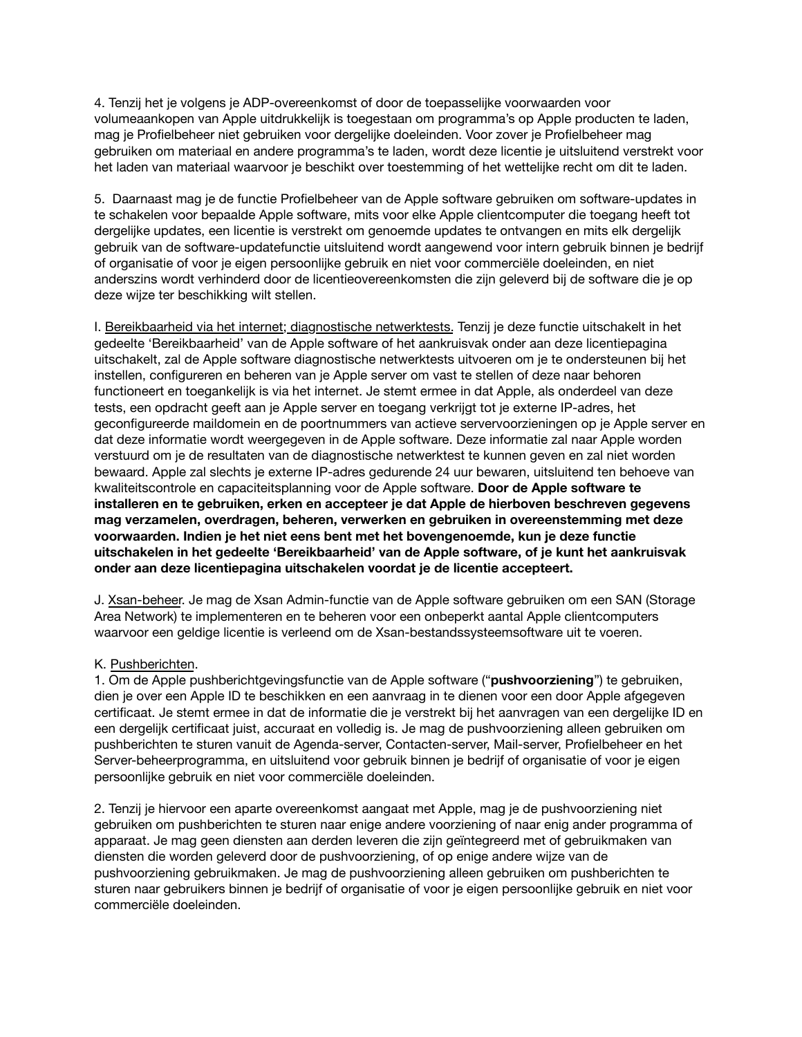4. Tenzij het je volgens je ADP-overeenkomst of door de toepasselijke voorwaarden voor volumeaankopen van Apple uitdrukkelijk is toegestaan om programma's op Apple producten te laden, mag je Profielbeheer niet gebruiken voor dergelijke doeleinden. Voor zover je Profielbeheer mag gebruiken om materiaal en andere programma's te laden, wordt deze licentie je uitsluitend verstrekt voor het laden van materiaal waarvoor je beschikt over toestemming of het wettelijke recht om dit te laden.

5. Daarnaast mag je de functie Profielbeheer van de Apple software gebruiken om software-updates in te schakelen voor bepaalde Apple software, mits voor elke Apple clientcomputer die toegang heeft tot dergelijke updates, een licentie is verstrekt om genoemde updates te ontvangen en mits elk dergelijk gebruik van de software-updatefunctie uitsluitend wordt aangewend voor intern gebruik binnen je bedrijf of organisatie of voor je eigen persoonlijke gebruik en niet voor commerciële doeleinden, en niet anderszins wordt verhinderd door de licentieovereenkomsten die zijn geleverd bij de software die je op deze wijze ter beschikking wilt stellen.

I. Bereikbaarheid via het internet; diagnostische netwerktests. Tenzij je deze functie uitschakelt in het gedeelte 'Bereikbaarheid' van de Apple software of het aankruisvak onder aan deze licentiepagina uitschakelt, zal de Apple software diagnostische netwerktests uitvoeren om je te ondersteunen bij het instellen, configureren en beheren van je Apple server om vast te stellen of deze naar behoren functioneert en toegankelijk is via het internet. Je stemt ermee in dat Apple, als onderdeel van deze tests, een opdracht geeft aan je Apple server en toegang verkrijgt tot je externe IP-adres, het geconfigureerde maildomein en de poortnummers van actieve servervoorzieningen op je Apple server en dat deze informatie wordt weergegeven in de Apple software. Deze informatie zal naar Apple worden verstuurd om je de resultaten van de diagnostische netwerktest te kunnen geven en zal niet worden bewaard. Apple zal slechts je externe IP-adres gedurende 24 uur bewaren, uitsluitend ten behoeve van kwaliteitscontrole en capaciteitsplanning voor de Apple software. **Door de Apple software te installeren en te gebruiken, erken en accepteer je dat Apple de hierboven beschreven gegevens mag verzamelen, overdragen, beheren, verwerken en gebruiken in overeenstemming met deze voorwaarden. Indien je het niet eens bent met het bovengenoemde, kun je deze functie uitschakelen in het gedeelte 'Bereikbaarheid' van de Apple software, of je kunt het aankruisvak onder aan deze licentiepagina uitschakelen voordat je de licentie accepteert.**

J. Xsan-beheer. Je mag de Xsan Admin-functie van de Apple software gebruiken om een SAN (Storage Area Network) te implementeren en te beheren voor een onbeperkt aantal Apple clientcomputers waarvoor een geldige licentie is verleend om de Xsan-bestandssysteemsoftware uit te voeren.

K. Pushberichten.

1. Om de Apple pushberichtgevingsfunctie van de Apple software ("**pushvoorziening**") te gebruiken, dien je over een Apple ID te beschikken en een aanvraag in te dienen voor een door Apple afgegeven certificaat. Je stemt ermee in dat de informatie die je verstrekt bij het aanvragen van een dergelijke ID en een dergelijk certificaat juist, accuraat en volledig is. Je mag de pushvoorziening alleen gebruiken om pushberichten te sturen vanuit de Agenda-server, Contacten-server, Mail-server, Profielbeheer en het Server-beheerprogramma, en uitsluitend voor gebruik binnen je bedrijf of organisatie of voor je eigen persoonlijke gebruik en niet voor commerciële doeleinden.

2. Tenzij je hiervoor een aparte overeenkomst aangaat met Apple, mag je de pushvoorziening niet gebruiken om pushberichten te sturen naar enige andere voorziening of naar enig ander programma of apparaat. Je mag geen diensten aan derden leveren die zijn geïntegreerd met of gebruikmaken van diensten die worden geleverd door de pushvoorziening, of op enige andere wijze van de pushvoorziening gebruikmaken. Je mag de pushvoorziening alleen gebruiken om pushberichten te sturen naar gebruikers binnen je bedrijf of organisatie of voor je eigen persoonlijke gebruik en niet voor commerciële doeleinden.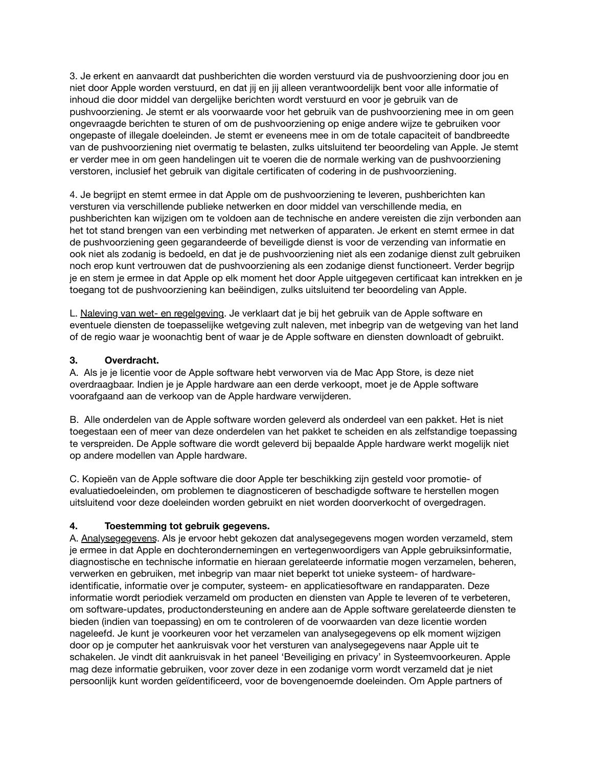3. Je erkent en aanvaardt dat pushberichten die worden verstuurd via de pushvoorziening door jou en niet door Apple worden verstuurd, en dat jij en jij alleen verantwoordelijk bent voor alle informatie of inhoud die door middel van dergelijke berichten wordt verstuurd en voor je gebruik van de pushvoorziening. Je stemt er als voorwaarde voor het gebruik van de pushvoorziening mee in om geen ongevraagde berichten te sturen of om de pushvoorziening op enige andere wijze te gebruiken voor ongepaste of illegale doeleinden. Je stemt er eveneens mee in om de totale capaciteit of bandbreedte van de pushvoorziening niet overmatig te belasten, zulks uitsluitend ter beoordeling van Apple. Je stemt er verder mee in om geen handelingen uit te voeren die de normale werking van de pushvoorziening verstoren, inclusief het gebruik van digitale certificaten of codering in de pushvoorziening.

4. Je begrijpt en stemt ermee in dat Apple om de pushvoorziening te leveren, pushberichten kan versturen via verschillende publieke netwerken en door middel van verschillende media, en pushberichten kan wijzigen om te voldoen aan de technische en andere vereisten die zijn verbonden aan het tot stand brengen van een verbinding met netwerken of apparaten. Je erkent en stemt ermee in dat de pushvoorziening geen gegarandeerde of beveiligde dienst is voor de verzending van informatie en ook niet als zodanig is bedoeld, en dat je de pushvoorziening niet als een zodanige dienst zult gebruiken noch erop kunt vertrouwen dat de pushvoorziening als een zodanige dienst functioneert. Verder begrijp je en stem je ermee in dat Apple op elk moment het door Apple uitgegeven certificaat kan intrekken en je toegang tot de pushvoorziening kan beëindigen, zulks uitsluitend ter beoordeling van Apple.

L. Naleving van wet- en regelgeving. Je verklaart dat je bij het gebruik van de Apple software en eventuele diensten de toepasselijke wetgeving zult naleven, met inbegrip van de wetgeving van het land of de regio waar je woonachtig bent of waar je de Apple software en diensten downloadt of gebruikt.

**3. Overdracht.**

A. Als je je licentie voor de Apple software hebt verworven via de Mac App Store, is deze niet overdraagbaar. Indien je je Apple hardware aan een derde verkoopt, moet je de Apple software voorafgaand aan de verkoop van de Apple hardware verwijderen.

B. Alle onderdelen van de Apple software worden geleverd als onderdeel van een pakket. Het is niet toegestaan een of meer van deze onderdelen van het pakket te scheiden en als zelfstandige toepassing te verspreiden. De Apple software die wordt geleverd bij bepaalde Apple hardware werkt mogelijk niet op andere modellen van Apple hardware.

C. Kopieën van de Apple software die door Apple ter beschikking zijn gesteld voor promotie- of evaluatiedoeleinden, om problemen te diagnosticeren of beschadigde software te herstellen mogen uitsluitend voor deze doeleinden worden gebruikt en niet worden doorverkocht of overgedragen.

**4. Toestemming tot gebruik gegevens.**

A. Analysegegevens. Als je ervoor hebt gekozen dat analysegegevens mogen worden verzameld, stem je ermee in dat Apple en dochterondernemingen en vertegenwoordigers van Apple gebruiksinformatie, diagnostische en technische informatie en hieraan gerelateerde informatie mogen verzamelen, beheren, verwerken en gebruiken, met inbegrip van maar niet beperkt tot unieke systeem- of hardware-identificatie, informatie over je computer, systeem- en applicatiesoftware en randapparaten. Deze informatie wordt periodiek verzameld om producten en diensten van Apple te leveren of te verbeteren, om software-updates, productondersteuning en andere aan de Apple software gerelateerde diensten te bieden (indien van toepassing) en om te controleren of de voorwaarden van deze licentie worden nageleefd. Je kunt je voorkeuren voor het verzamelen van analysegegevens op elk moment wijzigen door op je computer het aankruisvak voor het versturen van analysegegevens naar Apple uit te schakelen. Je vindt dit aankruisvak in het paneel 'Beveiliging en privacy' in Systeemvoorkeuren. Apple mag deze informatie gebruiken, voor zover deze in een zodanige vorm wordt verzameld dat je niet persoonlijk kunt worden geïdentificeerd, voor de bovengenoemde doeleinden. Om Apple partners of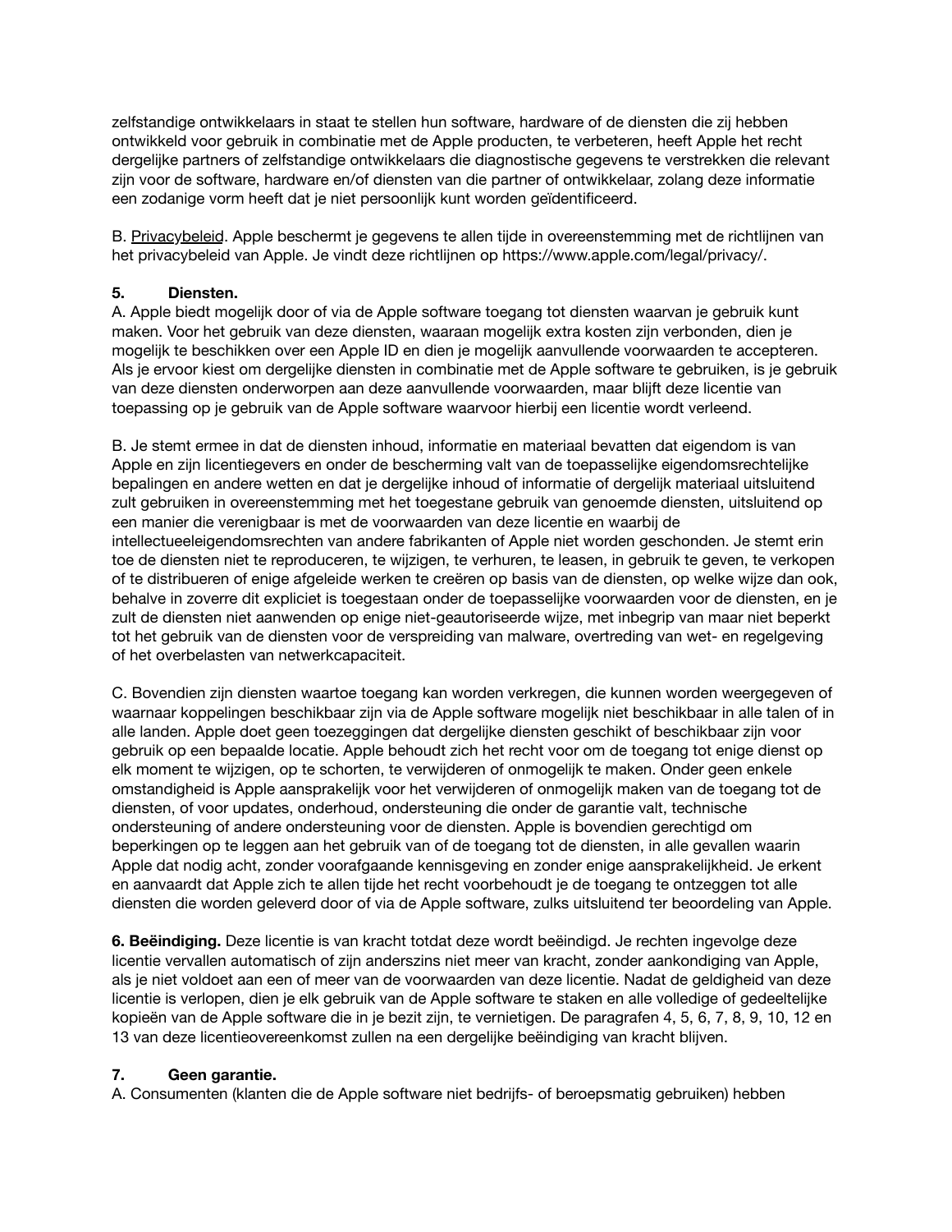zelfstandige ontwikkelaars in staat te stellen hun software, hardware of de diensten die zij hebben ontwikkeld voor gebruik in combinatie met de Apple producten, te verbeteren, heeft Apple het recht dergelijke partners of zelfstandige ontwikkelaars die diagnostische gegevens te verstrekken die relevant zijn voor de software, hardware en/of diensten van die partner of ontwikkelaar, zolang deze informatie een zodanige vorm heeft dat je niet persoonlijk kunt worden geïdentificeerd.

B. Privacybeleid. Apple beschermt je gegevens te allen tijde in overeenstemming met de richtlijnen van het privacybeleid van Apple. Je vindt deze richtlijnen op https://www.apple.com/legal/privacy/.

**5. Diensten.**

A. Apple biedt mogelijk door of via de Apple software toegang tot diensten waarvan je gebruik kunt maken. Voor het gebruik van deze diensten, waaraan mogelijk extra kosten zijn verbonden, dien je mogelijk te beschikken over een Apple ID en dien je mogelijk aanvullende voorwaarden te accepteren. Als je ervoor kiest om dergelijke diensten in combinatie met de Apple software te gebruiken, is je gebruik van deze diensten onderworpen aan deze aanvullende voorwaarden, maar blijft deze licentie van toepassing op je gebruik van de Apple software waarvoor hierbij een licentie wordt verleend.

B. Je stemt ermee in dat de diensten inhoud, informatie en materiaal bevatten dat eigendom is van Apple en zijn licentiegevers en onder de bescherming valt van de toepasselijke eigendomsrechtelijke bepalingen en andere wetten en dat je dergelijke inhoud of informatie of dergelijk materiaal uitsluitend zult gebruiken in overeenstemming met het toegestane gebruik van genoemde diensten, uitsluitend op een manier die verenigbaar is met de voorwaarden van deze licentie en waarbij de intellectueeleigendomsrechten van andere fabrikanten of Apple niet worden geschonden. Je stemt erin toe de diensten niet te reproduceren, te wijzigen, te verhuren, te leasen, in gebruik te geven, te verkopen of te distribueren of enige afgeleide werken te creëren op basis van de diensten, op welke wijze dan ook, behalve in zoverre dit expliciet is toegestaan onder de toepasselijke voorwaarden voor de diensten, en je zult de diensten niet aanwenden op enige niet-geautoriseerde wijze, met inbegrip van maar niet beperkt tot het gebruik van de diensten voor de verspreiding van malware, overtreding van wet- en regelgeving of het overbelasten van netwerkcapaciteit.

C. Bovendien zijn diensten waartoe toegang kan worden verkregen, die kunnen worden weergegeven of waarnaar koppelingen beschikbaar zijn via de Apple software mogelijk niet beschikbaar in alle talen of in alle landen. Apple doet geen toezeggingen dat dergelijke diensten geschikt of beschikbaar zijn voor gebruik op een bepaalde locatie. Apple behoudt zich het recht voor om de toegang tot enige dienst op elk moment te wijzigen, op te schorten, te verwijderen of onmogelijk te maken. Onder geen enkele omstandigheid is Apple aansprakelijk voor het verwijderen of onmogelijk maken van de toegang tot de diensten, of voor updates, onderhoud, ondersteuning die onder de garantie valt, technische ondersteuning of andere ondersteuning voor de diensten. Apple is bovendien gerechtigd om beperkingen op te leggen aan het gebruik van of de toegang tot de diensten, in alle gevallen waarin Apple dat nodig acht, zonder voorafgaande kennisgeving en zonder enige aansprakelijkheid. Je erkent en aanvaardt dat Apple zich te allen tijde het recht voorbehoudt je de toegang te ontzeggen tot alle diensten die worden geleverd door of via de Apple software, zulks uitsluitend ter beoordeling van Apple.

**6. Beëindiging.** Deze licentie is van kracht totdat deze wordt beëindigd. Je rechten ingevolge deze licentie vervallen automatisch of zijn anderszins niet meer van kracht, zonder aankondiging van Apple, als je niet voldoet aan een of meer van de voorwaarden van deze licentie. Nadat de geldigheid van deze licentie is verlopen, dien je elk gebruik van de Apple software te staken en alle volledige of gedeeltelijke kopieën van de Apple software die in je bezit zijn, te vernietigen. De paragrafen 4, 5, 6, 7, 8, 9, 10, 12 en 13 van deze licentieovereenkomst zullen na een dergelijke beëindiging van kracht blijven.

**7. Geen garantie.**

A. Consumenten (klanten die de Apple software niet bedrijfs- of beroepsmatig gebruiken) hebben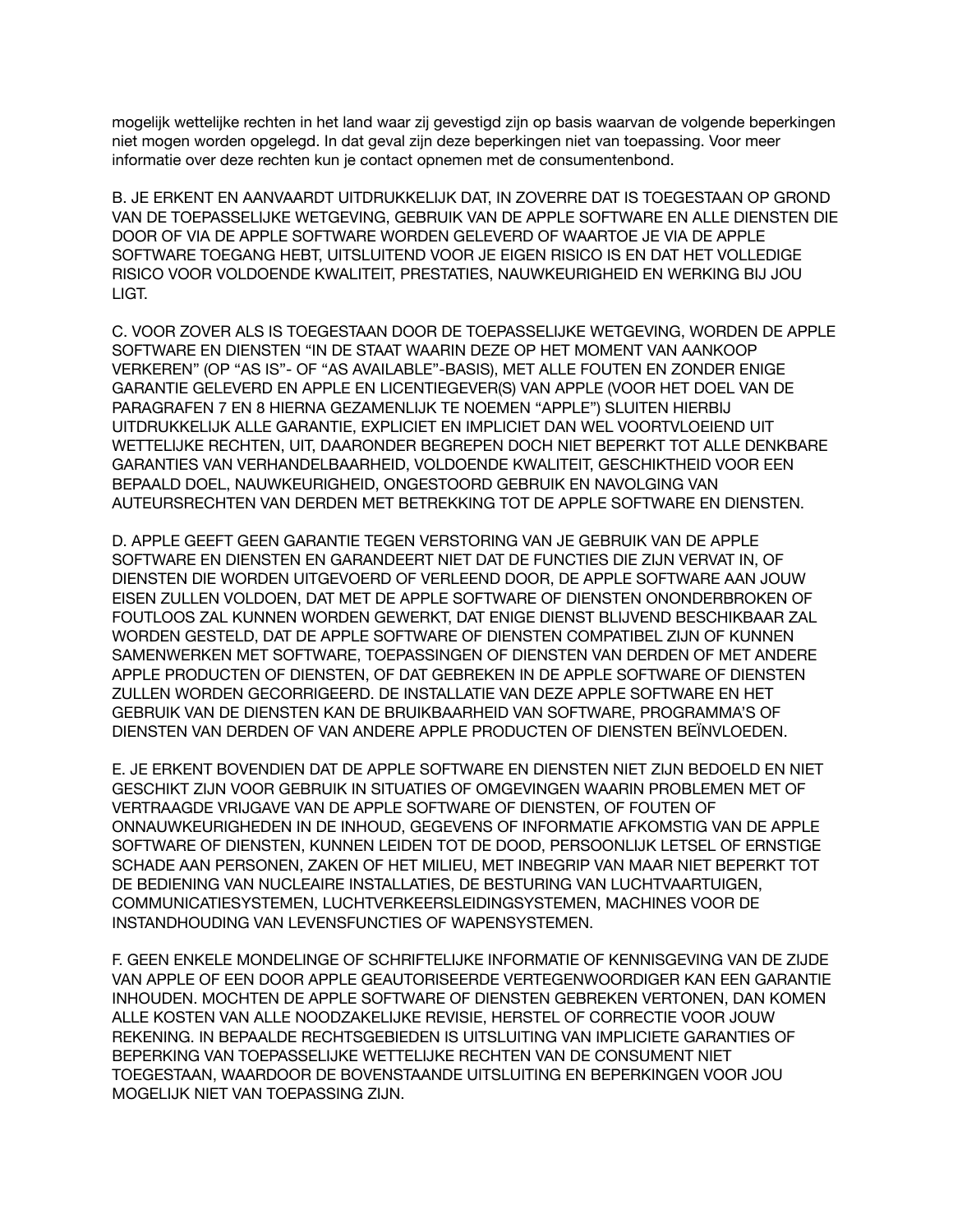mogelijk wettelijke rechten in het land waar zij gevestigd zijn op basis waarvan de volgende beperkingen niet mogen worden opgelegd. In dat geval zijn deze beperkingen niet van toepassing. Voor meer informatie over deze rechten kun je contact opnemen met de consumentenbond.

B. JE ERKENT EN AANVAARDT UITDRUKKELIJK DAT, IN ZOVERRE DAT IS TOEGESTAAN OP GROND VAN DE TOEPASSELIJKE WETGEVING, GEBRUIK VAN DE APPLE SOFTWARE EN ALLE DIENSTEN DIE DOOR OF VIA DE APPLE SOFTWARE WORDEN GELEVERD OF WAARTOE JE VIA DE APPLE SOFTWARE TOEGANG HEBT, UITSLUITEND VOOR JE EIGEN RISICO IS EN DAT HET VOLLEDIGE RISICO VOOR VOLDOENDE KWALITEIT, PRESTATIES, NAUWKEURIGHEID EN WERKING BIJ JOU LIGT.

C. VOOR ZOVER ALS IS TOEGESTAAN DOOR DE TOEPASSELIJKE WETGEVING, WORDEN DE APPLE SOFTWARE EN DIENSTEN “IN DE STAAT WAARIN DEZE OP HET MOMENT VAN AANKOOP VERKEREN” (OP “AS IS”- OF “AS AVAILABLE”-BASIS), MET ALLE FOUTEN EN ZONDER ENIGE GARANTIE GELEVERD EN APPLE EN LICENTIEGEVER(S) VAN APPLE (VOOR HET DOEL VAN DE PARAGRAFEN 7 EN 8 HIERNA GEZAMENLIJK TE NOEMEN “APPLE”) SLUITEN HIERBIJ UITDRUKKELIJK ALLE GARANTIE, EXPLICIET EN IMPLICIET DAN WEL VOORTVLOEIEND UIT WETTELIJKE RECHTEN, UIT, DAARONDER BEGREPEN DOCH NIET BEPERKT TOT ALLE DENKBARE GARANTIES VAN VERHANDELBAARHEID, VOLDOENDE KWALITEIT, GESCHIKTHEID VOOR EEN BEPAALD DOEL, NAUWKEURIGHEID, ONGESTOORD GEBRUIK EN NAVOLGING VAN AUTEURSRECHTEN VAN DERDEN MET BETREKKING TOT DE APPLE SOFTWARE EN DIENSTEN.

D. APPLE GEEFT GEEN GARANTIE TEGEN VERSTORING VAN JE GEBRUIK VAN DE APPLE SOFTWARE EN DIENSTEN EN GARANDEERT NIET DAT DE FUNCTIES DIE ZIJN VERVAT IN, OF DIENSTEN DIE WORDEN UITGEVOERD OF VERLEEND DOOR, DE APPLE SOFTWARE AAN JOUW EISEN ZULLEN VOLDOEN, DAT MET DE APPLE SOFTWARE OF DIENSTEN ONONDERBROKEN OF FOUTLOOS ZAL KUNNEN WORDEN GEWERKT, DAT ENIGE DIENST BLIJVEND BESCHIKBAAR ZAL WORDEN GESTELD, DAT DE APPLE SOFTWARE OF DIENSTEN COMPATIBEL ZIJN OF KUNNEN SAMENWERKEN MET SOFTWARE, TOEPASSINGEN OF DIENSTEN VAN DERDEN OF MET ANDERE APPLE PRODUCTEN OF DIENSTEN, OF DAT GEBREKEN IN DE APPLE SOFTWARE OF DIENSTEN ZULLEN WORDEN GECORRIGEERD. DE INSTALLATIE VAN DEZE APPLE SOFTWARE EN HET GEBRUIK VAN DE DIENSTEN KAN DE BRUIKBAARHEID VAN SOFTWARE, PROGRAMMA’S OF DIENSTEN VAN DERDEN OF VAN ANDERE APPLE PRODUCTEN OF DIENSTEN BEÏNVLOEDEN.

E. JE ERKENT BOVENDIEN DAT DE APPLE SOFTWARE EN DIENSTEN NIET ZIJN BEDOELD EN NIET GESCHIKT ZIJN VOOR GEBRUIK IN SITUATIES OF OMGEVINGEN WAARIN PROBLEMEN MET OF VERTRAAGDE VRIJGAVE VAN DE APPLE SOFTWARE OF DIENSTEN, OF FOUTEN OF ONNAUWKEURIGHEDEN IN DE INHOUD, GEGEVENS OF INFORMATIE AFKOMSTIG VAN DE APPLE SOFTWARE OF DIENSTEN, KUNNEN LEIDEN TOT DE DOOD, PERSOONLIJK LETSEL OF ERNSTIGE SCHADE AAN PERSONEN, ZAKEN OF HET MILIEU, MET INBEGRIP VAN MAAR NIET BEPERKT TOT DE BEDIENING VAN NUCLEAIRE INSTALLATIES, DE BESTURING VAN LUCHTVAARTUIGEN, COMMUNICATIESYSTEMEN, LUCHTVERKEERSLEIDINGSYSTEMEN, MACHINES VOOR DE INSTANDHOUDING VAN LEVENSFUNCTIES OF WAPENSYSTEMEN.

F. GEEN ENKELE MONDELINGE OF SCHRIFTELIJKE INFORMATIE OF KENNISGEVING VAN DE ZIJDE VAN APPLE OF EEN DOOR APPLE GEAUTORISEERDE VERTEGENWOORDIGER KAN EEN GARANTIE INHOUDEN. MOCHTEN DE APPLE SOFTWARE OF DIENSTEN GEBREKEN VERTONEN, DAN KOMEN ALLE KOSTEN VAN ALLE NOODZAKELIJKE REVISIE, HERSTEL OF CORRECTIE VOOR JOUW REKENING. IN BEPAALDE RECHTSGEBIEDEN IS UITSLUITING VAN IMPLICIETE GARANTIES OF BEPERKING VAN TOEPASSELIJKE WETTELIJKE RECHTEN VAN DE CONSUMENT NIET TOEGESTAAN, WAARDOOR DE BOVENSTAANDE UITSLUITING EN BEPERKINGEN VOOR JOU MOGELIJK NIET VAN TOEPASSING ZIJN.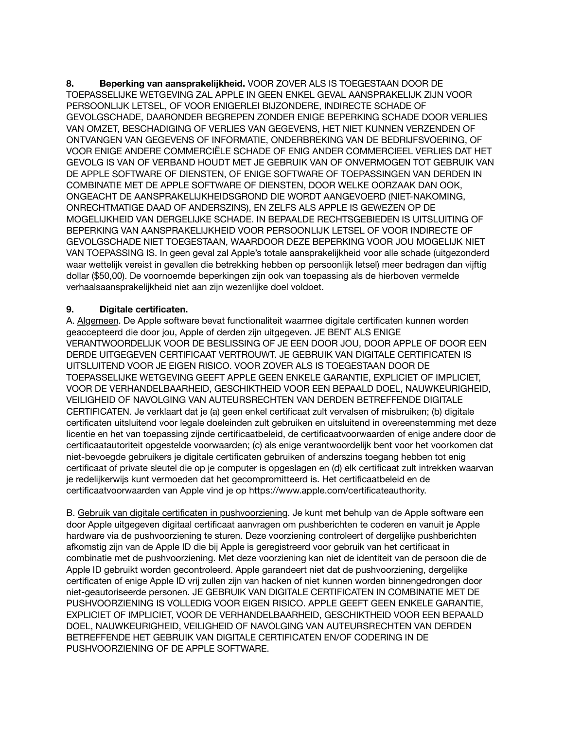**8. Beperking van aansprakelijkheid.** VOOR ZOVER ALS IS TOEGESTAAN DOOR DE TOEPASSELIJKE WETGEVING ZAL APPLE IN GEEN ENKEL GEVAL AANSPRAKELIJK ZIJN VOOR PERSOONLIJK LETSEL, OF VOOR ENIGERLEI BIJZONDERE, INDIRECTE SCHADE OF GEVOLGSCHADE, DAARONDER BEGREPEN ZONDER ENIGE BEPERKING SCHADE DOOR VERLIES VAN OMZET, BESCHADIGING OF VERLIES VAN GEGEVENS, HET NIET KUNNEN VERZENDEN OF ONTVANGEN VAN GEGEVENS OF INFORMATIE, ONDERBREKING VAN DE BEDRIJFSVOERING, OF VOOR ENIGE ANDERE COMMERCIËLE SCHADE OF ENIG ANDER COMMERCIEEL VERLIES DAT HET GEVOLG IS VAN OF VERBAND HOUDT MET JE GEBRUIK VAN OF ONVERMOGEN TOT GEBRUIK VAN DE APPLE SOFTWARE OF DIENSTEN, OF ENIGE SOFTWARE OF TOEPASSINGEN VAN DERDEN IN COMBINATIE MET DE APPLE SOFTWARE OF DIENSTEN, DOOR WELKE OORZAAK DAN OOK, ONGEACHT DE AANSPRAKELIJKHEIDSGROND DIE WORDT AANGEVOERD (NIET-NAKOMING, ONRECHTMATIGE DAAD OF ANDERSZINS), EN ZELFS ALS APPLE IS GEWEZEN OP DE MOGELIJKHEID VAN DERGELIJKE SCHADE. IN BEPAALDE RECHTSGEBIEDEN IS UITSLUITING OF BEPERKING VAN AANSPRAKELIJKHEID VOOR PERSOONLIJK LETSEL OF VOOR INDIRECTE OF GEVOLGSCHADE NIET TOEGESTAAN, WAARDOOR DEZE BEPERKING VOOR JOU MOGELIJK NIET VAN TOEPASSING IS. In geen geval zal Apple's totale aansprakelijkheid voor alle schade (uitgezonderd waar wettelijk vereist in gevallen die betrekking hebben op persoonlijk letsel) meer bedragen dan vijftig dollar ($50,00). De voornoemde beperkingen zijn ook van toepassing als de hierboven vermelde verhaalsaansprakelijkheid niet aan zijn wezenlijke doel voldoet.

**9. Digitale certificaten.**

A. Algemeen. De Apple software bevat functionaliteit waarmee digitale certificaten kunnen worden geaccepteerd die door jou, Apple of derden zijn uitgegeven. JE BENT ALS ENIGE VERANTWOORDELIJK VOOR DE BESLISSING OF JE EEN DOOR JOU, DOOR APPLE OF DOOR EEN DERDE UITGEGEVEN CERTIFICAAT VERTROUWT. JE GEBRUIK VAN DIGITALE CERTIFICATEN IS UITSLUITEND VOOR JE EIGEN RISICO. VOOR ZOVER ALS IS TOEGESTAAN DOOR DE TOEPASSELIJKE WETGEVING GEEFT APPLE GEEN ENKELE GARANTIE, EXPLICIET OF IMPLICIET, VOOR DE VERHANDELBAARHEID, GESCHIKTHEID VOOR EEN BEPAALD DOEL, NAUWKEURIGHEID, VEILIGHEID OF NAVOLGING VAN AUTEURSRECHTEN VAN DERDEN BETREFFENDE DIGITALE CERTIFICATEN. Je verklaart dat je (a) geen enkel certificaat zult vervalsen of misbruiken; (b) digitale certificaten uitsluitend voor legale doeleinden zult gebruiken en uitsluitend in overeenstemming met deze licentie en het van toepassing zijnde certificaatbeleid, de certificaatvoorwaarden of enige andere door de certificaatautoriteit opgestelde voorwaarden; (c) als enige verantwoordelijk bent voor het voorkomen dat niet-bevoegde gebruikers je digitale certificaten gebruiken of anderszins toegang hebben tot enig certificaat of private sleutel die op je computer is opgeslagen en (d) elk certificaat zult intrekken waarvan je redelijkerwijs kunt vermoeden dat het gecompromitteerd is. Het certificaatbeleid en de certificaatvoorwaarden van Apple vind je op https://www.apple.com/certificateauthority.

B. Gebruik van digitale certificaten in pushvoorziening. Je kunt met behulp van de Apple software een door Apple uitgegeven digitaal certificaat aanvragen om pushberichten te coderen en vanuit je Apple hardware via de pushvoorziening te sturen. Deze voorziening controleert of dergelijke pushberichten afkomstig zijn van de Apple ID die bij Apple is geregistreerd voor gebruik van het certificaat in combinatie met de pushvoorziening. Met deze voorziening kan niet de identiteit van de persoon die de Apple ID gebruikt worden gecontroleerd. Apple garandeert niet dat de pushvoorziening, dergelijke certificaten of enige Apple ID vrij zullen zijn van hacken of niet kunnen worden binnengedrongen door niet-geautoriseerde personen. JE GEBRUIK VAN DIGITALE CERTIFICATEN IN COMBINATIE MET DE PUSHVOORZIENING IS VOLLEDIG VOOR EIGEN RISICO. APPLE GEEFT GEEN ENKELE GARANTIE, EXPLICIET OF IMPLICIET, VOOR DE VERHANDELBAARHEID, GESCHIKTHEID VOOR EEN BEPAALD DOEL, NAUWKEURIGHEID, VEILIGHEID OF NAVOLGING VAN AUTEURSRECHTEN VAN DERDEN BETREFFENDE HET GEBRUIK VAN DIGITALE CERTIFICATEN EN/OF CODERING IN DE PUSHVOORZIENING OF DE APPLE SOFTWARE.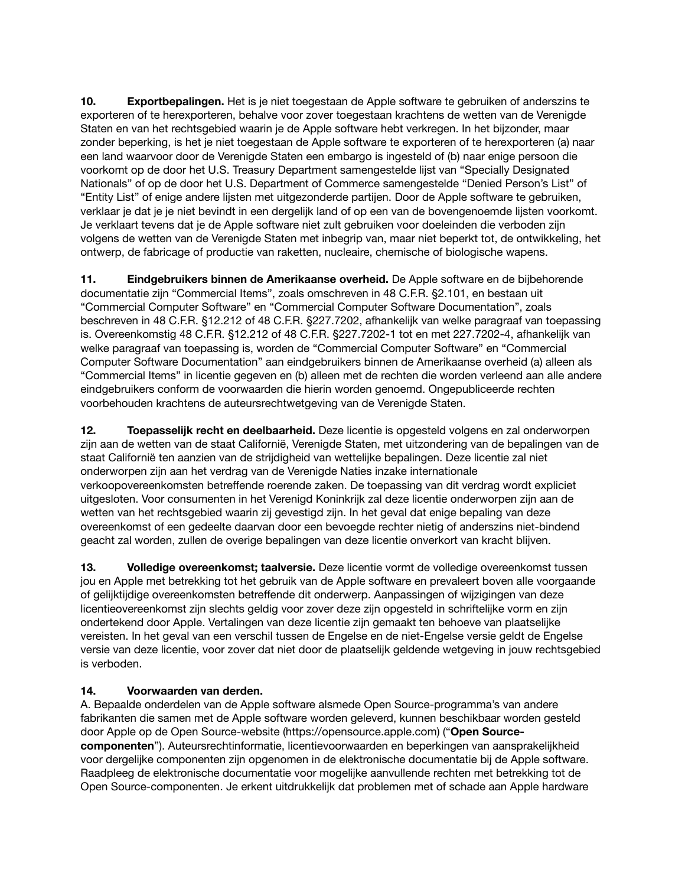**10. Exportbepalingen.** Het is je niet toegestaan de Apple software te gebruiken of anderszins te exporteren of te herexporteren, behalve voor zover toegestaan krachtens de wetten van de Verenigde Staten en van het rechtsgebied waarin je de Apple software hebt verkregen. In het bijzonder, maar zonder beperking, is het je niet toegestaan de Apple software te exporteren of te herexporteren (a) naar een land waarvoor door de Verenigde Staten een embargo is ingesteld of (b) naar enige persoon die voorkomt op de door het U.S. Treasury Department samengestelde lijst van "Specially Designated Nationals" of op de door het U.S. Department of Commerce samengestelde "Denied Person's List" of "Entity List" of enige andere lijsten met uitgezonderde partijen. Door de Apple software te gebruiken, verklaar je dat je je niet bevindt in een dergelijk land of op een van de bovengenoemde lijsten voorkomt. Je verklaart tevens dat je de Apple software niet zult gebruiken voor doeleinden die verboden zijn volgens de wetten van de Verenigde Staten met inbegrip van, maar niet beperkt tot, de ontwikkeling, het ontwerp, de fabricage of productie van raketten, nucleaire, chemische of biologische wapens.

**11. Eindgebruikers binnen de Amerikaanse overheid.** De Apple software en de bijbehorende documentatie zijn "Commercial Items", zoals omschreven in 48 C.F.R. §2.101, en bestaan uit "Commercial Computer Software" en "Commercial Computer Software Documentation", zoals beschreven in 48 C.F.R. §12.212 of 48 C.F.R. §227.7202, afhankelijk van welke paragraaf van toepassing is. Overeenkomstig 48 C.F.R. §12.212 of 48 C.F.R. §227.7202-1 tot en met 227.7202-4, afhankelijk van welke paragraaf van toepassing is, worden de "Commercial Computer Software" en "Commercial Computer Software Documentation" aan eindgebruikers binnen de Amerikaanse overheid (a) alleen als "Commercial Items" in licentie gegeven en (b) alleen met de rechten die worden verleend aan alle andere eindgebruikers conform de voorwaarden die hierin worden genoemd. Ongepubliceerde rechten voorbehouden krachtens de auteursrechtwetgeving van de Verenigde Staten.

**12. Toepasselijk recht en deelbaarheid.** Deze licentie is opgesteld volgens en zal onderworpen zijn aan de wetten van de staat Californië, Verenigde Staten, met uitzondering van de bepalingen van de staat Californië ten aanzien van de strijdigheid van wettelijke bepalingen. Deze licentie zal niet onderworpen zijn aan het verdrag van de Verenigde Naties inzake internationale verkoopovereenkomsten betreffende roerende zaken. De toepassing van dit verdrag wordt expliciet uitgesloten. Voor consumenten in het Verenigd Koninkrijk zal deze licentie onderworpen zijn aan de wetten van het rechtsgebied waarin zij gevestigd zijn. In het geval dat enige bepaling van deze overeenkomst of een gedeelte daarvan door een bevoegde rechter nietig of anderszins niet-bindend geacht zal worden, zullen de overige bepalingen van deze licentie onverkort van kracht blijven.

**13. Volledige overeenkomst; taalversie.** Deze licentie vormt de volledige overeenkomst tussen jou en Apple met betrekking tot het gebruik van de Apple software en prevaleert boven alle voorgaande of gelijktijdige overeenkomsten betreffende dit onderwerp. Aanpassingen of wijzigingen van deze licentieovereenkomst zijn slechts geldig voor zover deze zijn opgesteld in schriftelijke vorm en zijn ondertekend door Apple. Vertalingen van deze licentie zijn gemaakt ten behoeve van plaatselijke vereisten. In het geval van een verschil tussen de Engelse en de niet-Engelse versie geldt de Engelse versie van deze licentie, voor zover dat niet door de plaatselijk geldende wetgeving in jouw rechtsgebied is verboden.

**14. Voorwaarden van derden.**

A. Bepaalde onderdelen van de Apple software alsmede Open Source-programma's van andere fabrikanten die samen met de Apple software worden geleverd, kunnen beschikbaar worden gesteld door Apple op de Open Source-website (https://opensource.apple.com) ("**Open Source-componenten**"). Auteursrechtinformatie, licentievoorwaarden en beperkingen van aansprakelijkheid voor dergelijke componenten zijn opgenomen in de elektronische documentatie bij de Apple software. Raadpleeg de elektronische documentatie voor mogelijke aanvullende rechten met betrekking tot de Open Source-componenten. Je erkent uitdrukkelijk dat problemen met of schade aan Apple hardware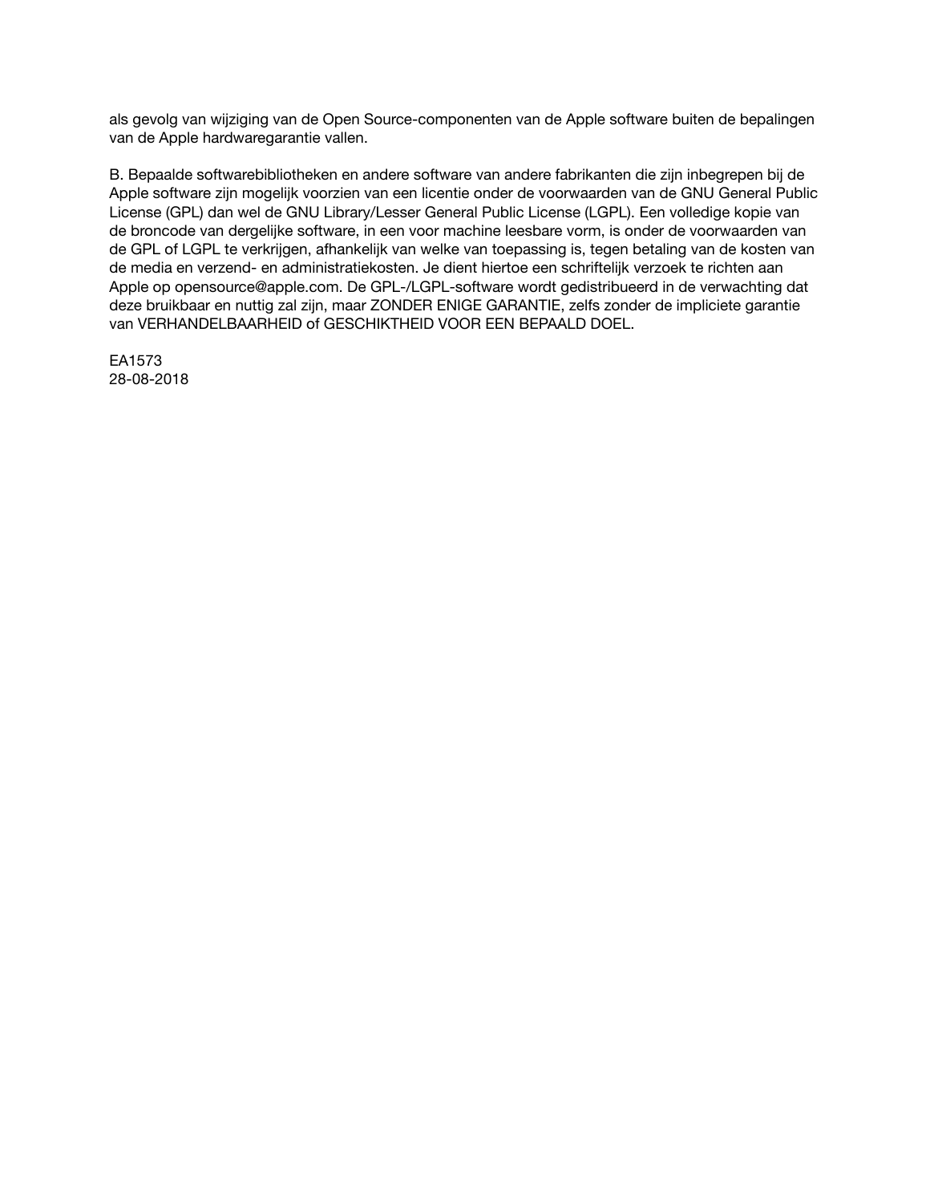als gevolg van wijziging van de Open Source-componenten van de Apple software buiten de bepalingen van de Apple hardwaregarantie vallen.

B. Bepaalde softwarebibliotheken en andere software van andere fabrikanten die zijn inbegrepen bij de Apple software zijn mogelijk voorzien van een licentie onder de voorwaarden van de GNU General Public License (GPL) dan wel de GNU Library/Lesser General Public License (LGPL). Een volledige kopie van de broncode van dergelijke software, in een voor machine leesbare vorm, is onder de voorwaarden van de GPL of LGPL te verkrijgen, afhankelijk van welke van toepassing is, tegen betaling van de kosten van de media en verzend- en administratiekosten. Je dient hiertoe een schriftelijk verzoek te richten aan Apple op opensource@apple.com. De GPL-/LGPL-software wordt gedistribueerd in de verwachting dat deze bruikbaar en nuttig zal zijn, maar ZONDER ENIGE GARANTIE, zelfs zonder de impliciete garantie van VERHANDELBAARHEID of GESCHIKTHEID VOOR EEN BEPAALD DOEL.

EA1573  
28-08-2018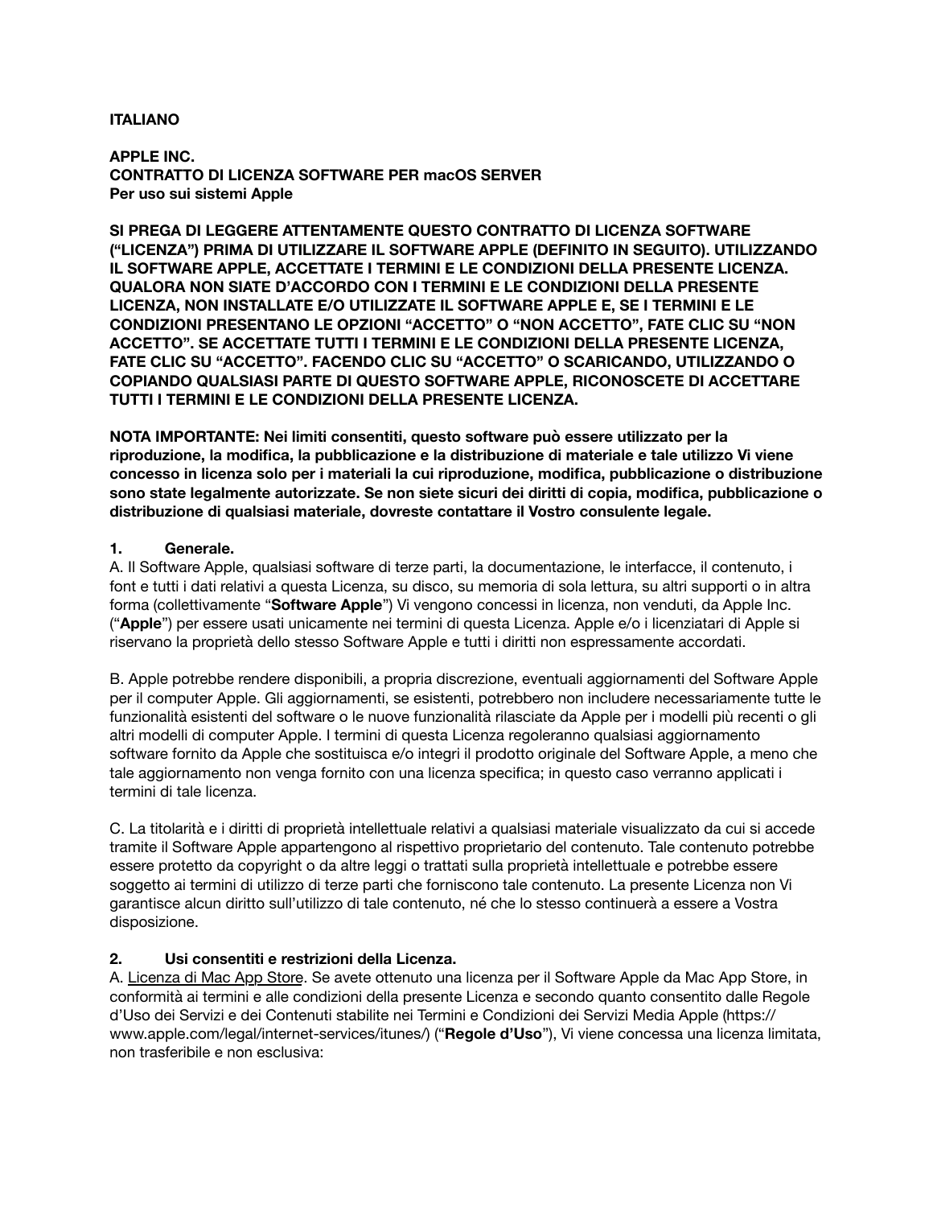**ITALIANO**

**APPLE INC.**
**CONTRATTO DI LICENZA SOFTWARE PER macOS SERVER**
**Per uso sui sistemi Apple**

**SI PREGA DI LEGGERE ATTENTAMENTE QUESTO CONTRATTO DI LICENZA SOFTWARE ("LICENZA") PRIMA DI UTILIZZARE IL SOFTWARE APPLE (DEFINITO IN SEGUITO). UTILIZZANDO IL SOFTWARE APPLE, ACCETTATE I TERMINI E LE CONDIZIONI DELLA PRESENTE LICENZA. QUALORA NON SIATE D'ACCORDO CON I TERMINI E LE CONDIZIONI DELLA PRESENTE LICENZA, NON INSTALLATE E/O UTILIZZATE IL SOFTWARE APPLE E, SE I TERMINI E LE CONDIZIONI PRESENTANO LE OPZIONI "ACCETTO" O "NON ACCETTO", FATE CLIC SU "NON ACCETTO". SE ACCETTATE TUTTI I TERMINI E LE CONDIZIONI DELLA PRESENTE LICENZA, FATE CLIC SU "ACCETTO". FACENDO CLIC SU "ACCETTO" O SCARICANDO, UTILIZZANDO O COPIANDO QUALSIASI PARTE DI QUESTO SOFTWARE APPLE, RICONOSCETE DI ACCETTARE TUTTI I TERMINI E LE CONDIZIONI DELLA PRESENTE LICENZA.**

**NOTA IMPORTANTE: Nei limiti consentiti, questo software può essere utilizzato per la riproduzione, la modifica, la pubblicazione e la distribuzione di materiale e tale utilizzo Vi viene concesso in licenza solo per i materiali la cui riproduzione, modifica, pubblicazione o distribuzione sono state legalmente autorizzate. Se non siete sicuri dei diritti di copia, modifica, pubblicazione o distribuzione di qualsiasi materiale, dovreste contattare il Vostro consulente legale.**

**1. Generale.**

A. Il Software Apple, qualsiasi software di terze parti, la documentazione, le interfacce, il contenuto, i font e tutti i dati relativi a questa Licenza, su disco, su memoria di sola lettura, su altri supporti o in altra forma (collettivamente "**Software Apple**") Vi vengono concessi in licenza, non venduti, da Apple Inc. ("**Apple**") per essere usati unicamente nei termini di questa Licenza. Apple e/o i licenziatari di Apple si riservano la proprietà dello stesso Software Apple e tutti i diritti non espressamente accordati.

B. Apple potrebbe rendere disponibili, a propria discrezione, eventuali aggiornamenti del Software Apple per il computer Apple. Gli aggiornamenti, se esistenti, potrebbero non includere necessariamente tutte le funzionalità esistenti del software o le nuove funzionalità rilasciate da Apple per i modelli più recenti o gli altri modelli di computer Apple. I termini di questa Licenza regoleranno qualsiasi aggiornamento software fornito da Apple che sostituisca e/o integri il prodotto originale del Software Apple, a meno che tale aggiornamento non venga fornito con una licenza specifica; in questo caso verranno applicati i termini di tale licenza.

C. La titolarità e i diritti di proprietà intellettuale relativi a qualsiasi materiale visualizzato da cui si accede tramite il Software Apple appartengono al rispettivo proprietario del contenuto. Tale contenuto potrebbe essere protetto da copyright o da altre leggi o trattati sulla proprietà intellettuale e potrebbe essere soggetto ai termini di utilizzo di terze parti che forniscono tale contenuto. La presente Licenza non Vi garantisce alcun diritto sull'utilizzo di tale contenuto, né che lo stesso continuerà a essere a Vostra disposizione.

**2. Usi consentiti e restrizioni della Licenza.**

A. Licenza di Mac App Store. Se avete ottenuto una licenza per il Software Apple da Mac App Store, in conformità ai termini e alle condizioni della presente Licenza e secondo quanto consentito dalle Regole d'Uso dei Servizi e dei Contenuti stabilite nei Termini e Condizioni dei Servizi Media Apple (https://www.apple.com/legal/internet-services/itunes/) ("**Regole d'Uso**"), Vi viene concessa una licenza limitata, non trasferibile e non esclusiva: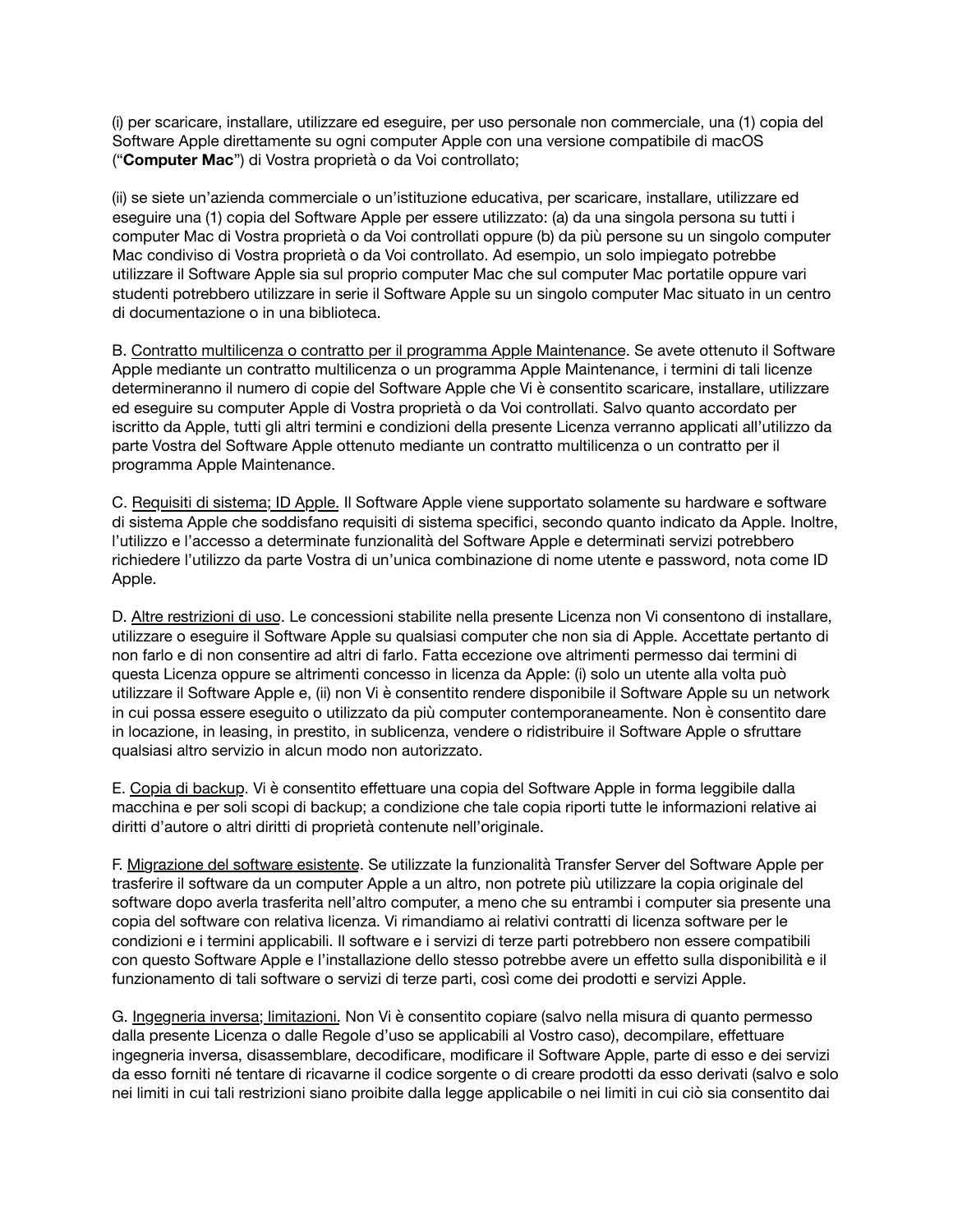(i) per scaricare, installare, utilizzare ed eseguire, per uso personale non commerciale, una (1) copia del Software Apple direttamente su ogni computer Apple con una versione compatibile di macOS (“**Computer Mac**”) di Vostra proprietà o da Voi controllato;

(ii) se siete un’azienda commerciale o un’istituzione educativa, per scaricare, installare, utilizzare ed eseguire una (1) copia del Software Apple per essere utilizzato: (a) da una singola persona su tutti i computer Mac di Vostra proprietà o da Voi controllati oppure (b) da più persone su un singolo computer Mac condiviso di Vostra proprietà o da Voi controllato. Ad esempio, un solo impiegato potrebbe utilizzare il Software Apple sia sul proprio computer Mac che sul computer Mac portatile oppure vari studenti potrebbero utilizzare in serie il Software Apple su un singolo computer Mac situato in un centro di documentazione o in una biblioteca.

B. Contratto multilicenza o contratto per il programma Apple Maintenance. Se avete ottenuto il Software Apple mediante un contratto multilicenza o un programma Apple Maintenance, i termini di tali licenze determineranno il numero di copie del Software Apple che Vi è consentito scaricare, installare, utilizzare ed eseguire su computer Apple di Vostra proprietà o da Voi controllati. Salvo quanto accordato per iscritto da Apple, tutti gli altri termini e condizioni della presente Licenza verranno applicati all’utilizzo da parte Vostra del Software Apple ottenuto mediante un contratto multilicenza o un contratto per il programma Apple Maintenance.

C. Requisiti di sistema; ID Apple. Il Software Apple viene supportato solamente su hardware e software di sistema Apple che soddisfano requisiti di sistema specifici, secondo quanto indicato da Apple. Inoltre, l’utilizzo e l’accesso a determinate funzionalità del Software Apple e determinati servizi potrebbero richiedere l’utilizzo da parte Vostra di un’unica combinazione di nome utente e password, nota come ID Apple.

D. Altre restrizioni di uso. Le concessioni stabilite nella presente Licenza non Vi consentono di installare, utilizzare o eseguire il Software Apple su qualsiasi computer che non sia di Apple. Accettate pertanto di non farlo e di non consentire ad altri di farlo. Fatta eccezione ove altrimenti permesso dai termini di questa Licenza oppure se altrimenti concesso in licenza da Apple: (i) solo un utente alla volta può utilizzare il Software Apple e, (ii) non Vi è consentito rendere disponibile il Software Apple su un network in cui possa essere eseguito o utilizzato da più computer contemporaneamente. Non è consentito dare in locazione, in leasing, in prestito, in sublicenza, vendere o ridistribuire il Software Apple o sfruttare qualsiasi altro servizio in alcun modo non autorizzato.

E. Copia di backup. Vi è consentito effettuare una copia del Software Apple in forma leggibile dalla macchina e per soli scopi di backup; a condizione che tale copia riporti tutte le informazioni relative ai diritti d’autore o altri diritti di proprietà contenute nell’originale.

F. Migrazione del software esistente. Se utilizzate la funzionalità Transfer Server del Software Apple per trasferire il software da un computer Apple a un altro, non potrete più utilizzare la copia originale del software dopo averla trasferita nell’altro computer, a meno che su entrambi i computer sia presente una copia del software con relativa licenza. Vi rimandiamo ai relativi contratti di licenza software per le condizioni e i termini applicabili. Il software e i servizi di terze parti potrebbero non essere compatibili con questo Software Apple e l’installazione dello stesso potrebbe avere un effetto sulla disponibilità e il funzionamento di tali software o servizi di terze parti, così come dei prodotti e servizi Apple.

G. Ingegneria inversa; limitazioni. Non Vi è consentito copiare (salvo nella misura di quanto permesso dalla presente Licenza o dalle Regole d’uso se applicabili al Vostro caso), decompilare, effettuare ingegneria inversa, disassemblare, decodificare, modificare il Software Apple, parte di esso e dei servizi da esso forniti né tentare di ricavarne il codice sorgente o di creare prodotti da esso derivati (salvo e solo nei limiti in cui tali restrizioni siano proibite dalla legge applicabile o nei limiti in cui ciò sia consentito dai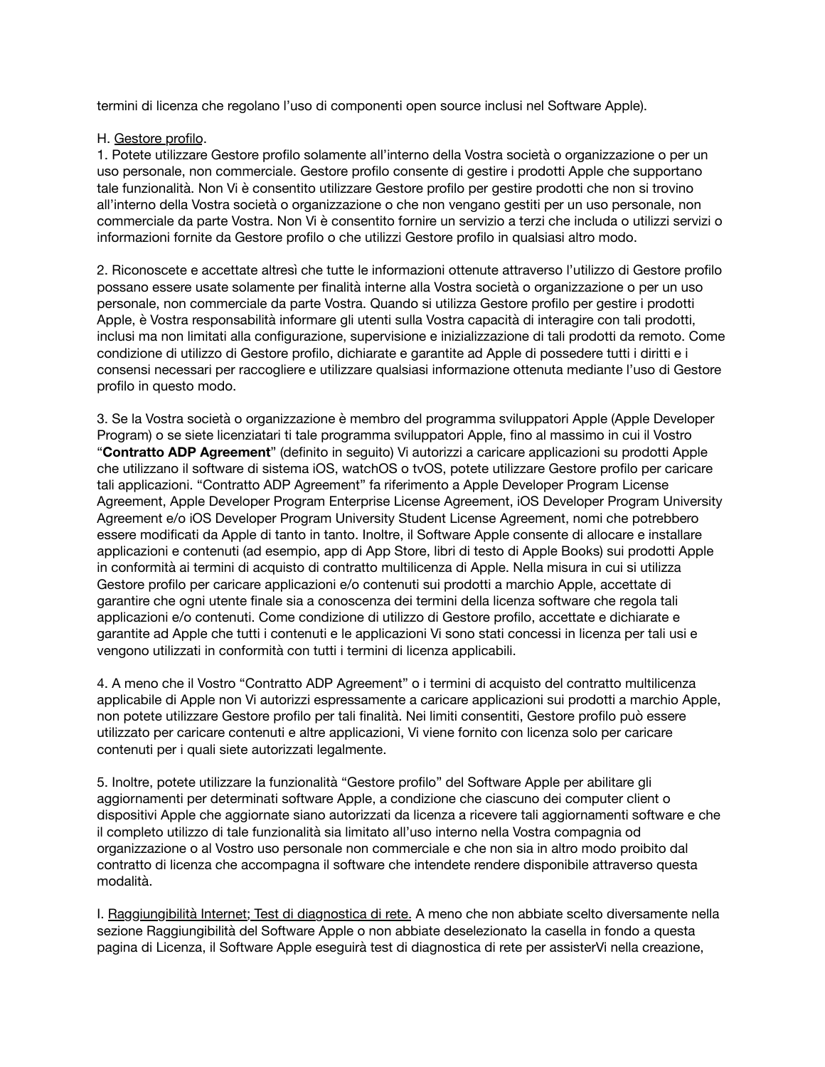termini di licenza che regolano l'uso di componenti open source inclusi nel Software Apple).

H. Gestore profilo.

1. Potete utilizzare Gestore profilo solamente all'interno della Vostra società o organizzazione o per un uso personale, non commerciale. Gestore profilo consente di gestire i prodotti Apple che supportano tale funzionalità. Non Vi è consentito utilizzare Gestore profilo per gestire prodotti che non si trovino all'interno della Vostra società o organizzazione o che non vengano gestiti per un uso personale, non commerciale da parte Vostra. Non Vi è consentito fornire un servizio a terzi che includa o utilizzi servizi o informazioni fornite da Gestore profilo o che utilizzi Gestore profilo in qualsiasi altro modo.

2. Riconoscete e accettate altresì che tutte le informazioni ottenute attraverso l'utilizzo di Gestore profilo possano essere usate solamente per finalità interne alla Vostra società o organizzazione o per un uso personale, non commerciale da parte Vostra. Quando si utilizza Gestore profilo per gestire i prodotti Apple, è Vostra responsabilità informare gli utenti sulla Vostra capacità di interagire con tali prodotti, inclusi ma non limitati alla configurazione, supervisione e inizializzazione di tali prodotti da remoto. Come condizione di utilizzo di Gestore profilo, dichiarate e garantite ad Apple di possedere tutti i diritti e i consensi necessari per raccogliere e utilizzare qualsiasi informazione ottenuta mediante l'uso di Gestore profilo in questo modo.

3. Se la Vostra società o organizzazione è membro del programma sviluppatori Apple (Apple Developer Program) o se siete licenziatari ti tale programma sviluppatori Apple, fino al massimo in cui il Vostro "**Contratto ADP Agreement**" (definito in seguito) Vi autorizzi a caricare applicazioni su prodotti Apple che utilizzano il software di sistema iOS, watchOS o tvOS, potete utilizzare Gestore profilo per caricare tali applicazioni. "Contratto ADP Agreement" fa riferimento a Apple Developer Program License Agreement, Apple Developer Program Enterprise License Agreement, iOS Developer Program University Agreement e/o iOS Developer Program University Student License Agreement, nomi che potrebbero essere modificati da Apple di tanto in tanto. Inoltre, il Software Apple consente di allocare e installare applicazioni e contenuti (ad esempio, app di App Store, libri di testo di Apple Books) sui prodotti Apple in conformità ai termini di acquisto di contratto multilicenza di Apple. Nella misura in cui si utilizza Gestore profilo per caricare applicazioni e/o contenuti sui prodotti a marchio Apple, accettate di garantire che ogni utente finale sia a conoscenza dei termini della licenza software che regola tali applicazioni e/o contenuti. Come condizione di utilizzo di Gestore profilo, accettate e dichiarate e garantite ad Apple che tutti i contenuti e le applicazioni Vi sono stati concessi in licenza per tali usi e vengono utilizzati in conformità con tutti i termini di licenza applicabili.

4. A meno che il Vostro "Contratto ADP Agreement" o i termini di acquisto del contratto multilicenza applicabile di Apple non Vi autorizzi espressamente a caricare applicazioni sui prodotti a marchio Apple, non potete utilizzare Gestore profilo per tali finalità. Nei limiti consentiti, Gestore profilo può essere utilizzato per caricare contenuti e altre applicazioni, Vi viene fornito con licenza solo per caricare contenuti per i quali siete autorizzati legalmente.

5. Inoltre, potete utilizzare la funzionalità "Gestore profilo" del Software Apple per abilitare gli aggiornamenti per determinati software Apple, a condizione che ciascuno dei computer client o dispositivi Apple che aggiornate siano autorizzati da licenza a ricevere tali aggiornamenti software e che il completo utilizzo di tale funzionalità sia limitato all'uso interno nella Vostra compagnia od organizzazione o al Vostro uso personale non commerciale e che non sia in altro modo proibito dal contratto di licenza che accompagna il software che intendete rendere disponibile attraverso questa modalità.

I. Raggiungibilità Internet; Test di diagnostica di rete. A meno che non abbiate scelto diversamente nella sezione Raggiungibilità del Software Apple o non abbiate deselezionato la casella in fondo a questa pagina di Licenza, il Software Apple eseguirà test di diagnostica di rete per assisterVi nella creazione,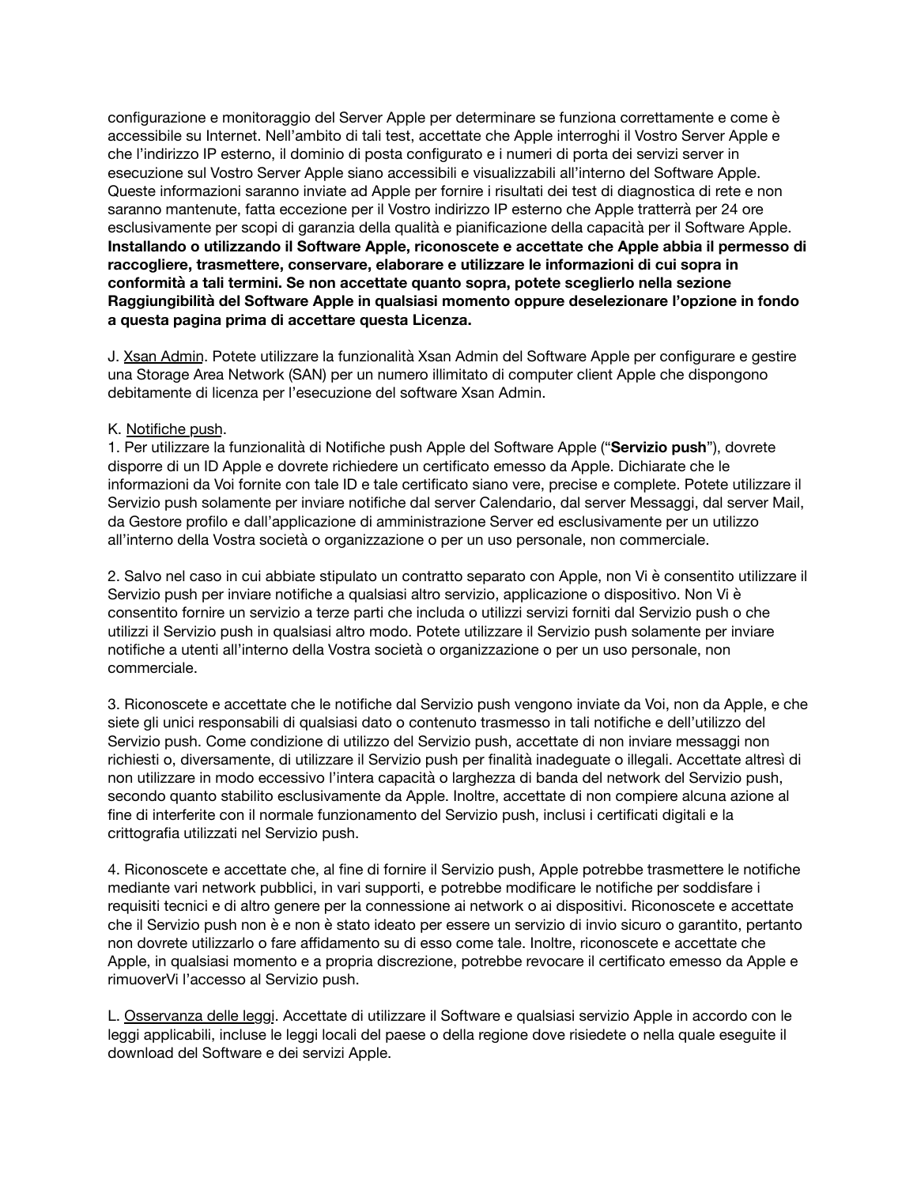configurazione e monitoraggio del Server Apple per determinare se funziona correttamente e come è accessibile su Internet. Nell'ambito di tali test, accettate che Apple interroghi il Vostro Server Apple e che l'indirizzo IP esterno, il dominio di posta configurato e i numeri di porta dei servizi server in esecuzione sul Vostro Server Apple siano accessibili e visualizzabili all'interno del Software Apple. Queste informazioni saranno inviate ad Apple per fornire i risultati dei test di diagnostica di rete e non saranno mantenute, fatta eccezione per il Vostro indirizzo IP esterno che Apple tratterrà per 24 ore esclusivamente per scopi di garanzia della qualità e pianificazione della capacità per il Software Apple. **Installando o utilizzando il Software Apple, riconoscete e accettate che Apple abbia il permesso di raccogliere, trasmettere, conservare, elaborare e utilizzare le informazioni di cui sopra in conformità a tali termini. Se non accettate quanto sopra, potete sceglierlo nella sezione Raggiungibilità del Software Apple in qualsiasi momento oppure deselezionare l'opzione in fondo a questa pagina prima di accettare questa Licenza.**

J. Xsan Admin. Potete utilizzare la funzionalità Xsan Admin del Software Apple per configurare e gestire una Storage Area Network (SAN) per un numero illimitato di computer client Apple che dispongono debitamente di licenza per l'esecuzione del software Xsan Admin.

K. Notifiche push.
1. Per utilizzare la funzionalità di Notifiche push Apple del Software Apple ("**Servizio push**"), dovrete disporre di un ID Apple e dovrete richiedere un certificato emesso da Apple. Dichiarate che le informazioni da Voi fornite con tale ID e tale certificato siano vere, precise e complete. Potete utilizzare il Servizio push solamente per inviare notifiche dal server Calendario, dal server Messaggi, dal server Mail, da Gestore profilo e dall'applicazione di amministrazione Server ed esclusivamente per un utilizzo all'interno della Vostra società o organizzazione o per un uso personale, non commerciale.

2. Salvo nel caso in cui abbiate stipulato un contratto separato con Apple, non Vi è consentito utilizzare il Servizio push per inviare notifiche a qualsiasi altro servizio, applicazione o dispositivo. Non Vi è consentito fornire un servizio a terze parti che includa o utilizzi servizi forniti dal Servizio push o che utilizzi il Servizio push in qualsiasi altro modo. Potete utilizzare il Servizio push solamente per inviare notifiche a utenti all'interno della Vostra società o organizzazione o per un uso personale, non commerciale.

3. Riconoscete e accettate che le notifiche dal Servizio push vengono inviate da Voi, non da Apple, e che siete gli unici responsabili di qualsiasi dato o contenuto trasmesso in tali notifiche e dell'utilizzo del Servizio push. Come condizione di utilizzo del Servizio push, accettate di non inviare messaggi non richiesti o, diversamente, di utilizzare il Servizio push per finalità inadeguate o illegali. Accettate altresì di non utilizzare in modo eccessivo l'intera capacità o larghezza di banda del network del Servizio push, secondo quanto stabilito esclusivamente da Apple. Inoltre, accettate di non compiere alcuna azione al fine di interferite con il normale funzionamento del Servizio push, inclusi i certificati digitali e la crittografia utilizzati nel Servizio push.

4. Riconoscete e accettate che, al fine di fornire il Servizio push, Apple potrebbe trasmettere le notifiche mediante vari network pubblici, in vari supporti, e potrebbe modificare le notifiche per soddisfare i requisiti tecnici e di altro genere per la connessione ai network o ai dispositivi. Riconoscete e accettate che il Servizio push non è e non è stato ideato per essere un servizio di invio sicuro o garantito, pertanto non dovrete utilizzarlo o fare affidamento su di esso come tale. Inoltre, riconoscete e accettate che Apple, in qualsiasi momento e a propria discrezione, potrebbe revocare il certificato emesso da Apple e rimuoverVi l'accesso al Servizio push.

L. Osservanza delle leggi. Accettate di utilizzare il Software e qualsiasi servizio Apple in accordo con le leggi applicabili, incluse le leggi locali del paese o della regione dove risiedete o nella quale eseguite il download del Software e dei servizi Apple.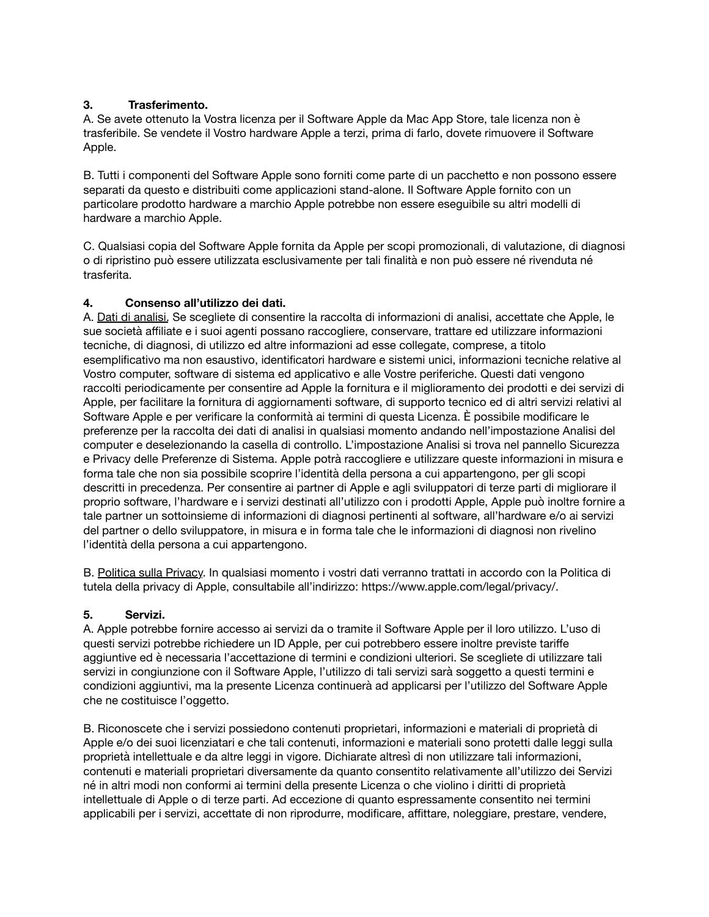**3. Trasferimento.**

A. Se avete ottenuto la Vostra licenza per il Software Apple da Mac App Store, tale licenza non è trasferibile. Se vendete il Vostro hardware Apple a terzi, prima di farlo, dovete rimuovere il Software Apple.

B. Tutti i componenti del Software Apple sono forniti come parte di un pacchetto e non possono essere separati da questo e distribuiti come applicazioni stand-alone. Il Software Apple fornito con un particolare prodotto hardware a marchio Apple potrebbe non essere eseguibile su altri modelli di hardware a marchio Apple.

C. Qualsiasi copia del Software Apple fornita da Apple per scopi promozionali, di valutazione, di diagnosi o di ripristino può essere utilizzata esclusivamente per tali finalità e non può essere né rivenduta né trasferita.

**4. Consenso all'utilizzo dei dati.**

A. Dati di analisi. Se scegliete di consentire la raccolta di informazioni di analisi, accettate che Apple, le sue società affiliate e i suoi agenti possano raccogliere, conservare, trattare ed utilizzare informazioni tecniche, di diagnosi, di utilizzo ed altre informazioni ad esse collegate, comprese, a titolo esemplificativo ma non esaustivo, identificatori hardware e sistemi unici, informazioni tecniche relative al Vostro computer, software di sistema ed applicativo e alle Vostre periferiche. Questi dati vengono raccolti periodicamente per consentire ad Apple la fornitura e il miglioramento dei prodotti e dei servizi di Apple, per facilitare la fornitura di aggiornamenti software, di supporto tecnico ed di altri servizi relativi al Software Apple e per verificare la conformità ai termini di questa Licenza. È possibile modificare le preferenze per la raccolta dei dati di analisi in qualsiasi momento andando nell'impostazione Analisi del computer e deselezionando la casella di controllo. L'impostazione Analisi si trova nel pannello Sicurezza e Privacy delle Preferenze di Sistema. Apple potrà raccogliere e utilizzare queste informazioni in misura e forma tale che non sia possibile scoprire l'identità della persona a cui appartengono, per gli scopi descritti in precedenza. Per consentire ai partner di Apple e agli sviluppatori di terze parti di migliorare il proprio software, l'hardware e i servizi destinati all'utilizzo con i prodotti Apple, Apple può inoltre fornire a tale partner un sottoinsieme di informazioni di diagnosi pertinenti al software, all'hardware e/o ai servizi del partner o dello sviluppatore, in misura e in forma tale che le informazioni di diagnosi non rivelino l'identità della persona a cui appartengono.

B. Politica sulla Privacy. In qualsiasi momento i vostri dati verranno trattati in accordo con la Politica di tutela della privacy di Apple, consultabile all'indirizzo: https://www.apple.com/legal/privacy/.

**5. Servizi.**

A. Apple potrebbe fornire accesso ai servizi da o tramite il Software Apple per il loro utilizzo. L'uso di questi servizi potrebbe richiedere un ID Apple, per cui potrebbero essere inoltre previste tariffe aggiuntive ed è necessaria l'accettazione di termini e condizioni ulteriori. Se scegliete di utilizzare tali servizi in congiunzione con il Software Apple, l'utilizzo di tali servizi sarà soggetto a questi termini e condizioni aggiuntivi, ma la presente Licenza continuerà ad applicarsi per l'utilizzo del Software Apple che ne costituisce l'oggetto.

B. Riconoscete che i servizi possiedono contenuti proprietari, informazioni e materiali di proprietà di Apple e/o dei suoi licenziatari e che tali contenuti, informazioni e materiali sono protetti dalle leggi sulla proprietà intellettuale e da altre leggi in vigore. Dichiarate altresì di non utilizzare tali informazioni, contenuti e materiali proprietari diversamente da quanto consentito relativamente all'utilizzo dei Servizi né in altri modi non conformi ai termini della presente Licenza o che violino i diritti di proprietà intellettuale di Apple o di terze parti. Ad eccezione di quanto espressamente consentito nei termini applicabili per i servizi, accettate di non riprodurre, modificare, affittare, noleggiare, prestare, vendere,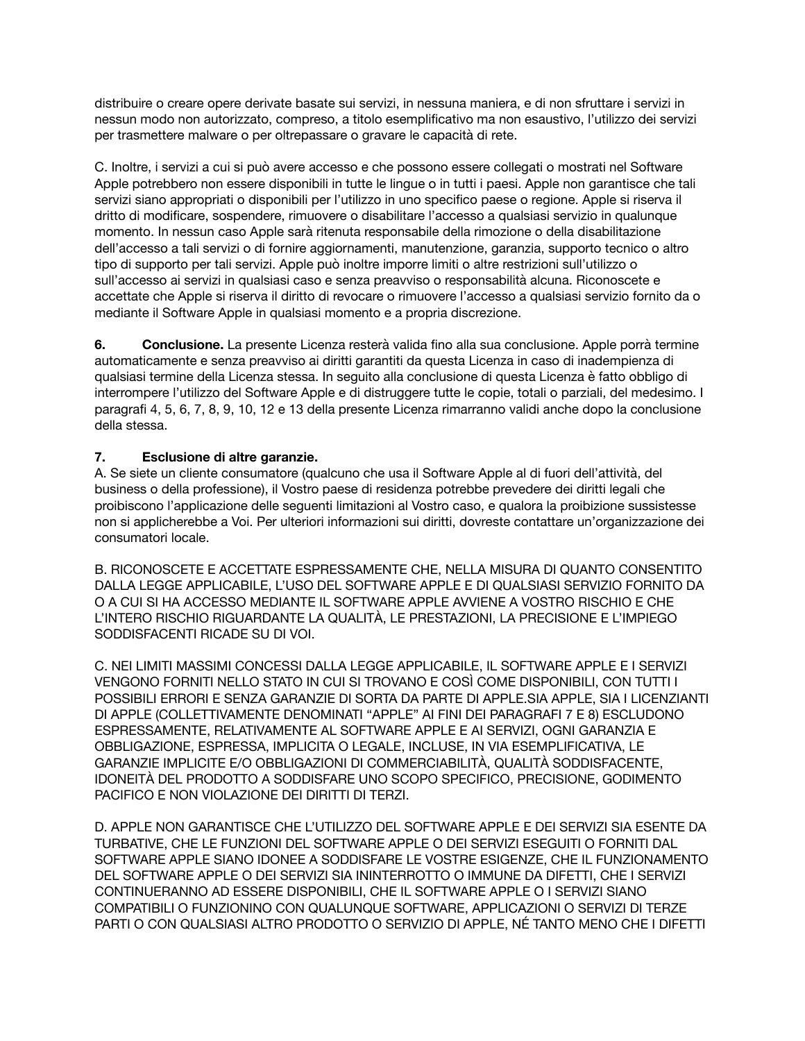distribuire o creare opere derivate basate sui servizi, in nessuna maniera, e di non sfruttare i servizi in nessun modo non autorizzato, compreso, a titolo esemplificativo ma non esaustivo, l'utilizzo dei servizi per trasmettere malware o per oltrepassare o gravare le capacità di rete.

C. Inoltre, i servizi a cui si può avere accesso e che possono essere collegati o mostrati nel Software Apple potrebbero non essere disponibili in tutte le lingue o in tutti i paesi. Apple non garantisce che tali servizi siano appropriati o disponibili per l'utilizzo in uno specifico paese o regione. Apple si riserva il dritto di modificare, sospendere, rimuovere o disabilitare l'accesso a qualsiasi servizio in qualunque momento. In nessun caso Apple sarà ritenuta responsabile della rimozione o della disabilitazione dell'accesso a tali servizi o di fornire aggiornamenti, manutenzione, garanzia, supporto tecnico o altro tipo di supporto per tali servizi. Apple può inoltre imporre limiti o altre restrizioni sull'utilizzo o sull'accesso ai servizi in qualsiasi caso e senza preavviso o responsabilità alcuna. Riconoscete e accettate che Apple si riserva il diritto di revocare o rimuovere l'accesso a qualsiasi servizio fornito da o mediante il Software Apple in qualsiasi momento e a propria discrezione.

**6. Conclusione.** La presente Licenza resterà valida fino alla sua conclusione. Apple porrà termine automaticamente e senza preavviso ai diritti garantiti da questa Licenza in caso di inadempienza di qualsiasi termine della Licenza stessa. In seguito alla conclusione di questa Licenza è fatto obbligo di interrompere l'utilizzo del Software Apple e di distruggere tutte le copie, totali o parziali, del medesimo. I paragrafi 4, 5, 6, 7, 8, 9, 10, 12 e 13 della presente Licenza rimarranno validi anche dopo la conclusione della stessa.

**7. Esclusione di altre garanzie.**

A. Se siete un cliente consumatore (qualcuno che usa il Software Apple al di fuori dell'attività, del business o della professione), il Vostro paese di residenza potrebbe prevedere dei diritti legali che proibiscono l'applicazione delle seguenti limitazioni al Vostro caso, e qualora la proibizione sussistesse non si applicherebbe a Voi. Per ulteriori informazioni sui diritti, dovreste contattare un'organizzazione dei consumatori locale.

B. RICONOSCETE E ACCETTATE ESPRESSAMENTE CHE, NELLA MISURA DI QUANTO CONSENTITO DALLA LEGGE APPLICABILE, L'USO DEL SOFTWARE APPLE E DI QUALSIASI SERVIZIO FORNITO DA O A CUI SI HA ACCESSO MEDIANTE IL SOFTWARE APPLE AVVIENE A VOSTRO RISCHIO E CHE L'INTERO RISCHIO RIGUARDANTE LA QUALITÀ, LE PRESTAZIONI, LA PRECISIONE E L'IMPIEGO SODDISFACENTI RICADE SU DI VOI.

C. NEI LIMITI MASSIMI CONCESSI DALLA LEGGE APPLICABILE, IL SOFTWARE APPLE E I SERVIZI VENGONO FORNITI NELLO STATO IN CUI SI TROVANO E COSÌ COME DISPONIBILI, CON TUTTI I POSSIBILI ERRORI E SENZA GARANZIE DI SORTA DA PARTE DI APPLE.SIA APPLE, SIA I LICENZIANTI DI APPLE (COLLETTIVAMENTE DENOMINATI "APPLE" AI FINI DEI PARAGRAFI 7 E 8) ESCLUDONO ESPRESSAMENTE, RELATIVAMENTE AL SOFTWARE APPLE E AI SERVIZI, OGNI GARANZIA E OBBLIGAZIONE, ESPRESSA, IMPLICITA O LEGALE, INCLUSE, IN VIA ESEMPLIFICATIVA, LE GARANZIE IMPLICITE E/O OBBLIGAZIONI DI COMMERCIABILITÀ, QUALITÀ SODDISFACENTE, IDONEITÀ DEL PRODOTTO A SODDISFARE UNO SCOPO SPECIFICO, PRECISIONE, GODIMENTO PACIFICO E NON VIOLAZIONE DEI DIRITTI DI TERZI.

D. APPLE NON GARANTISCE CHE L'UTILIZZO DEL SOFTWARE APPLE E DEI SERVIZI SIA ESENTE DA TURBATIVE, CHE LE FUNZIONI DEL SOFTWARE APPLE O DEI SERVIZI ESEGUITI O FORNITI DAL SOFTWARE APPLE SIANO IDONEE A SODDISFARE LE VOSTRE ESIGENZE, CHE IL FUNZIONAMENTO DEL SOFTWARE APPLE O DEI SERVIZI SIA ININTERROTTO O IMMUNE DA DIFETTI, CHE I SERVIZI CONTINUERANNO AD ESSERE DISPONIBILI, CHE IL SOFTWARE APPLE O I SERVIZI SIANO COMPATIBILI O FUNZIONINO CON QUALUNQUE SOFTWARE, APPLICAZIONI O SERVIZI DI TERZE PARTI O CON QUALSIASI ALTRO PRODOTTO O SERVIZIO DI APPLE, NÉ TANTO MENO CHE I DIFETTI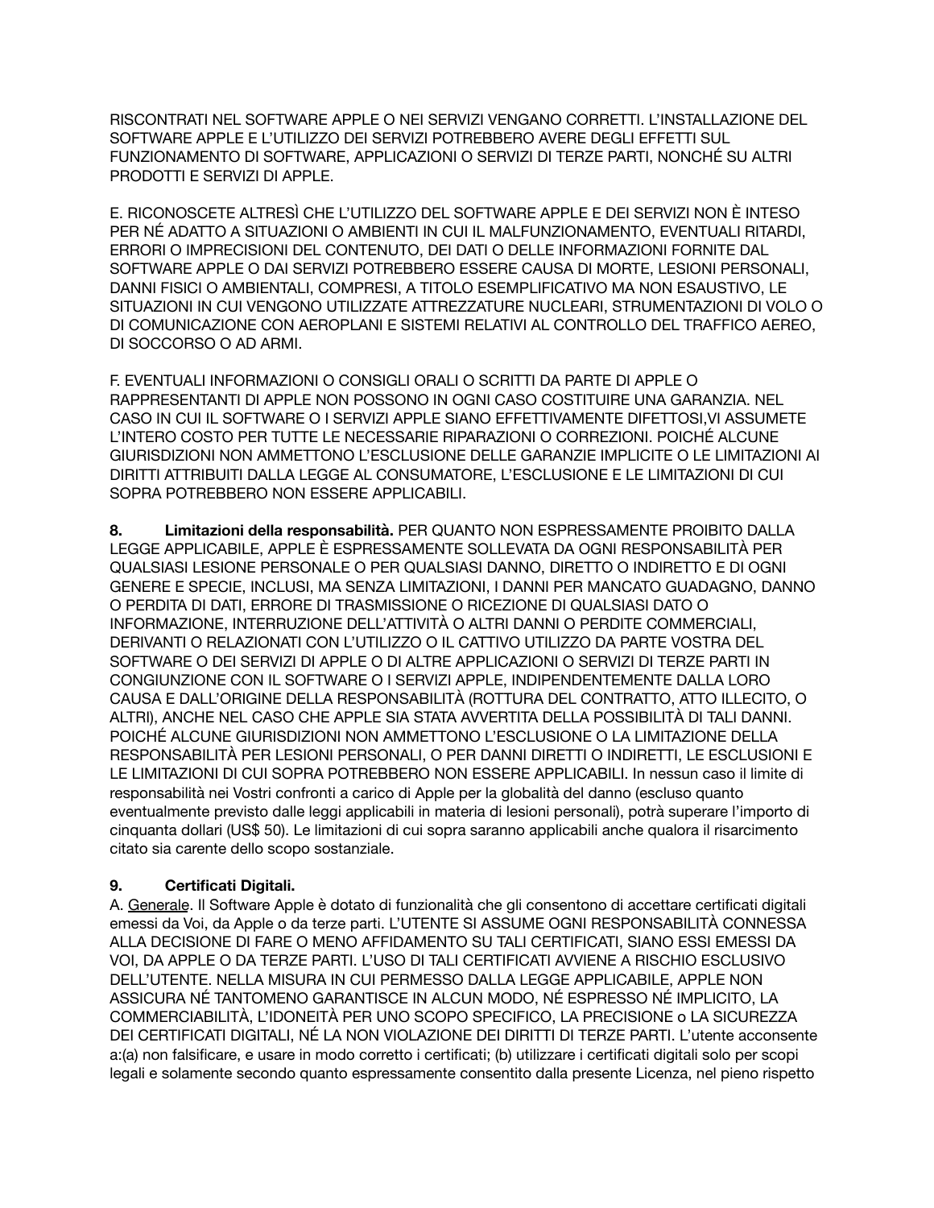RISCONTRATI NEL SOFTWARE APPLE O NEI SERVIZI VENGANO CORRETTI. L'INSTALLAZIONE DEL SOFTWARE APPLE E L'UTILIZZO DEI SERVIZI POTREBBERO AVERE DEGLI EFFETTI SUL FUNZIONAMENTO DI SOFTWARE, APPLICAZIONI O SERVIZI DI TERZE PARTI, NONCHÉ SU ALTRI PRODOTTI E SERVIZI DI APPLE.

E. RICONOSCETE ALTRESÌ CHE L'UTILIZZO DEL SOFTWARE APPLE E DEI SERVIZI NON È INTESO PER NÉ ADATTO A SITUAZIONI O AMBIENTI IN CUI IL MALFUNZIONAMENTO, EVENTUALI RITARDI, ERRORI O IMPRECISIONI DEL CONTENUTO, DEI DATI O DELLE INFORMAZIONI FORNITE DAL SOFTWARE APPLE O DAI SERVIZI POTREBBERO ESSERE CAUSA DI MORTE, LESIONI PERSONALI, DANNI FISICI O AMBIENTALI, COMPRESI, A TITOLO ESEMPLIFICATIVO MA NON ESAUSTIVO, LE SITUAZIONI IN CUI VENGONO UTILIZZATE ATTREZZATURE NUCLEARI, STRUMENTAZIONI DI VOLO O DI COMUNICAZIONE CON AEROPLANI E SISTEMI RELATIVI AL CONTROLLO DEL TRAFFICO AEREO, DI SOCCORSO O AD ARMI.

F. EVENTUALI INFORMAZIONI O CONSIGLI ORALI O SCRITTI DA PARTE DI APPLE O RAPPRESENTANTI DI APPLE NON POSSONO IN OGNI CASO COSTITUIRE UNA GARANZIA. NEL CASO IN CUI IL SOFTWARE O I SERVIZI APPLE SIANO EFFETTIVAMENTE DIFETTOSI,VI ASSUMETE L'INTERO COSTO PER TUTTE LE NECESSARIE RIPARAZIONI O CORREZIONI. POICHÉ ALCUNE GIURISDIZIONI NON AMMETTONO L'ESCLUSIONE DELLE GARANZIE IMPLICITE O LE LIMITAZIONI AI DIRITTI ATTRIBUITI DALLA LEGGE AL CONSUMATORE, L'ESCLUSIONE E LE LIMITAZIONI DI CUI SOPRA POTREBBERO NON ESSERE APPLICABILI.

**8. Limitazioni della responsabilità.** PER QUANTO NON ESPRESSAMENTE PROIBITO DALLA LEGGE APPLICABILE, APPLE È ESPRESSAMENTE SOLLEVATA DA OGNI RESPONSABILITÀ PER QUALSIASI LESIONE PERSONALE O PER QUALSIASI DANNO, DIRETTO O INDIRETTO E DI OGNI GENERE E SPECIE, INCLUSI, MA SENZA LIMITAZIONI, I DANNI PER MANCATO GUADAGNO, DANNO O PERDITA DI DATI, ERRORE DI TRASMISSIONE O RICEZIONE DI QUALSIASI DATO O INFORMAZIONE, INTERRUZIONE DELL'ATTIVITÀ O ALTRI DANNI O PERDITE COMMERCIALI, DERIVANTI O RELAZIONATI CON L'UTILIZZO O IL CATTIVO UTILIZZO DA PARTE VOSTRA DEL SOFTWARE O DEI SERVIZI DI APPLE O DI ALTRE APPLICAZIONI O SERVIZI DI TERZE PARTI IN CONGIUNZIONE CON IL SOFTWARE O I SERVIZI APPLE, INDIPENDENTEMENTE DALLA LORO CAUSA E DALL'ORIGINE DELLA RESPONSABILITÀ (ROTTURA DEL CONTRATTO, ATTO ILLECITO, O ALTRI), ANCHE NEL CASO CHE APPLE SIA STATA AVVERTITA DELLA POSSIBILITÀ DI TALI DANNI. POICHÉ ALCUNE GIURISDIZIONI NON AMMETTONO L'ESCLUSIONE O LA LIMITAZIONE DELLA RESPONSABILITÀ PER LESIONI PERSONALI, O PER DANNI DIRETTI O INDIRETTI, LE ESCLUSIONI E LE LIMITAZIONI DI CUI SOPRA POTREBBERO NON ESSERE APPLICABILI. In nessun caso il limite di responsabilità nei Vostri confronti a carico di Apple per la globalità del danno (escluso quanto eventualmente previsto dalle leggi applicabili in materia di lesioni personali), potrà superare l'importo di cinquanta dollari (US$ 50). Le limitazioni di cui sopra saranno applicabili anche qualora il risarcimento citato sia carente dello scopo sostanziale.

**9. Certificati Digitali.**

A. Generale. Il Software Apple è dotato di funzionalità che gli consentono di accettare certificati digitali emessi da Voi, da Apple o da terze parti. L'UTENTE SI ASSUME OGNI RESPONSABILITÀ CONNESSA ALLA DECISIONE DI FARE O MENO AFFIDAMENTO SU TALI CERTIFICATI, SIANO ESSI EMESSI DA VOI, DA APPLE O DA TERZE PARTI. L'USO DI TALI CERTIFICATI AVVIENE A RISCHIO ESCLUSIVO DELL'UTENTE. NELLA MISURA IN CUI PERMESSO DALLA LEGGE APPLICABILE, APPLE NON ASSICURA NÉ TANTOMENO GARANTISCE IN ALCUN MODO, NÉ ESPRESSO NÉ IMPLICITO, LA COMMERCIABILITÀ, L'IDONEITÀ PER UNO SCOPO SPECIFICO, LA PRECISIONE o LA SICUREZZA DEI CERTIFICATI DIGITALI, NÉ LA NON VIOLAZIONE DEI DIRITTI DI TERZE PARTI. L'utente acconsente a:(a) non falsificare, e usare in modo corretto i certificati; (b) utilizzare i certificati digitali solo per scopi legali e solamente secondo quanto espressamente consentito dalla presente Licenza, nel pieno rispetto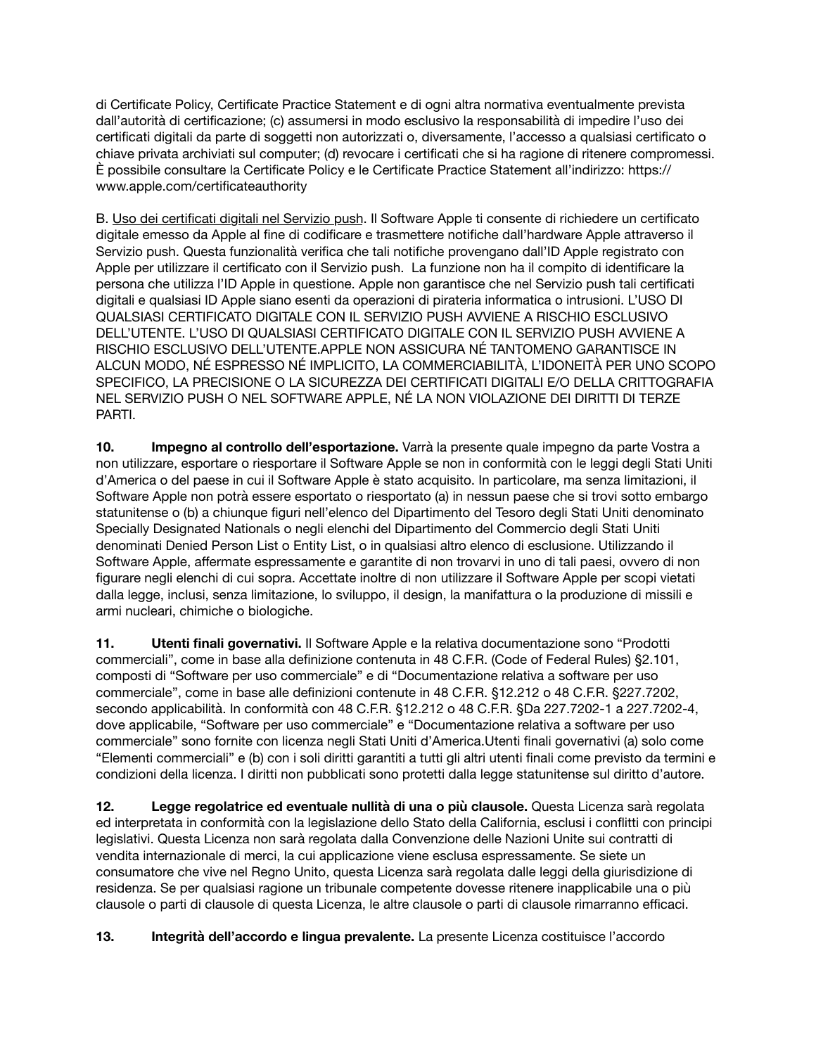di Certificate Policy, Certificate Practice Statement e di ogni altra normativa eventualmente prevista dall'autorità di certificazione; (c) assumersi in modo esclusivo la responsabilità di impedire l'uso dei certificati digitali da parte di soggetti non autorizzati o, diversamente, l'accesso a qualsiasi certificato o chiave privata archiviati sul computer; (d) revocare i certificati che si ha ragione di ritenere compromessi. È possibile consultare la Certificate Policy e le Certificate Practice Statement all'indirizzo: https://www.apple.com/certificateauthority

B. Uso dei certificati digitali nel Servizio push. Il Software Apple ti consente di richiedere un certificato digitale emesso da Apple al fine di codificare e trasmettere notifiche dall'hardware Apple attraverso il Servizio push. Questa funzionalità verifica che tali notifiche provengano dall'ID Apple registrato con Apple per utilizzare il certificato con il Servizio push. La funzione non ha il compito di identificare la persona che utilizza l'ID Apple in questione. Apple non garantisce che nel Servizio push tali certificati digitali e qualsiasi ID Apple siano esenti da operazioni di pirateria informatica o intrusioni. L'USO DI QUALSIASI CERTIFICATO DIGITALE CON IL SERVIZIO PUSH AVVIENE A RISCHIO ESCLUSIVO DELL'UTENTE. L'USO DI QUALSIASI CERTIFICATO DIGITALE CON IL SERVIZIO PUSH AVVIENE A RISCHIO ESCLUSIVO DELL'UTENTE.APPLE NON ASSICURA NÉ TANTOMENO GARANTISCE IN ALCUN MODO, NÉ ESPRESSO NÉ IMPLICITO, LA COMMERCIABILITÀ, L'IDONEITÀ PER UNO SCOPO SPECIFICO, LA PRECISIONE O LA SICUREZZA DEI CERTIFICATI DIGITALI E/O DELLA CRITTOGRAFIA NEL SERVIZIO PUSH O NEL SOFTWARE APPLE, NÉ LA NON VIOLAZIONE DEI DIRITTI DI TERZE PARTI.

**10. Impegno al controllo dell'esportazione.** Varrà la presente quale impegno da parte Vostra a non utilizzare, esportare o riesportare il Software Apple se non in conformità con le leggi degli Stati Uniti d'America o del paese in cui il Software Apple è stato acquisito. In particolare, ma senza limitazioni, il Software Apple non potrà essere esportato o riesportato (a) in nessun paese che si trovi sotto embargo statunitense o (b) a chiunque figuri nell'elenco del Dipartimento del Tesoro degli Stati Uniti denominato Specially Designated Nationals o negli elenchi del Dipartimento del Commercio degli Stati Uniti denominati Denied Person List o Entity List, o in qualsiasi altro elenco di esclusione. Utilizzando il Software Apple, affermate espressamente e garantite di non trovarvi in uno di tali paesi, ovvero di non figurare negli elenchi di cui sopra. Accettate inoltre di non utilizzare il Software Apple per scopi vietati dalla legge, inclusi, senza limitazione, lo sviluppo, il design, la manifattura o la produzione di missili e armi nucleari, chimiche o biologiche.

**11. Utenti finali governativi.** Il Software Apple e la relativa documentazione sono "Prodotti commerciali", come in base alla definizione contenuta in 48 C.F.R. (Code of Federal Rules) §2.101, composti di "Software per uso commerciale" e di "Documentazione relativa a software per uso commerciale", come in base alle definizioni contenute in 48 C.F.R. §12.212 o 48 C.F.R. §227.7202, secondo applicabilità. In conformità con 48 C.F.R. §12.212 o 48 C.F.R. §Da 227.7202-1 a 227.7202-4, dove applicabile, "Software per uso commerciale" e "Documentazione relativa a software per uso commerciale" sono fornite con licenza negli Stati Uniti d'America.Utenti finali governativi (a) solo come "Elementi commerciali" e (b) con i soli diritti garantiti a tutti gli altri utenti finali come previsto da termini e condizioni della licenza. I diritti non pubblicati sono protetti dalla legge statunitense sul diritto d'autore.

**12. Legge regolatrice ed eventuale nullità di una o più clausole.** Questa Licenza sarà regolata ed interpretata in conformità con la legislazione dello Stato della California, esclusi i conflitti con principi legislativi. Questa Licenza non sarà regolata dalla Convenzione delle Nazioni Unite sui contratti di vendita internazionale di merci, la cui applicazione viene esclusa espressamente. Se siete un consumatore che vive nel Regno Unito, questa Licenza sarà regolata dalle leggi della giurisdizione di residenza. Se per qualsiasi ragione un tribunale competente dovesse ritenere inapplicabile una o più clausole o parti di clausole di questa Licenza, le altre clausole o parti di clausole rimarranno efficaci.

**13. Integrità dell'accordo e lingua prevalente.** La presente Licenza costituisce l'accordo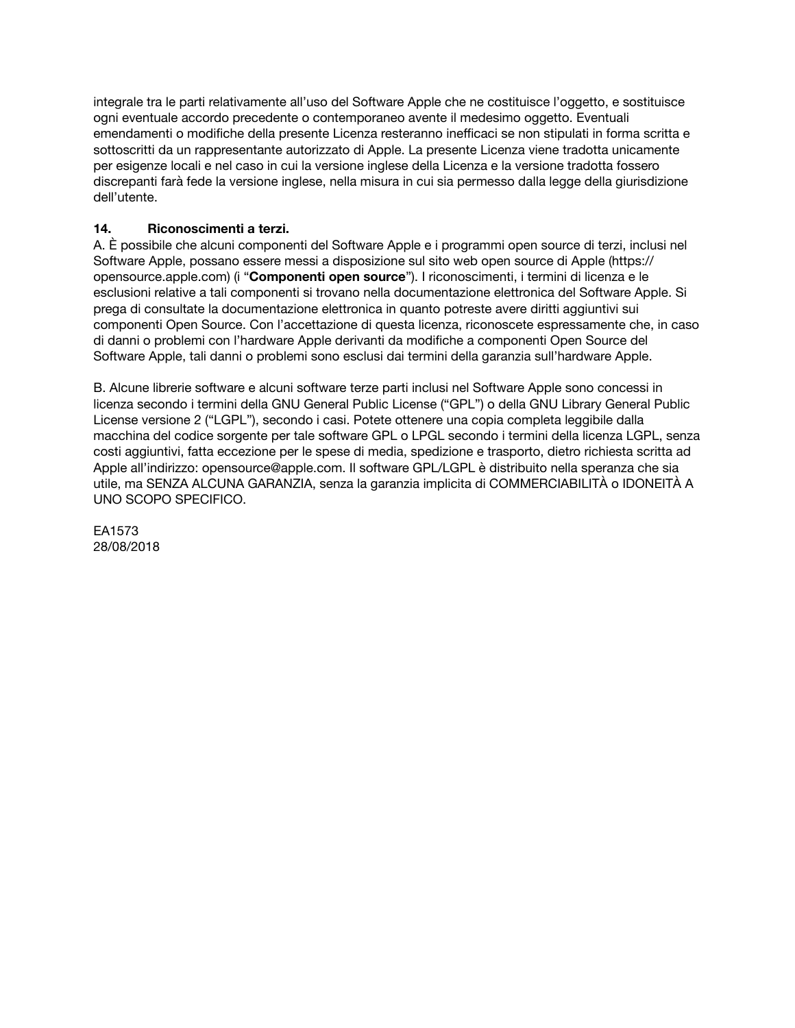integrale tra le parti relativamente all'uso del Software Apple che ne costituisce l'oggetto, e sostituisce ogni eventuale accordo precedente o contemporaneo avente il medesimo oggetto. Eventuali emendamenti o modifiche della presente Licenza resteranno inefficaci se non stipulati in forma scritta e sottoscritti da un rappresentante autorizzato di Apple. La presente Licenza viene tradotta unicamente per esigenze locali e nel caso in cui la versione inglese della Licenza e la versione tradotta fossero discrepanti farà fede la versione inglese, nella misura in cui sia permesso dalla legge della giurisdizione dell'utente.

**14. Riconoscimenti a terzi.**

A. È possibile che alcuni componenti del Software Apple e i programmi open source di terzi, inclusi nel Software Apple, possano essere messi a disposizione sul sito web open source di Apple (https://opensource.apple.com) (i "**Componenti open source**"). I riconoscimenti, i termini di licenza e le esclusioni relative a tali componenti si trovano nella documentazione elettronica del Software Apple. Si prega di consultate la documentazione elettronica in quanto potreste avere diritti aggiuntivi sui componenti Open Source. Con l'accettazione di questa licenza, riconoscete espressamente che, in caso di danni o problemi con l'hardware Apple derivanti da modifiche a componenti Open Source del Software Apple, tali danni o problemi sono esclusi dai termini della garanzia sull'hardware Apple.

B. Alcune librerie software e alcuni software terze parti inclusi nel Software Apple sono concessi in licenza secondo i termini della GNU General Public License ("GPL") o della GNU Library General Public License versione 2 ("LGPL"), secondo i casi. Potete ottenere una copia completa leggibile dalla macchina del codice sorgente per tale software GPL o LPGL secondo i termini della licenza LGPL, senza costi aggiuntivi, fatta eccezione per le spese di media, spedizione e trasporto, dietro richiesta scritta ad Apple all'indirizzo: opensource@apple.com. Il software GPL/LGPL è distribuito nella speranza che sia utile, ma SENZA ALCUNA GARANZIA, senza la garanzia implicita di COMMERCIABILITÀ o IDONEITÀ A UNO SCOPO SPECIFICO.

EA1573
28/08/2018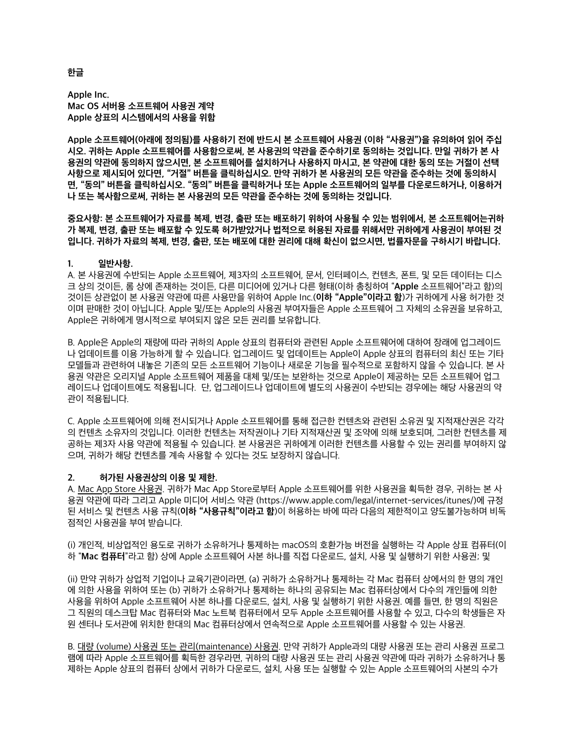**한글**

**Apple Inc.**
**Mac OS 서버용 소프트웨어 사용권 계약**
**Apple 상표의 시스템에서의 사용을 위함**

**Apple 소프트웨어(아래에 정의됨)를 사용하기 전에 반드시 본 소프트웨어 사용권 (이하 "사용권")을 유의하여 읽어 주십시오. 귀하는 Apple 소프트웨어를 사용함으로써, 본 사용권의 약관을 준수하기로 동의하는 것입니다. 만일 귀하가 본 사용권의 약관에 동의하지 않으시면, 본 소프트웨어를 설치하거나 사용하지 마시고, 본 약관에 대한 동의 또는 거절이 선택사항으로 제시되어 있다면, "거절" 버튼을 클릭하십시오. 만약 귀하가 본 사용권의 모든 약관을 준수하는 것에 동의하시면, "동의" 버튼을 클릭하십시오. "동의" 버튼을 클릭하거나 또는 Apple 소프트웨어의 일부를 다운로드하거나, 이용하거나 또는 복사함으로써, 귀하는 본 사용권의 모든 약관을 준수하는 것에 동의하는 것입니다.**

**중요사항: 본 소프트웨어가 자료를 복제, 변경, 출판 또는 배포하기 위하여 사용될 수 있는 범위에서, 본 소프트웨어는귀하가 복제, 변경, 출판 또는 배포할 수 있도록 허가받았거나 법적으로 허용된 자료를 위해서만 귀하에게 사용권이 부여된 것입니다. 귀하가 자료의 복제, 변경, 출판, 또는 배포에 대한 권리에 대해 확신이 없으시면, 법률자문을 구하시기 바랍니다.**

**1. 일반사항.**

A. 본 사용권에 수반되는 Apple 소프트웨어, 제3자의 소프트웨어, 문서, 인터페이스, 컨텐츠, 폰트, 및 모든 데이터는 디스크 상의 것이든, 롬 상에 존재하는 것이든, 다른 미디어에 있거나 다른 형태(이하 총칭하여 "**Apple** 소프트웨어"라고 함)의 것이든 상관없이 본 사용권 약관에 따른 사용만을 위하여 Apple Inc.(**이하 "Apple"이라고 함**)가 귀하에게 사용 허가한 것이며 판매한 것이 아닙니다. Apple 및/또는 Apple의 사용권 부여자들은 Apple 소프트웨어 그 자체의 소유권을 보유하고, Apple은 귀하에게 명시적으로 부여되지 않은 모든 권리를 보유합니다.

B. Apple은 Apple의 재량에 따라 귀하의 Apple 상표의 컴퓨터와 관련된 Apple 소프트웨어에 대하여 장래에 업그레이드나 업데이트를 이용 가능하게 할 수 있습니다. 업그레이드 및 업데이트는 Apple이 Apple 상표의 컴퓨터의 최신 또는 기타 모델들과 관련하여 내놓은 기존의 모든 소프트웨어 기능이나 새로운 기능을 필수적으로 포함하지 않을 수 있습니다. 본 사용권 약관은 오리지널 Apple 소프트웨어 제품을 대체 및/또는 보완하는 것으로 Apple이 제공하는 모든 소프트웨어 업그레이드나 업데이트에도 적용됩니다.  단, 업그레이드나 업데이트에 별도의 사용권이 수반되는 경우에는 해당 사용권의 약관이 적용됩니다.

C. Apple 소프트웨어에 의해 전시되거나 Apple 소프트웨어를 통해 접근한 컨텐츠와 관련된 소유권 및 지적재산권은 각각의 컨텐츠 소유자의 것입니다. 이러한 컨텐츠는 저작권이나 기타 지적재산권 및 조약에 의해 보호되며, 그러한 컨텐츠를 제공하는 제3자 사용 약관에 적용될 수 있습니다. 본 사용권은 귀하에게 이러한 컨텐츠를 사용할 수 있는 권리를 부여하지 않으며, 귀하가 해당 컨텐츠를 계속 사용할 수 있다는 것도 보장하지 않습니다.

**2. 허가된 사용권상의 이용 및 제한.**

A. Mac App Store 사용권. 귀하가 Mac App Store로부터 Apple 소프트웨어를 위한 사용권을 획득한 경우, 귀하는 본 사용권 약관에 따라 그리고 Apple 미디어 서비스 약관 (https://www.apple.com/legal/internet-services/itunes/)에 규정된 서비스 및 컨텐츠 사용 규칙(**이하 "사용규칙"이라고 함**)이 허용하는 바에 따라 다음의 제한적이고 양도불가능하며 비독점적인 사용권을 부여 받습니다.

(i) 개인적, 비상업적인 용도로 귀하가 소유하거나 통제하는 macOS의 호환가능 버전을 실행하는 각 Apple 상표 컴퓨터(이하 "**Mac 컴퓨터**"라고 함) 상에 Apple 소프트웨어 사본 하나를 직접 다운로드, 설치, 사용 및 실행하기 위한 사용권; 및

(ii) 만약 귀하가 상업적 기업이나 교육기관이라면, (a) 귀하가 소유하거나 통제하는 각 Mac 컴퓨터 상에서의 한 명의 개인에 의한 사용을 위하여 또는 (b) 귀하가 소유하거나 통제하는 하나의 공유되는 Mac 컴퓨터상에서 다수의 개인들에 의한 사용을 위하여 Apple 소프트웨어 사본 하나를 다운로드, 설치, 사용 및 실행하기 위한 사용권. 예를 들면, 한 명의 직원은 그 직원의 데스크탑 Mac 컴퓨터와 Mac 노트북 컴퓨터에서 모두 Apple 소프트웨어를 사용할 수 있고, 다수의 학생들은 자원 센터나 도서관에 위치한 한대의 Mac 컴퓨터상에서 연속적으로 Apple 소프트웨어를 사용할 수 있는 사용권.

B. 대량 (volume) 사용권 또는 관리(maintenance) 사용권. 만약 귀하가 Apple과의 대량 사용권 또는 관리 사용권 프로그램에 따라 Apple 소프트웨어를 획득한 경우라면, 귀하의 대량 사용권 또는 관리 사용권 약관에 따라 귀하가 소유하거나 통제하는 Apple 상표의 컴퓨터 상에서 귀하가 다운로드, 설치, 사용 또는 실행할 수 있는 Apple 소프트웨어의 사본의 수가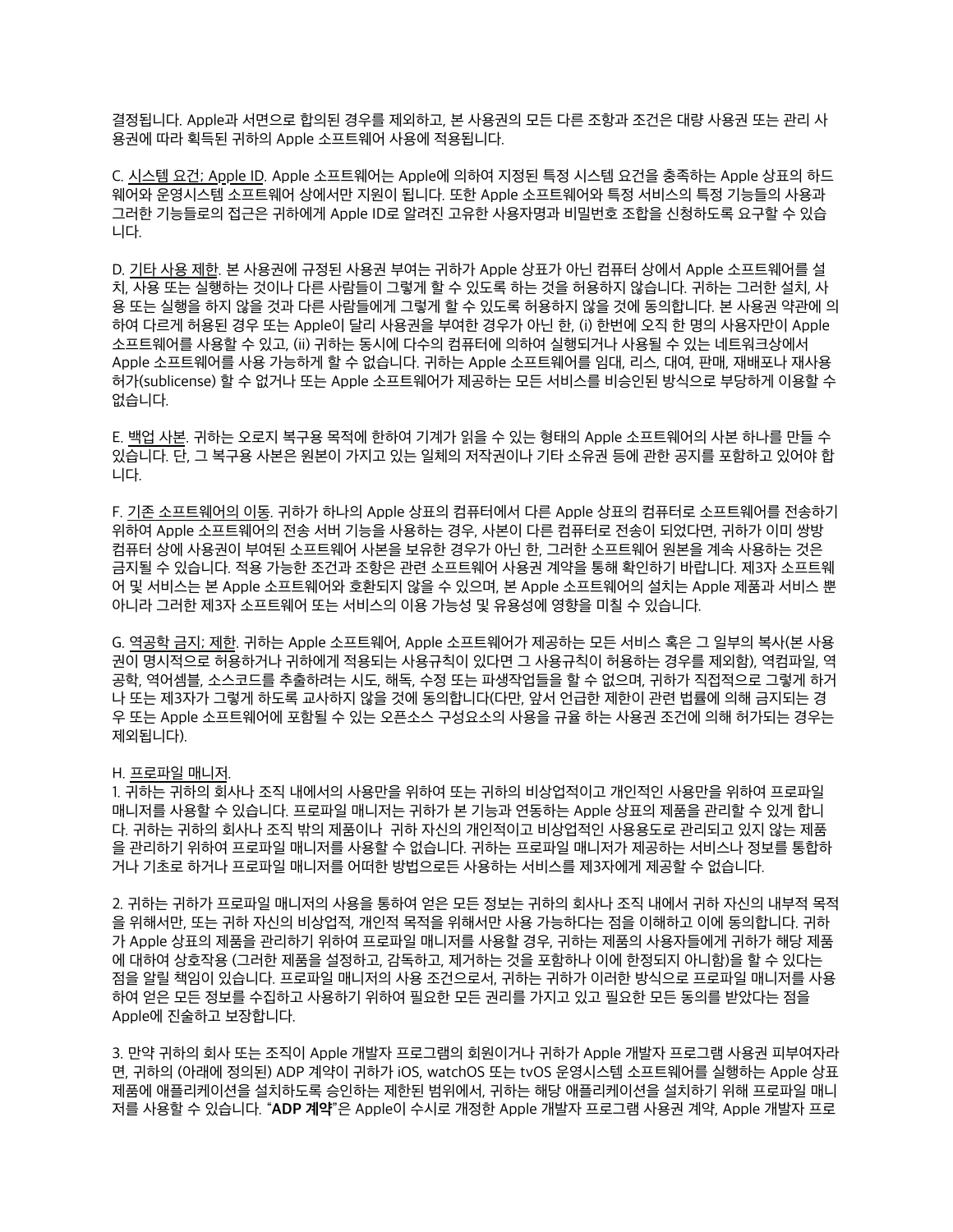결정됩니다. Apple과 서면으로 합의된 경우를 제외하고, 본 사용권의 모든 다른 조항과 조건은 대량 사용권 또는 관리 사용권에 따라 획득된 귀하의 Apple 소프트웨어 사용에 적용됩니다.

C. 시스템 요건; Apple ID. Apple 소프트웨어는 Apple에 의하여 지정된 특정 시스템 요건을 충족하는 Apple 상표의 하드웨어와 운영시스템 소프트웨어 상에서만 지원이 됩니다. 또한 Apple 소프트웨어와 특정 서비스의 특정 기능들의 사용과 그러한 기능들로의 접근은 귀하에게 Apple ID로 알려진 고유한 사용자명과 비밀번호 조합을 신청하도록 요구할 수 있습니다.

D. 기타 사용 제한. 본 사용권에 규정된 사용권 부여는 귀하가 Apple 상표가 아닌 컴퓨터 상에서 Apple 소프트웨어를 설치, 사용 또는 실행하는 것이나 다른 사람들이 그렇게 할 수 있도록 하는 것을 허용하지 않습니다. 귀하는 그러한 설치, 사용 또는 실행을 하지 않을 것과 다른 사람들에게 그렇게 할 수 있도록 허용하지 않을 것에 동의합니다. 본 사용권 약관에 의하여 다르게 허용된 경우 또는 Apple이 달리 사용권을 부여한 경우가 아닌 한, (i) 한번에 오직 한 명의 사용자만이 Apple 소프트웨어를 사용할 수 있고, (ii) 귀하는 동시에 다수의 컴퓨터에 의하여 실행되거나 사용될 수 있는 네트워크상에서 Apple 소프트웨어를 사용 가능하게 할 수 없습니다. 귀하는 Apple 소프트웨어를 임대, 리스, 대여, 판매, 재배포나 재사용 허가(sublicense) 할 수 없거나 또는 Apple 소프트웨어가 제공하는 모든 서비스를 비승인된 방식으로 부당하게 이용할 수 없습니다.

E. 백업 사본. 귀하는 오로지 복구용 목적에 한하여 기계가 읽을 수 있는 형태의 Apple 소프트웨어의 사본 하나를 만들 수 있습니다. 단, 그 복구용 사본은 원본이 가지고 있는 일체의 저작권이나 기타 소유권 등에 관한 공지를 포함하고 있어야 합니다.

F. 기존 소프트웨어의 이동. 귀하가 하나의 Apple 상표의 컴퓨터에서 다른 Apple 상표의 컴퓨터로 소프트웨어를 전송하기 위하여 Apple 소프트웨어의 전송 서버 기능을 사용하는 경우, 사본이 다른 컴퓨터로 전송이 되었다면, 귀하가 이미 쌍방 컴퓨터 상에 사용권이 부여된 소프트웨어 사본을 보유한 경우가 아닌 한, 그러한 소프트웨어 원본을 계속 사용하는 것은 금지될 수 있습니다. 적용 가능한 조건과 조항은 관련 소프트웨어 사용권 계약을 통해 확인하기 바랍니다. 제3자 소프트웨어 및 서비스는 본 Apple 소프트웨어와 호환되지 않을 수 있으며, 본 Apple 소프트웨어의 설치는 Apple 제품과 서비스 뿐 아니라 그러한 제3자 소프트웨어 또는 서비스의 이용 가능성 및 유용성에 영향을 미칠 수 있습니다.

G. 역공학 금지; 제한. 귀하는 Apple 소프트웨어, Apple 소프트웨어가 제공하는 모든 서비스 혹은 그 일부의 복사(본 사용권이 명시적으로 허용하거나 귀하에게 적용되는 사용규칙이 있다면 그 사용규칙이 허용하는 경우를 제외함), 역컴파일, 역공학, 역어셈블, 소스코드를 추출하려는 시도, 해독, 수정 또는 파생작업들을 할 수 없으며, 귀하가 직접적으로 그렇게 하거나 또는 제3자가 그렇게 하도록 교사하지 않을 것에 동의합니다(다만, 앞서 언급한 제한이 관련 법률에 의해 금지되는 경우 또는 Apple 소프트웨어에 포함될 수 있는 오픈소스 구성요소의 사용을 규율 하는 사용권 조건에 의해 허가되는 경우는 제외됩니다).

H. 프로파일 매니저.

1. 귀하는 귀하의 회사나 조직 내에서의 사용만을 위하여 또는 귀하의 비상업적이고 개인적인 사용만을 위하여 프로파일 매니저를 사용할 수 있습니다. 프로파일 매니저는 귀하가 본 기능과 연동하는 Apple 상표의 제품을 관리할 수 있게 합니다. 귀하는 귀하의 회사나 조직 밖의 제품이나 귀하 자신의 개인적이고 비상업적인 사용용도로 관리되고 있지 않는 제품을 관리하기 위하여 프로파일 매니저를 사용할 수 없습니다. 귀하는 프로파일 매니저가 제공하는 서비스나 정보를 통합하거나 기초로 하거나 프로파일 매니저를 어떠한 방법으로든 사용하는 서비스를 제3자에게 제공할 수 없습니다.

2. 귀하는 귀하가 프로파일 매니저의 사용을 통하여 얻은 모든 정보는 귀하의 회사나 조직 내에서 귀하 자신의 내부적 목적을 위해서만, 또는 귀하 자신의 비상업적, 개인적 목적을 위해서만 사용 가능하다는 점을 이해하고 이에 동의합니다. 귀하가 Apple 상표의 제품을 관리하기 위하여 프로파일 매니저를 사용할 경우, 귀하는 제품의 사용자들에게 귀하가 해당 제품에 대하여 상호작용 (그러한 제품을 설정하고, 감독하고, 제거하는 것을 포함하나 이에 한정되지 아니함)을 할 수 있다는 점을 알릴 책임이 있습니다. 프로파일 매니저의 사용 조건으로서, 귀하는 귀하가 이러한 방식으로 프로파일 매니저를 사용하여 얻은 모든 정보를 수집하고 사용하기 위하여 필요한 모든 권리를 가지고 있고 필요한 모든 동의를 받았다는 점을 Apple에 진술하고 보장합니다.

3. 만약 귀하의 회사 또는 조직이 Apple 개발자 프로그램의 회원이거나 귀하가 Apple 개발자 프로그램 사용권 피부여자라면, 귀하의 (아래에 정의된) ADP 계약이 귀하가 iOS, watchOS 또는 tvOS 운영시스템 소프트웨어를 실행하는 Apple 상표 제품에 애플리케이션을 설치하도록 승인하는 제한된 범위에서, 귀하는 해당 애플리케이션을 설치하기 위해 프로파일 매니저를 사용할 수 있습니다. "**ADP 계약**"은 Apple이 수시로 개정한 Apple 개발자 프로그램 사용권 계약, Apple 개발자 프로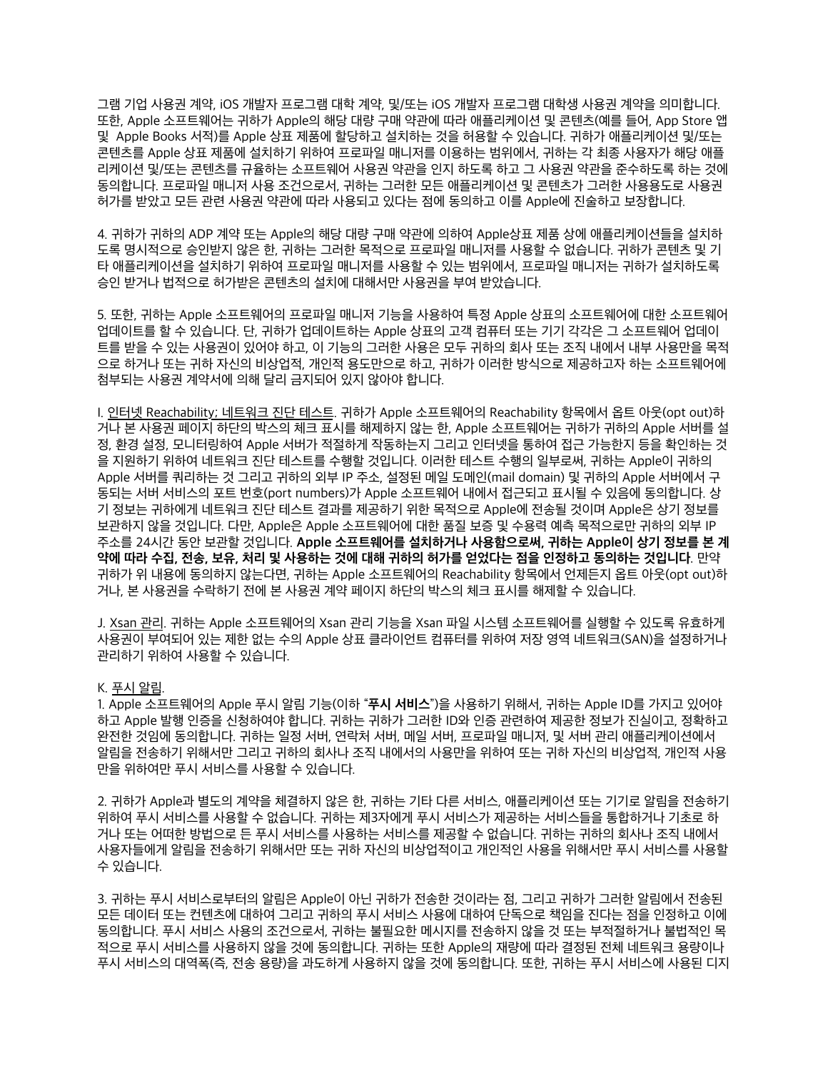그램 기업 사용권 계약, iOS 개발자 프로그램 대학 계약, 및/또는 iOS 개발자 프로그램 대학생 사용권 계약을 의미합니다. 또한, Apple 소프트웨어는 귀하가 Apple의 해당 대량 구매 약관에 따라 애플리케이션 및 콘텐츠(예를 들어, App Store 앱 및 Apple Books 서적)를 Apple 상표 제품에 할당하고 설치하는 것을 허용할 수 있습니다. 귀하가 애플리케이션 및/또는 콘텐츠를 Apple 상표 제품에 설치하기 위하여 프로파일 매니저를 이용하는 범위에서, 귀하는 각 최종 사용자가 해당 애플리케이션 및/또는 콘텐츠를 규율하는 소프트웨어 사용권 약관을 인지 하도록 하고 그 사용권 약관을 준수하도록 하는 것에 동의합니다. 프로파일 매니저 사용 조건으로서, 귀하는 그러한 모든 애플리케이션 및 콘텐츠가 그러한 사용용도로 사용권 허가를 받았고 모든 관련 사용권 약관에 따라 사용되고 있다는 점에 동의하고 이를 Apple에 진술하고 보장합니다.

4. 귀하가 귀하의 ADP 계약 또는 Apple의 해당 대량 구매 약관에 의하여 Apple상표 제품 상에 애플리케이션들을 설치하도록 명시적으로 승인받지 않은 한, 귀하는 그러한 목적으로 프로파일 매니저를 사용할 수 없습니다. 귀하가 콘텐츠 및 기타 애플리케이션을 설치하기 위하여 프로파일 매니저를 사용할 수 있는 범위에서, 프로파일 매니저는 귀하가 설치하도록 승인 받거나 법적으로 허가받은 콘텐츠의 설치에 대해서만 사용권을 부여 받았습니다.

5. 또한, 귀하는 Apple 소프트웨어의 프로파일 매니저 기능을 사용하여 특정 Apple 상표의 소프트웨어에 대한 소프트웨어 업데이트를 할 수 있습니다. 단, 귀하가 업데이트하는 Apple 상표의 고객 컴퓨터 또는 기기 각각은 그 소프트웨어 업데이트를 받을 수 있는 사용권이 있어야 하고, 이 기능의 그러한 사용은 모두 귀하의 회사 또는 조직 내에서 내부 사용만을 목적으로 하거나 또는 귀하 자신의 비상업적, 개인적 용도만으로 하고, 귀하가 이러한 방식으로 제공하고자 하는 소프트웨어에 첨부되는 사용권 계약서에 의해 달리 금지되어 있지 않아야 합니다.

I. <u>인터넷 Reachability; 네트워크 진단 테스트</u>. 귀하가 Apple 소프트웨어의 Reachability 항목에서 옵트 아웃(opt out)하거나 본 사용권 페이지 하단의 박스의 체크 표시를 해제하지 않는 한, Apple 소프트웨어는 귀하가 귀하의 Apple 서버를 설정, 환경 설정, 모니터링하여 Apple 서버가 적절하게 작동하는지 그리고 인터넷을 통하여 접근 가능한지 등을 확인하는 것을 지원하기 위하여 네트워크 진단 테스트를 수행할 것입니다. 이러한 테스트 수행의 일부로써, 귀하는 Apple이 귀하의 Apple 서버를 쿼리하는 것 그리고 귀하의 외부 IP 주소, 설정된 메일 도메인(mail domain) 및 귀하의 Apple 서버에서 구동되는 서버 서비스의 포트 번호(port numbers)가 Apple 소프트웨어 내에서 접근되고 표시될 수 있음에 동의합니다. 상기 정보는 귀하에게 네트워크 진단 테스트 결과를 제공하기 위한 목적으로 Apple에 전송될 것이며 Apple은 상기 정보를 보관하지 않을 것입니다. 다만, Apple은 Apple 소프트웨어에 대한 품질 보증 및 수용력 예측 목적으로만 귀하의 외부 IP 주소를 24시간 동안 보관할 것입니다. **Apple 소프트웨어를 설치하거나 사용함으로써, 귀하는 Apple이 상기 정보를 본 계약에 따라 수집, 전송, 보유, 처리 및 사용하는 것에 대해 귀하의 허가를 얻었다는 점을 인정하고 동의하는 것입니다**. 만약 귀하가 위 내용에 동의하지 않는다면, 귀하는 Apple 소프트웨어의 Reachability 항목에서 언제든지 옵트 아웃(opt out)하거나, 본 사용권을 수락하기 전에 본 사용권 계약 페이지 하단의 박스의 체크 표시를 해제할 수 있습니다.

J. <u>Xsan 관리</u>. 귀하는 Apple 소프트웨어의 Xsan 관리 기능을 Xsan 파일 시스템 소프트웨어를 실행할 수 있도록 유효하게 사용권이 부여되어 있는 제한 없는 수의 Apple 상표 클라이언트 컴퓨터를 위하여 저장 영역 네트워크(SAN)을 설정하거나 관리하기 위하여 사용할 수 있습니다.

K. <u>푸시 알림</u>.

1. Apple 소프트웨어의 Apple 푸시 알림 기능(이하 "**푸시 서비스**")을 사용하기 위해서, 귀하는 Apple ID를 가지고 있어야 하고 Apple 발행 인증을 신청하여야 합니다. 귀하는 귀하가 그러한 ID와 인증 관련하여 제공한 정보가 진실이고, 정확하고 완전한 것임에 동의합니다. 귀하는 일정 서버, 연락처 서버, 메일 서버, 프로파일 매니저, 및 서버 관리 애플리케이션에서 알림을 전송하기 위해서만 그리고 귀하의 회사나 조직 내에서의 사용만을 위하여 또는 귀하 자신의 비상업적, 개인적 사용만을 위하여만 푸시 서비스를 사용할 수 있습니다.

2. 귀하가 Apple과 별도의 계약을 체결하지 않은 한, 귀하는 기타 다른 서비스, 애플리케이션 또는 기기로 알림을 전송하기 위하여 푸시 서비스를 사용할 수 없습니다. 귀하는 제3자에게 푸시 서비스가 제공하는 서비스들을 통합하거나 기초로 하거나 또는 어떠한 방법으로 든 푸시 서비스를 사용하는 서비스를 제공할 수 없습니다. 귀하는 귀하의 회사나 조직 내에서 사용자들에게 알림을 전송하기 위해서만 또는 귀하 자신의 비상업적이고 개인적인 사용을 위해서만 푸시 서비스를 사용할 수 있습니다.

3. 귀하는 푸시 서비스로부터의 알림은 Apple이 아닌 귀하가 전송한 것이라는 점, 그리고 귀하가 그러한 알림에서 전송된 모든 데이터 또는 컨텐츠에 대하여 그리고 귀하의 푸시 서비스 사용에 대하여 단독으로 책임을 진다는 점을 인정하고 이에 동의합니다. 푸시 서비스 사용의 조건으로서, 귀하는 불필요한 메시지를 전송하지 않을 것 또는 부적절하거나 불법적인 목적으로 푸시 서비스를 사용하지 않을 것에 동의합니다. 귀하는 또한 Apple의 재량에 따라 결정된 전체 네트워크 용량이나 푸시 서비스의 대역폭(즉, 전송 용량)을 과도하게 사용하지 않을 것에 동의합니다. 또한, 귀하는 푸시 서비스에 사용된 디지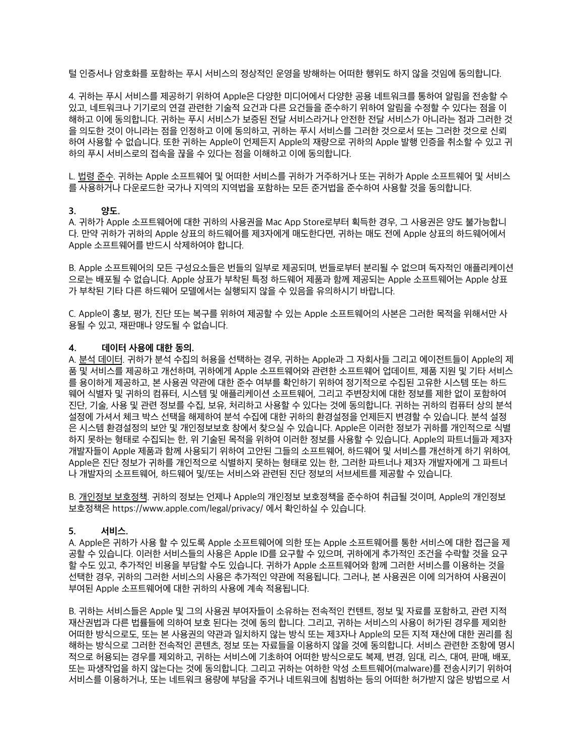털 인증서나 암호화를 포함하는 푸시 서비스의 정상적인 운영을 방해하는 어떠한 행위도 하지 않을 것임에 동의합니다.

4. 귀하는 푸시 서비스를 제공하기 위하여 Apple은 다양한 미디어에서 다양한 공용 네트워크를 통하여 알림을 전송할 수 있고, 네트워크나 기기로의 연결 관련한 기술적 요건과 다른 요건들을 준수하기 위하여 알림을 수정할 수 있다는 점을 이해하고 이에 동의합니다. 귀하는 푸시 서비스가 보증된 전달 서비스라거나 안전한 전달 서비스가 아니라는 점과 그러한 것을 의도한 것이 아니라는 점을 인정하고 이에 동의하고, 귀하는 푸시 서비스를 그러한 것으로서 또는 그러한 것으로 신뢰하여 사용할 수 없습니다. 또한 귀하는 Apple이 언제든지 Apple의 재량으로 귀하의 Apple 발행 인증을 취소할 수 있고 귀하의 푸시 서비스로의 접속을 끊을 수 있다는 점을 이해하고 이에 동의합니다.

L. 법령 준수. 귀하는 Apple 소프트웨어 및 어떠한 서비스를 귀하가 거주하거나 또는 귀하가 Apple 소프트웨어 및 서비스를 사용하거나 다운로드한 국가나 지역의 지역법을 포함하는 모든 준거법을 준수하여 사용할 것을 동의합니다.

**3. 양도.**

A. 귀하가 Apple 소프트웨어에 대한 귀하의 사용권을 Mac App Store로부터 획득한 경우, 그 사용권은 양도 불가능합니다. 만약 귀하가 귀하의 Apple 상표의 하드웨어를 제3자에게 매도한다면, 귀하는 매도 전에 Apple 상표의 하드웨어에서 Apple 소프트웨어를 반드시 삭제하여야 합니다.

B. Apple 소프트웨어의 모든 구성요소들은 번들의 일부로 제공되며, 번들로부터 분리될 수 없으며 독자적인 애플리케이션으로는 배포될 수 없습니다. Apple 상표가 부착된 특정 하드웨어 제품과 함께 제공되는 Apple 소프트웨어는 Apple 상표가 부착된 기타 다른 하드웨어 모델에서는 실행되지 않을 수 있음을 유의하시기 바랍니다.

C. Apple이 홍보, 평가, 진단 또는 복구를 위하여 제공할 수 있는 Apple 소프트웨어의 사본은 그러한 목적을 위해서만 사용될 수 있고, 재판매나 양도될 수 없습니다.

**4. 데이터 사용에 대한 동의.**

A. 분석 데이터. 귀하가 분석 수집의 허용을 선택하는 경우, 귀하는 Apple과 그 자회사들 그리고 에이전트들이 Apple의 제품 및 서비스를 제공하고 개선하며, 귀하에게 Apple 소프트웨어와 관련한 소프트웨어 업데이트, 제품 지원 및 기타 서비스를 용이하게 제공하고, 본 사용권 약관에 대한 준수 여부를 확인하기 위하여 정기적으로 수집된 고유한 시스템 또는 하드웨어 식별자 및 귀하의 컴퓨터, 시스템 및 애플리케이션 소프트웨어, 그리고 주변장치에 대한 정보를 제한 없이 포함하여 진단, 기술, 사용 및 관련 정보를 수집, 보유, 처리하고 사용할 수 있다는 것에 동의합니다. 귀하는 귀하의 컴퓨터 상의 분석 설정에 가셔서 체크 박스 선택을 해제하여 분석 수집에 대한 귀하의 환경설정을 언제든지 변경할 수 있습니다. 분석 설정은 시스템 환경설정의 보안 및 개인정보보호 창에서 찾으실 수 있습니다. Apple은 이러한 정보가 귀하를 개인적으로 식별하지 못하는 형태로 수집되는 한, 위 기술된 목적을 위하여 이러한 정보를 사용할 수 있습니다. Apple의 파트너들과 제3자 개발자들이 Apple 제품과 함께 사용되기 위하여 고안된 그들의 소프트웨어, 하드웨어 및 서비스를 개선하게 하기 위하여, Apple은 진단 정보가 귀하를 개인적으로 식별하지 못하는 형태로 있는 한, 그러한 파트너나 제3자 개발자에게 그 파트너나 개발자의 소프트웨어, 하드웨어 및/또는 서비스와 관련된 진단 정보의 서브세트를 제공할 수 있습니다.

B. 개인정보 보호정책. 귀하의 정보는 언제나 Apple의 개인정보 보호정책을 준수하여 취급될 것이며, Apple의 개인정보 보호정책은 https://www.apple.com/legal/privacy/ 에서 확인하실 수 있습니다.

**5. 서비스.**

A. Apple은 귀하가 사용 할 수 있도록 Apple 소프트웨어에 의한 또는 Apple 소프트웨어를 통한 서비스에 대한 접근을 제공할 수 있습니다. 이러한 서비스들의 사용은 Apple ID를 요구할 수 있으며, 귀하에게 추가적인 조건을 수락할 것을 요구할 수도 있고, 추가적인 비용을 부담할 수도 있습니다. 귀하가 Apple 소프트웨어와 함께 그러한 서비스를 이용하는 것을 선택한 경우, 귀하의 그러한 서비스의 사용은 추가적인 약관에 적용됩니다. 그러나, 본 사용권은 이에 의거하여 사용권이 부여된 Apple 소프트웨어에 대한 귀하의 사용에 계속 적용됩니다.

B. 귀하는 서비스들은 Apple 및 그의 사용권 부여자들이 소유하는 전속적인 컨텐트, 정보 및 자료를 포함하고, 관련 지적 재산권법과 다른 법률들에 의하여 보호 된다는 것에 동의 합니다. 그리고, 귀하는 서비스의 사용이 허가된 경우를 제외한 어떠한 방식으로도, 또는 본 사용권의 약관과 일치하지 않는 방식 또는 제3자나 Apple의 모든 지적 재산에 대한 권리를 침해하는 방식으로 그러한 전속적인 콘텐츠, 정보 또는 자료들을 이용하지 않을 것에 동의합니다. 서비스 관련한 조항에 명시적으로 허용되는 경우를 제외하고, 귀하는 서비스에 기초하여 어떠한 방식으로도 복제, 변경, 임대, 리스, 대여, 판매, 배포, 또는 파생작업을 하지 않는다는 것에 동의합니다. 그리고 귀하는 여하한 악성 소프트웨어(malware)를 전송시키기 위하여 서비스를 이용하거나, 또는 네트워크 용량에 부담을 주거나 네트워크에 침범하는 등의 어떠한 허가받지 않은 방법으로 서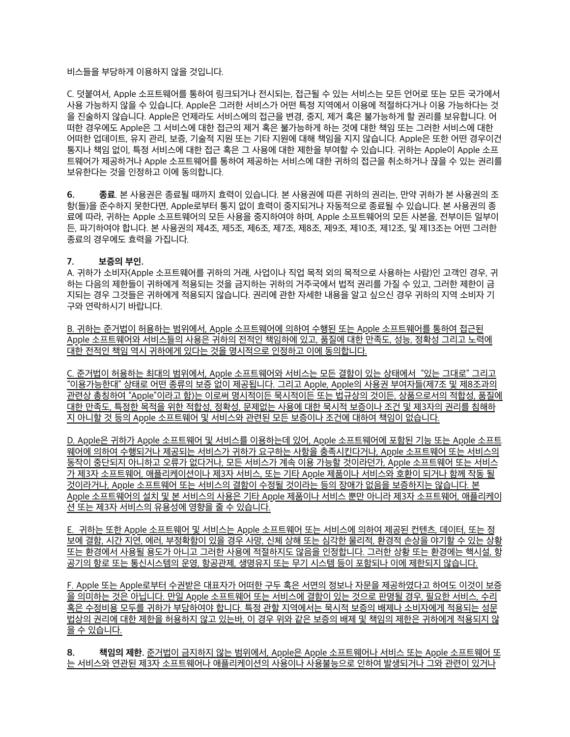비스들을 부당하게 이용하지 않을 것입니다.

C. 덧붙여서, Apple 소프트웨어를 통하여 링크되거나 전시되는, 접근될 수 있는 서비스는 모든 언어로 또는 모든 국가에서 사용 가능하지 않을 수 있습니다. Apple은 그러한 서비스가 어떤 특정 지역에서 이용에 적절하다거나 이용 가능하다는 것을 진술하지 않습니다. Apple은 언제라도 서비스에의 접근을 변경, 중지, 제거 혹은 불가능하게 할 권리를 보유합니다. 어떠한 경우에도 Apple은 그 서비스에 대한 접근의 제거 혹은 불가능하게 하는 것에 대한 책임 또는 그러한 서비스에 대한 어떠한 업데이트, 유지 관리, 보증, 기술적 지원 또는 기타 지원에 대해 책임을 지지 않습니다. Apple은 또한 어떤 경우이건 통지나 책임 없이, 특정 서비스에 대한 접근 혹은 그 사용에 대한 제한을 부여할 수 있습니다. 귀하는 Apple이 Apple 소프트웨어가 제공하거나 Apple 소프트웨어를 통하여 제공하는 서비스에 대한 귀하의 접근을 취소하거나 끊을 수 있는 권리를 보유한다는 것을 인정하고 이에 동의합니다.

**6. 종료**. 본 사용권은 종료될 때까지 효력이 있습니다. 본 사용권에 따른 귀하의 권리는, 만약 귀하가 본 사용권의 조항(들)을 준수하지 못한다면, Apple로부터 통지 없이 효력이 중지되거나 자동적으로 종료될 수 있습니다. 본 사용권의 종료에 따라, 귀하는 Apple 소프트웨어의 모든 사용을 중지하여야 하며, Apple 소프트웨어의 모든 사본을, 전부이든 일부이든, 파기하여야 합니다. 본 사용권의 제4조, 제5조, 제6조, 제7조, 제8조, 제9조, 제10조, 제12조, 및 제13조는 어떤 그러한 종료의 경우에도 효력을 가집니다.

**7. 보증의 부인.**

A. 귀하가 소비자(Apple 소프트웨어를 귀하의 거래, 사업이나 직업 목적 외의 목적으로 사용하는 사람)인 고객인 경우, 귀하는 다음의 제한들이 귀하에게 적용되는 것을 금지하는 귀하의 거주국에서 법적 권리를 가질 수 있고, 그러한 제한이 금지되는 경우 그것들은 귀하에게 적용되지 않습니다. 권리에 관한 자세한 내용을 알고 싶으신 경우 귀하의 지역 소비자 기구와 연락하시기 바랍니다.

B. 귀하는 준거법이 허용하는 범위에서, Apple 소프트웨어에 의하여 수행된 또는 Apple 소프트웨어를 통하여 접근된 Apple 소프트웨어와 서비스들의 사용은 귀하의 전적인 책임하에 있고, 품질에 대한 만족도, 성능, 정확성 그리고 노력에 대한 전적인 책임 역시 귀하에게 있다는 것을 명시적으로 인정하고 이에 동의합니다.

C. 준거법이 허용하는 최대의 범위에서, Apple 소프트웨어와 서비스는 모든 결함이 있는 상태에서 "있는 그대로" 그리고 "이용가능한대" 상태로 어떤 종류의 보증 없이 제공됩니다. 그리고 Apple, Apple의 사용권 부여자들(제7조 및 제8조과의 관련상 총칭하여 "Apple"이라고 함)는 이로써 명시적이든 묵시적이든 또는 법규상의 것이든, 상품으로서의 적합성, 품질에 대한 만족도, 특정한 목적을 위한 적합성, 정확성, 문제없는 사용에 대한 묵시적 보증이나 조건 및 제3자의 권리를 침해하지 아니할 것 등의 Apple 소프트웨어 및 서비스와 관련된 모든 보증이나 조건에 대하여 책임이 없습니다.

D. Apple은 귀하가 Apple 소프트웨어 및 서비스를 이용하는데 있어, Apple 소프트웨어에 포함된 기능 또는 Apple 소프트웨어에 의하여 수행되거나 제공되는 서비스가 귀하가 요구하는 사항을 충족시킨다거나, Apple 소프트웨어 또는 서비스의 동작이 중단되지 아니하고 오류가 없다거나, 모든 서비스가 계속 이용 가능할 것이라던가, Apple 소프트웨어 또는 서비스가 제3자 소프트웨어, 애플리케이션이나 제3자 서비스, 또는 기타 Apple 제품이나 서비스와 호환이 되거나 함께 작동 될 것이라거나, Apple 소프트웨어 또는 서비스의 결함이 수정될 것이라는 등의 장애가 없음을 보증하지는 않습니다. 본 Apple 소프트웨어의 설치 및 본 서비스의 사용은 기타 Apple 제품이나 서비스 뿐만 아니라 제3자 소프트웨어, 애플리케이션 또는 제3자 서비스의 유용성에 영향을 줄 수 있습니다.

E. 귀하는 또한 Apple 소프트웨어 및 서비스는 Apple 소프트웨어 또는 서비스에 의하여 제공된 컨텐츠, 데이터, 또는 정보에 결함, 시간 지연, 에러, 부정확함이 있을 경우 사망, 신체 상해 또는 심각한 물리적, 환경적 손상을 야기할 수 있는 상황 또는 환경에서 사용될 용도가 아니고 그러한 사용에 적절하지도 않음을 인정합니다. 그러한 상황 또는 환경에는 핵시설, 항공기의 항로 또는 통신시스템의 운영, 항공관제, 생명유지 또는 무기 시스템 등이 포함되나 이에 제한되지 않습니다.

F. Apple 또는 Apple로부터 수권받은 대표자가 어떠한 구두 혹은 서면의 정보나 자문을 제공하였다고 하여도 이것이 보증을 의미하는 것은 아닙니다. 만일 Apple 소프트웨어 또는 서비스에 결함이 있는 것으로 판명될 경우, 필요한 서비스, 수리 혹은 수정비용 모두를 귀하가 부담하여야 합니다. 특정 관할 지역에서는 묵시적 보증의 배제나 소비자에게 적용되는 성문법상의 권리에 대한 제한을 허용하지 않고 있는바, 이 경우 위와 같은 보증의 배제 및 책임의 제한은 귀하에게 적용되지 않을 수 있습니다.

**8. 책임의 제한.** 준거법이 금지하지 않는 범위에서, Apple은 Apple 소프트웨어나 서비스 또는 Apple 소프트웨어 또는 서비스와 연관된 제3자 소프트웨어나 애플리케이션의 사용이나 사용불능으로 인하여 발생되거나 그와 관련이 있거나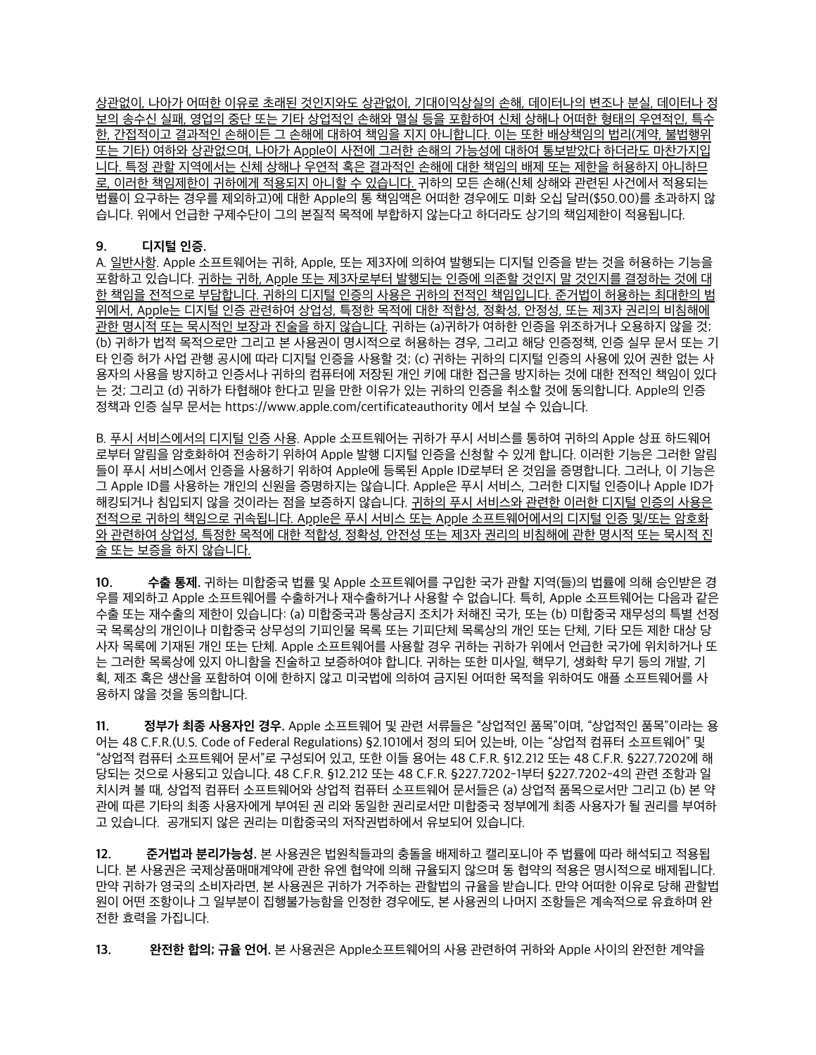상관없이, 나아가 어떠한 이유로 초래된 것인지와도 상관없이, 기대이익상실의 손해, 데이터나의 변조나 분실, 데이터나 정보의 송수신 실패, 영업의 중단 또는 기타 상업적인 손해와 멸실 등을 포함하여 신체 상해나 어떠한 형태의 우연적인, 특수한, 간접적이고 결과적인 손해이든 그 손해에 대하여 책임을 지지 아니합니다. 이는 또한 배상책임의 법리(계약, 불법행위 또는 기타) 여하와 상관없으며, 나아가 Apple이 사전에 그러한 손해의 가능성에 대하여 통보받았다 하더라도 마찬가지입니다. 특정 관할 지역에서는 신체 상해나 우연적 혹은 결과적인 손해에 대한 책임의 배제 또는 제한을 허용하지 아니하므로, 이러한 책임제한이 귀하에게 적용되지 아니할 수 있습니다. 귀하의 모든 손해(신체 상해와 관련된 사건에서 적용되는 법률이 요구하는 경우를 제외하고)에 대한 Apple의 통 책임액은 어떠한 경우에도 미화 오십 달러($50.00)를 초과하지 않습니다. 위에서 언급한 구제수단이 그의 본질적 목적에 부합하지 않는다고 하더라도 상기의 책임제한이 적용됩니다.

**9. 디지털 인증.**

A. 일반사항. Apple 소프트웨어는 귀하, Apple, 또는 제3자에 의하여 발행되는 디지털 인증을 받는 것을 허용하는 기능을 포함하고 있습니다. 귀하는 귀하, Apple 또는 제3자로부터 발행되는 인증에 의존할 것인지 말 것인지를 결정하는 것에 대한 책임을 전적으로 부담합니다. 귀하의 디지털 인증의 사용은 귀하의 전적인 책임입니다. 준거법이 허용하는 최대한의 범위에서, Apple는 디지털 인증 관련하여 상업성, 특정한 목적에 대한 적합성, 정확성, 안정성, 또는 제3자 권리의 비침해에 관한 명시적 또는 묵시적인 보장과 진술을 하지 않습니다. 귀하는 (a)귀하가 여하한 인증을 위조하거나 오용하지 않을 것; (b) 귀하가 법적 목적으로만 그리고 본 사용권이 명시적으로 허용하는 경우, 그리고 해당 인증정책, 인증 실무 문서 또는 기타 인증 허가 사업 관행 공시에 따라 디지털 인증을 사용할 것; (c) 귀하는 귀하의 디지털 인증의 사용에 있어 권한 없는 사용자의 사용을 방지하고 인증서나 귀하의 컴퓨터에 저장된 개인 키에 대한 접근을 방지하는 것에 대한 전적인 책임이 있다는 것; 그리고 (d) 귀하가 타협해야 한다고 믿을 만한 이유가 있는 귀하의 인증을 취소할 것에 동의합니다. Apple의 인증 정책과 인증 실무 문서는 https://www.apple.com/certificateauthority 에서 보실 수 있습니다.

B. 푸시 서비스에서의 디지털 인증 사용. Apple 소프트웨어는 귀하가 푸시 서비스를 통하여 귀하의 Apple 상표 하드웨어로부터 알림을 암호화하여 전송하기 위하여 Apple 발행 디지털 인증을 신청할 수 있게 합니다. 이러한 기능은 그러한 알림들이 푸시 서비스에서 인증을 사용하기 위하여 Apple에 등록된 Apple ID로부터 온 것임을 증명합니다. 그러나, 이 기능은 그 Apple ID를 사용하는 개인의 신원을 증명하지는 않습니다. Apple은 푸시 서비스, 그러한 디지털 인증이나 Apple ID가 해킹되거나 침입되지 않을 것이라는 점을 보증하지 않습니다. 귀하의 푸시 서비스와 관련한 이러한 디지털 인증의 사용은 전적으로 귀하의 책임으로 귀속됩니다. Apple은 푸시 서비스 또는 Apple 소프트웨어에서의 디지털 인증 및/또는 암호화와 관련하여 상업성, 특정한 목적에 대한 적합성, 정확성, 안전성 또는 제3자 권리의 비침해에 관한 명시적 또는 묵시적 진술 또는 보증을 하지 않습니다.

**10. 수출 통제.** 귀하는 미합중국 법률 및 Apple 소프트웨어를 구입한 국가 관할 지역(들)의 법률에 의해 승인받은 경우를 제외하고 Apple 소프트웨어를 수출하거나 재수출하거나 사용할 수 없습니다. 특히, Apple 소프트웨어는 다음과 같은 수출 또는 재수출의 제한이 있습니다: (a) 미합중국과 통상금지 조치가 처해진 국가, 또는 (b) 미합중국 재무성의 특별 선정국 목록상의 개인이나 미합중국 상무성의 기피인물 목록 또는 기피단체 목록상의 개인 또는 단체, 기타 모든 제한 대상 당사자 목록에 기재된 개인 또는 단체. Apple 소프트웨어를 사용할 경우 귀하는 귀하가 위에서 언급한 국가에 위치하거나 또는 그러한 목록상에 있지 아니함을 진술하고 보증하여야 합니다. 귀하는 또한 미사일, 핵무기, 생화학 무기 등의 개발, 기획, 제조 혹은 생산을 포함하여 이에 한하지 않고 미국법에 의하여 금지된 어떠한 목적을 위하여도 애플 소프트웨어를 사용하지 않을 것을 동의합니다.

**11. 정부가 최종 사용자인 경우.** Apple 소프트웨어 및 관련 서류들은 "상업적인 품목"이며, "상업적인 품목"이라는 용어는 48 C.F.R.(U.S. Code of Federal Regulations) §2.101에서 정의 되어 있는바, 이는 "상업적 컴퓨터 소프트웨어" 및 "상업적 컴퓨터 소프트웨어 문서"로 구성되어 있고, 또한 이들 용어는 48 C.F.R. §12.212 또는 48 C.F.R. §227.7202에 해당되는 것으로 사용되고 있습니다. 48 C.F.R. §12.212 또는 48 C.F.R. §227.7202-1부터 §227.7202-4의 관련 조항과 일치시켜 볼 때, 상업적 컴퓨터 소프트웨어와 상업적 컴퓨터 소프트웨어 문서들은 (a) 상업적 품목으로서만 그리고 (b) 본 약관에 따른 기타의 최종 사용자에게 부여된 권 리와 동일한 권리로서만 미합중국 정부에게 최종 사용자가 될 권리를 부여하고 있습니다. 공개되지 않은 권리는 미합중국의 저작권법하에서 유보되어 있습니다.

**12. 준거법과 분리가능성.** 본 사용권은 법원칙들과의 충돌을 배제하고 캘리포니아 주 법률에 따라 해석되고 적용됩니다. 본 사용권은 국제상품매매계약에 관한 유엔 협약에 의해 규율되지 않으며 동 협약의 적용은 명시적으로 배제됩니다. 만약 귀하가 영국의 소비자라면, 본 사용권은 귀하가 거주하는 관할법의 규율을 받습니다. 만약 어떠한 이유로 당해 관할법원이 어떤 조항이나 그 일부분이 집행불가능함을 인정한 경우에도, 본 사용권의 나머지 조항들은 계속적으로 유효하며 완전한 효력을 가집니다.

**13. 완전한 합의; 규율 언어.** 본 사용권은 Apple소프트웨어의 사용 관련하여 귀하와 Apple 사이의 완전한 계약을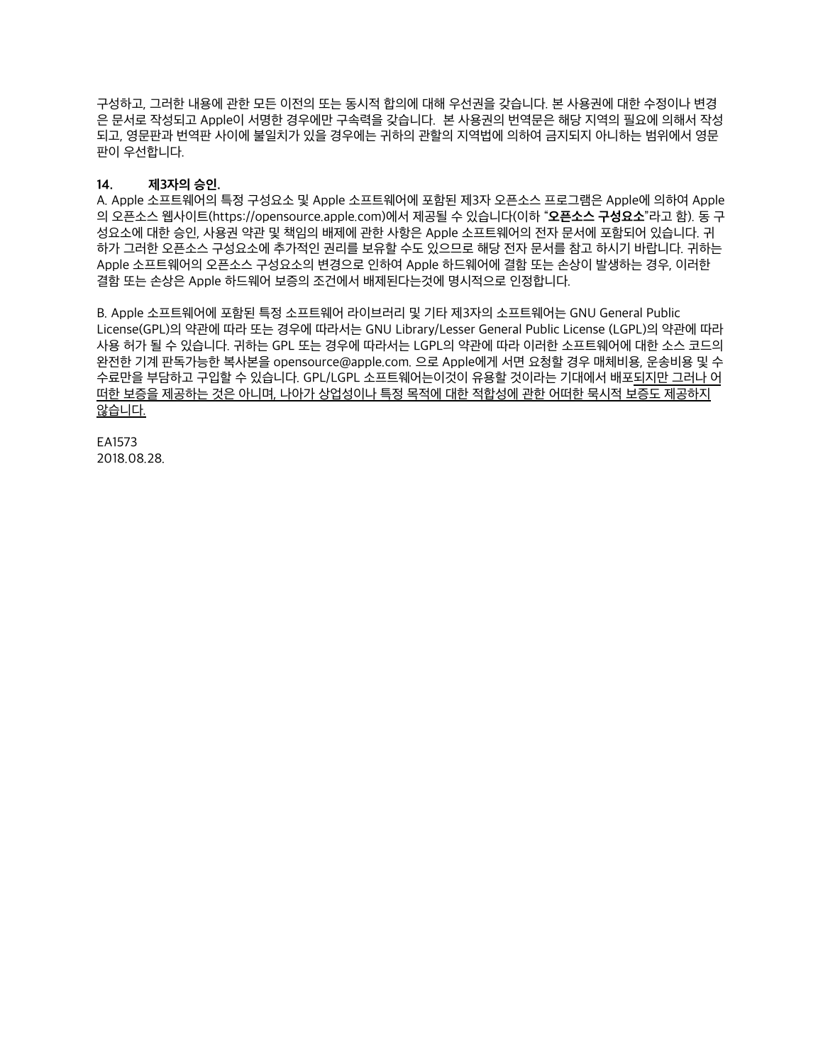구성하고, 그러한 내용에 관한 모든 이전의 또는 동시적 합의에 대해 우선권을 갖습니다. 본 사용권에 대한 수정이나 변경은 문서로 작성되고 Apple이 서명한 경우에만 구속력을 갖습니다. 본 사용권의 번역문은 해당 지역의 필요에 의해서 작성되고, 영문판과 번역판 사이에 불일치가 있을 경우에는 귀하의 관할의 지역법에 의하여 금지되지 아니하는 범위에서 영문판이 우선합니다.

**14. 제3자의 승인.**

A. Apple 소프트웨어의 특정 구성요소 및 Apple 소프트웨어에 포함된 제3자 오픈소스 프로그램은 Apple에 의하여 Apple의 오픈소스 웹사이트(https://opensource.apple.com)에서 제공될 수 있습니다(이하 "**오픈소스 구성요소**"라고 함). 동 구성요소에 대한 승인, 사용권 약관 및 책임의 배제에 관한 사항은 Apple 소프트웨어의 전자 문서에 포함되어 있습니다. 귀하가 그러한 오픈소스 구성요소에 추가적인 권리를 보유할 수도 있으므로 해당 전자 문서를 참고 하시기 바랍니다. 귀하는 Apple 소프트웨어의 오픈소스 구성요소의 변경으로 인하여 Apple 하드웨어에 결함 또는 손상이 발생하는 경우, 이러한 결함 또는 손상은 Apple 하드웨어 보증의 조건에서 배제된다는것에 명시적으로 인정합니다.

B. Apple 소프트웨어에 포함된 특정 소프트웨어 라이브러리 및 기타 제3자의 소프트웨어는 GNU General Public License(GPL)의 약관에 따라 또는 경우에 따라서는 GNU Library/Lesser General Public License (LGPL)의 약관에 따라 사용 허가 될 수 있습니다. 귀하는 GPL 또는 경우에 따라서는 LGPL의 약관에 따라 이러한 소프트웨어에 대한 소스 코드의 완전한 기계 판독가능한 복사본을 opensource@apple.com. 으로 Apple에게 서면 요청할 경우 매체비용, 운송비용 및 수수료만을 부담하고 구입할 수 있습니다. GPL/LGPL 소프트웨어는이것이 유용할 것이라는 기대에서 배포되지만 그러나 어떠한 보증을 제공하는 것은 아니며, 나아가 상업성이나 특정 목적에 대한 적합성에 관한 어떠한 묵시적 보증도 제공하지 않습니다.

EA1573
2018.08.28.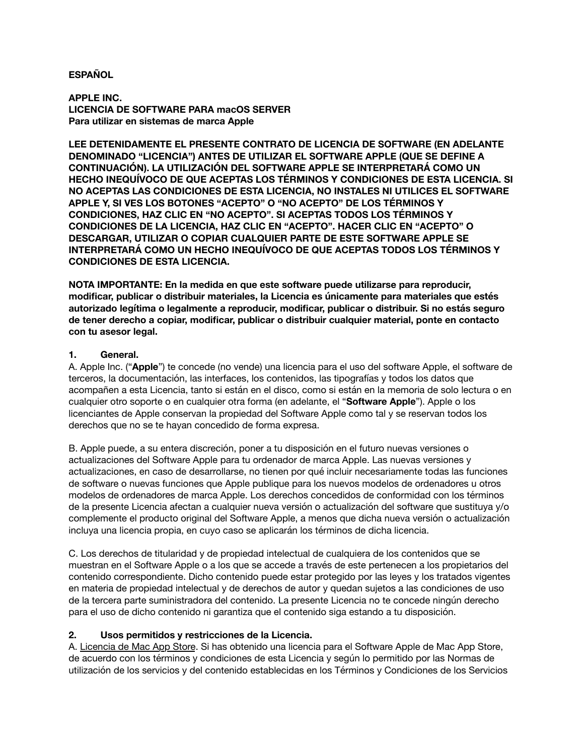**ESPAÑOL**

**APPLE INC.**
**LICENCIA DE SOFTWARE PARA macOS SERVER**
**Para utilizar en sistemas de marca Apple**

**LEE DETENIDAMENTE EL PRESENTE CONTRATO DE LICENCIA DE SOFTWARE (EN ADELANTE DENOMINADO "LICENCIA") ANTES DE UTILIZAR EL SOFTWARE APPLE (QUE SE DEFINE A CONTINUACIÓN). LA UTILIZACIÓN DEL SOFTWARE APPLE SE INTERPRETARÁ COMO UN HECHO INEQUÍVOCO DE QUE ACEPTAS LOS TÉRMINOS Y CONDICIONES DE ESTA LICENCIA. SI NO ACEPTAS LAS CONDICIONES DE ESTA LICENCIA, NO INSTALES NI UTILICES EL SOFTWARE APPLE Y, SI VES LOS BOTONES "ACEPTO" O "NO ACEPTO" DE LOS TÉRMINOS Y CONDICIONES, HAZ CLIC EN "NO ACEPTO". SI ACEPTAS TODOS LOS TÉRMINOS Y CONDICIONES DE LA LICENCIA, HAZ CLIC EN "ACEPTO". HACER CLIC EN "ACEPTO" O DESCARGAR, UTILIZAR O COPIAR CUALQUIER PARTE DE ESTE SOFTWARE APPLE SE INTERPRETARÁ COMO UN HECHO INEQUÍVOCO DE QUE ACEPTAS TODOS LOS TÉRMINOS Y CONDICIONES DE ESTA LICENCIA.**

**NOTA IMPORTANTE: En la medida en que este software puede utilizarse para reproducir, modificar, publicar o distribuir materiales, la Licencia es únicamente para materiales que estés autorizado legítima o legalmente a reproducir, modificar, publicar o distribuir. Si no estás seguro de tener derecho a copiar, modificar, publicar o distribuir cualquier material, ponte en contacto con tu asesor legal.**

**1. General.**

A. Apple Inc. ("**Apple**") te concede (no vende) una licencia para el uso del software Apple, el software de terceros, la documentación, las interfaces, los contenidos, las tipografías y todos los datos que acompañen a esta Licencia, tanto si están en el disco, como si están en la memoria de solo lectura o en cualquier otro soporte o en cualquier otra forma (en adelante, el "**Software Apple**"). Apple o los licenciantes de Apple conservan la propiedad del Software Apple como tal y se reservan todos los derechos que no se te hayan concedido de forma expresa.

B. Apple puede, a su entera discreción, poner a tu disposición en el futuro nuevas versiones o actualizaciones del Software Apple para tu ordenador de marca Apple. Las nuevas versiones y actualizaciones, en caso de desarrollarse, no tienen por qué incluir necesariamente todas las funciones de software o nuevas funciones que Apple publique para los nuevos modelos de ordenadores u otros modelos de ordenadores de marca Apple. Los derechos concedidos de conformidad con los términos de la presente Licencia afectan a cualquier nueva versión o actualización del software que sustituya y/o complemente el producto original del Software Apple, a menos que dicha nueva versión o actualización incluya una licencia propia, en cuyo caso se aplicarán los términos de dicha licencia.

C. Los derechos de titularidad y de propiedad intelectual de cualquiera de los contenidos que se muestran en el Software Apple o a los que se accede a través de este pertenecen a los propietarios del contenido correspondiente. Dicho contenido puede estar protegido por las leyes y los tratados vigentes en materia de propiedad intelectual y de derechos de autor y quedan sujetos a las condiciones de uso de la tercera parte suministradora del contenido. La presente Licencia no te concede ningún derecho para el uso de dicho contenido ni garantiza que el contenido siga estando a tu disposición.

**2. Usos permitidos y restricciones de la Licencia.**

A. Licencia de Mac App Store. Si has obtenido una licencia para el Software Apple de Mac App Store, de acuerdo con los términos y condiciones de esta Licencia y según lo permitido por las Normas de utilización de los servicios y del contenido establecidas en los Términos y Condiciones de los Servicios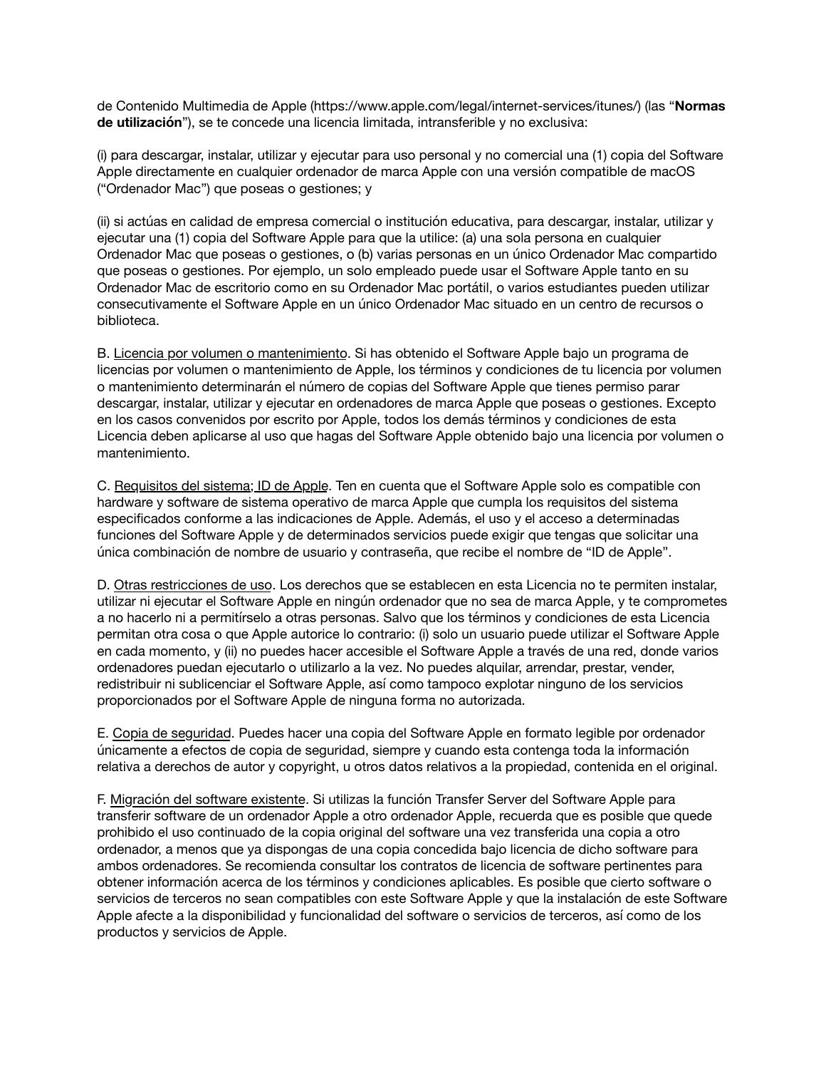de Contenido Multimedia de Apple (https://www.apple.com/legal/internet-services/itunes/) (las "**Normas de utilización**"), se te concede una licencia limitada, intransferible y no exclusiva:

(i) para descargar, instalar, utilizar y ejecutar para uso personal y no comercial una (1) copia del Software Apple directamente en cualquier ordenador de marca Apple con una versión compatible de macOS ("Ordenador Mac") que poseas o gestiones; y

(ii) si actúas en calidad de empresa comercial o institución educativa, para descargar, instalar, utilizar y ejecutar una (1) copia del Software Apple para que la utilice: (a) una sola persona en cualquier Ordenador Mac que poseas o gestiones, o (b) varias personas en un único Ordenador Mac compartido que poseas o gestiones. Por ejemplo, un solo empleado puede usar el Software Apple tanto en su Ordenador Mac de escritorio como en su Ordenador Mac portátil, o varios estudiantes pueden utilizar consecutivamente el Software Apple en un único Ordenador Mac situado en un centro de recursos o biblioteca.

B. <u>Licencia por volumen o mantenimiento</u>. Si has obtenido el Software Apple bajo un programa de licencias por volumen o mantenimiento de Apple, los términos y condiciones de tu licencia por volumen o mantenimiento determinarán el número de copias del Software Apple que tienes permiso parar descargar, instalar, utilizar y ejecutar en ordenadores de marca Apple que poseas o gestiones. Excepto en los casos convenidos por escrito por Apple, todos los demás términos y condiciones de esta Licencia deben aplicarse al uso que hagas del Software Apple obtenido bajo una licencia por volumen o mantenimiento.

C. <u>Requisitos del sistema; ID de Apple</u>. Ten en cuenta que el Software Apple solo es compatible con hardware y software de sistema operativo de marca Apple que cumpla los requisitos del sistema especificados conforme a las indicaciones de Apple. Además, el uso y el acceso a determinadas funciones del Software Apple y de determinados servicios puede exigir que tengas que solicitar una única combinación de nombre de usuario y contraseña, que recibe el nombre de "ID de Apple".

D. <u>Otras restricciones de uso</u>. Los derechos que se establecen en esta Licencia no te permiten instalar, utilizar ni ejecutar el Software Apple en ningún ordenador que no sea de marca Apple, y te comprometes a no hacerlo ni a permitírselo a otras personas. Salvo que los términos y condiciones de esta Licencia permitan otra cosa o que Apple autorice lo contrario: (i) solo un usuario puede utilizar el Software Apple en cada momento, y (ii) no puedes hacer accesible el Software Apple a través de una red, donde varios ordenadores puedan ejecutarlo o utilizarlo a la vez. No puedes alquilar, arrendar, prestar, vender, redistribuir ni sublicenciar el Software Apple, así como tampoco explotar ninguno de los servicios proporcionados por el Software Apple de ninguna forma no autorizada.

E. <u>Copia de seguridad</u>. Puedes hacer una copia del Software Apple en formato legible por ordenador únicamente a efectos de copia de seguridad, siempre y cuando esta contenga toda la información relativa a derechos de autor y copyright, u otros datos relativos a la propiedad, contenida en el original.

F. <u>Migración del software existente</u>. Si utilizas la función Transfer Server del Software Apple para transferir software de un ordenador Apple a otro ordenador Apple, recuerda que es posible que quede prohibido el uso continuado de la copia original del software una vez transferida una copia a otro ordenador, a menos que ya dispongas de una copia concedida bajo licencia de dicho software para ambos ordenadores. Se recomienda consultar los contratos de licencia de software pertinentes para obtener información acerca de los términos y condiciones aplicables. Es posible que cierto software o servicios de terceros no sean compatibles con este Software Apple y que la instalación de este Software Apple afecte a la disponibilidad y funcionalidad del software o servicios de terceros, así como de los productos y servicios de Apple.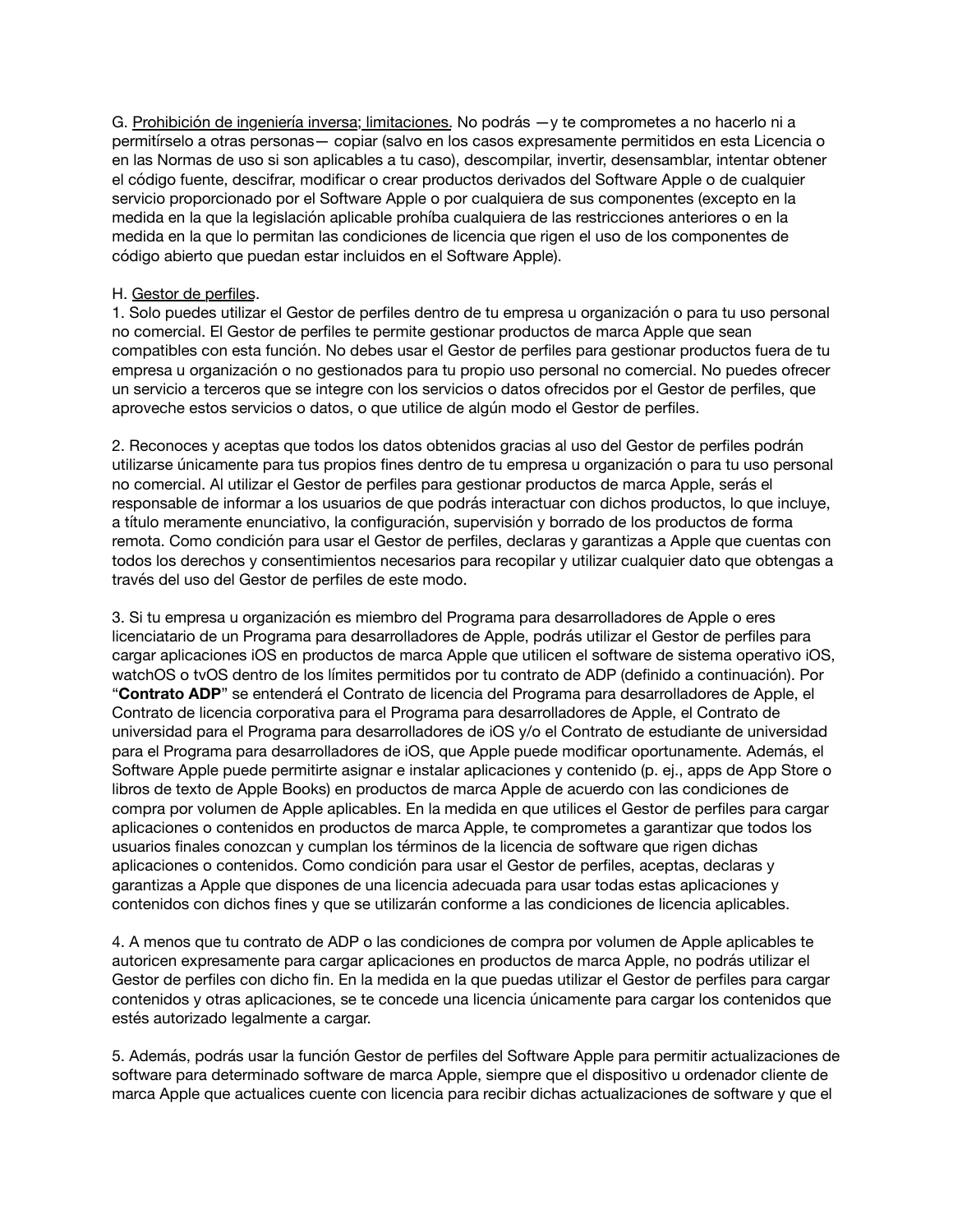G. <u>Prohibición de ingeniería inversa; limitaciones.</u> No podrás —y te comprometes a no hacerlo ni a permitírselo a otras personas— copiar (salvo en los casos expresamente permitidos en esta Licencia o en las Normas de uso si son aplicables a tu caso), descompilar, invertir, desensamblar, intentar obtener el código fuente, descifrar, modificar o crear productos derivados del Software Apple o de cualquier servicio proporcionado por el Software Apple o por cualquiera de sus componentes (excepto en la medida en la que la legislación aplicable prohíba cualquiera de las restricciones anteriores o en la medida en la que lo permitan las condiciones de licencia que rigen el uso de los componentes de código abierto que puedan estar incluidos en el Software Apple).

H. <u>Gestor de perfiles</u>.

1. Solo puedes utilizar el Gestor de perfiles dentro de tu empresa u organización o para tu uso personal no comercial. El Gestor de perfiles te permite gestionar productos de marca Apple que sean compatibles con esta función. No debes usar el Gestor de perfiles para gestionar productos fuera de tu empresa u organización o no gestionados para tu propio uso personal no comercial. No puedes ofrecer un servicio a terceros que se integre con los servicios o datos ofrecidos por el Gestor de perfiles, que aproveche estos servicios o datos, o que utilice de algún modo el Gestor de perfiles.

2. Reconoces y aceptas que todos los datos obtenidos gracias al uso del Gestor de perfiles podrán utilizarse únicamente para tus propios fines dentro de tu empresa u organización o para tu uso personal no comercial. Al utilizar el Gestor de perfiles para gestionar productos de marca Apple, serás el responsable de informar a los usuarios de que podrás interactuar con dichos productos, lo que incluye, a título meramente enunciativo, la configuración, supervisión y borrado de los productos de forma remota. Como condición para usar el Gestor de perfiles, declaras y garantizas a Apple que cuentas con todos los derechos y consentimientos necesarios para recopilar y utilizar cualquier dato que obtengas a través del uso del Gestor de perfiles de este modo.

3. Si tu empresa u organización es miembro del Programa para desarrolladores de Apple o eres licenciatario de un Programa para desarrolladores de Apple, podrás utilizar el Gestor de perfiles para cargar aplicaciones iOS en productos de marca Apple que utilicen el software de sistema operativo iOS, watchOS o tvOS dentro de los límites permitidos por tu contrato de ADP (definido a continuación). Por "**Contrato ADP**" se entenderá el Contrato de licencia del Programa para desarrolladores de Apple, el Contrato de licencia corporativa para el Programa para desarrolladores de Apple, el Contrato de universidad para el Programa para desarrolladores de iOS y/o el Contrato de estudiante de universidad para el Programa para desarrolladores de iOS, que Apple puede modificar oportunamente. Además, el Software Apple puede permitirte asignar e instalar aplicaciones y contenido (p. ej., apps de App Store o libros de texto de Apple Books) en productos de marca Apple de acuerdo con las condiciones de compra por volumen de Apple aplicables. En la medida en que utilices el Gestor de perfiles para cargar aplicaciones o contenidos en productos de marca Apple, te comprometes a garantizar que todos los usuarios finales conozcan y cumplan los términos de la licencia de software que rigen dichas aplicaciones o contenidos. Como condición para usar el Gestor de perfiles, aceptas, declaras y garantizas a Apple que dispones de una licencia adecuada para usar todas estas aplicaciones y contenidos con dichos fines y que se utilizarán conforme a las condiciones de licencia aplicables.

4. A menos que tu contrato de ADP o las condiciones de compra por volumen de Apple aplicables te autoricen expresamente para cargar aplicaciones en productos de marca Apple, no podrás utilizar el Gestor de perfiles con dicho fin. En la medida en la que puedas utilizar el Gestor de perfiles para cargar contenidos y otras aplicaciones, se te concede una licencia únicamente para cargar los contenidos que estés autorizado legalmente a cargar.

5. Además, podrás usar la función Gestor de perfiles del Software Apple para permitir actualizaciones de software para determinado software de marca Apple, siempre que el dispositivo u ordenador cliente de marca Apple que actualices cuente con licencia para recibir dichas actualizaciones de software y que el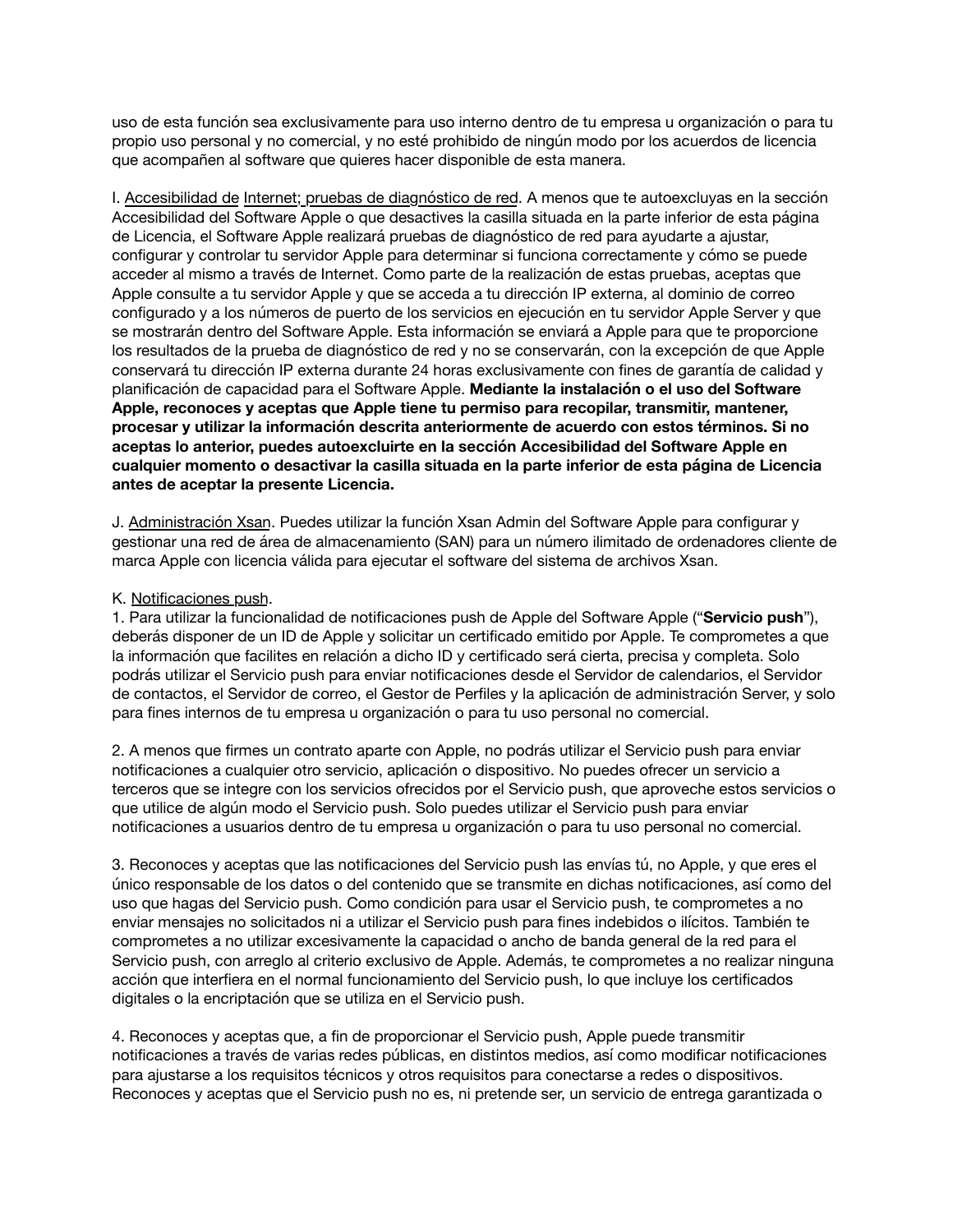uso de esta función sea exclusivamente para uso interno dentro de tu empresa u organización o para tu propio uso personal y no comercial, y no esté prohibido de ningún modo por los acuerdos de licencia que acompañen al software que quieres hacer disponible de esta manera.

I. Accesibilidad de Internet; pruebas de diagnóstico de red. A menos que te autoexcluyas en la sección Accesibilidad del Software Apple o que desactives la casilla situada en la parte inferior de esta página de Licencia, el Software Apple realizará pruebas de diagnóstico de red para ayudarte a ajustar, configurar y controlar tu servidor Apple para determinar si funciona correctamente y cómo se puede acceder al mismo a través de Internet. Como parte de la realización de estas pruebas, aceptas que Apple consulte a tu servidor Apple y que se acceda a tu dirección IP externa, al dominio de correo configurado y a los números de puerto de los servicios en ejecución en tu servidor Apple Server y que se mostrarán dentro del Software Apple. Esta información se enviará a Apple para que te proporcione los resultados de la prueba de diagnóstico de red y no se conservarán, con la excepción de que Apple conservará tu dirección IP externa durante 24 horas exclusivamente con fines de garantía de calidad y planificación de capacidad para el Software Apple. **Mediante la instalación o el uso del Software Apple, reconoces y aceptas que Apple tiene tu permiso para recopilar, transmitir, mantener, procesar y utilizar la información descrita anteriormente de acuerdo con estos términos. Si no aceptas lo anterior, puedes autoexcluirte en la sección Accesibilidad del Software Apple en cualquier momento o desactivar la casilla situada en la parte inferior de esta página de Licencia antes de aceptar la presente Licencia.**

J. Administración Xsan. Puedes utilizar la función Xsan Admin del Software Apple para configurar y gestionar una red de área de almacenamiento (SAN) para un número ilimitado de ordenadores cliente de marca Apple con licencia válida para ejecutar el software del sistema de archivos Xsan.

K. Notificaciones push.

1. Para utilizar la funcionalidad de notificaciones push de Apple del Software Apple ("**Servicio push**"), deberás disponer de un ID de Apple y solicitar un certificado emitido por Apple. Te comprometes a que la información que facilites en relación a dicho ID y certificado será cierta, precisa y completa. Solo podrás utilizar el Servicio push para enviar notificaciones desde el Servidor de calendarios, el Servidor de contactos, el Servidor de correo, el Gestor de Perfiles y la aplicación de administración Server, y solo para fines internos de tu empresa u organización o para tu uso personal no comercial.

2. A menos que firmes un contrato aparte con Apple, no podrás utilizar el Servicio push para enviar notificaciones a cualquier otro servicio, aplicación o dispositivo. No puedes ofrecer un servicio a terceros que se integre con los servicios ofrecidos por el Servicio push, que aproveche estos servicios o que utilice de algún modo el Servicio push. Solo puedes utilizar el Servicio push para enviar notificaciones a usuarios dentro de tu empresa u organización o para tu uso personal no comercial.

3. Reconoces y aceptas que las notificaciones del Servicio push las envías tú, no Apple, y que eres el único responsable de los datos o del contenido que se transmite en dichas notificaciones, así como del uso que hagas del Servicio push. Como condición para usar el Servicio push, te comprometes a no enviar mensajes no solicitados ni a utilizar el Servicio push para fines indebidos o ilícitos. También te comprometes a no utilizar excesivamente la capacidad o ancho de banda general de la red para el Servicio push, con arreglo al criterio exclusivo de Apple. Además, te comprometes a no realizar ninguna acción que interfiera en el normal funcionamiento del Servicio push, lo que incluye los certificados digitales o la encriptación que se utiliza en el Servicio push.

4. Reconoces y aceptas que, a fin de proporcionar el Servicio push, Apple puede transmitir notificaciones a través de varias redes públicas, en distintos medios, así como modificar notificaciones para ajustarse a los requisitos técnicos y otros requisitos para conectarse a redes o dispositivos. Reconoces y aceptas que el Servicio push no es, ni pretende ser, un servicio de entrega garantizada o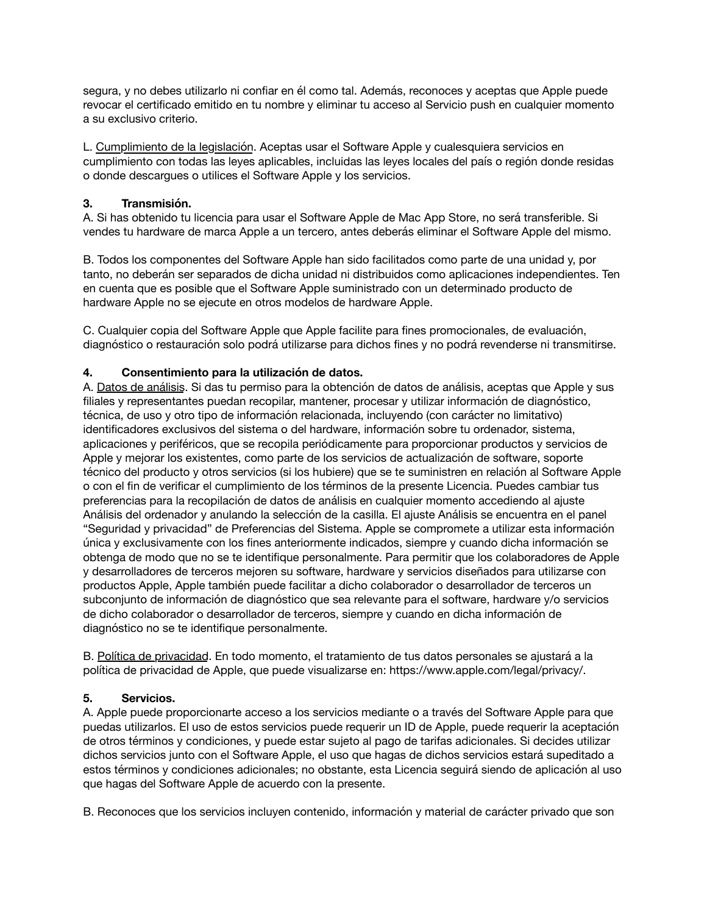segura, y no debes utilizarlo ni confiar en él como tal. Además, reconoces y aceptas que Apple puede revocar el certificado emitido en tu nombre y eliminar tu acceso al Servicio push en cualquier momento a su exclusivo criterio.

L. Cumplimiento de la legislación. Aceptas usar el Software Apple y cualesquiera servicios en cumplimiento con todas las leyes aplicables, incluidas las leyes locales del país o región donde residas o donde descargues o utilices el Software Apple y los servicios.

**3. Transmisión.**
A. Si has obtenido tu licencia para usar el Software Apple de Mac App Store, no será transferible. Si vendes tu hardware de marca Apple a un tercero, antes deberás eliminar el Software Apple del mismo.

B. Todos los componentes del Software Apple han sido facilitados como parte de una unidad y, por tanto, no deberán ser separados de dicha unidad ni distribuidos como aplicaciones independientes. Ten en cuenta que es posible que el Software Apple suministrado con un determinado producto de hardware Apple no se ejecute en otros modelos de hardware Apple.

C. Cualquier copia del Software Apple que Apple facilite para fines promocionales, de evaluación, diagnóstico o restauración solo podrá utilizarse para dichos fines y no podrá revenderse ni transmitirse.

**4. Consentimiento para la utilización de datos.**
A. Datos de análisis. Si das tu permiso para la obtención de datos de análisis, aceptas que Apple y sus filiales y representantes puedan recopilar, mantener, procesar y utilizar información de diagnóstico, técnica, de uso y otro tipo de información relacionada, incluyendo (con carácter no limitativo) identificadores exclusivos del sistema o del hardware, información sobre tu ordenador, sistema, aplicaciones y periféricos, que se recopila periódicamente para proporcionar productos y servicios de Apple y mejorar los existentes, como parte de los servicios de actualización de software, soporte técnico del producto y otros servicios (si los hubiere) que se te suministren en relación al Software Apple o con el fin de verificar el cumplimiento de los términos de la presente Licencia. Puedes cambiar tus preferencias para la recopilación de datos de análisis en cualquier momento accediendo al ajuste Análisis del ordenador y anulando la selección de la casilla. El ajuste Análisis se encuentra en el panel "Seguridad y privacidad" de Preferencias del Sistema. Apple se compromete a utilizar esta información única y exclusivamente con los fines anteriormente indicados, siempre y cuando dicha información se obtenga de modo que no se te identifique personalmente. Para permitir que los colaboradores de Apple y desarrolladores de terceros mejoren su software, hardware y servicios diseñados para utilizarse con productos Apple, Apple también puede facilitar a dicho colaborador o desarrollador de terceros un subconjunto de información de diagnóstico que sea relevante para el software, hardware y/o servicios de dicho colaborador o desarrollador de terceros, siempre y cuando en dicha información de diagnóstico no se te identifique personalmente.

B. Política de privacidad. En todo momento, el tratamiento de tus datos personales se ajustará a la política de privacidad de Apple, que puede visualizarse en: https://www.apple.com/legal/privacy/.

**5. Servicios.**
A. Apple puede proporcionarte acceso a los servicios mediante o a través del Software Apple para que puedas utilizarlos. El uso de estos servicios puede requerir un ID de Apple, puede requerir la aceptación de otros términos y condiciones, y puede estar sujeto al pago de tarifas adicionales. Si decides utilizar dichos servicios junto con el Software Apple, el uso que hagas de dichos servicios estará supeditado a estos términos y condiciones adicionales; no obstante, esta Licencia seguirá siendo de aplicación al uso que hagas del Software Apple de acuerdo con la presente.

B. Reconoces que los servicios incluyen contenido, información y material de carácter privado que son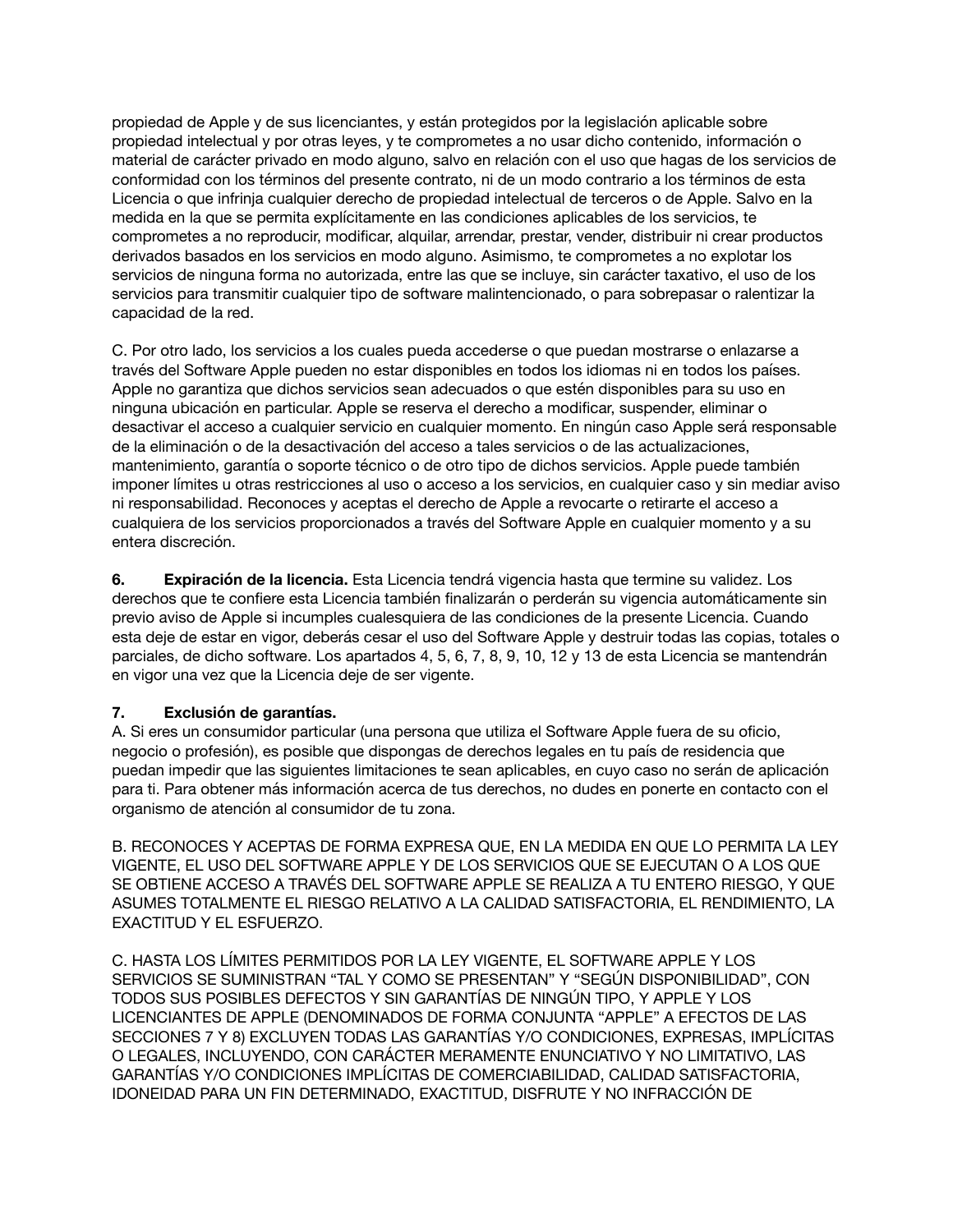propiedad de Apple y de sus licenciantes, y están protegidos por la legislación aplicable sobre propiedad intelectual y por otras leyes, y te comprometes a no usar dicho contenido, información o material de carácter privado en modo alguno, salvo en relación con el uso que hagas de los servicios de conformidad con los términos del presente contrato, ni de un modo contrario a los términos de esta Licencia o que infrinja cualquier derecho de propiedad intelectual de terceros o de Apple. Salvo en la medida en la que se permita explícitamente en las condiciones aplicables de los servicios, te comprometes a no reproducir, modificar, alquilar, arrendar, prestar, vender, distribuir ni crear productos derivados basados en los servicios en modo alguno. Asimismo, te comprometes a no explotar los servicios de ninguna forma no autorizada, entre las que se incluye, sin carácter taxativo, el uso de los servicios para transmitir cualquier tipo de software malintencionado, o para sobrepasar o ralentizar la capacidad de la red.

C. Por otro lado, los servicios a los cuales pueda accederse o que puedan mostrarse o enlazarse a través del Software Apple pueden no estar disponibles en todos los idiomas ni en todos los países. Apple no garantiza que dichos servicios sean adecuados o que estén disponibles para su uso en ninguna ubicación en particular. Apple se reserva el derecho a modificar, suspender, eliminar o desactivar el acceso a cualquier servicio en cualquier momento. En ningún caso Apple será responsable de la eliminación o de la desactivación del acceso a tales servicios o de las actualizaciones, mantenimiento, garantía o soporte técnico o de otro tipo de dichos servicios. Apple puede también imponer límites u otras restricciones al uso o acceso a los servicios, en cualquier caso y sin mediar aviso ni responsabilidad. Reconoces y aceptas el derecho de Apple a revocarte o retirarte el acceso a cualquiera de los servicios proporcionados a través del Software Apple en cualquier momento y a su entera discreción.

**6. Expiración de la licencia.** Esta Licencia tendrá vigencia hasta que termine su validez. Los derechos que te confiere esta Licencia también finalizarán o perderán su vigencia automáticamente sin previo aviso de Apple si incumples cualesquiera de las condiciones de la presente Licencia. Cuando esta deje de estar en vigor, deberás cesar el uso del Software Apple y destruir todas las copias, totales o parciales, de dicho software. Los apartados 4, 5, 6, 7, 8, 9, 10, 12 y 13 de esta Licencia se mantendrán en vigor una vez que la Licencia deje de ser vigente.

**7. Exclusión de garantías.**
A. Si eres un consumidor particular (una persona que utiliza el Software Apple fuera de su oficio, negocio o profesión), es posible que dispongas de derechos legales en tu país de residencia que puedan impedir que las siguientes limitaciones te sean aplicables, en cuyo caso no serán de aplicación para ti. Para obtener más información acerca de tus derechos, no dudes en ponerte en contacto con el organismo de atención al consumidor de tu zona.

B. RECONOCES Y ACEPTAS DE FORMA EXPRESA QUE, EN LA MEDIDA EN QUE LO PERMITA LA LEY VIGENTE, EL USO DEL SOFTWARE APPLE Y DE LOS SERVICIOS QUE SE EJECUTAN O A LOS QUE SE OBTIENE ACCESO A TRAVÉS DEL SOFTWARE APPLE SE REALIZA A TU ENTERO RIESGO, Y QUE ASUMES TOTALMENTE EL RIESGO RELATIVO A LA CALIDAD SATISFACTORIA, EL RENDIMIENTO, LA EXACTITUD Y EL ESFUERZO.

C. HASTA LOS LÍMITES PERMITIDOS POR LA LEY VIGENTE, EL SOFTWARE APPLE Y LOS SERVICIOS SE SUMINISTRAN "TAL Y COMO SE PRESENTAN" Y "SEGÚN DISPONIBILIDAD", CON TODOS SUS POSIBLES DEFECTOS Y SIN GARANTÍAS DE NINGÚN TIPO, Y APPLE Y LOS LICENCIANTES DE APPLE (DENOMINADOS DE FORMA CONJUNTA "APPLE" A EFECTOS DE LAS SECCIONES 7 Y 8) EXCLUYEN TODAS LAS GARANTÍAS Y/O CONDICIONES, EXPRESAS, IMPLÍCITAS O LEGALES, INCLUYENDO, CON CARÁCTER MERAMENTE ENUNCIATIVO Y NO LIMITATIVO, LAS GARANTÍAS Y/O CONDICIONES IMPLÍCITAS DE COMERCIABILIDAD, CALIDAD SATISFACTORIA, IDONEIDAD PARA UN FIN DETERMINADO, EXACTITUD, DISFRUTE Y NO INFRACCIÓN DE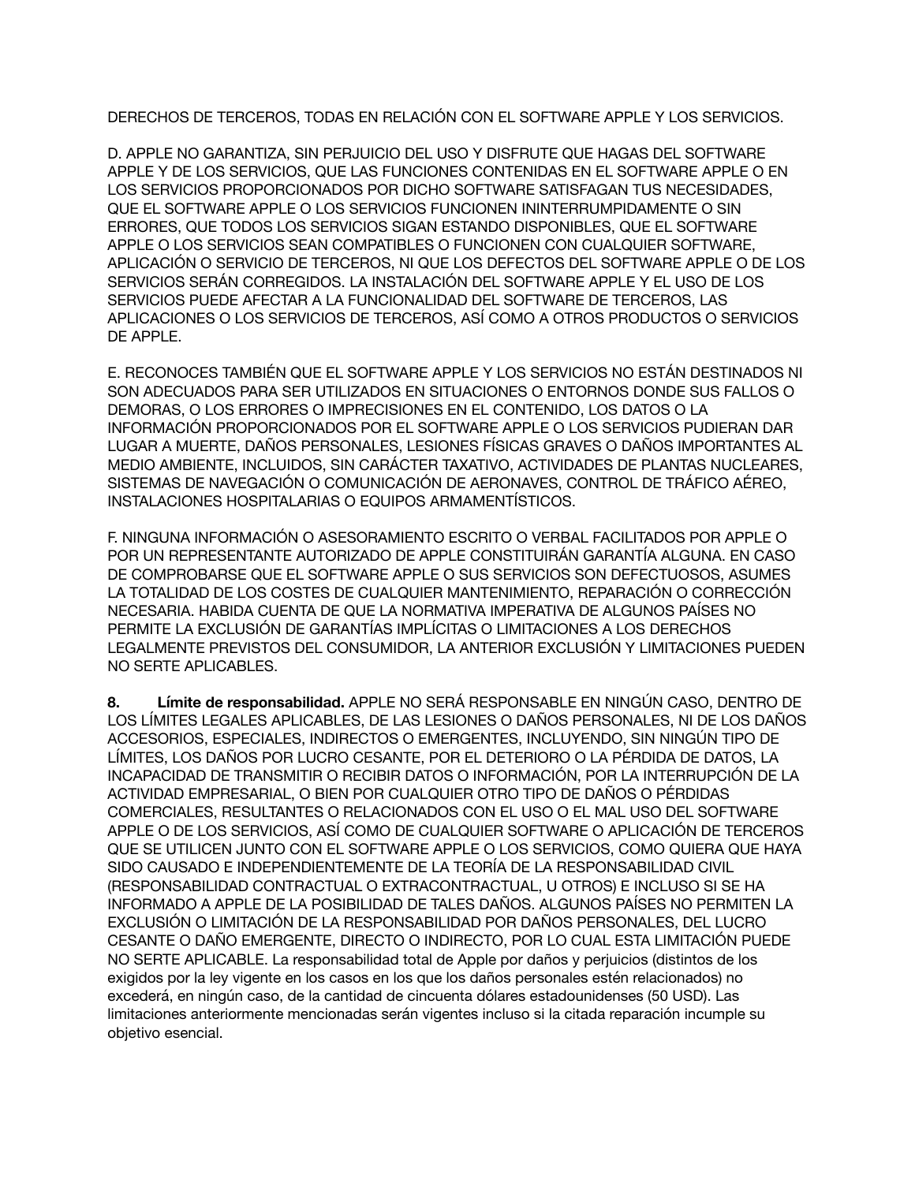DERECHOS DE TERCEROS, TODAS EN RELACIÓN CON EL SOFTWARE APPLE Y LOS SERVICIOS.

D. APPLE NO GARANTIZA, SIN PERJUICIO DEL USO Y DISFRUTE QUE HAGAS DEL SOFTWARE APPLE Y DE LOS SERVICIOS, QUE LAS FUNCIONES CONTENIDAS EN EL SOFTWARE APPLE O EN LOS SERVICIOS PROPORCIONADOS POR DICHO SOFTWARE SATISFAGAN TUS NECESIDADES, QUE EL SOFTWARE APPLE O LOS SERVICIOS FUNCIONEN ININTERRUMPIDAMENTE O SIN ERRORES, QUE TODOS LOS SERVICIOS SIGAN ESTANDO DISPONIBLES, QUE EL SOFTWARE APPLE O LOS SERVICIOS SEAN COMPATIBLES O FUNCIONEN CON CUALQUIER SOFTWARE, APLICACIÓN O SERVICIO DE TERCEROS, NI QUE LOS DEFECTOS DEL SOFTWARE APPLE O DE LOS SERVICIOS SERÁN CORREGIDOS. LA INSTALACIÓN DEL SOFTWARE APPLE Y EL USO DE LOS SERVICIOS PUEDE AFECTAR A LA FUNCIONALIDAD DEL SOFTWARE DE TERCEROS, LAS APLICACIONES O LOS SERVICIOS DE TERCEROS, ASÍ COMO A OTROS PRODUCTOS O SERVICIOS DE APPLE.

E. RECONOCES TAMBIÉN QUE EL SOFTWARE APPLE Y LOS SERVICIOS NO ESTÁN DESTINADOS NI SON ADECUADOS PARA SER UTILIZADOS EN SITUACIONES O ENTORNOS DONDE SUS FALLOS O DEMORAS, O LOS ERRORES O IMPRECISIONES EN EL CONTENIDO, LOS DATOS O LA INFORMACIÓN PROPORCIONADOS POR EL SOFTWARE APPLE O LOS SERVICIOS PUDIERAN DAR LUGAR A MUERTE, DAÑOS PERSONALES, LESIONES FÍSICAS GRAVES O DAÑOS IMPORTANTES AL MEDIO AMBIENTE, INCLUIDOS, SIN CARÁCTER TAXATIVO, ACTIVIDADES DE PLANTAS NUCLEARES, SISTEMAS DE NAVEGACIÓN O COMUNICACIÓN DE AERONAVES, CONTROL DE TRÁFICO AÉREO, INSTALACIONES HOSPITALARIAS O EQUIPOS ARMAMENTÍSTICOS.

F. NINGUNA INFORMACIÓN O ASESORAMIENTO ESCRITO O VERBAL FACILITADOS POR APPLE O POR UN REPRESENTANTE AUTORIZADO DE APPLE CONSTITUIRÁN GARANTÍA ALGUNA. EN CASO DE COMPROBARSE QUE EL SOFTWARE APPLE O SUS SERVICIOS SON DEFECTUOSOS, ASUMES LA TOTALIDAD DE LOS COSTES DE CUALQUIER MANTENIMIENTO, REPARACIÓN O CORRECCIÓN NECESARIA. HABIDA CUENTA DE QUE LA NORMATIVA IMPERATIVA DE ALGUNOS PAÍSES NO PERMITE LA EXCLUSIÓN DE GARANTÍAS IMPLÍCITAS O LIMITACIONES A LOS DERECHOS LEGALMENTE PREVISTOS DEL CONSUMIDOR, LA ANTERIOR EXCLUSIÓN Y LIMITACIONES PUEDEN NO SERTE APLICABLES.

**8. Límite de responsabilidad.** APPLE NO SERÁ RESPONSABLE EN NINGÚN CASO, DENTRO DE LOS LÍMITES LEGALES APLICABLES, DE LAS LESIONES O DAÑOS PERSONALES, NI DE LOS DAÑOS ACCESORIOS, ESPECIALES, INDIRECTOS O EMERGENTES, INCLUYENDO, SIN NINGÚN TIPO DE LÍMITES, LOS DAÑOS POR LUCRO CESANTE, POR EL DETERIORO O LA PÉRDIDA DE DATOS, LA INCAPACIDAD DE TRANSMITIR O RECIBIR DATOS O INFORMACIÓN, POR LA INTERRUPCIÓN DE LA ACTIVIDAD EMPRESARIAL, O BIEN POR CUALQUIER OTRO TIPO DE DAÑOS O PÉRDIDAS COMERCIALES, RESULTANTES O RELACIONADOS CON EL USO O EL MAL USO DEL SOFTWARE APPLE O DE LOS SERVICIOS, ASÍ COMO DE CUALQUIER SOFTWARE O APLICACIÓN DE TERCEROS QUE SE UTILICEN JUNTO CON EL SOFTWARE APPLE O LOS SERVICIOS, COMO QUIERA QUE HAYA SIDO CAUSADO E INDEPENDIENTEMENTE DE LA TEORÍA DE LA RESPONSABILIDAD CIVIL (RESPONSABILIDAD CONTRACTUAL O EXTRACONTRACTUAL, U OTROS) E INCLUSO SI SE HA INFORMADO A APPLE DE LA POSIBILIDAD DE TALES DAÑOS. ALGUNOS PAÍSES NO PERMITEN LA EXCLUSIÓN O LIMITACIÓN DE LA RESPONSABILIDAD POR DAÑOS PERSONALES, DEL LUCRO CESANTE O DAÑO EMERGENTE, DIRECTO O INDIRECTO, POR LO CUAL ESTA LIMITACIÓN PUEDE NO SERTE APLICABLE. La responsabilidad total de Apple por daños y perjuicios (distintos de los exigidos por la ley vigente en los casos en los que los daños personales estén relacionados) no excederá, en ningún caso, de la cantidad de cincuenta dólares estadounidenses (50 USD). Las limitaciones anteriormente mencionadas serán vigentes incluso si la citada reparación incumple su objetivo esencial.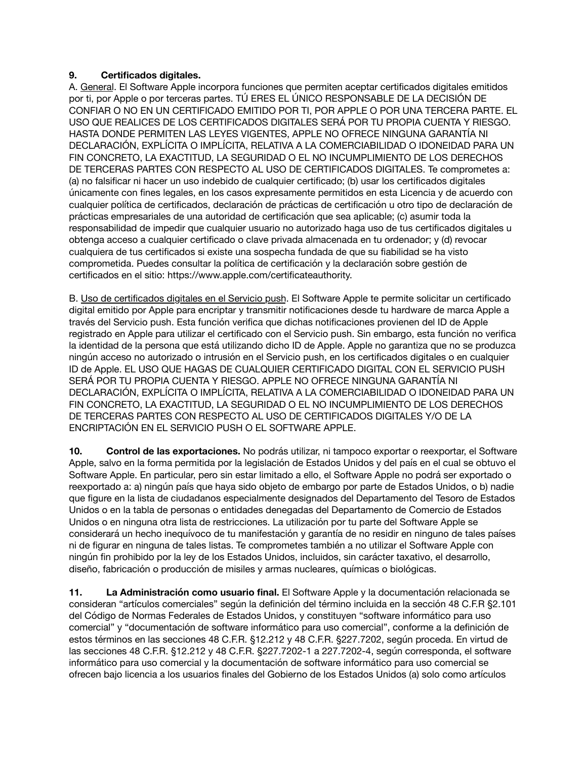**9. Certificados digitales.**

A. General. El Software Apple incorpora funciones que permiten aceptar certificados digitales emitidos por ti, por Apple o por terceras partes. TÚ ERES EL ÚNICO RESPONSABLE DE LA DECISIÓN DE CONFIAR O NO EN UN CERTIFICADO EMITIDO POR TI, POR APPLE O POR UNA TERCERA PARTE. EL USO QUE REALICES DE LOS CERTIFICADOS DIGITALES SERÁ POR TU PROPIA CUENTA Y RIESGO. HASTA DONDE PERMITEN LAS LEYES VIGENTES, APPLE NO OFRECE NINGUNA GARANTÍA NI DECLARACIÓN, EXPLÍCITA O IMPLÍCITA, RELATIVA A LA COMERCIABILIDAD O IDONEIDAD PARA UN FIN CONCRETO, LA EXACTITUD, LA SEGURIDAD O EL NO INCUMPLIMIENTO DE LOS DERECHOS DE TERCERAS PARTES CON RESPECTO AL USO DE CERTIFICADOS DIGITALES. Te comprometes a: (a) no falsificar ni hacer un uso indebido de cualquier certificado; (b) usar los certificados digitales únicamente con fines legales, en los casos expresamente permitidos en esta Licencia y de acuerdo con cualquier política de certificados, declaración de prácticas de certificación u otro tipo de declaración de prácticas empresariales de una autoridad de certificación que sea aplicable; (c) asumir toda la responsabilidad de impedir que cualquier usuario no autorizado haga uso de tus certificados digitales u obtenga acceso a cualquier certificado o clave privada almacenada en tu ordenador; y (d) revocar cualquiera de tus certificados si existe una sospecha fundada de que su fiabilidad se ha visto comprometida. Puedes consultar la política de certificación y la declaración sobre gestión de certificados en el sitio: https://www.apple.com/certificateauthority.

B. Uso de certificados digitales en el Servicio push. El Software Apple te permite solicitar un certificado digital emitido por Apple para encriptar y transmitir notificaciones desde tu hardware de marca Apple a través del Servicio push. Esta función verifica que dichas notificaciones provienen del ID de Apple registrado en Apple para utilizar el certificado con el Servicio push. Sin embargo, esta función no verifica la identidad de la persona que está utilizando dicho ID de Apple. Apple no garantiza que no se produzca ningún acceso no autorizado o intrusión en el Servicio push, en los certificados digitales o en cualquier ID de Apple. EL USO QUE HAGAS DE CUALQUIER CERTIFICADO DIGITAL CON EL SERVICIO PUSH SERÁ POR TU PROPIA CUENTA Y RIESGO. APPLE NO OFRECE NINGUNA GARANTÍA NI DECLARACIÓN, EXPLÍCITA O IMPLÍCITA, RELATIVA A LA COMERCIABILIDAD O IDONEIDAD PARA UN FIN CONCRETO, LA EXACTITUD, LA SEGURIDAD O EL NO INCUMPLIMIENTO DE LOS DERECHOS DE TERCERAS PARTES CON RESPECTO AL USO DE CERTIFICADOS DIGITALES Y/O DE LA ENCRIPTACIÓN EN EL SERVICIO PUSH O EL SOFTWARE APPLE.

**10. Control de las exportaciones.** No podrás utilizar, ni tampoco exportar o reexportar, el Software Apple, salvo en la forma permitida por la legislación de Estados Unidos y del país en el cual se obtuvo el Software Apple. En particular, pero sin estar limitado a ello, el Software Apple no podrá ser exportado o reexportado a: a) ningún país que haya sido objeto de embargo por parte de Estados Unidos, o b) nadie que figure en la lista de ciudadanos especialmente designados del Departamento del Tesoro de Estados Unidos o en la tabla de personas o entidades denegadas del Departamento de Comercio de Estados Unidos o en ninguna otra lista de restricciones. La utilización por tu parte del Software Apple se considerará un hecho inequívoco de tu manifestación y garantía de no residir en ninguno de tales países ni de figurar en ninguna de tales listas. Te comprometes también a no utilizar el Software Apple con ningún fin prohibido por la ley de los Estados Unidos, incluidos, sin carácter taxativo, el desarrollo, diseño, fabricación o producción de misiles y armas nucleares, químicas o biológicas.

**11. La Administración como usuario final.** El Software Apple y la documentación relacionada se consideran "artículos comerciales" según la definición del término incluida en la sección 48 C.F.R §2.101 del Código de Normas Federales de Estados Unidos, y constituyen "software informático para uso comercial" y "documentación de software informático para uso comercial", conforme a la definición de estos términos en las secciones 48 C.F.R. §12.212 y 48 C.F.R. §227.7202, según proceda. En virtud de las secciones 48 C.F.R. §12.212 y 48 C.F.R. §227.7202-1 a 227.7202-4, según corresponda, el software informático para uso comercial y la documentación de software informático para uso comercial se ofrecen bajo licencia a los usuarios finales del Gobierno de los Estados Unidos (a) solo como artículos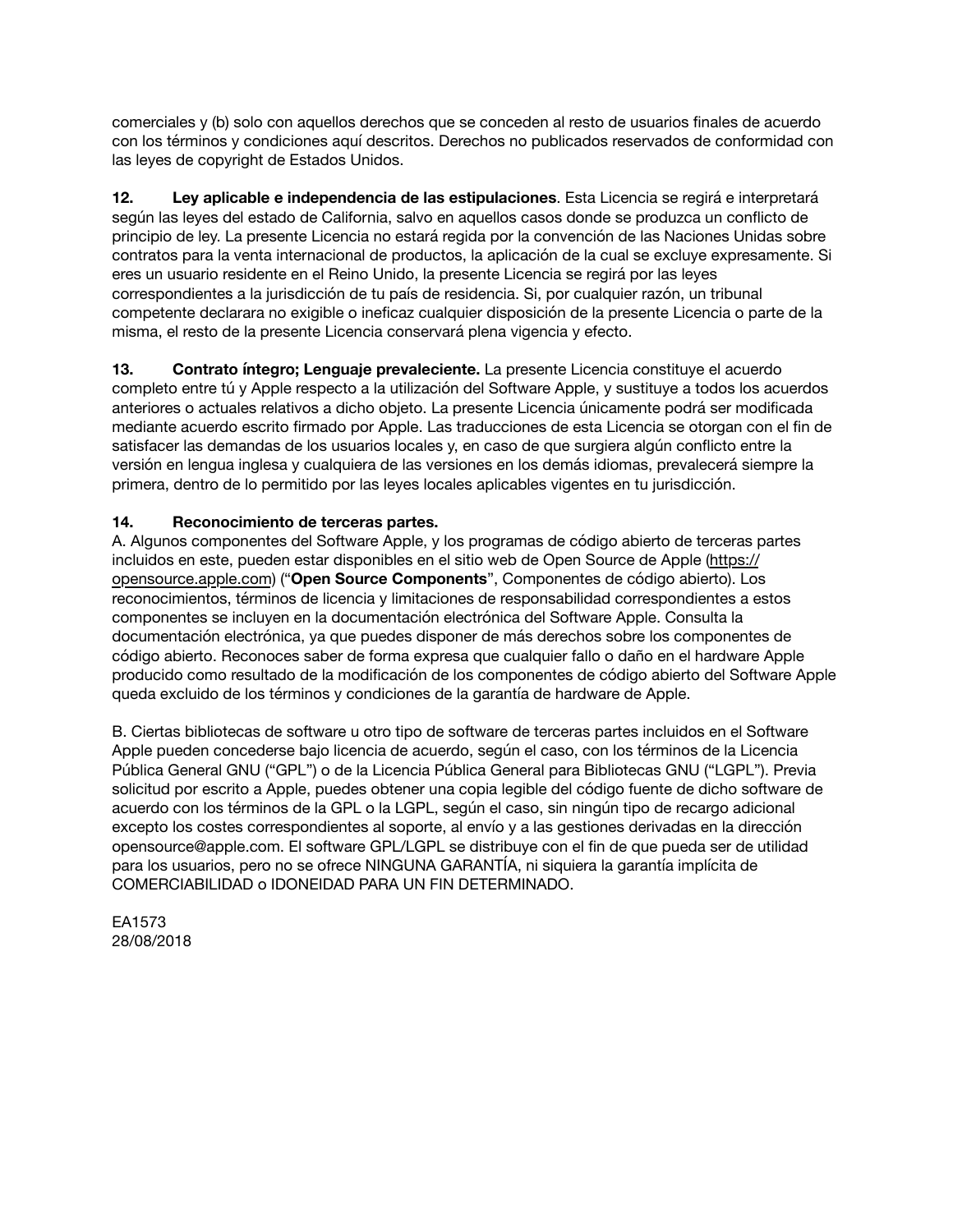comerciales y (b) solo con aquellos derechos que se conceden al resto de usuarios finales de acuerdo con los términos y condiciones aquí descritos. Derechos no publicados reservados de conformidad con las leyes de copyright de Estados Unidos.

**12. Ley aplicable e independencia de las estipulaciones**. Esta Licencia se regirá e interpretará según las leyes del estado de California, salvo en aquellos casos donde se produzca un conflicto de principio de ley. La presente Licencia no estará regida por la convención de las Naciones Unidas sobre contratos para la venta internacional de productos, la aplicación de la cual se excluye expresamente. Si eres un usuario residente en el Reino Unido, la presente Licencia se regirá por las leyes correspondientes a la jurisdicción de tu país de residencia. Si, por cualquier razón, un tribunal competente declarara no exigible o ineficaz cualquier disposición de la presente Licencia o parte de la misma, el resto de la presente Licencia conservará plena vigencia y efecto.

**13. Contrato íntegro; Lenguaje prevaleciente.** La presente Licencia constituye el acuerdo completo entre tú y Apple respecto a la utilización del Software Apple, y sustituye a todos los acuerdos anteriores o actuales relativos a dicho objeto. La presente Licencia únicamente podrá ser modificada mediante acuerdo escrito firmado por Apple. Las traducciones de esta Licencia se otorgan con el fin de satisfacer las demandas de los usuarios locales y, en caso de que surgiera algún conflicto entre la versión en lengua inglesa y cualquiera de las versiones en los demás idiomas, prevalecerá siempre la primera, dentro de lo permitido por las leyes locales aplicables vigentes en tu jurisdicción.

**14. Reconocimiento de terceras partes.**

A. Algunos componentes del Software Apple, y los programas de código abierto de terceras partes incluidos en este, pueden estar disponibles en el sitio web de Open Source de Apple (https://opensource.apple.com) ("**Open Source Components**", Componentes de código abierto). Los reconocimientos, términos de licencia y limitaciones de responsabilidad correspondientes a estos componentes se incluyen en la documentación electrónica del Software Apple. Consulta la documentación electrónica, ya que puedes disponer de más derechos sobre los componentes de código abierto. Reconoces saber de forma expresa que cualquier fallo o daño en el hardware Apple producido como resultado de la modificación de los componentes de código abierto del Software Apple queda excluido de los términos y condiciones de la garantía de hardware de Apple.

B. Ciertas bibliotecas de software u otro tipo de software de terceras partes incluidos en el Software Apple pueden concederse bajo licencia de acuerdo, según el caso, con los términos de la Licencia Pública General GNU ("GPL") o de la Licencia Pública General para Bibliotecas GNU ("LGPL"). Previa solicitud por escrito a Apple, puedes obtener una copia legible del código fuente de dicho software de acuerdo con los términos de la GPL o la LGPL, según el caso, sin ningún tipo de recargo adicional excepto los costes correspondientes al soporte, al envío y a las gestiones derivadas en la dirección opensource@apple.com. El software GPL/LGPL se distribuye con el fin de que pueda ser de utilidad para los usuarios, pero no se ofrece NINGUNA GARANTÍA, ni siquiera la garantía implícita de COMERCIABILIDAD o IDONEIDAD PARA UN FIN DETERMINADO.

EA1573
28/08/2018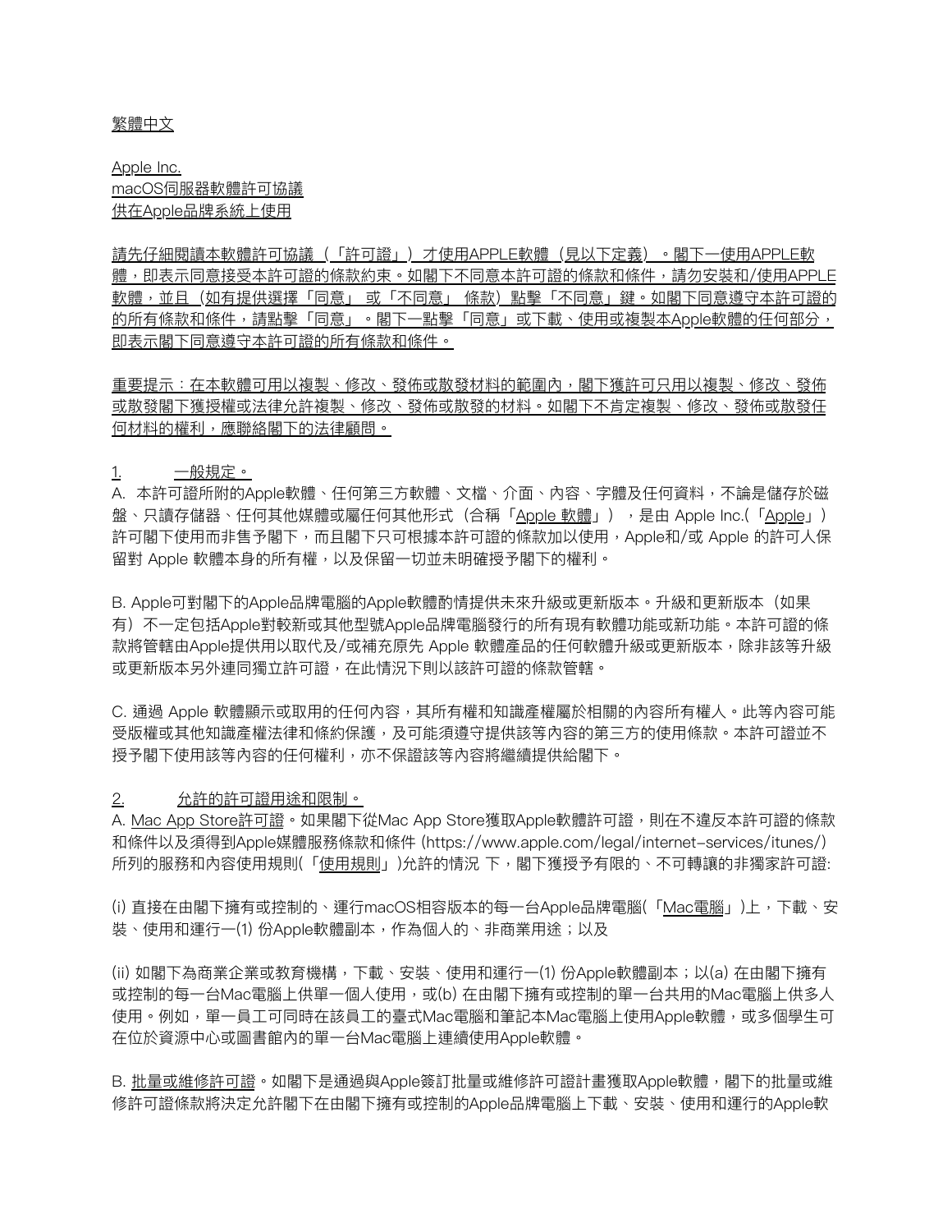繁體中文

Apple Inc.
macOS伺服器軟體許可協議
供在Apple品牌系統上使用

請先仔細閱讀本軟體許可協議（「許可證」）才使用APPLE軟體（見以下定義）。閣下一使用APPLE軟體，即表示同意接受本許可證的條款約束。如閣下不同意本許可證的條款和條件，請勿安裝和/使用APPLE軟體，並且（如有提供選擇「同意」 或「不同意」 條款）點擊「不同意」鍵。如閣下同意遵守本許可證的的所有條款和條件，請點擊「同意」。閣下一點擊「同意」或下載、使用或複製本Apple軟體的任何部分，即表示閣下同意遵守本許可證的所有條款和條件。

重要提示：在本軟體可用以複製、修改、發佈或散發材料的範圍內，閣下獲許可只用以複製、修改、發佈或散發閣下獲授權或法律允許複製、修改、發佈或散發的材料。如閣下不肯定複製、修改、發佈或散發任何材料的權利，應聯絡閣下的法律顧問。

1. 一般規定。

A. 本許可證所附的Apple軟體、任何第三方軟體、文檔、介面、內容、字體及任何資料，不論是儲存於磁盤、只讀存儲器、任何其他媒體或屬任何其他形式（合稱「Apple 軟體」），是由 Apple Inc.(「Apple」)許可閣下使用而非售予閣下，而且閣下只可根據本許可證的條款加以使用，Apple和/或 Apple 的許可人保留對 Apple 軟體本身的所有權，以及保留一切並未明確授予閣下的權利。

B. Apple可對閣下的Apple品牌電腦的Apple軟體酌情提供未來升級或更新版本。升級和更新版本（如果有）不一定包括Apple對較新或其他型號Apple品牌電腦發行的所有現有軟體功能或新功能。本許可證的條款將管轄由Apple提供用以取代及/或補充原先 Apple 軟體產品的任何軟體升級或更新版本，除非該等升級或更新版本另外連同獨立許可證，在此情況下則以該許可證的條款管轄。

C. 通過 Apple 軟體顯示或取用的任何內容，其所有權和知識產權屬於相關的內容所有權人。此等內容可能受版權或其他知識產權法律和條約保護，及可能須遵守提供該等內容的第三方的使用條款。本許可證並不授予閣下使用該等內容的任何權利，亦不保證該等內容將繼續提供給閣下。

2. 允許的許可證用途和限制。

A. Mac App Store許可證。如果閣下從Mac App Store獲取Apple軟體許可證，則在不違反本許可證的條款和條件以及須得到Apple媒體服務條款和條件 (https://www.apple.com/legal/internet-services/itunes/) 所列的服務和內容使用規則(「使用規則」)允許的情況 下，閣下獲授予有限的、不可轉讓的非獨家許可證:

(i) 直接在由閣下擁有或控制的、運行macOS相容版本的每一台Apple品牌電腦(「Mac電腦」)上，下載、安裝、使用和運行一(1) 份Apple軟體副本，作為個人的、非商業用途；以及

(ii) 如閣下為商業企業或教育機構，下載、安裝、使用和運行一(1) 份Apple軟體副本；以(a) 在由閣下擁有或控制的每一台Mac電腦上供單一個人使用，或(b) 在由閣下擁有或控制的單一台共用的Mac電腦上供多人使用。例如，單一員工可同時在該員工的臺式Mac電腦和筆記本Mac電腦上使用Apple軟體，或多個學生可在位於資源中心或圖書館內的單一台Mac電腦上連續使用Apple軟體。

B. 批量或維修許可證。如閣下是通過與Apple簽訂批量或維修許可證計畫獲取Apple軟體，閣下的批量或維修許可證條款將決定允許閣下在由閣下擁有或控制的Apple品牌電腦上下載、安裝、使用和運行的Apple軟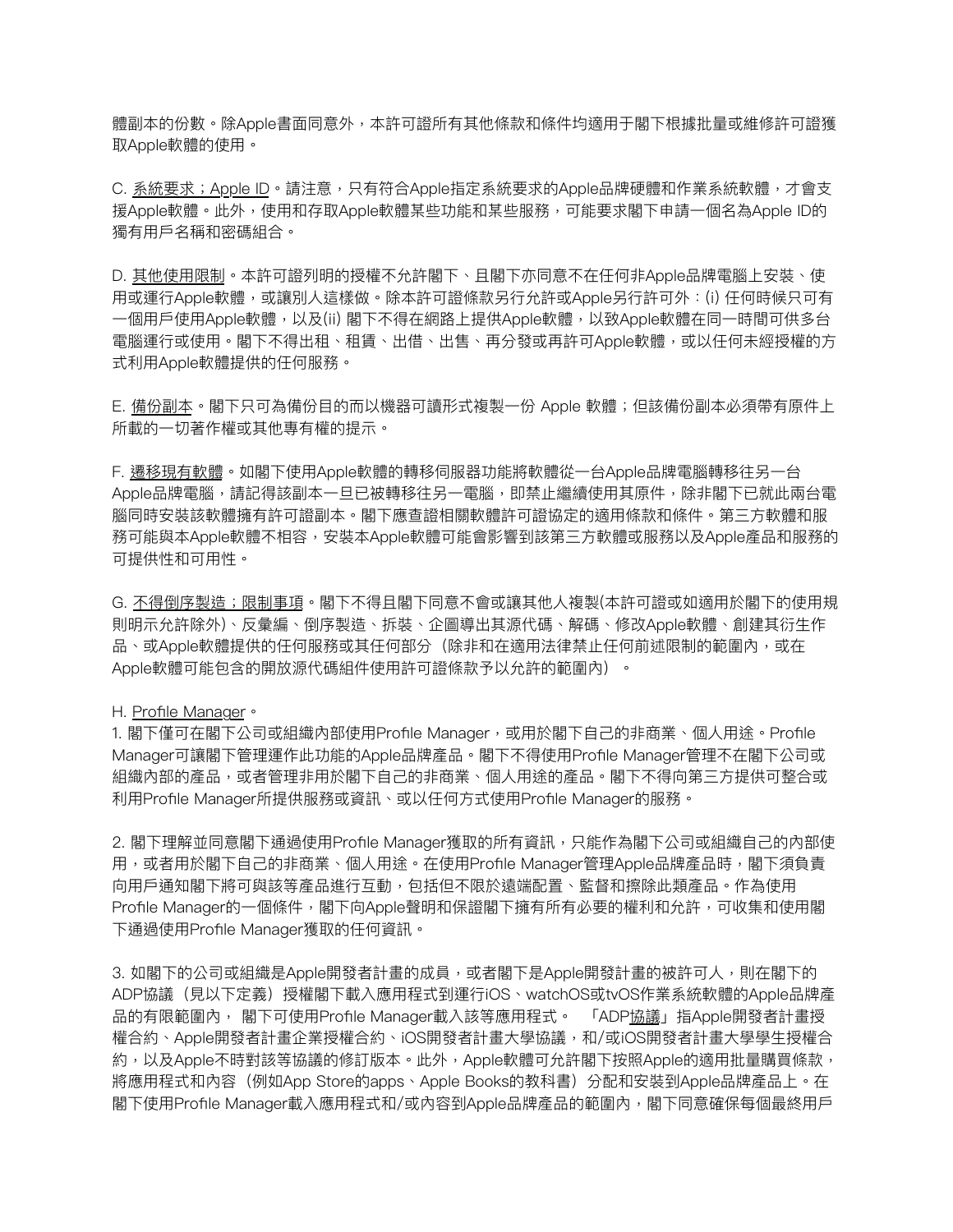體副本的份數。除Apple書面同意外，本許可證所有其他條款和條件均適用于閣下根據批量或維修許可證獲取Apple軟體的使用。

C. <u>系統要求；Apple ID</u>。請注意，只有符合Apple指定系統要求的Apple品牌硬體和作業系統軟體，才會支援Apple軟體。此外，使用和存取Apple軟體某些功能和某些服務，可能要求閣下申請一個名為Apple ID的獨有用戶名稱和密碼組合。

D. <u>其他使用限制</u>。本許可證列明的授權不允許閣下、且閣下亦同意不在任何非Apple品牌電腦上安裝、使用或運行Apple軟體，或讓別人這樣做。除本許可證條款另行允許或Apple另行許可外：(i) 任何時候只可有一個用戶使用Apple軟體，以及(ii) 閣下不得在網路上提供Apple軟體，以致Apple軟體在同一時間可供多台電腦運行或使用。閣下不得出租、租賃、出借、出售、再分發或再許可Apple軟體，或以任何未經授權的方式利用Apple軟體提供的任何服務。

E. <u>備份副本</u>。閣下只可為備份目的而以機器可讀形式複製一份 Apple 軟體；但該備份副本必須帶有原件上所載的一切著作權或其他專有權的提示。

F. <u>遷移現有軟體</u>。如閣下使用Apple軟體的轉移伺服器功能將軟體從一台Apple品牌電腦轉移往另一台Apple品牌電腦，請記得該副本一旦已被轉移往另一電腦，即禁止繼續使用其原件，除非閣下已就此兩台電腦同時安裝該軟體擁有許可證副本。閣下應查證相關軟體許可證協定的適用條款和條件。第三方軟體和服務可能與本Apple軟體不相容，安裝本Apple軟體可能會影響到該第三方軟體或服務以及Apple產品和服務的可提供性和可用性。

G. <u>不得倒序製造；限制事項</u>。閣下不得且閣下同意不會或讓其他人複製(本許可證或如適用於閣下的使用規則明示允許除外)、反彙編、倒序製造、拆裝、企圖導出其源代碼、解碼、修改Apple軟體、創建其衍生作品、或Apple軟體提供的任何服務或其任何部分（除非和在適用法律禁止任何前述限制的範圍內，或在Apple軟體可能包含的開放源代碼組件使用許可證條款予以允許的範圍內）。

H. <u>Profile Manager</u>。

1. 閣下僅可在閣下公司或組織內部使用Profile Manager，或用於閣下自己的非商業、個人用途。Profile Manager可讓閣下管理運作此功能的Apple品牌產品。閣下不得使用Profile Manager管理不在閣下公司或組織內部的產品，或者管理非用於閣下自己的非商業、個人用途的產品。閣下不得向第三方提供可整合或利用Profile Manager所提供服務或資訊、或以任何方式使用Profile Manager的服務。

2. 閣下理解並同意閣下通過使用Profile Manager獲取的所有資訊，只能作為閣下公司或組織自己的內部使用，或者用於閣下自己的非商業、個人用途。在使用Profile Manager管理Apple品牌產品時，閣下須負責向用戶通知閣下將可與該等產品進行互動，包括但不限於遠端配置、監督和擦除此類產品。作為使用Profile Manager的一個條件，閣下向Apple聲明和保證閣下擁有所有必要的權利和允許，可收集和使用閣下通過使用Profile Manager獲取的任何資訊。

3. 如閣下的公司或組織是Apple開發者計畫的成員，或者閣下是Apple開發計畫的被許可人，則在閣下的ADP協議（見以下定義）授權閣下載入應用程式到運行iOS、watchOS或tvOS作業系統軟體的Apple品牌產品的有限範圍內， 閣下可使用Profile Manager載入該等應用程式。 「ADP<u>協議</u>」指Apple開發者計畫授權合約、Apple開發者計畫企業授權合約、iOS開發者計畫大學協議，和/或iOS開發者計畫大學學生授權合約，以及Apple不時對該等協議的修訂版本。此外，Apple軟體可允許閣下按照Apple的適用批量購買條款，將應用程式和內容（例如App Store的apps、Apple Books的教科書）分配和安裝到Apple品牌產品上。在閣下使用Profile Manager載入應用程式和/或內容到Apple品牌產品的範圍內，閣下同意確保每個最終用戶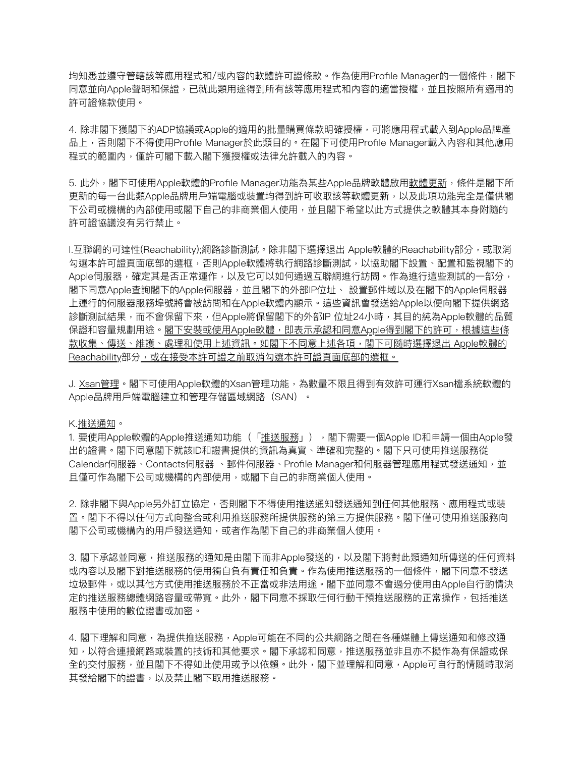均知悉並遵守管轄該等應用程式和/或內容的軟體許可證條款。作為使用Profile Manager的一個條件，閣下同意並向Apple聲明和保證，已就此類用途得到所有該等應用程式和內容的適當授權，並且按照所有適用的許可證條款使用。

4. 除非閣下獲閣下的ADP協議或Apple的適用的批量購買條款明確授權，可將應用程式載入到Apple品牌產品上，否則閣下不得使用Profile Manager於此類目的。在閣下可使用Profile Manager載入內容和其他應用程式的範圍內，僅許可閣下載入閣下獲授權或法律允許載入的內容。

5. 此外，閣下可使用Apple軟體的Profile Manager功能為某些Apple品牌軟體啟用軟體更新，條件是閣下所更新的每一台此類Apple品牌用戶端電腦或裝置均得到許可收取該等軟體更新，以及此項功能完全是僅供閣下公司或機構的內部使用或閣下自己的非商業個人使用，並且閣下希望以此方式提供之軟體其本身附隨的許可證協議沒有另行禁止。

I.互聯網的可達性(Reachability);網路診斷測試。除非閣下選擇退出 Apple軟體的Reachability部分，或取消勾選本許可證頁面底部的選框，否則Apple軟體將執行網路診斷測試，以協助閣下設置、配置和監視閣下的Apple伺服器，確定其是否正常運作，以及它可以如何通過互聯網進行訪問。作為進行這些測試的一部分，閣下同意Apple查詢閣下的Apple伺服器，並且閣下的外部IP位址、 設置郵件域以及在閣下的Apple伺服器上運行的伺服器服務埠號將會被訪問和在Apple軟體內顯示。這些資訊會發送給Apple以便向閣下提供網路診斷測試結果，而不會保留下來，但Apple將保留閣下的外部IP 位址24小時，其目的純為Apple軟體的品質保證和容量規劃用途。閣下安裝或使用Apple軟體，即表示承認和同意Apple得到閣下的許可，根據這些條款收集、傳送、維護、處理和使用上述資訊。如閣下不同意上述各項，閣下可隨時選擇退出 Apple軟體的Reachability部分，或在接受本許可證之前取消勾選本許可證頁面底部的選框。

J. Xsan管理。閣下可使用Apple軟體的Xsan管理功能，為數量不限且得到有效許可運行Xsan檔系統軟體的Apple品牌用戶端電腦建立和管理存儲區域網路（SAN）。

K.推送通知。

1. 要使用Apple軟體的Apple推送通知功能（「推送服務」），閣下需要一個Apple ID和申請一個由Apple發出的證書。閣下同意閣下就該ID和證書提供的資訊為真實、準確和完整的。閣下只可使用推送服務從Calendar伺服器、Contacts伺服器 、郵件伺服器、Profile Manager和伺服器管理應用程式發送通知，並且僅可作為閣下公司或機構的內部使用，或閣下自己的非商業個人使用。

2. 除非閣下與Apple另外訂立協定，否則閣下不得使用推送通知發送通知到任何其他服務、應用程式或裝置。閣下不得以任何方式向整合或利用推送服務所提供服務的第三方提供服務。閣下僅可使用推送服務向閣下公司或機構內的用戶發送通知，或者作為閣下自己的非商業個人使用。

3. 閣下承認並同意，推送服務的通知是由閣下而非Apple發送的，以及閣下將對此類通知所傳送的任何資料或內容以及閣下對推送服務的使用獨自負有責任和負責。作為使用推送服務的一個條件，閣下同意不發送垃圾郵件，或以其他方式使用推送服務於不正當或非法用途。閣下並同意不會過分使用由Apple自行酌情決定的推送服務總體網路容量或帶寬。此外，閣下同意不採取任何行動干預推送服務的正常操作，包括推送服務中使用的數位證書或加密。

4. 閣下理解和同意，為提供推送服務，Apple可能在不同的公共網路之間在各種媒體上傳送通知和修改通知，以符合連接網路或裝置的技術和其他要求。閣下承認和同意，推送服務並非且亦不擬作為有保證或保全的交付服務，並且閣下不得如此使用或予以依賴。此外，閣下並理解和同意，Apple可自行酌情隨時取消其發給閣下的證書，以及禁止閣下取用推送服務。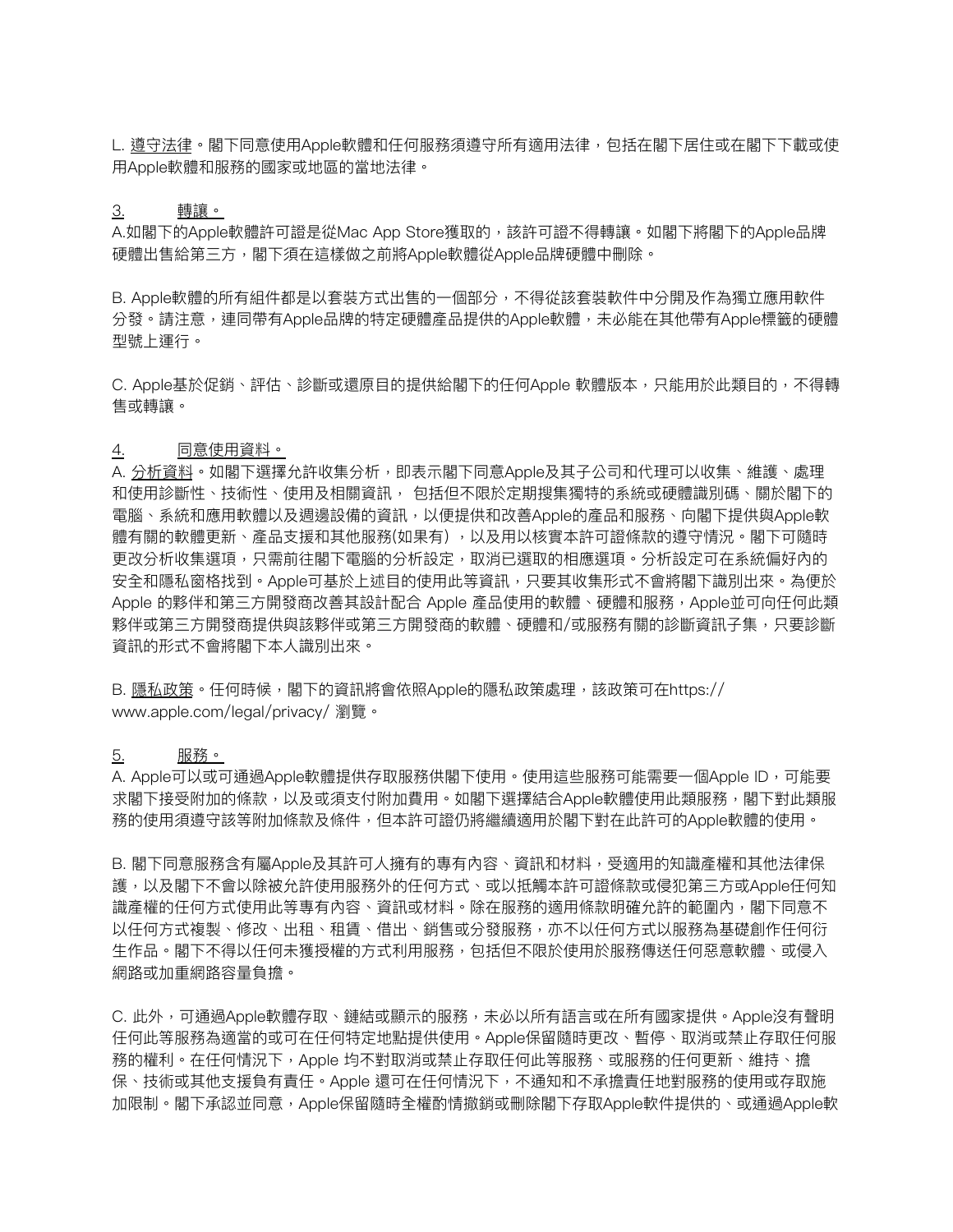L. 遵守法律。閣下同意使用Apple軟體和任何服務須遵守所有適用法律，包括在閣下居住或在閣下下載或使用Apple軟體和服務的國家或地區的當地法律。

3. 轉讓。

A.如閣下的Apple軟體許可證是從Mac App Store獲取的，該許可證不得轉讓。如閣下將閣下的Apple品牌硬體出售給第三方，閣下須在這樣做之前將Apple軟體從Apple品牌硬體中刪除。

B. Apple軟體的所有組件都是以套裝方式出售的一個部分，不得從該套裝軟件中分開及作為獨立應用軟件分發。請注意，連同帶有Apple品牌的特定硬體產品提供的Apple軟體，未必能在其他帶有Apple標籤的硬體型號上運行。

C. Apple基於促銷、評估、診斷或還原目的提供給閣下的任何Apple 軟體版本，只能用於此類目的，不得轉售或轉讓。

4. 同意使用資料。

A. 分析資料。如閣下選擇允許收集分析，即表示閣下同意Apple及其子公司和代理可以收集、維護、處理和使用診斷性、技術性、使用及相關資訊， 包括但不限於定期搜集獨特的系統或硬體識別碼、關於閣下的電腦、系統和應用軟體以及週邊設備的資訊，以便提供和改善Apple的產品和服務、向閣下提供與Apple軟體有關的軟體更新、產品支援和其他服務(如果有) ，以及用以核實本許可證條款的遵守情況。閣下可隨時更改分析收集選項，只需前往閣下電腦的分析設定，取消已選取的相應選項。分析設定可在系統偏好內的安全和隱私窗格找到。Apple可基於上述目的使用此等資訊，只要其收集形式不會將閣下識別出來。為便於Apple 的夥伴和第三方開發商改善其設計配合 Apple 產品使用的軟體、硬體和服務，Apple並可向任何此類夥伴或第三方開發商提供與該夥伴或第三方開發商的軟體、硬體和/或服務有關的診斷資訊子集，只要診斷資訊的形式不會將閣下本人識別出來。

B. 隱私政策。任何時候，閣下的資訊將會依照Apple的隱私政策處理，該政策可在https://www.apple.com/legal/privacy/ 瀏覽。

5. 服務。

A. Apple可以或可通過Apple軟體提供存取服務供閣下使用。使用這些服務可能需要一個Apple ID，可能要求閣下接受附加的條款，以及或須支付附加費用。如閣下選擇結合Apple軟體使用此類服務，閣下對此類服務的使用須遵守該等附加條款及條件，但本許可證仍將繼續適用於閣下對在此許可的Apple軟體的使用。

B. 閣下同意服務含有屬Apple及其許可人擁有的專有內容、資訊和材料，受適用的知識產權和其他法律保護，以及閣下不會以除被允許使用服務外的任何方式、或以抵觸本許可證條款或侵犯第三方或Apple任何知識產權的任何方式使用此等專有內容、資訊或材料。除在服務的適用條款明確允許的範圍內，閣下同意不以任何方式複製、修改、出租、租賃、借出、銷售或分發服務，亦不以任何方式以服務為基礎創作任何衍生作品。閣下不得以任何未獲授權的方式利用服務，包括但不限於使用於服務傳送任何惡意軟體、或侵入網路或加重網路容量負擔。

C. 此外，可通過Apple軟體存取、鏈結或顯示的服務，未必以所有語言或在所有國家提供。Apple沒有聲明任何此等服務為適當的或可在任何特定地點提供使用。Apple保留隨時更改、暫停、取消或禁止存取任何服務的權利。在任何情況下，Apple 均不對取消或禁止存取任何此等服務、或服務的任何更新、維持、擔保、技術或其他支援負有責任。Apple 還可在任何情況下，不通知和不承擔責任地對服務的使用或存取施加限制。閣下承認並同意，Apple保留隨時全權酌情撤銷或刪除閣下存取Apple軟件提供的、或通過Apple軟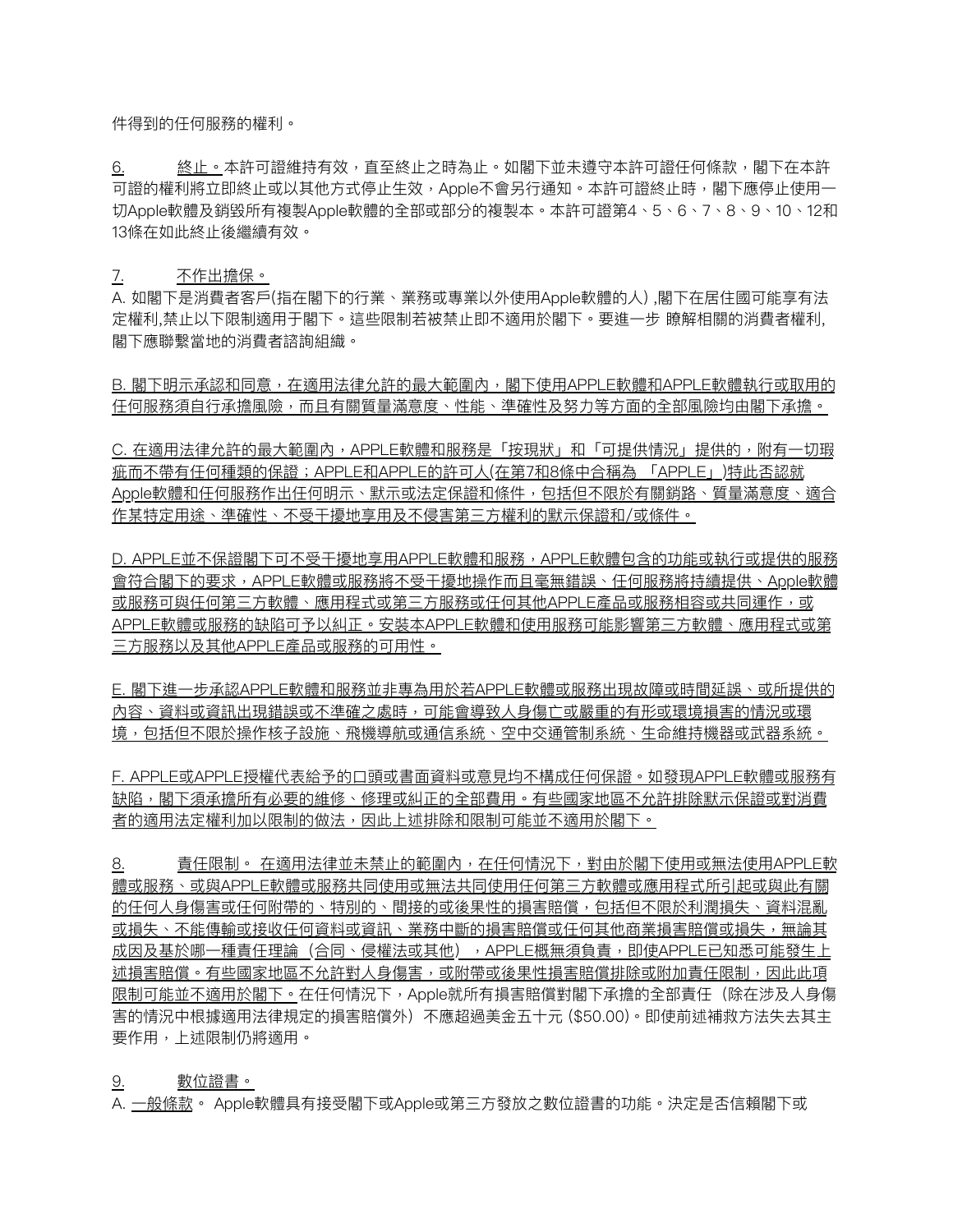件得到的任何服務的權利。

6. 終止。本許可證維持有效，直至終止之時為止。如閣下並未遵守本許可證任何條款，閣下在本許可證的權利將立即終止或以其他方式停止生效，Apple不會另行通知。本許可證終止時，閣下應停止使用一切Apple軟體及銷毀所有複製Apple軟體的全部或部分的複製本。本許可證第4、5、6、7、8、9、10、12和13條在如此終止後繼續有效。

7. 不作出擔保。

A. 如閣下是消費者客戶(指在閣下的行業、業務或專業以外使用Apple軟體的人) ,閣下在居住國可能享有法定權利,禁止以下限制適用于閣下。這些限制若被禁止即不適用於閣下。要進一步 瞭解相關的消費者權利,閣下應聯繫當地的消費者諮詢組織。

B. 閣下明示承認和同意，在適用法律允許的最大範圍內，閣下使用APPLE軟體和APPLE軟體執行或取用的任何服務須自行承擔風險，而且有關質量滿意度、性能、準確性及努力等方面的全部風險均由閣下承擔。

C. 在適用法律允許的最大範圍內，APPLE軟體和服務是「按現狀」和「可提供情況」提供的，附有一切瑕疵而不帶有任何種類的保證；APPLE和APPLE的許可人(在第7和8條中合稱為 「APPLE」)特此否認就Apple軟體和任何服務作出任何明示、默示或法定保證和條件，包括但不限於有關銷路、質量滿意度、適合作某特定用途、準確性、不受干擾地享用及不侵害第三方權利的默示保證和/或條件。

D. APPLE並不保證閣下可不受干擾地享用APPLE軟體和服務，APPLE軟體包含的功能或執行或提供的服務會符合閣下的要求，APPLE軟體或服務將不受干擾地操作而且毫無錯誤、任何服務將持續提供、Apple軟體或服務可與任何第三方軟體、應用程式或第三方服務或任何其他APPLE產品或服務相容或共同運作，或APPLE軟體或服務的缺陷可予以糾正。安裝本APPLE軟體和使用服務可能影響第三方軟體、應用程式或第三方服務以及其他APPLE產品或服務的可用性。

E. 閣下進一步承認APPLE軟體和服務並非專為用於若APPLE軟體或服務出現故障或時間延誤、或所提供的內容、資料或資訊出現錯誤或不準確之處時，可能會導致人身傷亡或嚴重的有形或環境損害的情況或環境，包括但不限於操作核子設施、飛機導航或通信系統、空中交通管制系統、生命維持機器或武器系統。

F. APPLE或APPLE授權代表給予的口頭或書面資料或意見均不構成任何保證。如發現APPLE軟體或服務有缺陷，閣下須承擔所有必要的維修、修理或糾正的全部費用。有些國家地區不允許排除默示保證或對消費者的適用法定權利加以限制的做法，因此上述排除和限制可能並不適用於閣下。

8. 責任限制。 在適用法律並未禁止的範圍內，在任何情況下，對由於閣下使用或無法使用APPLE軟體或服務、或與APPLE軟體或服務共同使用或無法共同使用任何第三方軟體或應用程式所引起或與此有關的任何人身傷害或任何附帶的、特別的、間接的或後果性的損害賠償，包括但不限於利潤損失、資料混亂或損失、不能傳輸或接收任何資料或資訊、業務中斷的損害賠償或任何其他商業損害賠償或損失，無論其成因及基於哪一種責任理論（合同、侵權法或其他），APPLE概無須負責，即使APPLE已知悉可能發生上述損害賠償。有些國家地區不允許對人身傷害，或附帶或後果性損害賠償排除或附加責任限制，因此此項限制可能並不適用於閣下。在任何情況下，Apple就所有損害賠償對閣下承擔的全部責任（除在涉及人身傷害的情況中根據適用法律規定的損害賠償外）不應超過美金五十元 ($50.00)。即使前述補救方法失去其主要作用，上述限制仍將適用。

9. 數位證書。

A. 一般條款。 Apple軟體具有接受閣下或Apple或第三方發放之數位證書的功能。決定是否信賴閣下或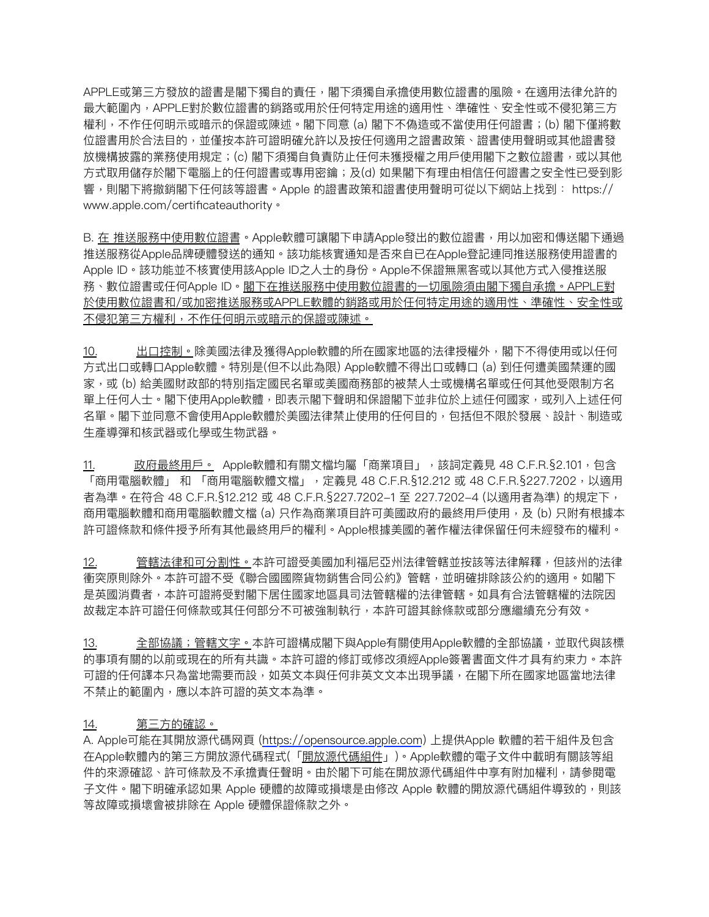APPLE或第三方發放的證書是閣下獨自的責任，閣下須獨自承擔使用數位證書的風險。在適用法律允許的最大範圍內，APPLE對於數位證書的銷路或用於任何特定用途的適用性、準確性、安全性或不侵犯第三方權利，不作任何明示或暗示的保證或陳述。閣下同意 (a) 閣下不偽造或不當使用任何證書；(b) 閣下僅將數位證書用於合法目的，並僅按本許可證明確允許以及按任何適用之證書政策、證書使用聲明或其他證書發放機構披露的業務使用規定；(c) 閣下須獨自負責防止任何未獲授權之用戶使用閣下之數位證書，或以其他方式取用儲存於閣下電腦上的任何證書或專用密鑰；及(d) 如果閣下有理由相信任何證書之安全性已受到影響，則閣下將撤銷閣下任何該等證書。Apple 的證書政策和證書使用聲明可從以下網站上找到： https://www.apple.com/certificateauthority。

B. 在 推送服務中使用數位證書。Apple軟體可讓閣下申請Apple發出的數位證書，用以加密和傳送閣下通過推送服務從Apple品牌硬體發送的通知。該功能核實通知是否來自已在Apple登記連同推送服務使用證書的Apple ID。該功能並不核實使用該Apple ID之人士的身份。Apple不保證無黑客或以其他方式入侵推送服務、數位證書或任何Apple ID。閣下在推送服務中使用數位證書的一切風險須由閣下獨自承擔。APPLE對於使用數位證書和/或加密推送服務或APPLE軟體的銷路或用於任何特定用途的適用性、準確性、安全性或不侵犯第三方權利，不作任何明示或暗示的保證或陳述。

10. 出口控制。除美國法律及獲得Apple軟體的所在國家地區的法律授權外，閣下不得使用或以任何方式出口或轉口Apple軟體。特別是(但不以此為限) Apple軟體不得出口或轉口 (a) 到任何遭美國禁運的國家，或 (b) 給美國財政部的特別指定國民名單或美國商務部的被禁人士或機構名單或任何其他受限制方名單上任何人士。閣下使用Apple軟體，即表示閣下聲明和保證閣下並非位於上述任何國家，或列入上述任何名單。閣下並同意不會使用Apple軟體於美國法律禁止使用的任何目的，包括但不限於發展、設計、制造或生產導彈和核武器或化學或生物武器。

11. 政府最終用戶。 Apple軟體和有關文檔均屬「商業項目」，該詞定義見 48 C.F.R.§2.101，包含「商用電腦軟體」 和 「商用電腦軟體文檔」，定義見 48 C.F.R.§12.212 或 48 C.F.R.§227.7202，以適用者為準。在符合 48 C.F.R.§12.212 或 48 C.F.R.§227.7202–1 至 227.7202–4 (以適用者為準) 的規定下，商用電腦軟體和商用電腦軟體文檔 (a) 只作為商業項目許可美國政府的最終用戶使用，及 (b) 只附有根據本許可證條款和條件授予所有其他最終用戶的權利。Apple根據美國的著作權法律保留任何未經發布的權利。

12. 管轄法律和可分割性。本許可證受美國加利福尼亞州法律管轄並按該等法律解釋，但該州的法律衝突原則除外。本許可證不受《聯合國國際貨物銷售合同公約》管轄，並明確排除該公約的適用。如閣下是英國消費者，本許可證將受對閣下居住國家地區具司法管轄權的法律管轄。如具有合法管轄權的法院因故裁定本許可證任何條款或其任何部分不可被強制執行，本許可證其餘條款或部分應繼續充分有效。

13. 全部協議；管轄文字。本許可證構成閣下與Apple有關使用Apple軟體的全部協議，並取代與該標的事項有關的以前或現在的所有共識。本許可證的修訂或修改須經Apple簽署書面文件才具有約束力。本許可證的任何譯本只為當地需要而設，如英文本與任何非英文文本出現爭議，在閣下所在國家地區當地法律不禁止的範圍內，應以本許可證的英文本為準。

14. 第三方的確認。

A. Apple可能在其開放源代碼网頁 (https://opensource.apple.com) 上提供Apple 軟體的若干組件及包含在Apple軟體內的第三方開放源代碼程式(「開放源代碼組件」)。Apple軟體的電子文件中載明有關該等組件的來源確認、許可條款及不承擔責任聲明。由於閣下可能在開放源代碼組件中享有附加權利，請參閱電子文件。閣下明確承認如果 Apple 硬體的故障或損壞是由修改 Apple 軟體的開放源代碼組件導致的，則該等故障或損壞會被排除在 Apple 硬體保證條款之外。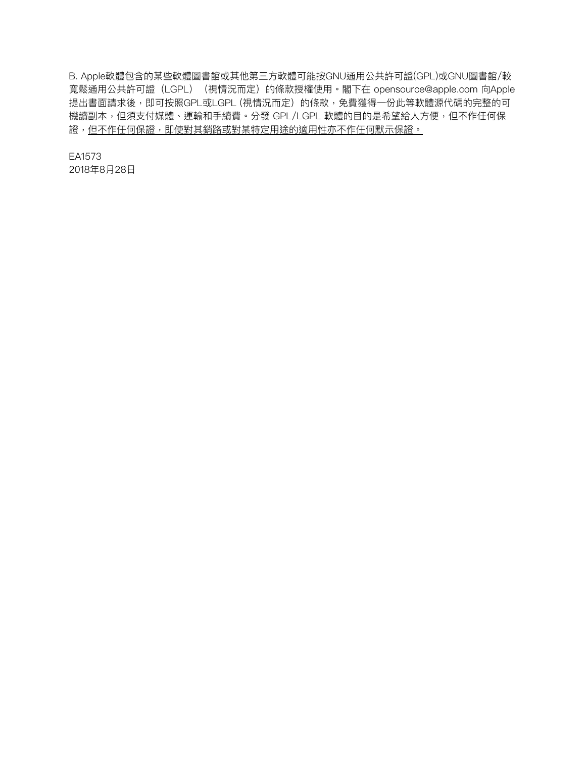B. Apple軟體包含的某些軟體圖書館或其他第三方軟體可能按GNU通用公共許可證(GPL)或GNU圖書館/較寬鬆通用公共許可證（LGPL）（視情況而定）的條款授權使用。閣下在 opensource@apple.com 向Apple提出書面請求後，即可按照GPL或LGPL (視情況而定）的條款，免費獲得一份此等軟體源代碼的完整的可機讀副本，但須支付媒體、運輸和手續費。分發 GPL/LGPL 軟體的目的是希望給人方便，但不作任何保證，但不作任何保證，即使對其銷路或對某特定用途的適用性亦不作任何默示保證。

EA1573
2018年8月28日